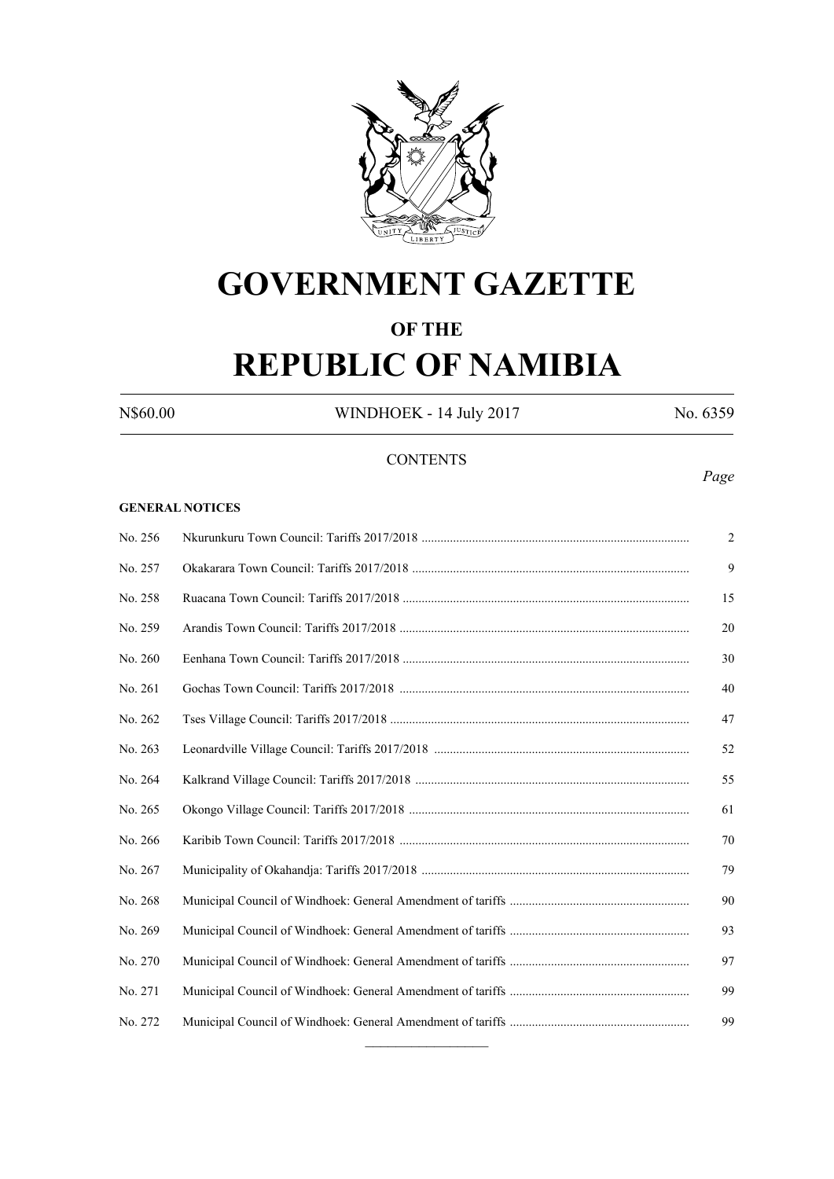# GOVERNMENT GAZETTE

## OF THE

# REPUBLIC OF NAMIBIA

N$60.00 WINDHOEK - 14 July 2017 No. 6359

CONTENTS

*Page*

**GENERAL NOTICES**

| | | |
|---|---|---|
| No. 256 | Nkurunkuru Town Council: Tariffs 2017/2018 | 2 |
| No. 257 | Okakarara Town Council: Tariffs 2017/2018 | 9 |
| No. 258 | Ruacana Town Council: Tariffs 2017/2018 | 15 |
| No. 259 | Arandis Town Council: Tariffs 2017/2018 | 20 |
| No. 260 | Eenhana Town Council: Tariffs 2017/2018 | 30 |
| No. 261 | Gochas Town Council: Tariffs 2017/2018 | 40 |
| No. 262 | Tses Village Council: Tariffs 2017/2018 | 47 |
| No. 263 | Leonardville Village Council: Tariffs 2017/2018 | 52 |
| No. 264 | Kalkrand Village Council: Tariffs 2017/2018 | 55 |
| No. 265 | Okongo Village Council: Tariffs 2017/2018 | 61 |
| No. 266 | Karibib Town Council: Tariffs 2017/2018 | 70 |
| No. 267 | Municipality of Okahandja: Tariffs 2017/2018 | 79 |
| No. 268 | Municipal Council of Windhoek: General Amendment of tariffs | 90 |
| No. 269 | Municipal Council of Windhoek: General Amendment of tariffs | 93 |
| No. 270 | Municipal Council of Windhoek: General Amendment of tariffs | 97 |
| No. 271 | Municipal Council of Windhoek: General Amendment of tariffs | 99 |
| No. 272 | Municipal Council of Windhoek: General Amendment of tariffs | 99 |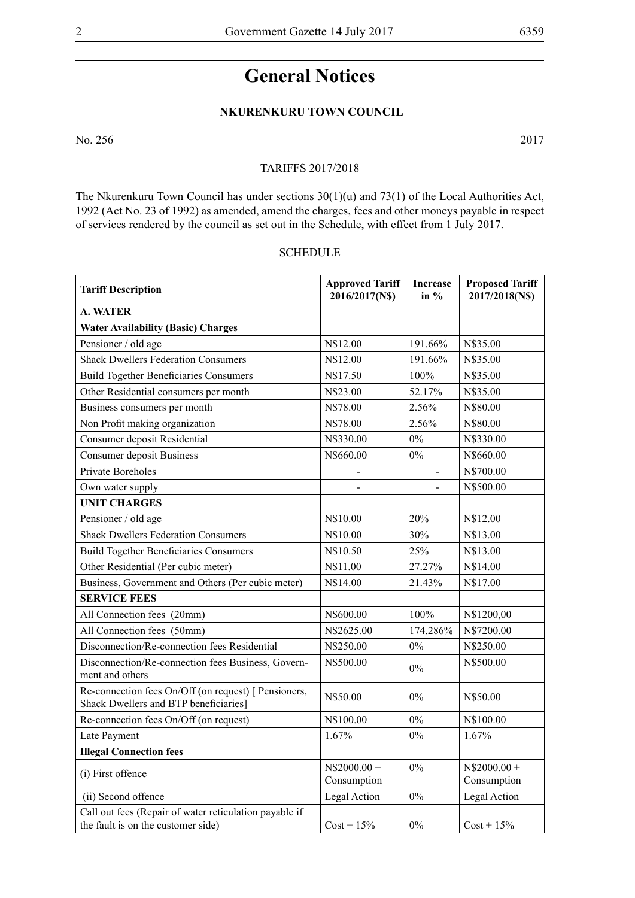# General Notices

## NKURENKURU TOWN COUNCIL

No. 256 2017

TARIFFS 2017/2018

The Nkurenkuru Town Council has under sections 30(1)(u) and 73(1) of the Local Authorities Act, 1992 (Act No. 23 of 1992) as amended, amend the charges, fees and other moneys payable in respect of services rendered by the council as set out in the Schedule, with effect from 1 July 2017.

SCHEDULE

| **Tariff Description** | **Approved Tariff 2016/2017(N$)** | **Increase in %** | **Proposed Tariff 2017/2018(N$)** |
|---|---|---|---|
| **A. WATER** | | | |
| **Water Availability (Basic) Charges** | | | |
| Pensioner / old age | N$12.00 | 191.66% | N$35.00 |
| Shack Dwellers Federation Consumers | N$12.00 | 191.66% | N$35.00 |
| Build Together Beneficiaries Consumers | N$17.50 | 100% | N$35.00 |
| Other Residential consumers per month | N$23.00 | 52.17% | N$35.00 |
| Business consumers per month | N$78.00 | 2.56% | N$80.00 |
| Non Profit making organization | N$78.00 | 2.56% | N$80.00 |
| Consumer deposit Residential | N$330.00 | 0% | N$330.00 |
| Consumer deposit Business | N$660.00 | 0% | N$660.00 |
| Private Boreholes | - | - | N$700.00 |
| Own water supply | - | - | N$500.00 |
| **UNIT CHARGES** | | | |
| Pensioner / old age | N$10.00 | 20% | N$12.00 |
| Shack Dwellers Federation Consumers | N$10.00 | 30% | N$13.00 |
| Build Together Beneficiaries Consumers | N$10.50 | 25% | N$13.00 |
| Other Residential (Per cubic meter) | N$11.00 | 27.27% | N$14.00 |
| Business, Government and Others (Per cubic meter) | N$14.00 | 21.43% | N$17.00 |
| **SERVICE FEES** | | | |
| All Connection fees (20mm) | N$600.00 | 100% | N$1200,00 |
| All Connection fees (50mm) | N$2625.00 | 174.286% | N$7200.00 |
| Disconnection/Re-connection fees Residential | N$250.00 | 0% | N$250.00 |
| Disconnection/Re-connection fees Business, Government and others | N$500.00 | 0% | N$500.00 |
| Re-connection fees On/Off (on request) [ Pensioners, Shack Dwellers and BTP beneficiaries] | N$50.00 | 0% | N$50.00 |
| Re-connection fees On/Off (on request) | N$100.00 | 0% | N$100.00 |
| Late Payment | 1.67% | 0% | 1.67% |
| **Illegal Connection fees** | | | |
| (i) First offence | N$2000.00 + Consumption | 0% | N$2000.00 + Consumption |
| (ii) Second offence | Legal Action | 0% | Legal Action |
| Call out fees (Repair of water reticulation payable if the fault is on the customer side) | Cost + 15% | 0% | Cost + 15% |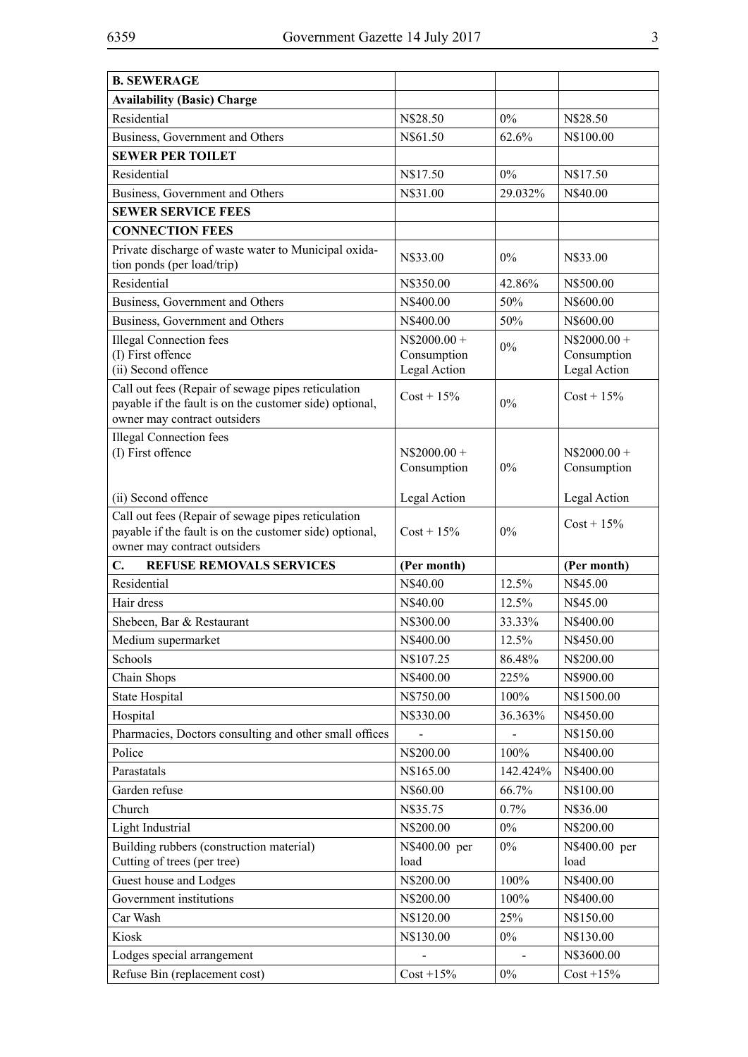| **B. SEWERAGE** | | | |
|---|---|---|---|
| **Availability (Basic) Charge** | | | |
| Residential | N$28.50 | 0% | N$28.50 |
| Business, Government and Others | N$61.50 | 62.6% | N$100.00 |
| **SEWER PER TOILET** | | | |
| Residential | N$17.50 | 0% | N$17.50 |
| Business, Government and Others | N$31.00 | 29.032% | N$40.00 |
| **SEWER SERVICE FEES** | | | |
| **CONNECTION FEES** | | | |
| Private discharge of waste water to Municipal oxidation ponds (per load/trip) | N$33.00 | 0% | N$33.00 |
| Residential | N$350.00 | 42.86% | N$500.00 |
| Business, Government and Others | N$400.00 | 50% | N$600.00 |
| Business, Government and Others | N$400.00 | 50% | N$600.00 |
| Illegal Connection fees<br>(I) First offence<br>(ii) Second offence | N$2000.00 + Consumption<br>Legal Action | 0% | N$2000.00 + Consumption<br>Legal Action |
| Call out fees (Repair of sewage pipes reticulation payable if the fault is on the customer side) optional, owner may contract outsiders | Cost + 15% | 0% | Cost + 15% |
| Illegal Connection fees<br>(I) First offence<br>(ii) Second offence | N$2000.00 + Consumption<br>Legal Action | 0% | N$2000.00 + Consumption<br>Legal Action |
| Call out fees (Repair of sewage pipes reticulation payable if the fault is on the customer side) optional, owner may contract outsiders | Cost + 15% | 0% | Cost + 15% |
| **C. REFUSE REMOVALS SERVICES** | **(Per month)** | | **(Per month)** |
| Residential | N$40.00 | 12.5% | N$45.00 |
| Hair dress | N$40.00 | 12.5% | N$45.00 |
| Shebeen, Bar & Restaurant | N$300.00 | 33.33% | N$400.00 |
| Medium supermarket | N$400.00 | 12.5% | N$450.00 |
| Schools | N$107.25 | 86.48% | N$200.00 |
| Chain Shops | N$400.00 | 225% | N$900.00 |
| State Hospital | N$750.00 | 100% | N$1500.00 |
| Hospital | N$330.00 | 36.363% | N$450.00 |
| Pharmacies, Doctors consulting and other small offices | - | - | N$150.00 |
| Police | N$200.00 | 100% | N$400.00 |
| Parastatals | N$165.00 | 142.424% | N$400.00 |
| Garden refuse | N$60.00 | 66.7% | N$100.00 |
| Church | N$35.75 | 0.7% | N$36.00 |
| Light Industrial | N$200.00 | 0% | N$200.00 |
| Building rubbers (construction material)<br>Cutting of trees (per tree) | N$400.00 per load | 0% | N$400.00 per load |
| Guest house and Lodges | N$200.00 | 100% | N$400.00 |
| Government institutions | N$200.00 | 100% | N$400.00 |
| Car Wash | N$120.00 | 25% | N$150.00 |
| Kiosk | N$130.00 | 0% | N$130.00 |
| Lodges special arrangement | - | - | N$3600.00 |
| Refuse Bin (replacement cost) | Cost +15% | 0% | Cost +15% |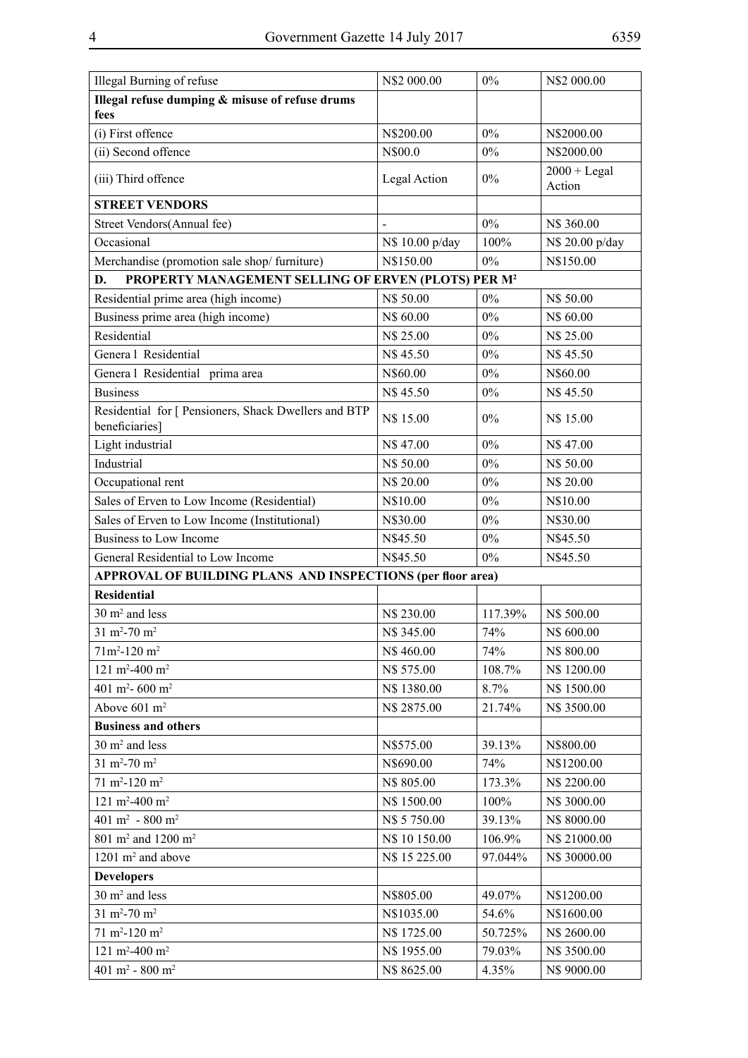| Illegal Burning of refuse | N$2 000.00 | 0% | N$2 000.00 |
|---|---|---|---|
| **Illegal refuse dumping & misuse of refuse drums fees** | | | |
| (i) First offence | N$200.00 | 0% | N$2000.00 |
| (ii) Second offence | N$00.0 | 0% | N$2000.00 |
| (iii) Third offence | Legal Action | 0% | 2000 + Legal Action |
| **STREET VENDORS** | | | |
| Street Vendors(Annual fee) | - | 0% | N$ 360.00 |
| Occasional | N$ 10.00 p/day | 100% | N$ 20.00 p/day |
| Merchandise (promotion sale shop/ furniture) | N$150.00 | 0% | N$150.00 |
| **D. PROPERTY MANAGEMENT SELLING OF ERVEN (PLOTS) PER M²** | | | |
| Residential prime area (high income) | N$ 50.00 | 0% | N$ 50.00 |
| Business prime area (high income) | N$ 60.00 | 0% | N$ 60.00 |
| Residential | N$ 25.00 | 0% | N$ 25.00 |
| Genera l Residential | N$ 45.50 | 0% | N$ 45.50 |
| Genera l Residential prima area | N$60.00 | 0% | N$60.00 |
| Business | N$ 45.50 | 0% | N$ 45.50 |
| Residential for [ Pensioners, Shack Dwellers and BTP beneficiaries] | N$ 15.00 | 0% | N$ 15.00 |
| Light industrial | N$ 47.00 | 0% | N$ 47.00 |
| Industrial | N$ 50.00 | 0% | N$ 50.00 |
| Occupational rent | N$ 20.00 | 0% | N$ 20.00 |
| Sales of Erven to Low Income (Residential) | N$10.00 | 0% | N$10.00 |
| Sales of Erven to Low Income (Institutional) | N$30.00 | 0% | N$30.00 |
| Business to Low Income | N$45.50 | 0% | N$45.50 |
| General Residential to Low Income | N$45.50 | 0% | N$45.50 |
| **APPROVAL OF BUILDING PLANS AND INSPECTIONS (per floor area)** | | | |
| **Residential** | | | |
| 30 m² and less | N$ 230.00 | 117.39% | N$ 500.00 |
| 31 m²-70 m² | N$ 345.00 | 74% | N$ 600.00 |
| 71m²-120 m² | N$ 460.00 | 74% | N$ 800.00 |
| 121 m²-400 m² | N$ 575.00 | 108.7% | N$ 1200.00 |
| 401 m²- 600 m² | N$ 1380.00 | 8.7% | N$ 1500.00 |
| Above 601 m² | N$ 2875.00 | 21.74% | N$ 3500.00 |
| **Business and others** | | | |
| 30 m² and less | N$575.00 | 39.13% | N$800.00 |
| 31 m²-70 m² | N$690.00 | 74% | N$1200.00 |
| 71 m²-120 m² | N$ 805.00 | 173.3% | N$ 2200.00 |
| 121 m²-400 m² | N$ 1500.00 | 100% | N$ 3000.00 |
| 401 m² - 800 m² | N$ 5 750.00 | 39.13% | N$ 8000.00 |
| 801 m² and 1200 m² | N$ 10 150.00 | 106.9% | N$ 21000.00 |
| 1201 m² and above | N$ 15 225.00 | 97.044% | N$ 30000.00 |
| **Developers** | | | |
| 30 m² and less | N$805.00 | 49.07% | N$1200.00 |
| 31 m²-70 m² | N$1035.00 | 54.6% | N$1600.00 |
| 71 m²-120 m² | N$ 1725.00 | 50.725% | N$ 2600.00 |
| 121 m²-400 m² | N$ 1955.00 | 79.03% | N$ 3500.00 |
| 401 m² - 800 m² | N$ 8625.00 | 4.35% | N$ 9000.00 |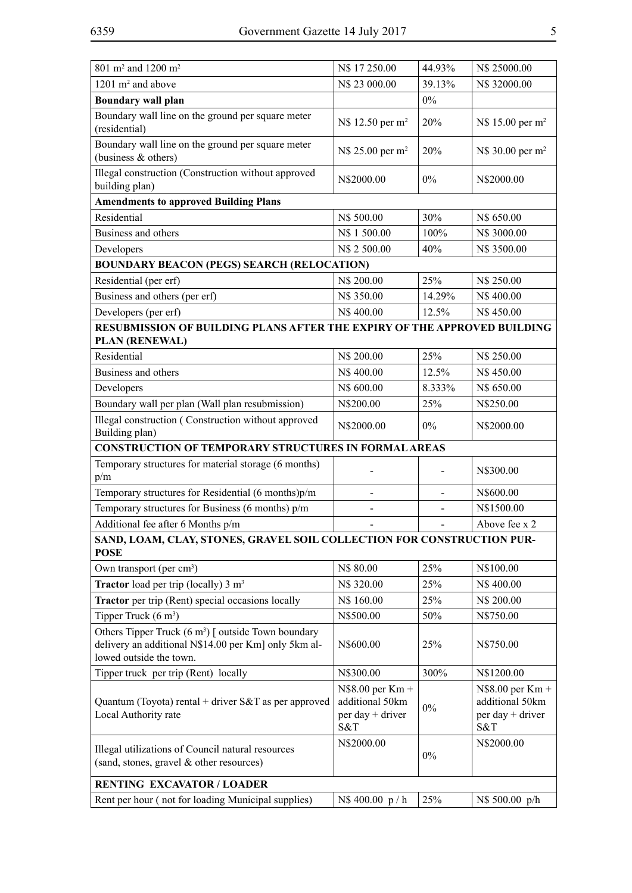| | | | |
|---|---|---|---|
| 801 m² and 1200 m² | N$ 17 250.00 | 44.93% | N$ 25000.00 |
| 1201 m² and above | N$ 23 000.00 | 39.13% | N$ 32000.00 |
| **Boundary wall plan** | | 0% | |
| Boundary wall line on the ground per square meter (residential) | N$ 12.50 per m² | 20% | N$ 15.00 per m² |
| Boundary wall line on the ground per square meter (business & others) | N$ 25.00 per m² | 20% | N$ 30.00 per m² |
| Illegal construction (Construction without approved building plan) | N$2000.00 | 0% | N$2000.00 |
| **Amendments to approved Building Plans** | | | |
| Residential | N$ 500.00 | 30% | N$ 650.00 |
| Business and others | N$ 1 500.00 | 100% | N$ 3000.00 |
| Developers | N$ 2 500.00 | 40% | N$ 3500.00 |
| **BOUNDARY BEACON (PEGS) SEARCH (RELOCATION)** | | | |
| Residential (per erf) | N$ 200.00 | 25% | N$ 250.00 |
| Business and others (per erf) | N$ 350.00 | 14.29% | N$ 400.00 |
| Developers (per erf) | N$ 400.00 | 12.5% | N$ 450.00 |
| **RESUBMISSION OF BUILDING PLANS AFTER THE EXPIRY OF THE APPROVED BUILDING PLAN (RENEWAL)** | | | |
| Residential | N$ 200.00 | 25% | N$ 250.00 |
| Business and others | N$ 400.00 | 12.5% | N$ 450.00 |
| Developers | N$ 600.00 | 8.333% | N$ 650.00 |
| Boundary wall per plan (Wall plan resubmission) | N$200.00 | 25% | N$250.00 |
| Illegal construction ( Construction without approved Building plan) | N$2000.00 | 0% | N$2000.00 |
| **CONSTRUCTION OF TEMPORARY STRUCTURES IN FORMAL AREAS** | | | |
| Temporary structures for material storage (6 months) p/m | - | - | N$300.00 |
| Temporary structures for Residential (6 months)p/m | - | - | N$600.00 |
| Temporary structures for Business (6 months) p/m | - | - | N$1500.00 |
| Additional fee after 6 Months p/m | - | - | Above fee x 2 |
| **SAND, LOAM, CLAY, STONES, GRAVEL SOIL COLLECTION FOR CONSTRUCTION PURPOSE** | | | |
| Own transport (per cm³) | N$ 80.00 | 25% | N$100.00 |
| **Tractor** load per trip (locally) 3 m³ | N$ 320.00 | 25% | N$ 400.00 |
| **Tractor** per trip (Rent) special occasions locally | N$ 160.00 | 25% | N$ 200.00 |
| Tipper Truck (6 m³) | N$500.00 | 50% | N$750.00 |
| Others Tipper Truck (6 m³) [ outside Town boundary delivery an additional N$14.00 per Km] only 5km allowed outside the town. | N$600.00 | 25% | N$750.00 |
| Tipper truck per trip (Rent) locally | N$300.00 | 300% | N$1200.00 |
| Quantum (Toyota) rental + driver S&T as per approved Local Authority rate | N$8.00 per Km + additional 50km per day + driver S&T | 0% | N$8.00 per Km + additional 50km per day + driver S&T |
| Illegal utilizations of Council natural resources (sand, stones, gravel & other resources) | N$2000.00 | 0% | N$2000.00 |
| **RENTING EXCAVATOR / LOADER** | | | |
| Rent per hour ( not for loading Municipal supplies) | N$ 400.00 p / h | 25% | N$ 500.00 p/h |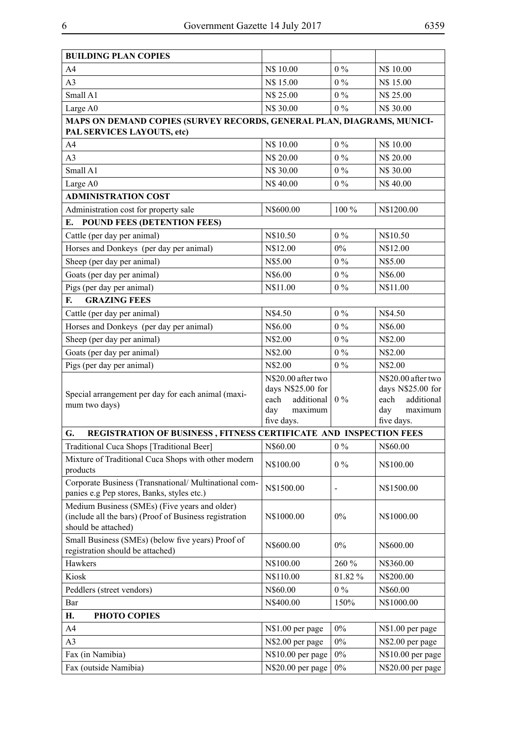| BUILDING PLAN COPIES | | | |
|---|---|---|---|
| A4 | N$ 10.00 | 0 % | N$ 10.00 |
| A3 | N$ 15.00 | 0 % | N$ 15.00 |
| Small A1 | N$ 25.00 | 0 % | N$ 25.00 |
| Large A0 | N$ 30.00 | 0 % | N$ 30.00 |
| **MAPS ON DEMAND COPIES (SURVEY RECORDS, GENERAL PLAN, DIAGRAMS, MUNICIPAL SERVICES LAYOUTS, etc)** | | | |
| A4 | N$ 10.00 | 0 % | N$ 10.00 |
| A3 | N$ 20.00 | 0 % | N$ 20.00 |
| Small A1 | N$ 30.00 | 0 % | N$ 30.00 |
| Large A0 | N$ 40.00 | 0 % | N$ 40.00 |
| **ADMINISTRATION COST** | | | |
| Administration cost for property sale | N$600.00 | 100 % | N$1200.00 |
| **E. POUND FEES (DETENTION FEES)** | | | |
| Cattle (per day per animal) | N$10.50 | 0 % | N$10.50 |
| Horses and Donkeys (per day per animal) | N$12.00 | 0% | N$12.00 |
| Sheep (per day per animal) | N$5.00 | 0 % | N$5.00 |
| Goats (per day per animal) | N$6.00 | 0 % | N$6.00 |
| Pigs (per day per animal) | N$11.00 | 0 % | N$11.00 |
| **F. GRAZING FEES** | | | |
| Cattle (per day per animal) | N$4.50 | 0 % | N$4.50 |
| Horses and Donkeys (per day per animal) | N$6.00 | 0 % | N$6.00 |
| Sheep (per day per animal) | N$2.00 | 0 % | N$2.00 |
| Goats (per day per animal) | N$2.00 | 0 % | N$2.00 |
| Pigs (per day per animal) | N$2.00 | 0 % | N$2.00 |
| Special arrangement per day for each animal (maximum two days) | N$20.00 after two days N$25.00 for each additional day maximum five days. | 0 % | N$20.00 after two days N$25.00 for each additional day maximum five days. |
| **G. REGISTRATION OF BUSINESS , FITNESS CERTIFICATE AND INSPECTION FEES** | | | |
| Traditional Cuca Shops [Traditional Beer] | N$60.00 | 0 % | N$60.00 |
| Mixture of Traditional Cuca Shops with other modern products | N$100.00 | 0 % | N$100.00 |
| Corporate Business (Transnational/ Multinational companies e.g Pep stores, Banks, styles etc.) | N$1500.00 | - | N$1500.00 |
| Medium Business (SMEs) (Five years and older) (include all the bars) (Proof of Business registration should be attached) | N$1000.00 | 0% | N$1000.00 |
| Small Business (SMEs) (below five years) Proof of registration should be attached) | N$600.00 | 0% | N$600.00 |
| Hawkers | N$100.00 | 260 % | N$360.00 |
| Kiosk | N$110.00 | 81.82 % | N$200.00 |
| Peddlers (street vendors) | N$60.00 | 0 % | N$60.00 |
| Bar | N$400.00 | 150% | N$1000.00 |
| **H. PHOTO COPIES** | | | |
| A4 | N$1.00 per page | 0% | N$1.00 per page |
| A3 | N$2.00 per page | 0% | N$2.00 per page |
| Fax (in Namibia) | N$10.00 per page | 0% | N$10.00 per page |
| Fax (outside Namibia) | N$20.00 per page | 0% | N$20.00 per page |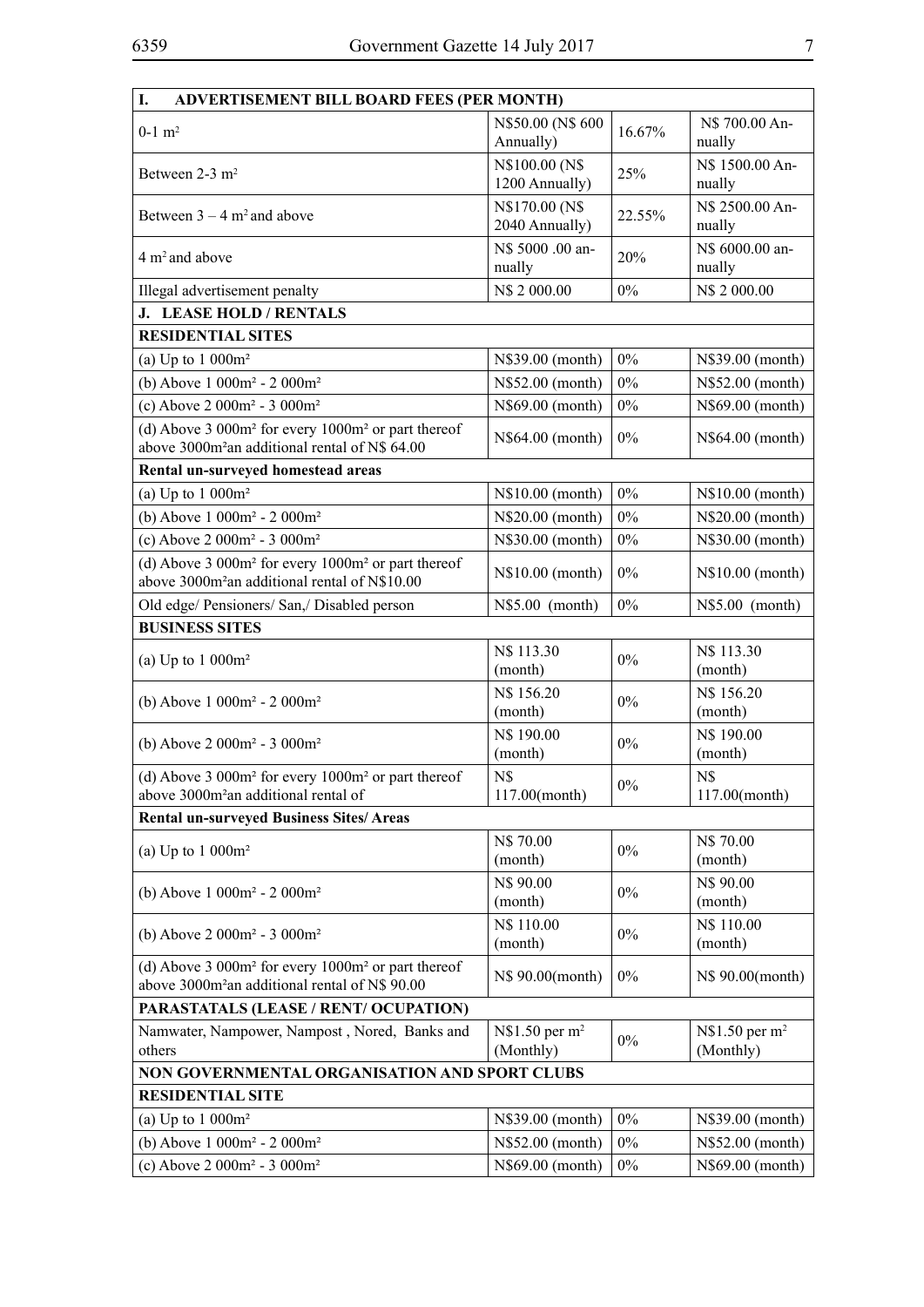| I. ADVERTISEMENT BILL BOARD FEES (PER MONTH) | | | |
|---|---|---|---|
| 0-1 m² | N$50.00 (N$ 600 Annually) | 16.67% | N$ 700.00 Annually |
| Between 2-3 m² | N$100.00 (N$ 1200 Annually) | 25% | N$ 1500.00 Annually |
| Between 3 – 4 m² and above | N$170.00 (N$ 2040 Annually) | 22.55% | N$ 2500.00 Annually |
| 4 m² and above | N$ 5000 .00 annually | 20% | N$ 6000.00 annually |
| Illegal advertisement penalty | N$ 2 000.00 | 0% | N$ 2 000.00 |
| **J. LEASE HOLD / RENTALS** | | | |
| **RESIDENTIAL SITES** | | | |
| (a) Up to 1 000m² | N$39.00 (month) | 0% | N$39.00 (month) |
| (b) Above 1 000m² - 2 000m² | N$52.00 (month) | 0% | N$52.00 (month) |
| (c) Above 2 000m² - 3 000m² | N$69.00 (month) | 0% | N$69.00 (month) |
| (d) Above 3 000m² for every 1000m² or part thereof above 3000m²an additional rental of N$ 64.00 | N$64.00 (month) | 0% | N$64.00 (month) |
| **Rental un-surveyed homestead areas** | | | |
| (a) Up to 1 000m² | N$10.00 (month) | 0% | N$10.00 (month) |
| (b) Above 1 000m² - 2 000m² | N$20.00 (month) | 0% | N$20.00 (month) |
| (c) Above 2 000m² - 3 000m² | N$30.00 (month) | 0% | N$30.00 (month) |
| (d) Above 3 000m² for every 1000m² or part thereof above 3000m²an additional rental of N$10.00 | N$10.00 (month) | 0% | N$10.00 (month) |
| Old edge/ Pensioners/ San,/ Disabled person | N$5.00 (month) | 0% | N$5.00 (month) |
| **BUSINESS SITES** | | | |
| (a) Up to 1 000m² | N$ 113.30 (month) | 0% | N$ 113.30 (month) |
| (b) Above 1 000m² - 2 000m² | N$ 156.20 (month) | 0% | N$ 156.20 (month) |
| (b) Above 2 000m² - 3 000m² | N$ 190.00 (month) | 0% | N$ 190.00 (month) |
| (d) Above 3 000m² for every 1000m² or part thereof above 3000m²an additional rental of | N$ 117.00(month) | 0% | N$ 117.00(month) |
| **Rental un-surveyed Business Sites/ Areas** | | | |
| (a) Up to 1 000m² | N$ 70.00 (month) | 0% | N$ 70.00 (month) |
| (b) Above 1 000m² - 2 000m² | N$ 90.00 (month) | 0% | N$ 90.00 (month) |
| (b) Above 2 000m² - 3 000m² | N$ 110.00 (month) | 0% | N$ 110.00 (month) |
| (d) Above 3 000m² for every 1000m² or part thereof above 3000m²an additional rental of N$ 90.00 | N$ 90.00(month) | 0% | N$ 90.00(month) |
| **PARASTATALS (LEASE / RENT/ OCUPATION)** | | | |
| Namwater, Nampower, Nampost , Nored, Banks and others | N$1.50 per m² (Monthly) | 0% | N$1.50 per m² (Monthly) |
| **NON GOVERNMENTAL ORGANISATION AND SPORT CLUBS** | | | |
| **RESIDENTIAL SITE** | | | |
| (a) Up to 1 000m² | N$39.00 (month) | 0% | N$39.00 (month) |
| (b) Above 1 000m² - 2 000m² | N$52.00 (month) | 0% | N$52.00 (month) |
| (c) Above 2 000m² - 3 000m² | N$69.00 (month) | 0% | N$69.00 (month) |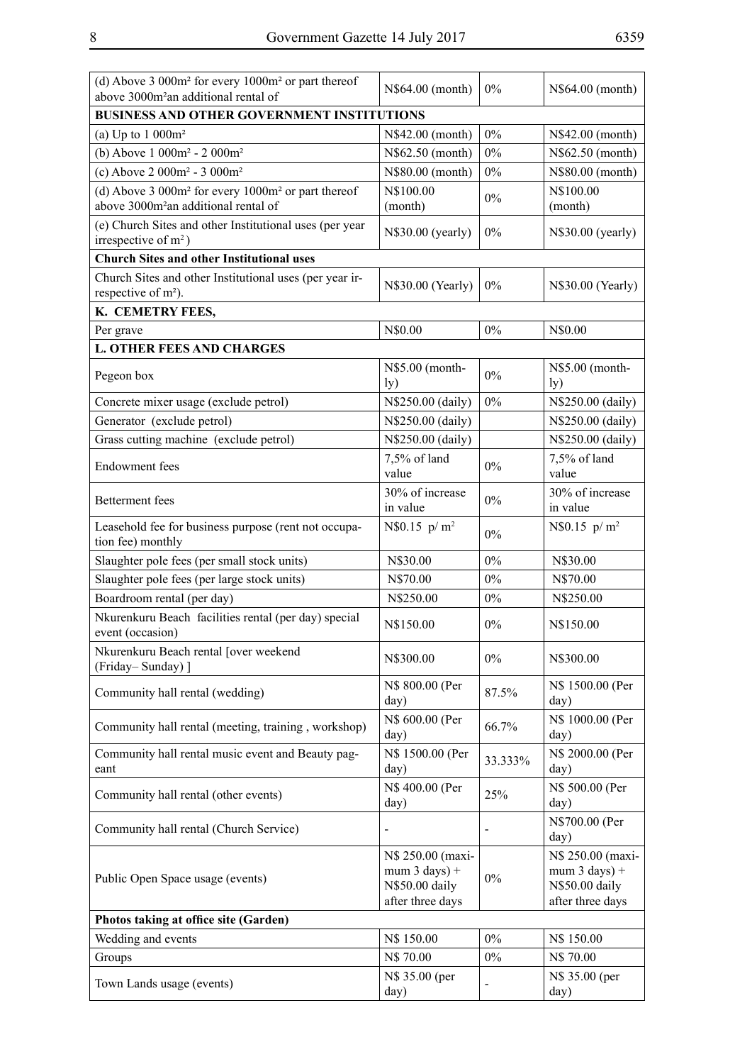| (d) Above 3 000m² for every 1000m² or part thereof above 3000m²an additional rental of | N$64.00 (month) | 0% | N$64.00 (month) |
|---|---|---|---|
| **BUSINESS AND OTHER GOVERNMENT INSTITUTIONS** | | | |
| (a) Up to 1 000m² | N$42.00 (month) | 0% | N$42.00 (month) |
| (b) Above 1 000m² - 2 000m² | N$62.50 (month) | 0% | N$62.50 (month) |
| (c) Above 2 000m² - 3 000m² | N$80.00 (month) | 0% | N$80.00 (month) |
| (d) Above 3 000m² for every 1000m² or part thereof above 3000m²an additional rental of | N$100.00 (month) | 0% | N$100.00 (month) |
| (e) Church Sites and other Institutional uses (per year irrespective of m²) | N$30.00 (yearly) | 0% | N$30.00 (yearly) |
| **Church Sites and other Institutional uses** | | | |
| Church Sites and other Institutional uses (per year irrespective of m²). | N$30.00 (Yearly) | 0% | N$30.00 (Yearly) |
| **K. CEMETRY FEES,** | | | |
| Per grave | N$0.00 | 0% | N$0.00 |
| **L. OTHER FEES AND CHARGES** | | | |
| Pegeon box | N$5.00 (monthly) | 0% | N$5.00 (monthly) |
| Concrete mixer usage (exclude petrol) | N$250.00 (daily) | 0% | N$250.00 (daily) |
| Generator (exclude petrol) | N$250.00 (daily) | | N$250.00 (daily) |
| Grass cutting machine (exclude petrol) | N$250.00 (daily) | | N$250.00 (daily) |
| Endowment fees | 7,5% of land value | 0% | 7,5% of land value |
| Betterment fees | 30% of increase in value | 0% | 30% of increase in value |
| Leasehold fee for business purpose (rent not occupation fee) monthly | N$0.15 p/ m² | 0% | N$0.15 p/ m² |
| Slaughter pole fees (per small stock units) | N$30.00 | 0% | N$30.00 |
| Slaughter pole fees (per large stock units) | N$70.00 | 0% | N$70.00 |
| Boardroom rental (per day) | N$250.00 | 0% | N$250.00 |
| Nkurenkuru Beach facilities rental (per day) special event (occasion) | N$150.00 | 0% | N$150.00 |
| Nkurenkuru Beach rental [over weekend (Friday– Sunday) ] | N$300.00 | 0% | N$300.00 |
| Community hall rental (wedding) | N$ 800.00 (Per day) | 87.5% | N$ 1500.00 (Per day) |
| Community hall rental (meeting, training , workshop) | N$ 600.00 (Per day) | 66.7% | N$ 1000.00 (Per day) |
| Community hall rental music event and Beauty pageant | N$ 1500.00 (Per day) | 33.333% | N$ 2000.00 (Per day) |
| Community hall rental (other events) | N$ 400.00 (Per day) | 25% | N$ 500.00 (Per day) |
| Community hall rental (Church Service) | - | - | N$700.00 (Per day) |
| Public Open Space usage (events) | N$ 250.00 (maximum 3 days) + N$50.00 daily after three days | 0% | N$ 250.00 (maximum 3 days) + N$50.00 daily after three days |
| **Photos taking at office site (Garden)** | | | |
| Wedding and events | N$ 150.00 | 0% | N$ 150.00 |
| Groups | N$ 70.00 | 0% | N$ 70.00 |
| Town Lands usage (events) | N$ 35.00 (per day) | - | N$ 35.00 (per day) |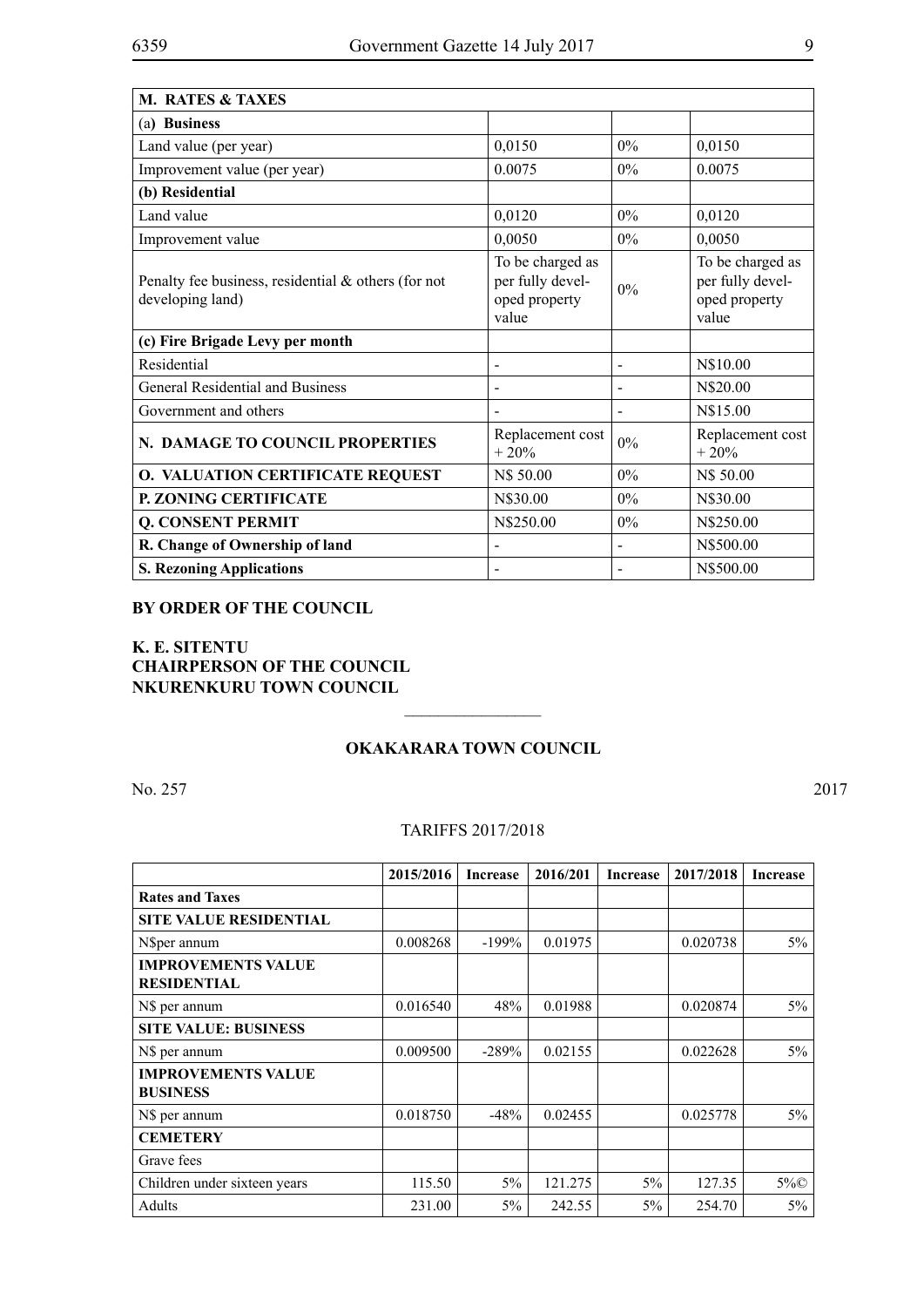| M. RATES & TAXES | | | |
|---|---|---|---|
| (a) **Business** | | | |
| Land value (per year) | 0,0150 | 0% | 0,0150 |
| Improvement value (per year) | 0.0075 | 0% | 0.0075 |
| **(b) Residential** | | | |
| Land value | 0,0120 | 0% | 0,0120 |
| Improvement value | 0,0050 | 0% | 0,0050 |
| Penalty fee business, residential & others (for not developing land) | To be charged as per fully developed property value | 0% | To be charged as per fully developed property value |
| **(c) Fire Brigade Levy per month** | | | |
| Residential | - | - | N$10.00 |
| General Residential and Business | - | - | N$20.00 |
| Government and others | - | - | N$15.00 |
| **N. DAMAGE TO COUNCIL PROPERTIES** | Replacement cost + 20% | 0% | Replacement cost + 20% |
| **O. VALUATION CERTIFICATE REQUEST** | N$ 50.00 | 0% | N$ 50.00 |
| **P. ZONING CERTIFICATE** | N$30.00 | 0% | N$30.00 |
| **Q. CONSENT PERMIT** | N$250.00 | 0% | N$250.00 |
| **R. Change of Ownership of land** | - | - | N$500.00 |
| **S. Rezoning Applications** | - | - | N$500.00 |

**BY ORDER OF THE COUNCIL**

**K. E. SITENTU**
**CHAIRPERSON OF THE COUNCIL**
**NKURENKURU TOWN COUNCIL**

---

## OKAKARARA TOWN COUNCIL

No. 257 2017

TARIFFS 2017/2018

| | 2015/2016 | Increase | 2016/201 | Increase | 2017/2018 | Increase |
|---|---|---|---|---|---|---|
| **Rates and Taxes** | | | | | | |
| **SITE VALUE RESIDENTIAL** | | | | | | |
| N$per annum | 0.008268 | -199% | 0.01975 | | 0.020738 | 5% |
| **IMPROVEMENTS VALUE RESIDENTIAL** | | | | | | |
| N$ per annum | 0.016540 | 48% | 0.01988 | | 0.020874 | 5% |
| **SITE VALUE: BUSINESS** | | | | | | |
| N$ per annum | 0.009500 | -289% | 0.02155 | | 0.022628 | 5% |
| **IMPROVEMENTS VALUE BUSINESS** | | | | | | |
| N$ per annum | 0.018750 | -48% | 0.02455 | | 0.025778 | 5% |
| **CEMETERY** | | | | | | |
| Grave fees | | | | | | |
| Children under sixteen years | 115.50 | 5% | 121.275 | 5% | 127.35 | 5%© |
| Adults | 231.00 | 5% | 242.55 | 5% | 254.70 | 5% |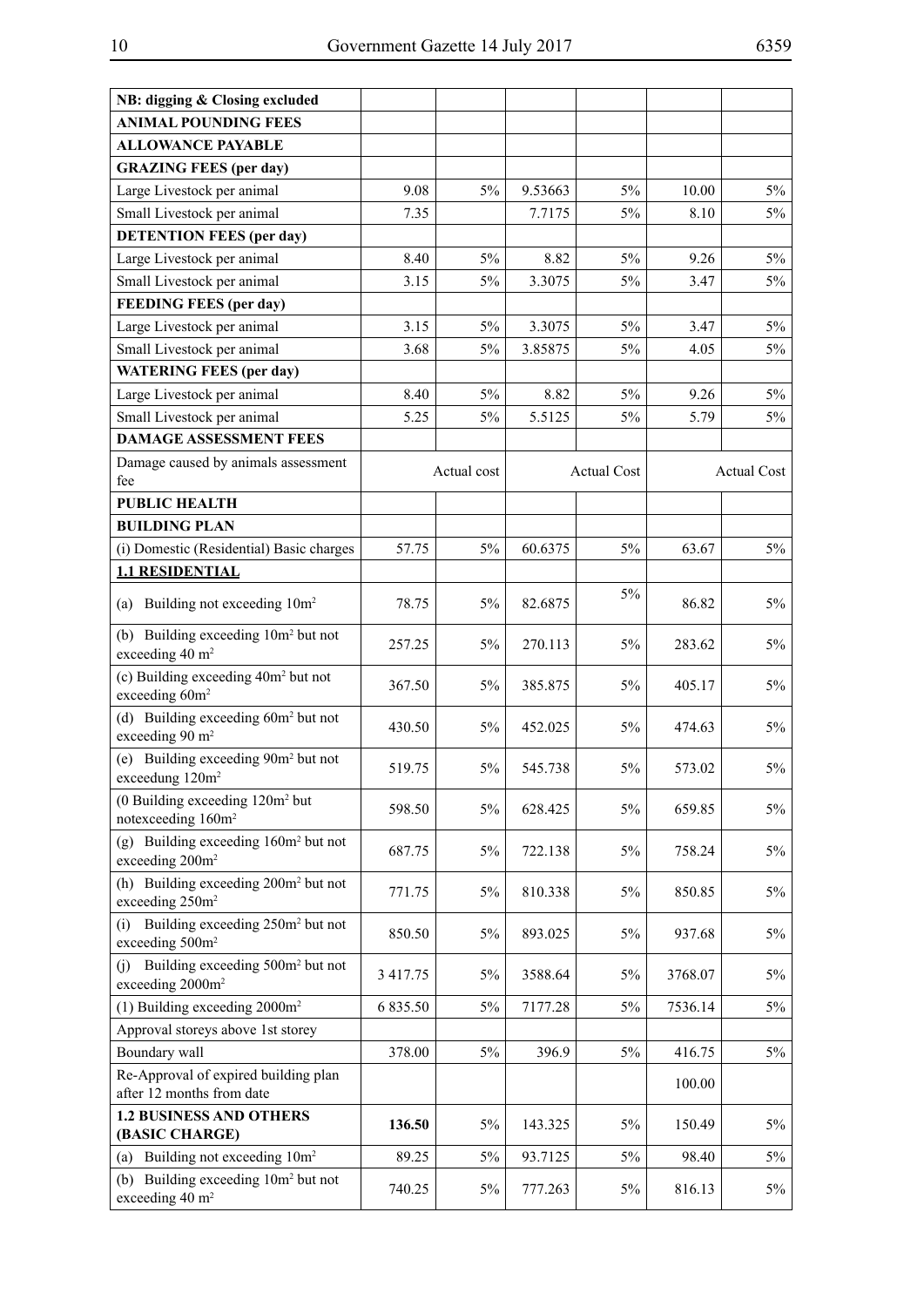| NB: digging & Closing excluded | | | | | | |
|---|---|---|---|---|---|---|
| **ANIMAL POUNDING FEES** | | | | | | |
| **ALLOWANCE PAYABLE** | | | | | | |
| **GRAZING FEES (per day)** | | | | | | |
| Large Livestock per animal | 9.08 | 5% | 9.53663 | 5% | 10.00 | 5% |
| Small Livestock per animal | 7.35 | | 7.7175 | 5% | 8.10 | 5% |
| **DETENTION FEES (per day)** | | | | | | |
| Large Livestock per animal | 8.40 | 5% | 8.82 | 5% | 9.26 | 5% |
| Small Livestock per animal | 3.15 | 5% | 3.3075 | 5% | 3.47 | 5% |
| **FEEDING FEES (per day)** | | | | | | |
| Large Livestock per animal | 3.15 | 5% | 3.3075 | 5% | 3.47 | 5% |
| Small Livestock per animal | 3.68 | 5% | 3.85875 | 5% | 4.05 | 5% |
| **WATERING FEES (per day)** | | | | | | |
| Large Livestock per animal | 8.40 | 5% | 8.82 | 5% | 9.26 | 5% |
| Small Livestock per animal | 5.25 | 5% | 5.5125 | 5% | 5.79 | 5% |
| **DAMAGE ASSESSMENT FEES** | | | | | | |
| Damage caused by animals assessment fee | | Actual cost | | Actual Cost | | Actual Cost |
| **PUBLIC HEALTH** | | | | | | |
| **BUILDING PLAN** | | | | | | |
| (i) Domestic (Residential) Basic charges | 57.75 | 5% | 60.6375 | 5% | 63.67 | 5% |
| **1.1 RESIDENTIAL** | | | | | | |
| (a) Building not exceeding 10m² | 78.75 | 5% | 82.6875 | 5% | 86.82 | 5% |
| (b) Building exceeding 10m² but not exceeding 40 m² | 257.25 | 5% | 270.113 | 5% | 283.62 | 5% |
| (c) Building exceeding 40m² but not exceeding 60m² | 367.50 | 5% | 385.875 | 5% | 405.17 | 5% |
| (d) Building exceeding 60m² but not exceeding 90 m² | 430.50 | 5% | 452.025 | 5% | 474.63 | 5% |
| (e) Building exceeding 90m² but not exceedung 120m² | 519.75 | 5% | 545.738 | 5% | 573.02 | 5% |
| (0 Building exceeding 120m² but notexceeding 160m² | 598.50 | 5% | 628.425 | 5% | 659.85 | 5% |
| (g) Building exceeding 160m² but not exceeding 200m² | 687.75 | 5% | 722.138 | 5% | 758.24 | 5% |
| (h) Building exceeding 200m² but not exceeding 250m² | 771.75 | 5% | 810.338 | 5% | 850.85 | 5% |
| (i) Building exceeding 250m² but not exceeding 500m² | 850.50 | 5% | 893.025 | 5% | 937.68 | 5% |
| (j) Building exceeding 500m² but not exceeding 2000m² | 3 417.75 | 5% | 3588.64 | 5% | 3768.07 | 5% |
| (1) Building exceeding 2000m² | 6 835.50 | 5% | 7177.28 | 5% | 7536.14 | 5% |
| Approval storeys above 1st storey | | | | | | |
| Boundary wall | 378.00 | 5% | 396.9 | 5% | 416.75 | 5% |
| Re-Approval of expired building plan after 12 months from date | | | | | 100.00 | |
| **1.2 BUSINESS AND OTHERS (BASIC CHARGE)** | **136.50** | 5% | 143.325 | 5% | 150.49 | 5% |
| (a) Building not exceeding 10m² | 89.25 | 5% | 93.7125 | 5% | 98.40 | 5% |
| (b) Building exceeding 10m² but not exceeding 40 m² | 740.25 | 5% | 777.263 | 5% | 816.13 | 5% |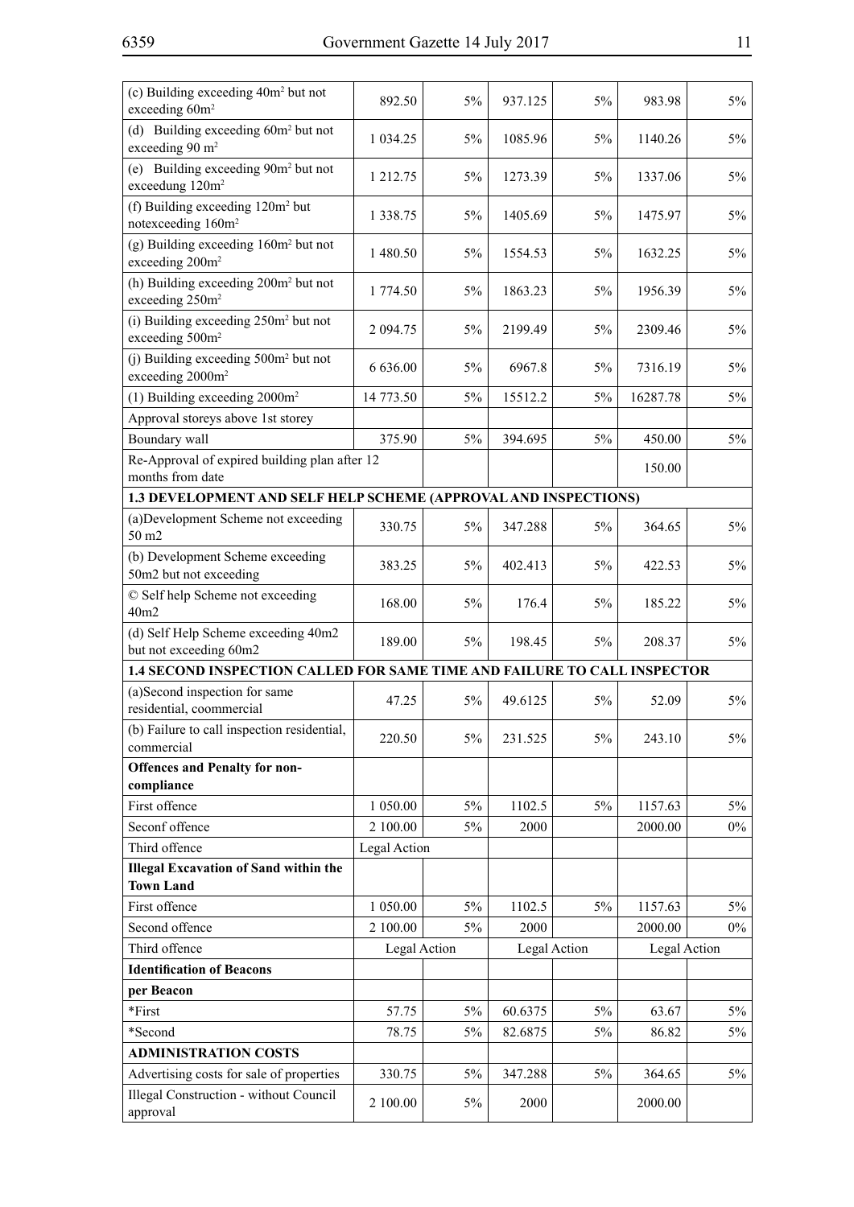| | | | | | | |
|---|---|---|---|---|---|---|
| (c) Building exceeding 40m² but not exceeding 60m² | 892.50 | 5% | 937.125 | 5% | 983.98 | 5% |
| (d) Building exceeding 60m² but not exceeding 90 m² | 1 034.25 | 5% | 1085.96 | 5% | 1140.26 | 5% |
| (e) Building exceeding 90m² but not exceedung 120m² | 1 212.75 | 5% | 1273.39 | 5% | 1337.06 | 5% |
| (f) Building exceeding 120m² but notexceeding 160m² | 1 338.75 | 5% | 1405.69 | 5% | 1475.97 | 5% |
| (g) Building exceeding 160m² but not exceeding 200m² | 1 480.50 | 5% | 1554.53 | 5% | 1632.25 | 5% |
| (h) Building exceeding 200m² but not exceeding 250m² | 1 774.50 | 5% | 1863.23 | 5% | 1956.39 | 5% |
| (i) Building exceeding 250m² but not exceeding 500m² | 2 094.75 | 5% | 2199.49 | 5% | 2309.46 | 5% |
| (j) Building exceeding 500m² but not exceeding 2000m² | 6 636.00 | 5% | 6967.8 | 5% | 7316.19 | 5% |
| (1) Building exceeding 2000m² | 14 773.50 | 5% | 15512.2 | 5% | 16287.78 | 5% |
| Approval storeys above 1st storey | | | | | | |
| Boundary wall | 375.90 | 5% | 394.695 | 5% | 450.00 | 5% |
| Re-Approval of expired building plan after 12 months from date | | | | | 150.00 | |
| **1.3 DEVELOPMENT AND SELF HELP SCHEME (APPROVAL AND INSPECTIONS)** | | | | | | |
| (a)Development Scheme not exceeding 50 m2 | 330.75 | 5% | 347.288 | 5% | 364.65 | 5% |
| (b) Development Scheme exceeding 50m2 but not exceeding | 383.25 | 5% | 402.413 | 5% | 422.53 | 5% |
| © Self help Scheme not exceeding 40m2 | 168.00 | 5% | 176.4 | 5% | 185.22 | 5% |
| (d) Self Help Scheme exceeding 40m2 but not exceeding 60m2 | 189.00 | 5% | 198.45 | 5% | 208.37 | 5% |
| **1.4 SECOND INSPECTION CALLED FOR SAME TIME AND FAILURE TO CALL INSPECTOR** | | | | | | |
| (a)Second inspection for same residential, coommercial | 47.25 | 5% | 49.6125 | 5% | 52.09 | 5% |
| (b) Failure to call inspection residential, commercial | 220.50 | 5% | 231.525 | 5% | 243.10 | 5% |
| **Offences and Penalty for non-compliance** | | | | | | |
| First offence | 1 050.00 | 5% | 1102.5 | 5% | 1157.63 | 5% |
| Seconf offence | 2 100.00 | 5% | 2000 | | 2000.00 | 0% |
| Third offence | Legal Action | | | | | |
| **Illegal Excavation of Sand within the Town Land** | | | | | | |
| First offence | 1 050.00 | 5% | 1102.5 | 5% | 1157.63 | 5% |
| Second offence | 2 100.00 | 5% | 2000 | | 2000.00 | 0% |
| Third offence | Legal Action | | Legal Action | | Legal Action | |
| **Identification of Beacons** | | | | | | |
| **per Beacon** | | | | | | |
| *First | 57.75 | 5% | 60.6375 | 5% | 63.67 | 5% |
| *Second | 78.75 | 5% | 82.6875 | 5% | 86.82 | 5% |
| **ADMINISTRATION COSTS** | | | | | | |
| Advertising costs for sale of properties | 330.75 | 5% | 347.288 | 5% | 364.65 | 5% |
| Illegal Construction - without Council approval | 2 100.00 | 5% | 2000 | | 2000.00 | |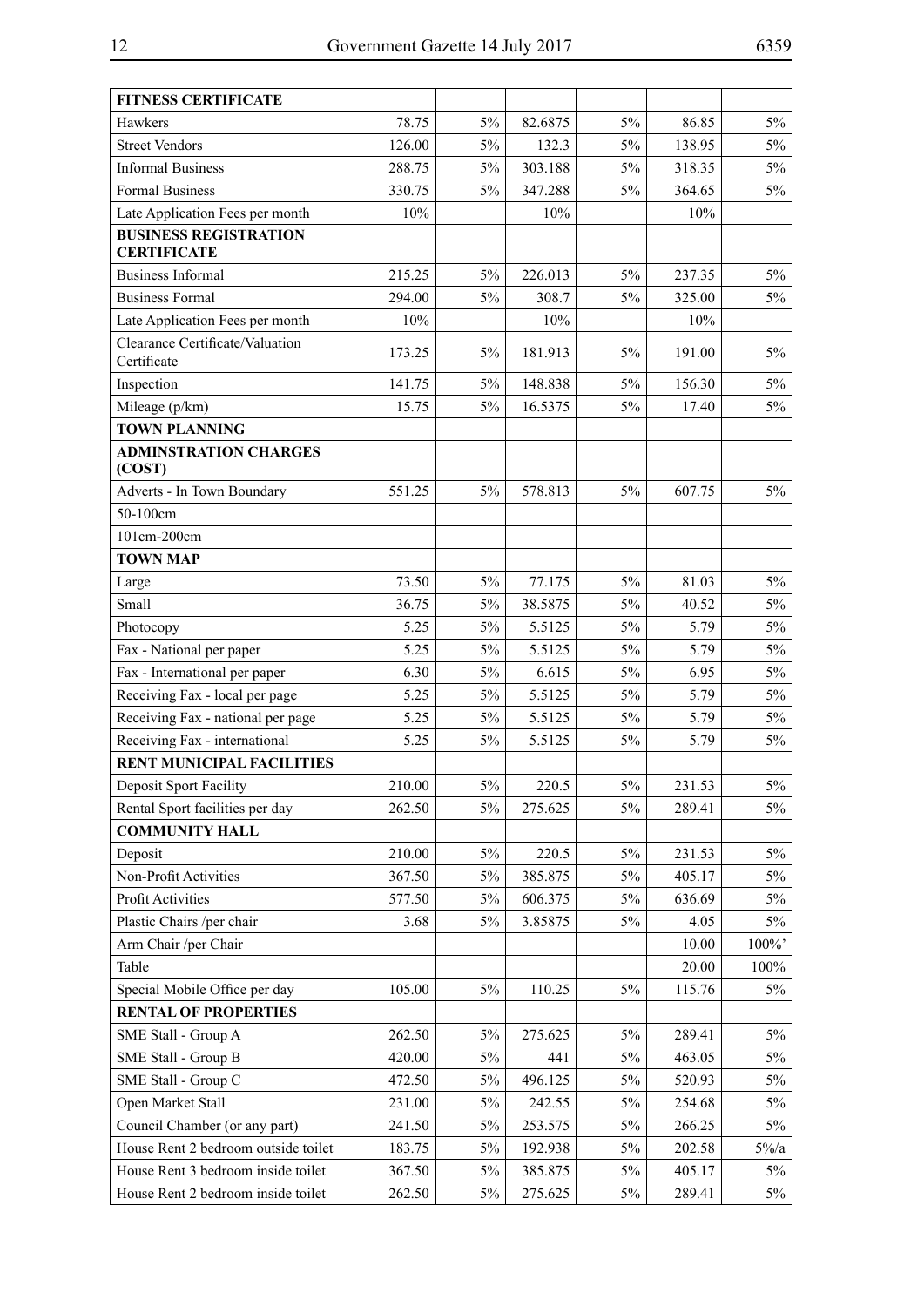| FITNESS CERTIFICATE | | | | | | |
|---|---|---|---|---|---|---|
| Hawkers | 78.75 | 5% | 82.6875 | 5% | 86.85 | 5% |
| Street Vendors | 126.00 | 5% | 132.3 | 5% | 138.95 | 5% |
| Informal Business | 288.75 | 5% | 303.188 | 5% | 318.35 | 5% |
| Formal Business | 330.75 | 5% | 347.288 | 5% | 364.65 | 5% |
| Late Application Fees per month | 10% | | 10% | | 10% | |
| **BUSINESS REGISTRATION CERTIFICATE** | | | | | | |
| Business Informal | 215.25 | 5% | 226.013 | 5% | 237.35 | 5% |
| Business Formal | 294.00 | 5% | 308.7 | 5% | 325.00 | 5% |
| Late Application Fees per month | 10% | | 10% | | 10% | |
| Clearance Certificate/Valuation Certificate | 173.25 | 5% | 181.913 | 5% | 191.00 | 5% |
| Inspection | 141.75 | 5% | 148.838 | 5% | 156.30 | 5% |
| Mileage (p/km) | 15.75 | 5% | 16.5375 | 5% | 17.40 | 5% |
| **TOWN PLANNING** | | | | | | |
| **ADMINSTRATION CHARGES (COST)** | | | | | | |
| Adverts - In Town Boundary | 551.25 | 5% | 578.813 | 5% | 607.75 | 5% |
| 50-100cm | | | | | | |
| 101cm-200cm | | | | | | |
| **TOWN MAP** | | | | | | |
| Large | 73.50 | 5% | 77.175 | 5% | 81.03 | 5% |
| Small | 36.75 | 5% | 38.5875 | 5% | 40.52 | 5% |
| Photocopy | 5.25 | 5% | 5.5125 | 5% | 5.79 | 5% |
| Fax - National per paper | 5.25 | 5% | 5.5125 | 5% | 5.79 | 5% |
| Fax - International per paper | 6.30 | 5% | 6.615 | 5% | 6.95 | 5% |
| Receiving Fax - local per page | 5.25 | 5% | 5.5125 | 5% | 5.79 | 5% |
| Receiving Fax - national per page | 5.25 | 5% | 5.5125 | 5% | 5.79 | 5% |
| Receiving Fax - international | 5.25 | 5% | 5.5125 | 5% | 5.79 | 5% |
| **RENT MUNICIPAL FACILITIES** | | | | | | |
| Deposit Sport Facility | 210.00 | 5% | 220.5 | 5% | 231.53 | 5% |
| Rental Sport facilities per day | 262.50 | 5% | 275.625 | 5% | 289.41 | 5% |
| **COMMUNITY HALL** | | | | | | |
| Deposit | 210.00 | 5% | 220.5 | 5% | 231.53 | 5% |
| Non-Profit Activities | 367.50 | 5% | 385.875 | 5% | 405.17 | 5% |
| Profit Activities | 577.50 | 5% | 606.375 | 5% | 636.69 | 5% |
| Plastic Chairs /per chair | 3.68 | 5% | 3.85875 | 5% | 4.05 | 5% |
| Arm Chair /per Chair | | | | | 10.00 | 100%' |
| Table | | | | | 20.00 | 100% |
| Special Mobile Office per day | 105.00 | 5% | 110.25 | 5% | 115.76 | 5% |
| **RENTAL OF PROPERTIES** | | | | | | |
| SME Stall - Group A | 262.50 | 5% | 275.625 | 5% | 289.41 | 5% |
| SME Stall - Group B | 420.00 | 5% | 441 | 5% | 463.05 | 5% |
| SME Stall - Group C | 472.50 | 5% | 496.125 | 5% | 520.93 | 5% |
| Open Market Stall | 231.00 | 5% | 242.55 | 5% | 254.68 | 5% |
| Council Chamber (or any part) | 241.50 | 5% | 253.575 | 5% | 266.25 | 5% |
| House Rent 2 bedroom outside toilet | 183.75 | 5% | 192.938 | 5% | 202.58 | 5%/a |
| House Rent 3 bedroom inside toilet | 367.50 | 5% | 385.875 | 5% | 405.17 | 5% |
| House Rent 2 bedroom inside toilet | 262.50 | 5% | 275.625 | 5% | 289.41 | 5% |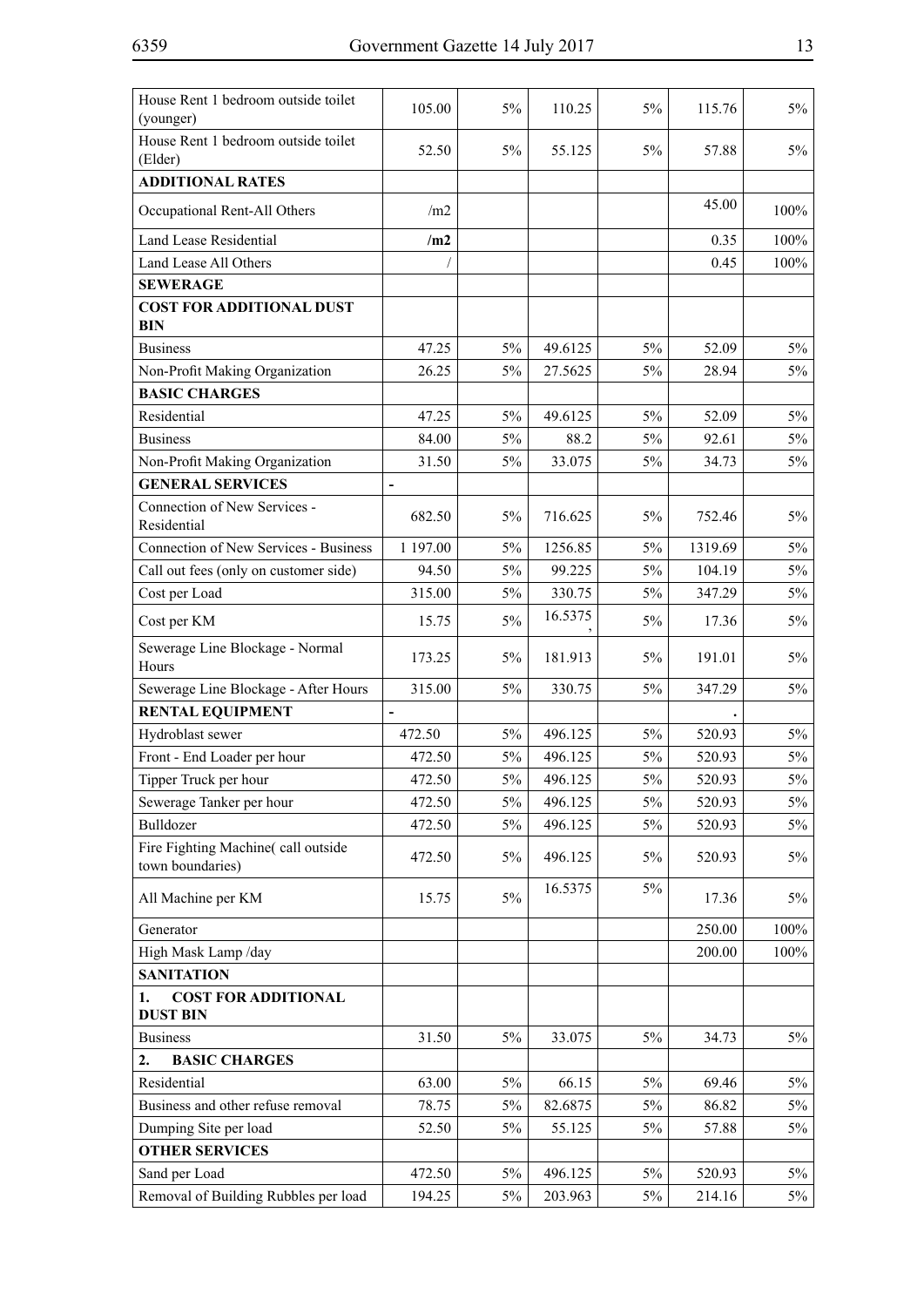| House Rent 1 bedroom outside toilet (younger) | 105.00 | 5% | 110.25 | 5% | 115.76 | 5% |
|---|---|---|---|---|---|---|
| House Rent 1 bedroom outside toilet (Elder) | 52.50 | 5% | 55.125 | 5% | 57.88 | 5% |
| **ADDITIONAL RATES** | | | | | | |
| Occupational Rent-All Others | /m2 | | | | 45.00 | 100% |
| Land Lease Residential | **/m2** | | | | 0.35 | 100% |
| Land Lease All Others | / | | | | 0.45 | 100% |
| **SEWERAGE** | | | | | | |
| **COST FOR ADDITIONAL DUST BIN** | | | | | | |
| Business | 47.25 | 5% | 49.6125 | 5% | 52.09 | 5% |
| Non-Profit Making Organization | 26.25 | 5% | 27.5625 | 5% | 28.94 | 5% |
| **BASIC CHARGES** | | | | | | |
| Residential | 47.25 | 5% | 49.6125 | 5% | 52.09 | 5% |
| Business | 84.00 | 5% | 88.2 | 5% | 92.61 | 5% |
| Non-Profit Making Organization | 31.50 | 5% | 33.075 | 5% | 34.73 | 5% |
| **GENERAL SERVICES** | - | | | | | |
| Connection of New Services - Residential | 682.50 | 5% | 716.625 | 5% | 752.46 | 5% |
| Connection of New Services - Business | 1 197.00 | 5% | 1256.85 | 5% | 1319.69 | 5% |
| Call out fees (only on customer side) | 94.50 | 5% | 99.225 | 5% | 104.19 | 5% |
| Cost per Load | 315.00 | 5% | 330.75 | 5% | 347.29 | 5% |
| Cost per KM | 15.75 | 5% | 16.5375, | 5% | 17.36 | 5% |
| Sewerage Line Blockage - Normal Hours | 173.25 | 5% | 181.913 | 5% | 191.01 | 5% |
| Sewerage Line Blockage - After Hours | 315.00 | 5% | 330.75 | 5% | 347.29 | 5% |
| **RENTAL EQUIPMENT** | - | | | | . | |
| Hydroblast sewer | 472.50 | 5% | 496.125 | 5% | 520.93 | 5% |
| Front - End Loader per hour | 472.50 | 5% | 496.125 | 5% | 520.93 | 5% |
| Tipper Truck per hour | 472.50 | 5% | 496.125 | 5% | 520.93 | 5% |
| Sewerage Tanker per hour | 472.50 | 5% | 496.125 | 5% | 520.93 | 5% |
| Bulldozer | 472.50 | 5% | 496.125 | 5% | 520.93 | 5% |
| Fire Fighting Machine( call outside town boundaries) | 472.50 | 5% | 496.125 | 5% | 520.93 | 5% |
| All Machine per KM | 15.75 | 5% | 16.5375 | 5% | 17.36 | 5% |
| Generator | | | | | 250.00 | 100% |
| High Mask Lamp /day | | | | | 200.00 | 100% |
| **SANITATION** | | | | | | |
| **1. COST FOR ADDITIONAL DUST BIN** | | | | | | |
| Business | 31.50 | 5% | 33.075 | 5% | 34.73 | 5% |
| **2. BASIC CHARGES** | | | | | | |
| Residential | 63.00 | 5% | 66.15 | 5% | 69.46 | 5% |
| Business and other refuse removal | 78.75 | 5% | 82.6875 | 5% | 86.82 | 5% |
| Dumping Site per load | 52.50 | 5% | 55.125 | 5% | 57.88 | 5% |
| **OTHER SERVICES** | | | | | | |
| Sand per Load | 472.50 | 5% | 496.125 | 5% | 520.93 | 5% |
| Removal of Building Rubbles per load | 194.25 | 5% | 203.963 | 5% | 214.16 | 5% |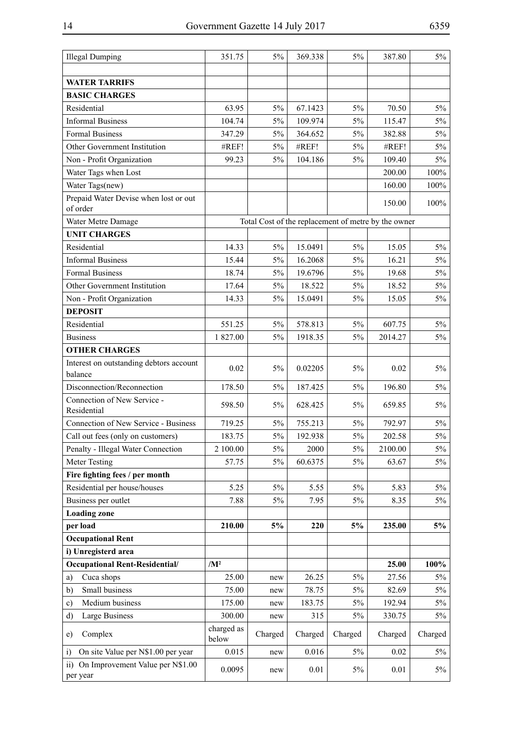| Illegal Dumping | 351.75 | 5% | 369.338 | 5% | 387.80 | 5% |
|---|---|---|---|---|---|---|
| | | | | | | |
| **WATER TARRIFS** | | | | | | |
| **BASIC CHARGES** | | | | | | |
| Residential | 63.95 | 5% | 67.1423 | 5% | 70.50 | 5% |
| Informal Business | 104.74 | 5% | 109.974 | 5% | 115.47 | 5% |
| Formal Business | 347.29 | 5% | 364.652 | 5% | 382.88 | 5% |
| Other Government Institution | #REF! | 5% | #REF! | 5% | #REF! | 5% |
| Non - Profit Organization | 99.23 | 5% | 104.186 | 5% | 109.40 | 5% |
| Water Tags when Lost | | | | | 200.00 | 100% |
| Water Tags(new) | | | | | 160.00 | 100% |
| Prepaid Water Devise when lost or out of order | | | | | 150.00 | 100% |
| Water Metre Damage | Total Cost of the replacement of metre by the owner | | | | | |
| **UNIT CHARGES** | | | | | | |
| Residential | 14.33 | 5% | 15.0491 | 5% | 15.05 | 5% |
| Informal Business | 15.44 | 5% | 16.2068 | 5% | 16.21 | 5% |
| Formal Business | 18.74 | 5% | 19.6796 | 5% | 19.68 | 5% |
| Other Government Institution | 17.64 | 5% | 18.522 | 5% | 18.52 | 5% |
| Non - Profit Organization | 14.33 | 5% | 15.0491 | 5% | 15.05 | 5% |
| **DEPOSIT** | | | | | | |
| Residential | 551.25 | 5% | 578.813 | 5% | 607.75 | 5% |
| Business | 1 827.00 | 5% | 1918.35 | 5% | 2014.27 | 5% |
| **OTHER CHARGES** | | | | | | |
| Interest on outstanding debtors account balance | 0.02 | 5% | 0.02205 | 5% | 0.02 | 5% |
| Disconnection/Reconnection | 178.50 | 5% | 187.425 | 5% | 196.80 | 5% |
| Connection of New Service - Residential | 598.50 | 5% | 628.425 | 5% | 659.85 | 5% |
| Connection of New Service - Business | 719.25 | 5% | 755.213 | 5% | 792.97 | 5% |
| Call out fees (only on customers) | 183.75 | 5% | 192.938 | 5% | 202.58 | 5% |
| Penalty - Illegal Water Connection | 2 100.00 | 5% | 2000 | 5% | 2100.00 | 5% |
| Meter Testing | 57.75 | 5% | 60.6375 | 5% | 63.67 | 5% |
| **Fire fighting fees / per month** | | | | | | |
| Residential per house/houses | 5.25 | 5% | 5.55 | 5% | 5.83 | 5% |
| Business per outlet | 7.88 | 5% | 7.95 | 5% | 8.35 | 5% |
| **Loading zone** | | | | | | |
| **per load** | **210.00** | **5%** | **220** | **5%** | **235.00** | **5%** |
| **Occupational Rent** | | | | | | |
| **i) Unregisterd area** | | | | | | |
| **Occupational Rent-Residential/** | **/M²** | | | | **25.00** | **100%** |
| a) Cuca shops | 25.00 | new | 26.25 | 5% | 27.56 | 5% |
| b) Small business | 75.00 | new | 78.75 | 5% | 82.69 | 5% |
| c) Medium business | 175.00 | new | 183.75 | 5% | 192.94 | 5% |
| d) Large Business | 300.00 | new | 315 | 5% | 330.75 | 5% |
| e) Complex | charged as below | Charged | Charged | Charged | Charged | Charged |
| i) On site Value per N$1.00 per year | 0.015 | new | 0.016 | 5% | 0.02 | 5% |
| ii) On Improvement Value per N$1.00 per year | 0.0095 | new | 0.01 | 5% | 0.01 | 5% |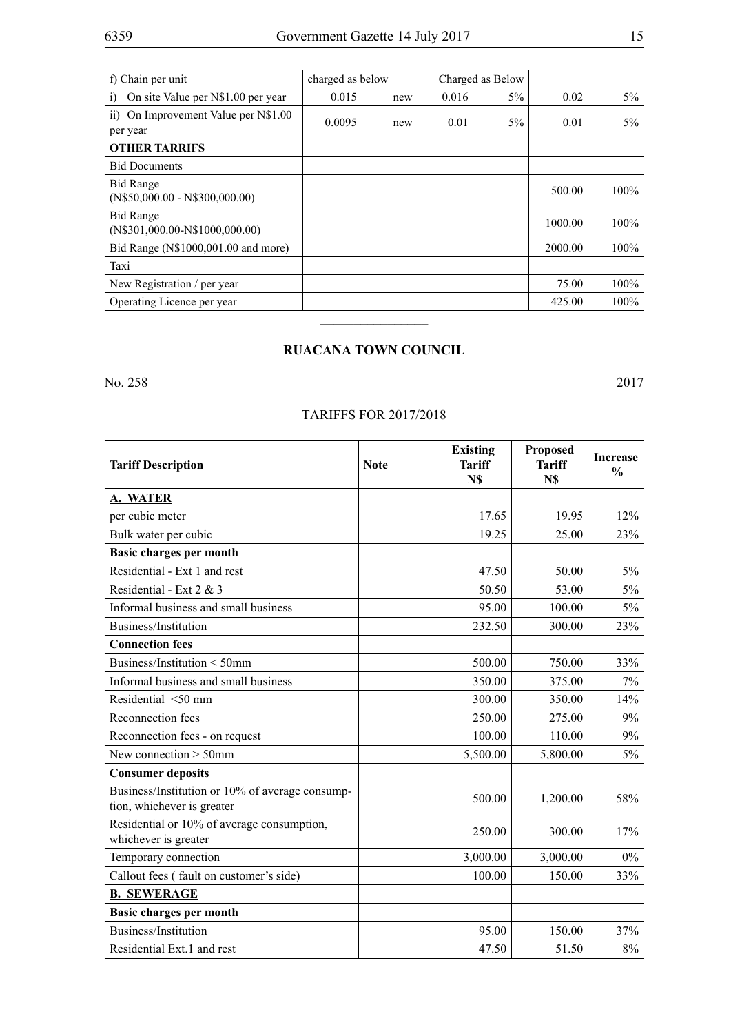| f) Chain per unit | charged as below | | Charged as Below | | | |
|---|---|---|---|---|---|---|
| i) On site Value per N$1.00 per year | 0.015 | new | 0.016 | 5% | 0.02 | 5% |
| ii) On Improvement Value per N$1.00 per year | 0.0095 | new | 0.01 | 5% | 0.01 | 5% |
| **OTHER TARRIFS** | | | | | | |
| Bid Documents | | | | | | |
| Bid Range (N$50,000.00 - N$300,000.00) | | | | | 500.00 | 100% |
| Bid Range (N$301,000.00-N$1000,000.00) | | | | | 1000.00 | 100% |
| Bid Range (N$1000,001.00 and more) | | | | | 2000.00 | 100% |
| Taxi | | | | | | |
| New Registration / per year | | | | | 75.00 | 100% |
| Operating Licence per year | | | | | 425.00 | 100% |

## RUACANA TOWN COUNCIL

No. 258 2017

TARIFFS FOR 2017/2018

| Tariff Description | Note | Existing Tariff N$ | Proposed Tariff N$ | Increase % |
|---|---|---|---|---|
| **A. WATER** | | | | |
| per cubic meter | | 17.65 | 19.95 | 12% |
| Bulk water per cubic | | 19.25 | 25.00 | 23% |
| **Basic charges per month** | | | | |
| Residential - Ext 1 and rest | | 47.50 | 50.00 | 5% |
| Residential - Ext 2 & 3 | | 50.50 | 53.00 | 5% |
| Informal business and small business | | 95.00 | 100.00 | 5% |
| Business/Institution | | 232.50 | 300.00 | 23% |
| **Connection fees** | | | | |
| Business/Institution < 50mm | | 500.00 | 750.00 | 33% |
| Informal business and small business | | 350.00 | 375.00 | 7% |
| Residential <50 mm | | 300.00 | 350.00 | 14% |
| Reconnection fees | | 250.00 | 275.00 | 9% |
| Reconnection fees - on request | | 100.00 | 110.00 | 9% |
| New connection > 50mm | | 5,500.00 | 5,800.00 | 5% |
| **Consumer deposits** | | | | |
| Business/Institution or 10% of average consumption, whichever is greater | | 500.00 | 1,200.00 | 58% |
| Residential or 10% of average consumption, whichever is greater | | 250.00 | 300.00 | 17% |
| Temporary connection | | 3,000.00 | 3,000.00 | 0% |
| Callout fees ( fault on customer's side) | | 100.00 | 150.00 | 33% |
| **B. SEWERAGE** | | | | |
| **Basic charges per month** | | | | |
| Business/Institution | | 95.00 | 150.00 | 37% |
| Residential Ext.1 and rest | | 47.50 | 51.50 | 8% |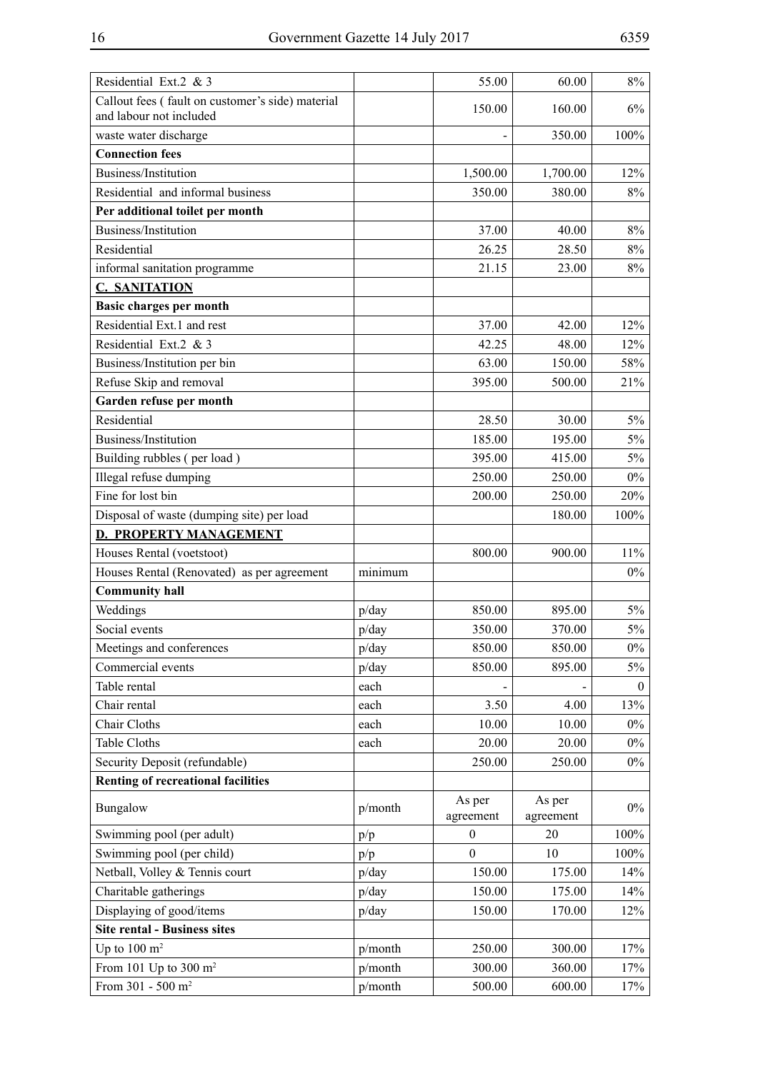| | | | | |
|---|---|---|---|---|
| Residential Ext.2 & 3 | | 55.00 | 60.00 | 8% |
| Callout fees ( fault on customer's side) material and labour not included | | 150.00 | 160.00 | 6% |
| waste water discharge | | - | 350.00 | 100% |
| **Connection fees** | | | | |
| Business/Institution | | 1,500.00 | 1,700.00 | 12% |
| Residential and informal business | | 350.00 | 380.00 | 8% |
| **Per additional toilet per month** | | | | |
| Business/Institution | | 37.00 | 40.00 | 8% |
| Residential | | 26.25 | 28.50 | 8% |
| informal sanitation programme | | 21.15 | 23.00 | 8% |
| **C. SANITATION** | | | | |
| **Basic charges per month** | | | | |
| Residential Ext.1 and rest | | 37.00 | 42.00 | 12% |
| Residential Ext.2 & 3 | | 42.25 | 48.00 | 12% |
| Business/Institution per bin | | 63.00 | 150.00 | 58% |
| Refuse Skip and removal | | 395.00 | 500.00 | 21% |
| **Garden refuse per month** | | | | |
| Residential | | 28.50 | 30.00 | 5% |
| Business/Institution | | 185.00 | 195.00 | 5% |
| Building rubbles ( per load ) | | 395.00 | 415.00 | 5% |
| Illegal refuse dumping | | 250.00 | 250.00 | 0% |
| Fine for lost bin | | 200.00 | 250.00 | 20% |
| Disposal of waste (dumping site) per load | | | 180.00 | 100% |
| **D. PROPERTY MANAGEMENT** | | | | |
| Houses Rental (voetstoot) | | 800.00 | 900.00 | 11% |
| Houses Rental (Renovated) as per agreement | minimum | | | 0% |
| **Community hall** | | | | |
| Weddings | p/day | 850.00 | 895.00 | 5% |
| Social events | p/day | 350.00 | 370.00 | 5% |
| Meetings and conferences | p/day | 850.00 | 850.00 | 0% |
| Commercial events | p/day | 850.00 | 895.00 | 5% |
| Table rental | each | - | - | 0 |
| Chair rental | each | 3.50 | 4.00 | 13% |
| Chair Cloths | each | 10.00 | 10.00 | 0% |
| Table Cloths | each | 20.00 | 20.00 | 0% |
| Security Deposit (refundable) | | 250.00 | 250.00 | 0% |
| **Renting of recreational facilities** | | | | |
| Bungalow | p/month | As per agreement | As per agreement | 0% |
| Swimming pool (per adult) | p/p | 0 | 20 | 100% |
| Swimming pool (per child) | p/p | 0 | 10 | 100% |
| Netball, Volley & Tennis court | p/day | 150.00 | 175.00 | 14% |
| Charitable gatherings | p/day | 150.00 | 175.00 | 14% |
| Displaying of good/items | p/day | 150.00 | 170.00 | 12% |
| **Site rental - Business sites** | | | | |
| Up to 100 $m^2$ | p/month | 250.00 | 300.00 | 17% |
| From 101 Up to 300 $m^2$ | p/month | 300.00 | 360.00 | 17% |
| From 301 - 500 $m^2$ | p/month | 500.00 | 600.00 | 17% |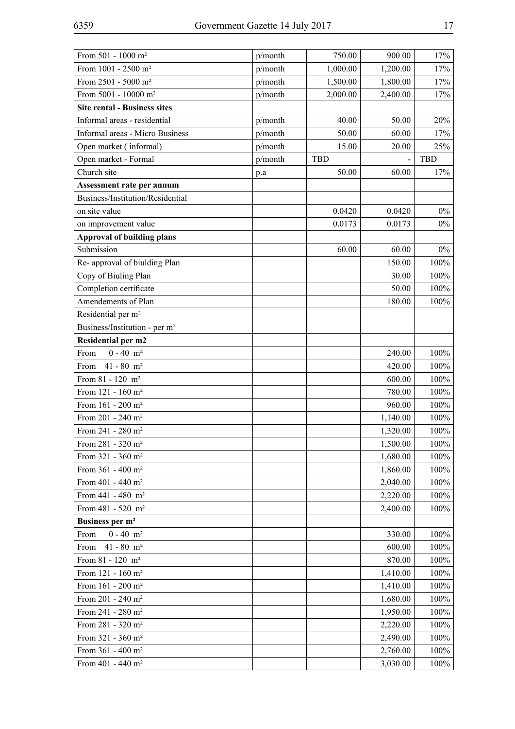| | | | | |
|---|---|---|---|---|
| From 501 - 1000 m² | p/month | 750.00 | 900.00 | 17% |
| From 1001 - 2500 m² | p/month | 1,000.00 | 1,200.00 | 17% |
| From 2501 - 5000 m² | p/month | 1,500.00 | 1,800.00 | 17% |
| From 5001 - 10000 m² | p/month | 2,000.00 | 2,400.00 | 17% |
| **Site rental - Business sites** | | | | |
| Informal areas - residential | p/month | 40.00 | 50.00 | 20% |
| Informal areas - Micro Business | p/month | 50.00 | 60.00 | 17% |
| Open market ( informal) | p/month | 15.00 | 20.00 | 25% |
| Open market - Formal | p/month | TBD | - | TBD |
| Church site | p.a | 50.00 | 60.00 | 17% |
| **Assessment rate per annum** | | | | |
| Business/Institution/Residential | | | | |
| on site value | | 0.0420 | 0.0420 | 0% |
| on improvement value | | 0.0173 | 0.0173 | 0% |
| **Approval of building plans** | | | | |
| Submission | | 60.00 | 60.00 | 0% |
| Re- approval of biulding Plan | | | 150.00 | 100% |
| Copy of Biuling Plan | | | 30.00 | 100% |
| Completion certificate | | | 50.00 | 100% |
| Amendements of Plan | | | 180.00 | 100% |
| Residential per m² | | | | |
| Business/Institution - per m² | | | | |
| **Residential per m2** | | | | |
| From 0 - 40 m² | | | 240.00 | 100% |
| From 41 - 80 m² | | | 420.00 | 100% |
| From 81 - 120 m² | | | 600.00 | 100% |
| From 121 - 160 m² | | | 780.00 | 100% |
| From 161 - 200 m² | | | 960.00 | 100% |
| From 201 - 240 m² | | | 1,140.00 | 100% |
| From 241 - 280 m² | | | 1,320.00 | 100% |
| From 281 - 320 m² | | | 1,500.00 | 100% |
| From 321 - 360 m² | | | 1,680.00 | 100% |
| From 361 - 400 m² | | | 1,860.00 | 100% |
| From 401 - 440 m² | | | 2,040.00 | 100% |
| From 441 - 480 m² | | | 2,220.00 | 100% |
| From 481 - 520 m² | | | 2,400.00 | 100% |
| **Business per m²** | | | | |
| From 0 - 40 m² | | | 330.00 | 100% |
| From 41 - 80 m² | | | 600.00 | 100% |
| From 81 - 120 m² | | | 870.00 | 100% |
| From 121 - 160 m² | | | 1,410.00 | 100% |
| From 161 - 200 m² | | | 1,410.00 | 100% |
| From 201 - 240 m² | | | 1,680.00 | 100% |
| From 241 - 280 m² | | | 1,950.00 | 100% |
| From 281 - 320 m² | | | 2,220.00 | 100% |
| From 321 - 360 m² | | | 2,490.00 | 100% |
| From 361 - 400 m² | | | 2,760.00 | 100% |
| From 401 - 440 m² | | | 3,030.00 | 100% |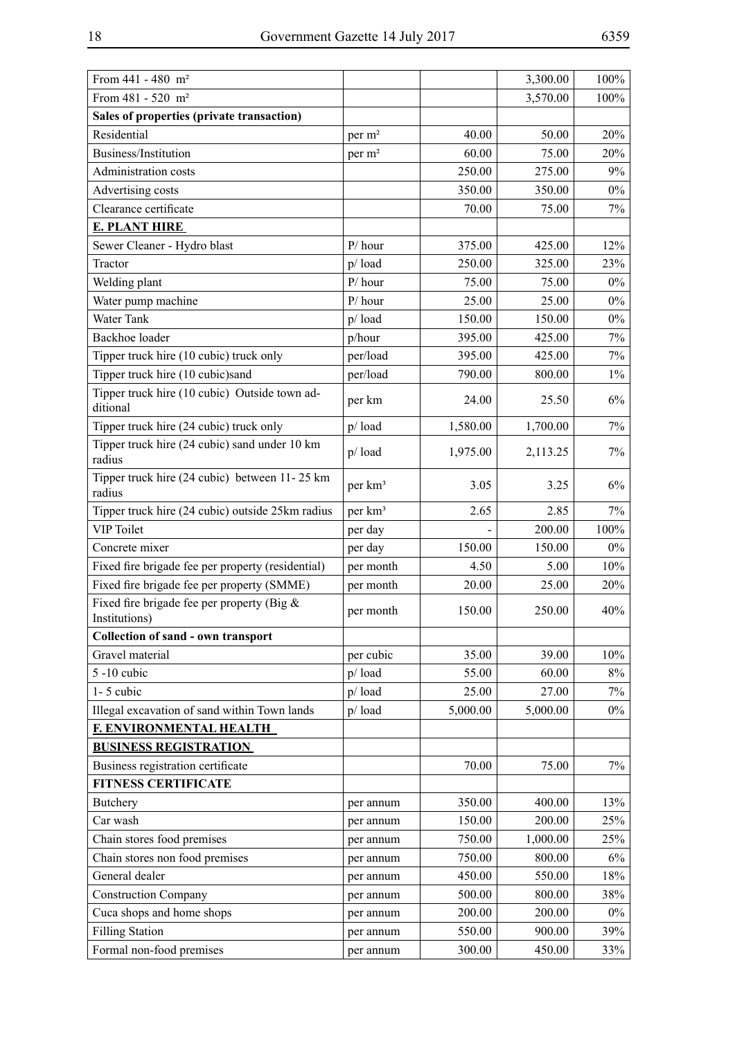| | | | | |
|---|---|---|---|---|
| From 441 - 480 m² | | | 3,300.00 | 100% |
| From 481 - 520 m² | | | 3,570.00 | 100% |
| **Sales of properties (private transaction)** | | | | |
| Residential | per m² | 40.00 | 50.00 | 20% |
| Business/Institution | per m² | 60.00 | 75.00 | 20% |
| Administration costs | | 250.00 | 275.00 | 9% |
| Advertising costs | | 350.00 | 350.00 | 0% |
| Clearance certificate | | 70.00 | 75.00 | 7% |
| **E. PLANT HIRE** | | | | |
| Sewer Cleaner - Hydro blast | P/ hour | 375.00 | 425.00 | 12% |
| Tractor | p/ load | 250.00 | 325.00 | 23% |
| Welding plant | P/ hour | 75.00 | 75.00 | 0% |
| Water pump machine | P/ hour | 25.00 | 25.00 | 0% |
| Water Tank | p/ load | 150.00 | 150.00 | 0% |
| Backhoe loader | p/hour | 395.00 | 425.00 | 7% |
| Tipper truck hire (10 cubic) truck only | per/load | 395.00 | 425.00 | 7% |
| Tipper truck hire (10 cubic)sand | per/load | 790.00 | 800.00 | 1% |
| Tipper truck hire (10 cubic) Outside town additional | per km | 24.00 | 25.50 | 6% |
| Tipper truck hire (24 cubic) truck only | p/ load | 1,580.00 | 1,700.00 | 7% |
| Tipper truck hire (24 cubic) sand under 10 km radius | p/ load | 1,975.00 | 2,113.25 | 7% |
| Tipper truck hire (24 cubic) between 11- 25 km radius | per km³ | 3.05 | 3.25 | 6% |
| Tipper truck hire (24 cubic) outside 25km radius | per km³ | 2.65 | 2.85 | 7% |
| VIP Toilet | per day | - | 200.00 | 100% |
| Concrete mixer | per day | 150.00 | 150.00 | 0% |
| Fixed fire brigade fee per property (residential) | per month | 4.50 | 5.00 | 10% |
| Fixed fire brigade fee per property (SMME) | per month | 20.00 | 25.00 | 20% |
| Fixed fire brigade fee per property (Big & Institutions) | per month | 150.00 | 250.00 | 40% |
| **Collection of sand - own transport** | | | | |
| Gravel material | per cubic | 35.00 | 39.00 | 10% |
| 5 -10 cubic | p/ load | 55.00 | 60.00 | 8% |
| 1- 5 cubic | p/ load | 25.00 | 27.00 | 7% |
| Illegal excavation of sand within Town lands | p/ load | 5,000.00 | 5,000.00 | 0% |
| **F. ENVIRONMENTAL HEALTH** | | | | |
| **BUSINESS REGISTRATION** | | | | |
| Business registration certificate | | 70.00 | 75.00 | 7% |
| **FITNESS CERTIFICATE** | | | | |
| Butchery | per annum | 350.00 | 400.00 | 13% |
| Car wash | per annum | 150.00 | 200.00 | 25% |
| Chain stores food premises | per annum | 750.00 | 1,000.00 | 25% |
| Chain stores non food premises | per annum | 750.00 | 800.00 | 6% |
| General dealer | per annum | 450.00 | 550.00 | 18% |
| Construction Company | per annum | 500.00 | 800.00 | 38% |
| Cuca shops and home shops | per annum | 200.00 | 200.00 | 0% |
| Filling Station | per annum | 550.00 | 900.00 | 39% |
| Formal non-food premises | per annum | 300.00 | 450.00 | 33% |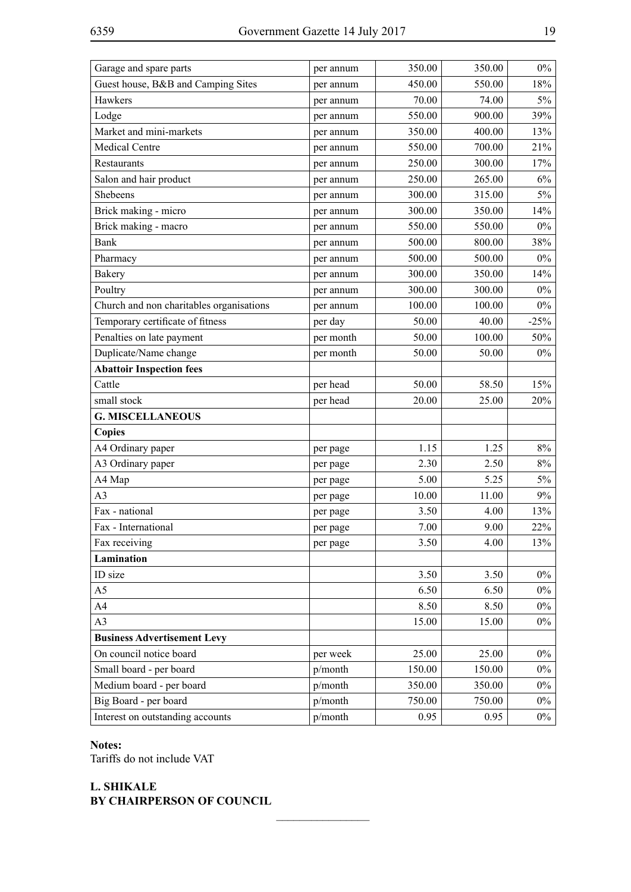| | | | | |
|---|---|---|---|---|
| Garage and spare parts | per annum | 350.00 | 350.00 | 0% |
| Guest house, B&B and Camping Sites | per annum | 450.00 | 550.00 | 18% |
| Hawkers | per annum | 70.00 | 74.00 | 5% |
| Lodge | per annum | 550.00 | 900.00 | 39% |
| Market and mini-markets | per annum | 350.00 | 400.00 | 13% |
| Medical Centre | per annum | 550.00 | 700.00 | 21% |
| Restaurants | per annum | 250.00 | 300.00 | 17% |
| Salon and hair product | per annum | 250.00 | 265.00 | 6% |
| Shebeens | per annum | 300.00 | 315.00 | 5% |
| Brick making - micro | per annum | 300.00 | 350.00 | 14% |
| Brick making - macro | per annum | 550.00 | 550.00 | 0% |
| Bank | per annum | 500.00 | 800.00 | 38% |
| Pharmacy | per annum | 500.00 | 500.00 | 0% |
| Bakery | per annum | 300.00 | 350.00 | 14% |
| Poultry | per annum | 300.00 | 300.00 | 0% |
| Church and non charitables organisations | per annum | 100.00 | 100.00 | 0% |
| Temporary certificate of fitness | per day | 50.00 | 40.00 | -25% |
| Penalties on late payment | per month | 50.00 | 100.00 | 50% |
| Duplicate/Name change | per month | 50.00 | 50.00 | 0% |
| **Abattoir Inspection fees** | | | | |
| Cattle | per head | 50.00 | 58.50 | 15% |
| small stock | per head | 20.00 | 25.00 | 20% |
| **G. MISCELLANEOUS** | | | | |
| **Copies** | | | | |
| A4 Ordinary paper | per page | 1.15 | 1.25 | 8% |
| A3 Ordinary paper | per page | 2.30 | 2.50 | 8% |
| A4 Map | per page | 5.00 | 5.25 | 5% |
| A3 | per page | 10.00 | 11.00 | 9% |
| Fax - national | per page | 3.50 | 4.00 | 13% |
| Fax - International | per page | 7.00 | 9.00 | 22% |
| Fax receiving | per page | 3.50 | 4.00 | 13% |
| **Lamination** | | | | |
| ID size | | 3.50 | 3.50 | 0% |
| A5 | | 6.50 | 6.50 | 0% |
| A4 | | 8.50 | 8.50 | 0% |
| A3 | | 15.00 | 15.00 | 0% |
| **Business Advertisement Levy** | | | | |
| On council notice board | per week | 25.00 | 25.00 | 0% |
| Small board - per board | p/month | 150.00 | 150.00 | 0% |
| Medium board - per board | p/month | 350.00 | 350.00 | 0% |
| Big Board - per board | p/month | 750.00 | 750.00 | 0% |
| Interest on outstanding accounts | p/month | 0.95 | 0.95 | 0% |

**Notes:**
Tariffs do not include VAT

**L. SHIKALE**
**BY CHAIRPERSON OF COUNCIL**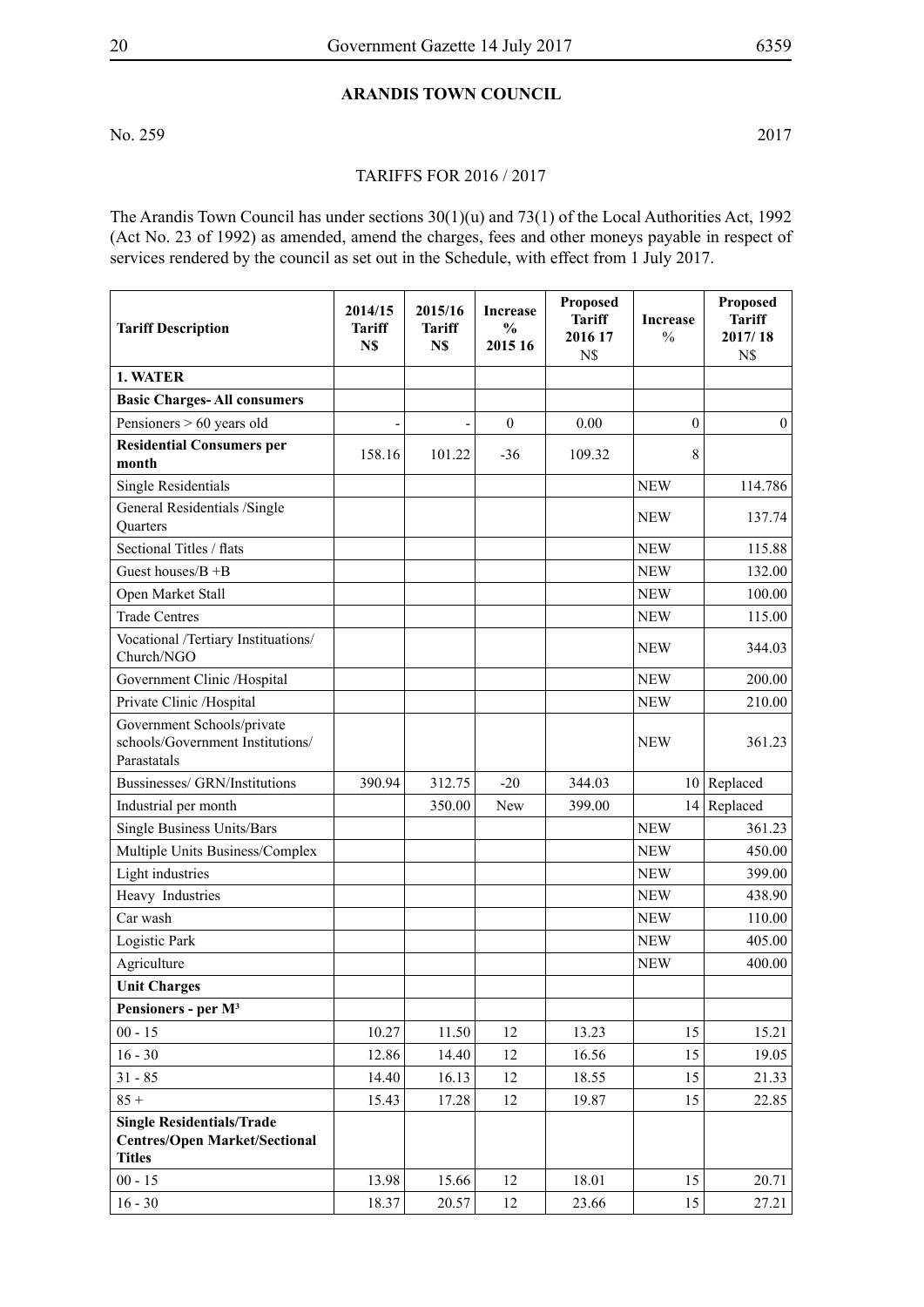## ARANDIS TOWN COUNCIL

No. 259 2017

TARIFFS FOR 2016 / 2017

The Arandis Town Council has under sections 30(1)(u) and 73(1) of the Local Authorities Act, 1992 (Act No. 23 of 1992) as amended, amend the charges, fees and other moneys payable in respect of services rendered by the council as set out in the Schedule, with effect from 1 July 2017.

| Tariff Description | 2014/15 Tariff N$ | 2015/16 Tariff N$ | Increase % 2015 16 | Proposed Tariff 2016 17 N$ | Increase % | Proposed Tariff 2017/ 18 N$ |
|---|---|---|---|---|---|---|
| **1. WATER** | | | | | | |
| **Basic Charges- All consumers** | | | | | | |
| Pensioners > 60 years old | - | - | 0 | 0.00 | 0 | 0 |
| **Residential Consumers per month** | 158.16 | 101.22 | -36 | 109.32 | 8 | |
| Single Residentials | | | | | NEW | 114.786 |
| General Residentials /Single Quarters | | | | | NEW | 137.74 |
| Sectional Titles / flats | | | | | NEW | 115.88 |
| Guest houses/B +B | | | | | NEW | 132.00 |
| Open Market Stall | | | | | NEW | 100.00 |
| Trade Centres | | | | | NEW | 115.00 |
| Vocational /Tertiary Instituations/ Church/NGO | | | | | NEW | 344.03 |
| Government Clinic /Hospital | | | | | NEW | 200.00 |
| Private Clinic /Hospital | | | | | NEW | 210.00 |
| Government Schools/private schools/Government Institutions/ Parastatals | | | | | NEW | 361.23 |
| Bussinesses/ GRN/Institutions | 390.94 | 312.75 | -20 | 344.03 | 10 | Replaced |
| Industrial per month | | 350.00 | New | 399.00 | 14 | Replaced |
| Single Business Units/Bars | | | | | NEW | 361.23 |
| Multiple Units Business/Complex | | | | | NEW | 450.00 |
| Light industries | | | | | NEW | 399.00 |
| Heavy Industries | | | | | NEW | 438.90 |
| Car wash | | | | | NEW | 110.00 |
| Logistic Park | | | | | NEW | 405.00 |
| Agriculture | | | | | NEW | 400.00 |
| **Unit Charges** | | | | | | |
| **Pensioners - per M³** | | | | | | |
| 00 - 15 | 10.27 | 11.50 | 12 | 13.23 | 15 | 15.21 |
| 16 - 30 | 12.86 | 14.40 | 12 | 16.56 | 15 | 19.05 |
| 31 - 85 | 14.40 | 16.13 | 12 | 18.55 | 15 | 21.33 |
| 85 + | 15.43 | 17.28 | 12 | 19.87 | 15 | 22.85 |
| **Single Residentials/Trade Centres/Open Market/Sectional Titles** | | | | | | |
| 00 - 15 | 13.98 | 15.66 | 12 | 18.01 | 15 | 20.71 |
| 16 - 30 | 18.37 | 20.57 | 12 | 23.66 | 15 | 27.21 |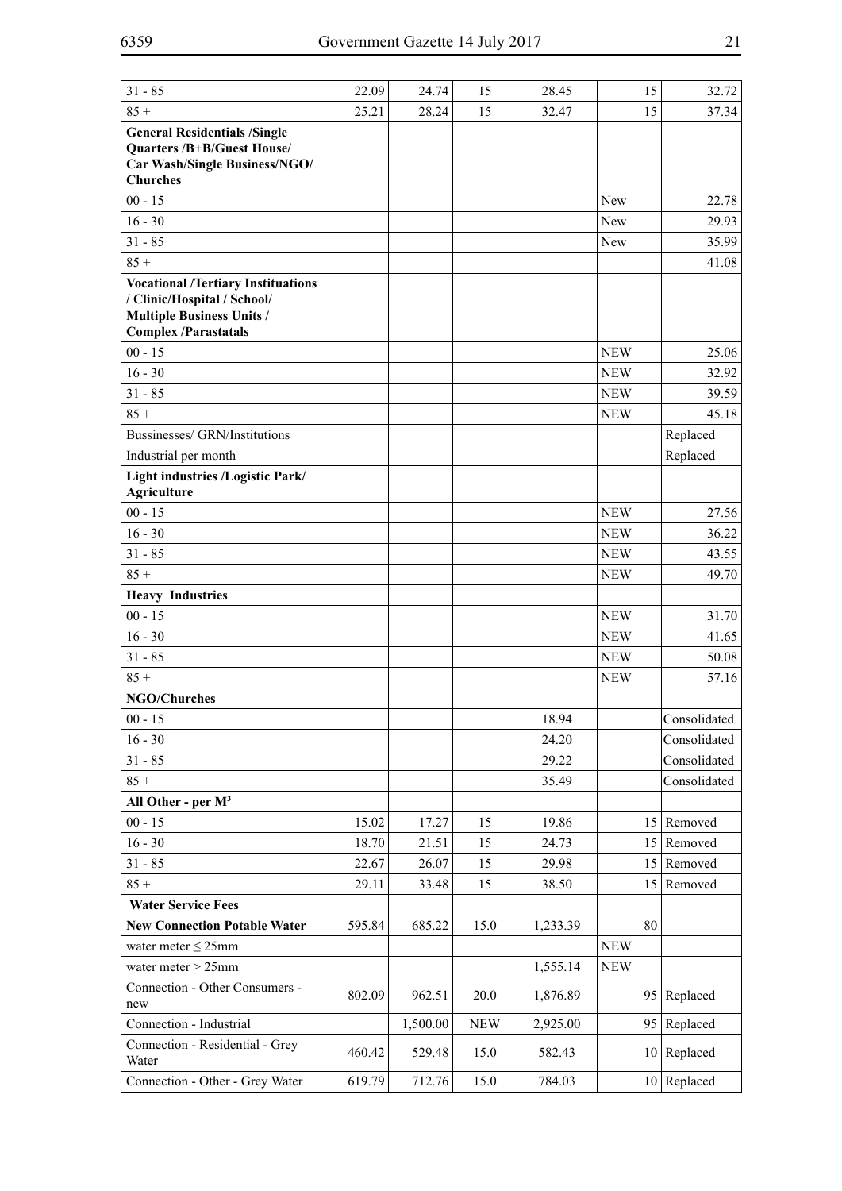| | | | | | | |
|---|---|---|---|---|---|---|
| 31 - 85 | 22.09 | 24.74 | 15 | 28.45 | 15 | 32.72 |
| 85 + | 25.21 | 28.24 | 15 | 32.47 | 15 | 37.34 |
| **General Residentials /Single Quarters /B+B/Guest House/ Car Wash/Single Business/NGO/ Churches** | | | | | | |
| 00 - 15 | | | | | New | 22.78 |
| 16 - 30 | | | | | New | 29.93 |
| 31 - 85 | | | | | New | 35.99 |
| 85 + | | | | | | 41.08 |
| **Vocational /Tertiary Instituations / Clinic/Hospital / School/ Multiple Business Units / Complex /Parastatals** | | | | | | |
| 00 - 15 | | | | | NEW | 25.06 |
| 16 - 30 | | | | | NEW | 32.92 |
| 31 - 85 | | | | | NEW | 39.59 |
| 85 + | | | | | NEW | 45.18 |
| Bussinesses/ GRN/Institutions | | | | | | Replaced |
| Industrial per month | | | | | | Replaced |
| **Light industries /Logistic Park/ Agriculture** | | | | | | |
| 00 - 15 | | | | | NEW | 27.56 |
| 16 - 30 | | | | | NEW | 36.22 |
| 31 - 85 | | | | | NEW | 43.55 |
| 85 + | | | | | NEW | 49.70 |
| **Heavy Industries** | | | | | | |
| 00 - 15 | | | | | NEW | 31.70 |
| 16 - 30 | | | | | NEW | 41.65 |
| 31 - 85 | | | | | NEW | 50.08 |
| 85 + | | | | | NEW | 57.16 |
| **NGO/Churches** | | | | | | |
| 00 - 15 | | | | 18.94 | | Consolidated |
| 16 - 30 | | | | 24.20 | | Consolidated |
| 31 - 85 | | | | 29.22 | | Consolidated |
| 85 + | | | | 35.49 | | Consolidated |
| **All Other - per M³** | | | | | | |
| 00 - 15 | 15.02 | 17.27 | 15 | 19.86 | 15 | Removed |
| 16 - 30 | 18.70 | 21.51 | 15 | 24.73 | 15 | Removed |
| 31 - 85 | 22.67 | 26.07 | 15 | 29.98 | 15 | Removed |
| 85 + | 29.11 | 33.48 | 15 | 38.50 | 15 | Removed |
| **Water Service Fees** | | | | | | |
| **New Connection Potable Water** | 595.84 | 685.22 | 15.0 | 1,233.39 | 80 | |
| water meter ≤ 25mm | | | | | NEW | |
| water meter > 25mm | | | | 1,555.14 | NEW | |
| Connection - Other Consumers - new | 802.09 | 962.51 | 20.0 | 1,876.89 | 95 | Replaced |
| Connection - Industrial | | 1,500.00 | NEW | 2,925.00 | 95 | Replaced |
| Connection - Residential - Grey Water | 460.42 | 529.48 | 15.0 | 582.43 | 10 | Replaced |
| Connection - Other - Grey Water | 619.79 | 712.76 | 15.0 | 784.03 | 10 | Replaced |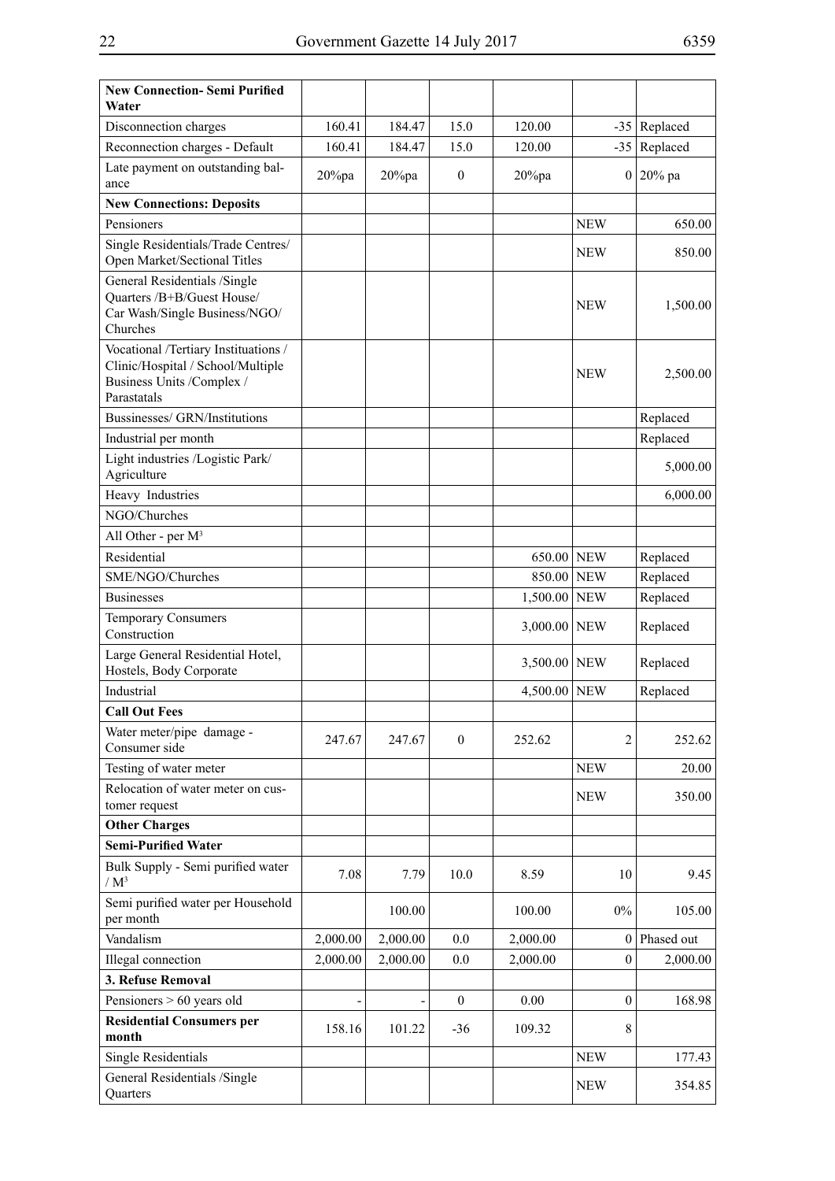| **New Connection- Semi Purified Water** | | | | | | |
|---|---|---|---|---|---|---|
| Disconnection charges | 160.41 | 184.47 | 15.0 | 120.00 | -35 | Replaced |
| Reconnection charges - Default | 160.41 | 184.47 | 15.0 | 120.00 | -35 | Replaced |
| Late payment on outstanding balance | 20%pa | 20%pa | 0 | 20%pa | 0 | 20% pa |
| **New Connections: Deposits** | | | | | | |
| Pensioners | | | | | NEW | 650.00 |
| Single Residentials/Trade Centres/ Open Market/Sectional Titles | | | | | NEW | 850.00 |
| General Residentials /Single Quarters /B+B/Guest House/ Car Wash/Single Business/NGO/ Churches | | | | | NEW | 1,500.00 |
| Vocational /Tertiary Instituations / Clinic/Hospital / School/Multiple Business Units /Complex / Parastatals | | | | | NEW | 2,500.00 |
| Bussinesses/ GRN/Institutions | | | | | | Replaced |
| Industrial per month | | | | | | Replaced |
| Light industries /Logistic Park/ Agriculture | | | | | | 5,000.00 |
| Heavy Industries | | | | | | 6,000.00 |
| NGO/Churches | | | | | | |
| All Other - per $M^3$ | | | | | | |
| Residential | | | | 650.00 | NEW | Replaced |
| SME/NGO/Churches | | | | 850.00 | NEW | Replaced |
| Businesses | | | | 1,500.00 | NEW | Replaced |
| Temporary Consumers Construction | | | | 3,000.00 | NEW | Replaced |
| Large General Residential Hotel, Hostels, Body Corporate | | | | 3,500.00 | NEW | Replaced |
| Industrial | | | | 4,500.00 | NEW | Replaced |
| **Call Out Fees** | | | | | | |
| Water meter/pipe damage - Consumer side | 247.67 | 247.67 | 0 | 252.62 | 2 | 252.62 |
| Testing of water meter | | | | | NEW | 20.00 |
| Relocation of water meter on customer request | | | | | NEW | 350.00 |
| **Other Charges** | | | | | | |
| **Semi-Purified Water** | | | | | | |
| Bulk Supply - Semi purified water / $M^3$ | 7.08 | 7.79 | 10.0 | 8.59 | 10 | 9.45 |
| Semi purified water per Household per month | | 100.00 | | 100.00 | 0% | 105.00 |
| Vandalism | 2,000.00 | 2,000.00 | 0.0 | 2,000.00 | 0 | Phased out |
| Illegal connection | 2,000.00 | 2,000.00 | 0.0 | 2,000.00 | 0 | 2,000.00 |
| **3. Refuse Removal** | | | | | | |
| Pensioners > 60 years old | - | - | 0 | 0.00 | 0 | 168.98 |
| **Residential Consumers per month** | 158.16 | 101.22 | -36 | 109.32 | 8 | |
| Single Residentials | | | | | NEW | 177.43 |
| General Residentials /Single Quarters | | | | | NEW | 354.85 |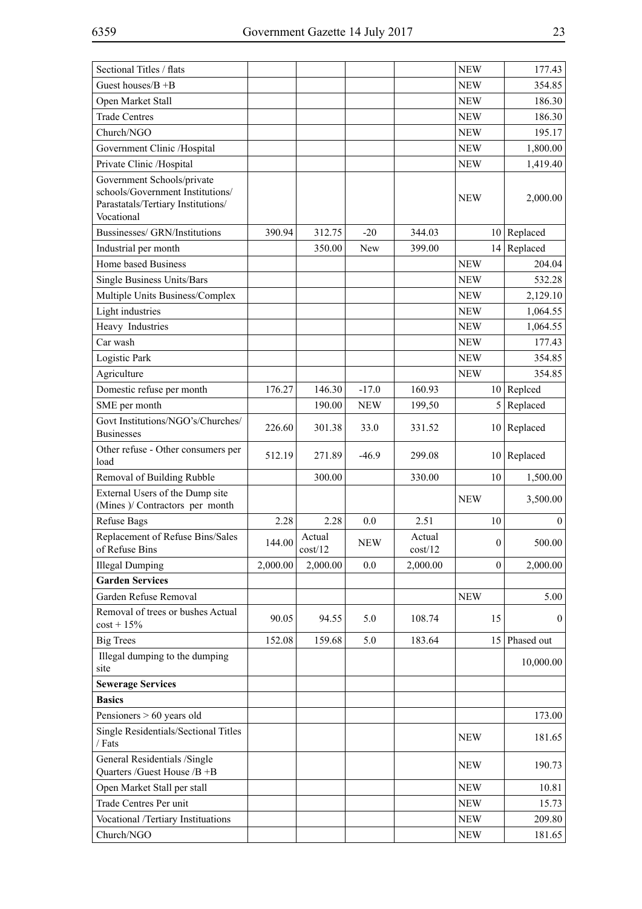| | | | | | | |
|---|---|---|---|---|---|---|
| Sectional Titles / flats | | | | | NEW | 177.43 |
| Guest houses/B +B | | | | | NEW | 354.85 |
| Open Market Stall | | | | | NEW | 186.30 |
| Trade Centres | | | | | NEW | 186.30 |
| Church/NGO | | | | | NEW | 195.17 |
| Government Clinic /Hospital | | | | | NEW | 1,800.00 |
| Private Clinic /Hospital | | | | | NEW | 1,419.40 |
| Government Schools/private schools/Government Institutions/ Parastatals/Tertiary Institutions/ Vocational | | | | | NEW | 2,000.00 |
| Bussinesses/ GRN/Institutions | 390.94 | 312.75 | -20 | 344.03 | 10 | Replaced |
| Industrial per month | | 350.00 | New | 399.00 | 14 | Replaced |
| Home based Business | | | | | NEW | 204.04 |
| Single Business Units/Bars | | | | | NEW | 532.28 |
| Multiple Units Business/Complex | | | | | NEW | 2,129.10 |
| Light industries | | | | | NEW | 1,064.55 |
| Heavy Industries | | | | | NEW | 1,064.55 |
| Car wash | | | | | NEW | 177.43 |
| Logistic Park | | | | | NEW | 354.85 |
| Agriculture | | | | | NEW | 354.85 |
| Domestic refuse per month | 176.27 | 146.30 | -17.0 | 160.93 | 10 | Replced |
| SME per month | | 190.00 | NEW | 199,50 | 5 | Replaced |
| Govt Institutions/NGO's/Churches/ Businesses | 226.60 | 301.38 | 33.0 | 331.52 | 10 | Replaced |
| Other refuse - Other consumers per load | 512.19 | 271.89 | -46.9 | 299.08 | 10 | Replaced |
| Removal of Building Rubble | | 300.00 | | 330.00 | 10 | 1,500.00 |
| External Users of the Dump site (Mines )/ Contractors per month | | | | | NEW | 3,500.00 |
| Refuse Bags | 2.28 | 2.28 | 0.0 | 2.51 | 10 | 0 |
| Replacement of Refuse Bins/Sales of Refuse Bins | 144.00 | Actual cost/12 | NEW | Actual cost/12 | 0 | 500.00 |
| Illegal Dumping | 2,000.00 | 2,000.00 | 0.0 | 2,000.00 | 0 | 2,000.00 |
| **Garden Services** | | | | | | |
| Garden Refuse Removal | | | | | NEW | 5.00 |
| Removal of trees or bushes Actual cost + 15% | 90.05 | 94.55 | 5.0 | 108.74 | 15 | 0 |
| Big Trees | 152.08 | 159.68 | 5.0 | 183.64 | 15 | Phased out |
| Illegal dumping to the dumping site | | | | | | 10,000.00 |
| **Sewerage Services** | | | | | | |
| **Basics** | | | | | | |
| Pensioners > 60 years old | | | | | | 173.00 |
| Single Residentials/Sectional Titles / Fats | | | | | NEW | 181.65 |
| General Residentials /Single Quarters /Guest House /B +B | | | | | NEW | 190.73 |
| Open Market Stall per stall | | | | | NEW | 10.81 |
| Trade Centres Per unit | | | | | NEW | 15.73 |
| Vocational /Tertiary Instituations | | | | | NEW | 209.80 |
| Church/NGO | | | | | NEW | 181.65 |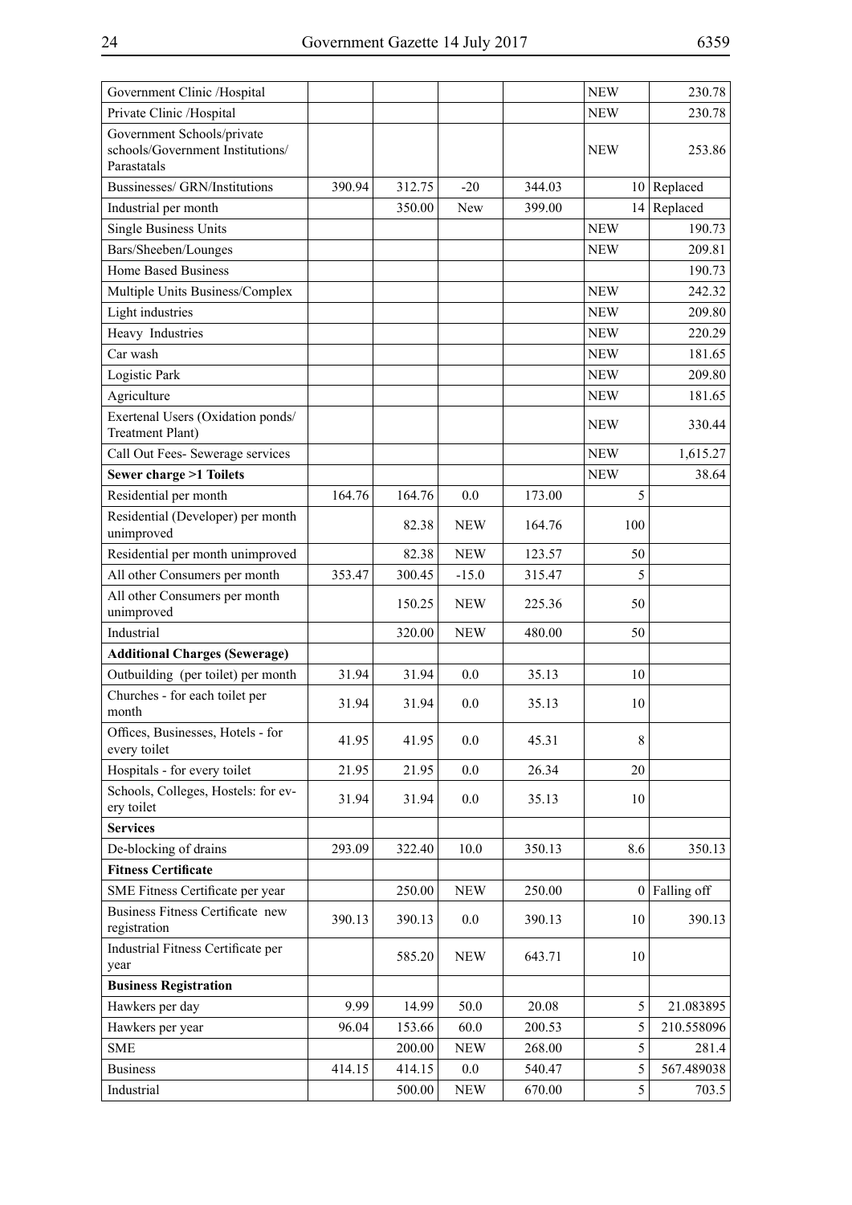| | | | | | | |
|---|---|---|---|---|---|---|
| Government Clinic /Hospital | | | | | NEW | 230.78 |
| Private Clinic /Hospital | | | | | NEW | 230.78 |
| Government Schools/private schools/Government Institutions/ Parastatals | | | | | NEW | 253.86 |
| Bussinesses/ GRN/Institutions | 390.94 | 312.75 | -20 | 344.03 | 10 | Replaced |
| Industrial per month | | 350.00 | New | 399.00 | 14 | Replaced |
| Single Business Units | | | | | NEW | 190.73 |
| Bars/Sheeben/Lounges | | | | | NEW | 209.81 |
| Home Based Business | | | | | | 190.73 |
| Multiple Units Business/Complex | | | | | NEW | 242.32 |
| Light industries | | | | | NEW | 209.80 |
| Heavy Industries | | | | | NEW | 220.29 |
| Car wash | | | | | NEW | 181.65 |
| Logistic Park | | | | | NEW | 209.80 |
| Agriculture | | | | | NEW | 181.65 |
| Exertenal Users (Oxidation ponds/ Treatment Plant) | | | | | NEW | 330.44 |
| Call Out Fees- Sewerage services | | | | | NEW | 1,615.27 |
| **Sewer charge >1 Toilets** | | | | | NEW | 38.64 |
| Residential per month | 164.76 | 164.76 | 0.0 | 173.00 | 5 | |
| Residential (Developer) per month unimproved | | 82.38 | NEW | 164.76 | 100 | |
| Residential per month unimproved | | 82.38 | NEW | 123.57 | 50 | |
| All other Consumers per month | 353.47 | 300.45 | -15.0 | 315.47 | 5 | |
| All other Consumers per month unimproved | | 150.25 | NEW | 225.36 | 50 | |
| Industrial | | 320.00 | NEW | 480.00 | 50 | |
| **Additional Charges (Sewerage)** | | | | | | |
| Outbuilding (per toilet) per month | 31.94 | 31.94 | 0.0 | 35.13 | 10 | |
| Churches - for each toilet per month | 31.94 | 31.94 | 0.0 | 35.13 | 10 | |
| Offices, Businesses, Hotels - for every toilet | 41.95 | 41.95 | 0.0 | 45.31 | 8 | |
| Hospitals - for every toilet | 21.95 | 21.95 | 0.0 | 26.34 | 20 | |
| Schools, Colleges, Hostels: for every toilet | 31.94 | 31.94 | 0.0 | 35.13 | 10 | |
| **Services** | | | | | | |
| De-blocking of drains | 293.09 | 322.40 | 10.0 | 350.13 | 8.6 | 350.13 |
| **Fitness Certificate** | | | | | | |
| SME Fitness Certificate per year | | 250.00 | NEW | 250.00 | 0 | Falling off |
| Business Fitness Certificate new registration | 390.13 | 390.13 | 0.0 | 390.13 | 10 | 390.13 |
| Industrial Fitness Certificate per year | | 585.20 | NEW | 643.71 | 10 | |
| **Business Registration** | | | | | | |
| Hawkers per day | 9.99 | 14.99 | 50.0 | 20.08 | 5 | 21.083895 |
| Hawkers per year | 96.04 | 153.66 | 60.0 | 200.53 | 5 | 210.558096 |
| SME | | 200.00 | NEW | 268.00 | 5 | 281.4 |
| Business | 414.15 | 414.15 | 0.0 | 540.47 | 5 | 567.489038 |
| Industrial | | 500.00 | NEW | 670.00 | 5 | 703.5 |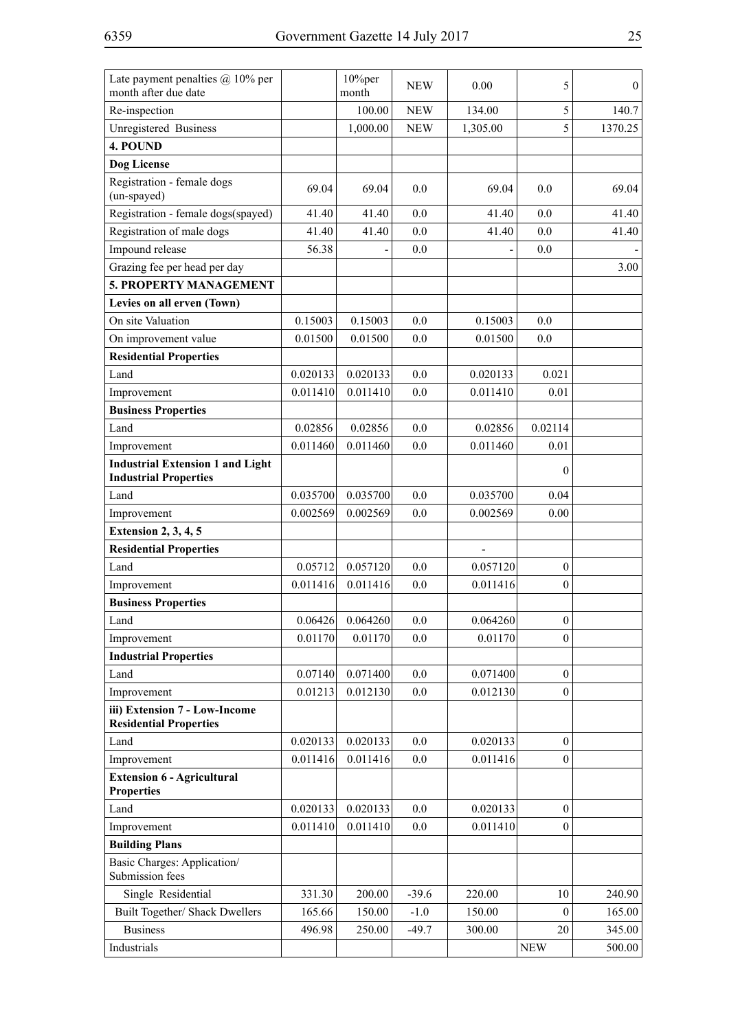| | | | | | | |
|---|---|---|---|---|---|---|
| Late payment penalties @ 10% per month after due date | | 10%per month | NEW | 0.00 | 5 | 0 |
| Re-inspection | | 100.00 | NEW | 134.00 | 5 | 140.7 |
| Unregistered Business | | 1,000.00 | NEW | 1,305.00 | 5 | 1370.25 |
| **4. POUND** | | | | | | |
| **Dog License** | | | | | | |
| Registration - female dogs (un-spayed) | 69.04 | 69.04 | 0.0 | 69.04 | 0.0 | 69.04 |
| Registration - female dogs(spayed) | 41.40 | 41.40 | 0.0 | 41.40 | 0.0 | 41.40 |
| Registration of male dogs | 41.40 | 41.40 | 0.0 | 41.40 | 0.0 | 41.40 |
| Impound release | 56.38 | - | 0.0 | - | 0.0 | - |
| Grazing fee per head per day | | | | | | 3.00 |
| **5. PROPERTY MANAGEMENT** | | | | | | |
| **Levies on all erven (Town)** | | | | | | |
| On site Valuation | 0.15003 | 0.15003 | 0.0 | 0.15003 | 0.0 | |
| On improvement value | 0.01500 | 0.01500 | 0.0 | 0.01500 | 0.0 | |
| **Residential Properties** | | | | | | |
| Land | 0.020133 | 0.020133 | 0.0 | 0.020133 | 0.021 | |
| Improvement | 0.011410 | 0.011410 | 0.0 | 0.011410 | 0.01 | |
| **Business Properties** | | | | | | |
| Land | 0.02856 | 0.02856 | 0.0 | 0.02856 | 0.02114 | |
| Improvement | 0.011460 | 0.011460 | 0.0 | 0.011460 | 0.01 | |
| **Industrial Extension 1 and Light Industrial Properties** | | | | | 0 | |
| Land | 0.035700 | 0.035700 | 0.0 | 0.035700 | 0.04 | |
| Improvement | 0.002569 | 0.002569 | 0.0 | 0.002569 | 0.00 | |
| **Extension 2, 3, 4, 5** | | | | | | |
| **Residential Properties** | | | | - | | |
| Land | 0.05712 | 0.057120 | 0.0 | 0.057120 | 0 | |
| Improvement | 0.011416 | 0.011416 | 0.0 | 0.011416 | 0 | |
| **Business Properties** | | | | | | |
| Land | 0.06426 | 0.064260 | 0.0 | 0.064260 | 0 | |
| Improvement | 0.01170 | 0.01170 | 0.0 | 0.01170 | 0 | |
| **Industrial Properties** | | | | | | |
| Land | 0.07140 | 0.071400 | 0.0 | 0.071400 | 0 | |
| Improvement | 0.01213 | 0.012130 | 0.0 | 0.012130 | 0 | |
| **iii) Extension 7 - Low-Income Residential Properties** | | | | | | |
| Land | 0.020133 | 0.020133 | 0.0 | 0.020133 | 0 | |
| Improvement | 0.011416 | 0.011416 | 0.0 | 0.011416 | 0 | |
| **Extension 6 - Agricultural Properties** | | | | | | |
| Land | 0.020133 | 0.020133 | 0.0 | 0.020133 | 0 | |
| Improvement | 0.011410 | 0.011410 | 0.0 | 0.011410 | 0 | |
| **Building Plans** | | | | | | |
| Basic Charges: Application/ Submission fees | | | | | | |
| Single Residential | 331.30 | 200.00 | -39.6 | 220.00 | 10 | 240.90 |
| Built Together/ Shack Dwellers | 165.66 | 150.00 | -1.0 | 150.00 | 0 | 165.00 |
| Business | 496.98 | 250.00 | -49.7 | 300.00 | 20 | 345.00 |
| Industrials | | | | | NEW | 500.00 |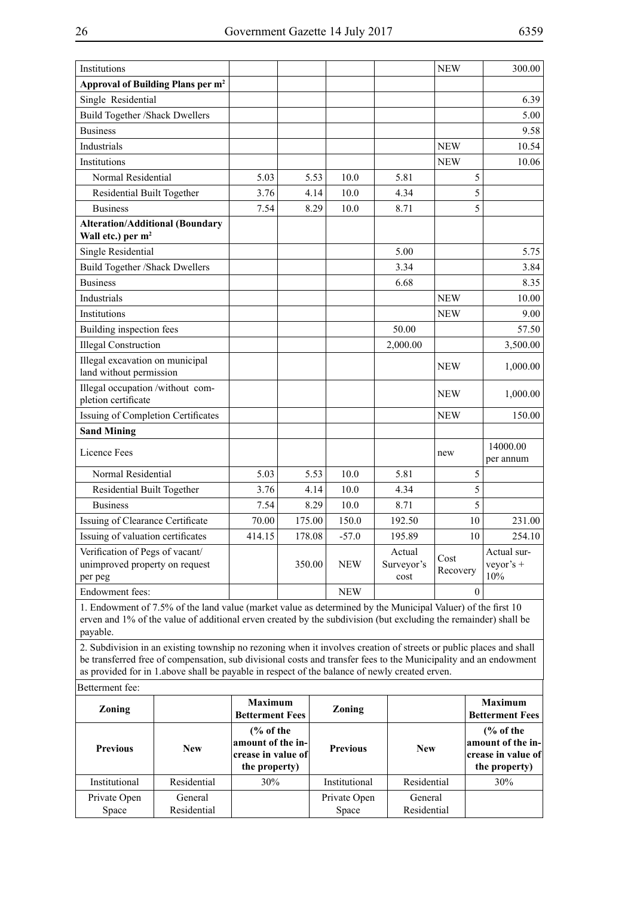| Institutions | | | | | NEW | 300.00 |
|---|---|---|---|---|---|---|
| **Approval of Building Plans per m²** | | | | | | |
| Single Residential | | | | | | 6.39 |
| Build Together /Shack Dwellers | | | | | | 5.00 |
| Business | | | | | | 9.58 |
| Industrials | | | | | NEW | 10.54 |
| Institutions | | | | | NEW | 10.06 |
| Normal Residential | 5.03 | 5.53 | 10.0 | 5.81 | 5 | |
| Residential Built Together | 3.76 | 4.14 | 10.0 | 4.34 | 5 | |
| Business | 7.54 | 8.29 | 10.0 | 8.71 | 5 | |
| **Alteration/Additional (Boundary Wall etc.) per m²** | | | | | | |
| Single Residential | | | | 5.00 | | 5.75 |
| Build Together /Shack Dwellers | | | | 3.34 | | 3.84 |
| Business | | | | 6.68 | | 8.35 |
| Industrials | | | | | NEW | 10.00 |
| Institutions | | | | | NEW | 9.00 |
| Building inspection fees | | | | 50.00 | | 57.50 |
| Illegal Construction | | | | 2,000.00 | | 3,500.00 |
| Illegal excavation on municipal land without permission | | | | | NEW | 1,000.00 |
| Illegal occupation /without completion certificate | | | | | NEW | 1,000.00 |
| Issuing of Completion Certificates | | | | | NEW | 150.00 |
| **Sand Mining** | | | | | | |
| Licence Fees | | | | | new | 14000.00 per annum |
| Normal Residential | 5.03 | 5.53 | 10.0 | 5.81 | 5 | |
| Residential Built Together | 3.76 | 4.14 | 10.0 | 4.34 | 5 | |
| Business | 7.54 | 8.29 | 10.0 | 8.71 | 5 | |
| Issuing of Clearance Certificate | 70.00 | 175.00 | 150.0 | 192.50 | 10 | 231.00 |
| Issuing of valuation certificates | 414.15 | 178.08 | -57.0 | 195.89 | 10 | 254.10 |
| Verification of Pegs of vacant/ unimproved property on request per peg | | 350.00 | NEW | Actual Surveyor's cost | Cost Recovery | Actual surveyor's + 10% |
| Endowment fees: | | | NEW | | 0 | |

1. Endowment of 7.5% of the land value (market value as determined by the Municipal Valuer) of the first 10 erven and 1% of the value of additional erven created by the subdivision (but excluding the remainder) shall be payable.

2. Subdivision in an existing township no rezoning when it involves creation of streets or public places and shall be transferred free of compensation, sub divisional costs and transfer fees to the Municipality and an endowment as provided for in 1.above shall be payable in respect of the balance of newly created erven.

Betterment fee:

| Zoning | | Maximum Betterment Fees | Zoning | | Maximum Betterment Fees |
|---|---|---|---|---|---|
| **Previous** | **New** | **(% of the amount of the increase in value of the property)** | **Previous** | **New** | **(% of the amount of the increase in value of the property)** |
| Institutional | Residential | 30% | Institutional | Residential | 30% |
| Private Open Space | General Residential | | Private Open Space | General Residential | |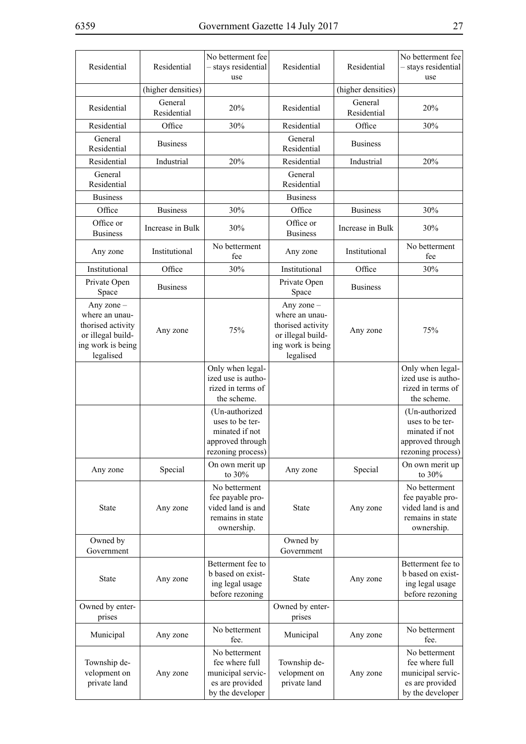| Residential | Residential | No betterment fee – stays residential use | Residential | Residential | No betterment fee – stays residential use |
|---|---|---|---|---|---|
| | (higher densities) | | | (higher densities) | |
| Residential | General Residential | 20% | Residential | General Residential | 20% |
| Residential | Office | 30% | Residential | Office | 30% |
| General Residential | Business | | General Residential | Business | |
| Residential | Industrial | 20% | Residential | Industrial | 20% |
| General Residential | | | General Residential | | |
| Business | | | Business | | |
| Office | Business | 30% | Office | Business | 30% |
| Office or Business | Increase in Bulk | 30% | Office or Business | Increase in Bulk | 30% |
| Any zone | Institutional | No betterment fee | Any zone | Institutional | No betterment fee |
| Institutional | Office | 30% | Institutional | Office | 30% |
| Private Open Space | Business | | Private Open Space | Business | |
| Any zone – where an unauthorised activity or illegal building work is being legalised | Any zone | 75% | Any zone – where an unauthorised activity or illegal building work is being legalised | Any zone | 75% |
| | | Only when legalized use is authorized in terms of the scheme. | | | Only when legalized use is authorized in terms of the scheme. |
| | | (Un-authorized uses to be terminated if not approved through rezoning process) | | | (Un-authorized uses to be terminated if not approved through rezoning process) |
| Any zone | Special | On own merit up to 30% | Any zone | Special | On own merit up to 30% |
| State | Any zone | No betterment fee payable provided land is and remains in state ownership. | State | Any zone | No betterment fee payable provided land is and remains in state ownership. |
| Owned by Government | | | Owned by Government | | |
| State | Any zone | Betterment fee to b based on existing legal usage before rezoning | State | Any zone | Betterment fee to b based on existing legal usage before rezoning |
| Owned by enterprises | | | Owned by enterprises | | |
| Municipal | Any zone | No betterment fee. | Municipal | Any zone | No betterment fee. |
| Township development on private land | Any zone | No betterment fee where full municipal services are provided by the developer | Township development on private land | Any zone | No betterment fee where full municipal services are provided by the developer |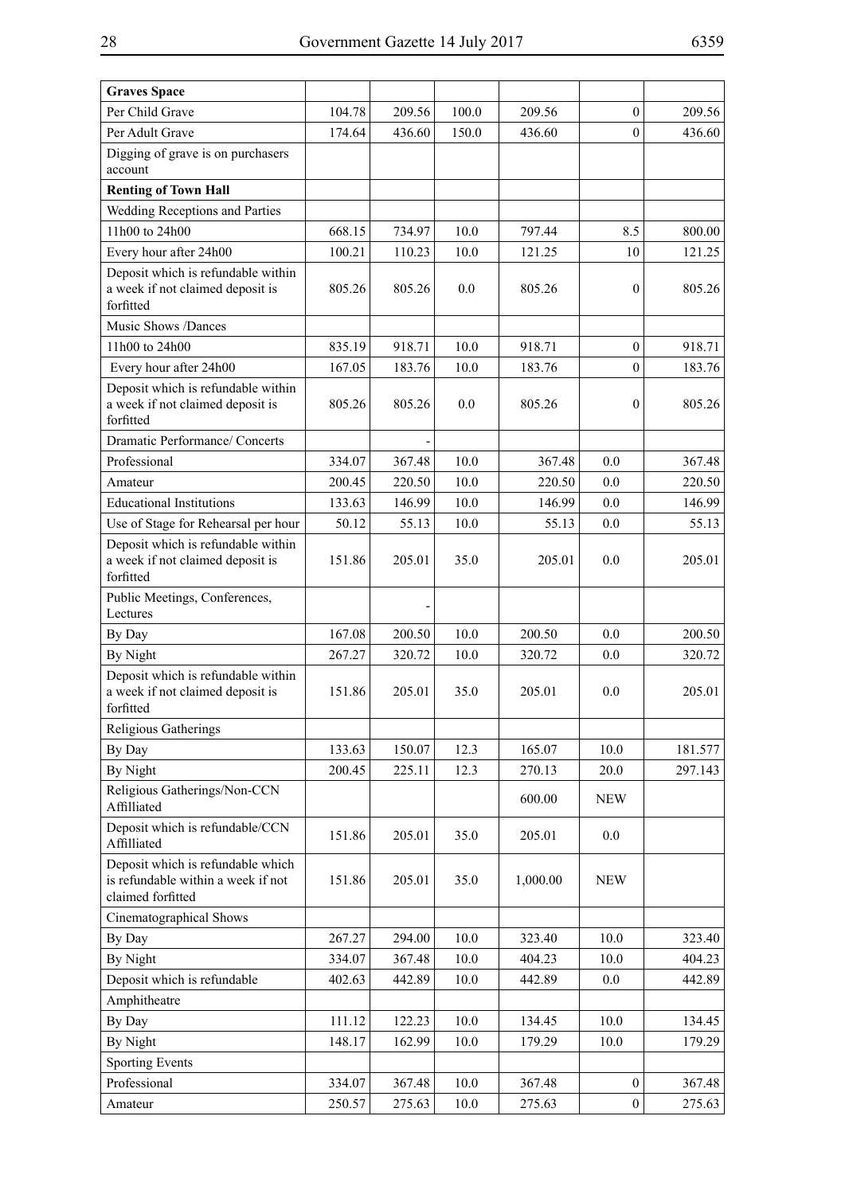| Graves Space | | | | | | |
|---|---|---|---|---|---|---|
| Per Child Grave | 104.78 | 209.56 | 100.0 | 209.56 | 0 | 209.56 |
| Per Adult Grave | 174.64 | 436.60 | 150.0 | 436.60 | 0 | 436.60 |
| Digging of grave is on purchasers account | | | | | | |
| **Renting of Town Hall** | | | | | | |
| Wedding Receptions and Parties | | | | | | |
| 11h00 to 24h00 | 668.15 | 734.97 | 10.0 | 797.44 | 8.5 | 800.00 |
| Every hour after 24h00 | 100.21 | 110.23 | 10.0 | 121.25 | 10 | 121.25 |
| Deposit which is refundable within a week if not claimed deposit is forfitted | 805.26 | 805.26 | 0.0 | 805.26 | 0 | 805.26 |
| Music Shows /Dances | | | | | | |
| 11h00 to 24h00 | 835.19 | 918.71 | 10.0 | 918.71 | 0 | 918.71 |
| Every hour after 24h00 | 167.05 | 183.76 | 10.0 | 183.76 | 0 | 183.76 |
| Deposit which is refundable within a week if not claimed deposit is forfitted | 805.26 | 805.26 | 0.0 | 805.26 | 0 | 805.26 |
| Dramatic Performance/ Concerts | | - | | | | |
| Professional | 334.07 | 367.48 | 10.0 | 367.48 | 0.0 | 367.48 |
| Amateur | 200.45 | 220.50 | 10.0 | 220.50 | 0.0 | 220.50 |
| Educational Institutions | 133.63 | 146.99 | 10.0 | 146.99 | 0.0 | 146.99 |
| Use of Stage for Rehearsal per hour | 50.12 | 55.13 | 10.0 | 55.13 | 0.0 | 55.13 |
| Deposit which is refundable within a week if not claimed deposit is forfitted | 151.86 | 205.01 | 35.0 | 205.01 | 0.0 | 205.01 |
| Public Meetings, Conferences, Lectures | | - | | | | |
| By Day | 167.08 | 200.50 | 10.0 | 200.50 | 0.0 | 200.50 |
| By Night | 267.27 | 320.72 | 10.0 | 320.72 | 0.0 | 320.72 |
| Deposit which is refundable within a week if not claimed deposit is forfitted | 151.86 | 205.01 | 35.0 | 205.01 | 0.0 | 205.01 |
| Religious Gatherings | | | | | | |
| By Day | 133.63 | 150.07 | 12.3 | 165.07 | 10.0 | 181.577 |
| By Night | 200.45 | 225.11 | 12.3 | 270.13 | 20.0 | 297.143 |
| Religious Gatherings/Non-CCN Affilliated | | | | 600.00 | NEW | |
| Deposit which is refundable/CCN Affilliated | 151.86 | 205.01 | 35.0 | 205.01 | 0.0 | |
| Deposit which is refundable which is refundable within a week if not claimed forfitted | 151.86 | 205.01 | 35.0 | 1,000.00 | NEW | |
| Cinematographical Shows | | | | | | |
| By Day | 267.27 | 294.00 | 10.0 | 323.40 | 10.0 | 323.40 |
| By Night | 334.07 | 367.48 | 10.0 | 404.23 | 10.0 | 404.23 |
| Deposit which is refundable | 402.63 | 442.89 | 10.0 | 442.89 | 0.0 | 442.89 |
| Amphitheatre | | | | | | |
| By Day | 111.12 | 122.23 | 10.0 | 134.45 | 10.0 | 134.45 |
| By Night | 148.17 | 162.99 | 10.0 | 179.29 | 10.0 | 179.29 |
| Sporting Events | | | | | | |
| Professional | 334.07 | 367.48 | 10.0 | 367.48 | 0 | 367.48 |
| Amateur | 250.57 | 275.63 | 10.0 | 275.63 | 0 | 275.63 |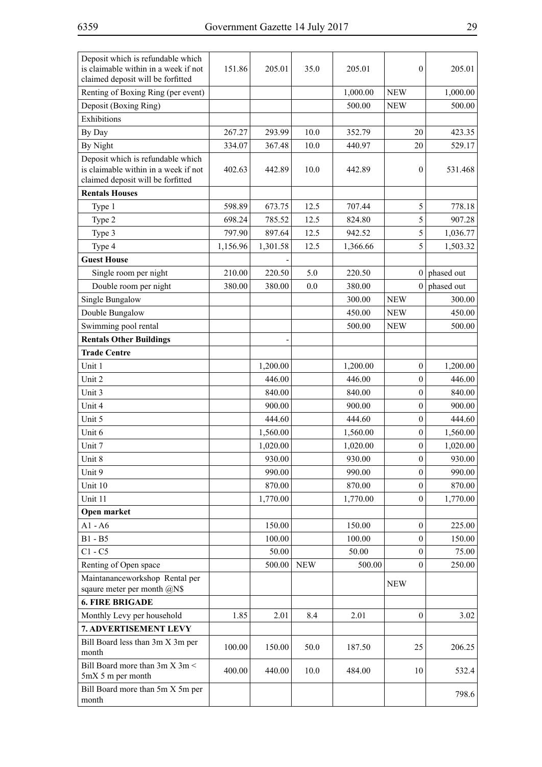| Deposit which is refundable which is claimable within in a week if not claimed deposit will be forfitted | 151.86 | 205.01 | 35.0 | 205.01 | 0 | 205.01 |
|---|---|---|---|---|---|---|
| Renting of Boxing Ring (per event) | | | | 1,000.00 | NEW | 1,000.00 |
| Deposit (Boxing Ring) | | | | 500.00 | NEW | 500.00 |
| Exhibitions | | | | | | |
| By Day | 267.27 | 293.99 | 10.0 | 352.79 | 20 | 423.35 |
| By Night | 334.07 | 367.48 | 10.0 | 440.97 | 20 | 529.17 |
| Deposit which is refundable which is claimable within in a week if not claimed deposit will be forfitted | 402.63 | 442.89 | 10.0 | 442.89 | 0 | 531.468 |
| **Rentals Houses** | | | | | | |
| Type 1 | 598.89 | 673.75 | 12.5 | 707.44 | 5 | 778.18 |
| Type 2 | 698.24 | 785.52 | 12.5 | 824.80 | 5 | 907.28 |
| Type 3 | 797.90 | 897.64 | 12.5 | 942.52 | 5 | 1,036.77 |
| Type 4 | 1,156.96 | 1,301.58 | 12.5 | 1,366.66 | 5 | 1,503.32 |
| **Guest House** | | - | | | | |
| Single room per night | 210.00 | 220.50 | 5.0 | 220.50 | 0 | phased out |
| Double room per night | 380.00 | 380.00 | 0.0 | 380.00 | 0 | phased out |
| Single Bungalow | | | | 300.00 | NEW | 300.00 |
| Double Bungalow | | | | 450.00 | NEW | 450.00 |
| Swimming pool rental | | | | 500.00 | NEW | 500.00 |
| **Rentals Other Buildings** | | - | | | | |
| **Trade Centre** | | | | | | |
| Unit 1 | | 1,200.00 | | 1,200.00 | 0 | 1,200.00 |
| Unit 2 | | 446.00 | | 446.00 | 0 | 446.00 |
| Unit 3 | | 840.00 | | 840.00 | 0 | 840.00 |
| Unit 4 | | 900.00 | | 900.00 | 0 | 900.00 |
| Unit 5 | | 444.60 | | 444.60 | 0 | 444.60 |
| Unit 6 | | 1,560.00 | | 1,560.00 | 0 | 1,560.00 |
| Unit 7 | | 1,020.00 | | 1,020.00 | 0 | 1,020.00 |
| Unit 8 | | 930.00 | | 930.00 | 0 | 930.00 |
| Unit 9 | | 990.00 | | 990.00 | 0 | 990.00 |
| Unit 10 | | 870.00 | | 870.00 | 0 | 870.00 |
| Unit 11 | | 1,770.00 | | 1,770.00 | 0 | 1,770.00 |
| **Open market** | | | | | | |
| A1 - A6 | | 150.00 | | 150.00 | 0 | 225.00 |
| B1 - B5 | | 100.00 | | 100.00 | 0 | 150.00 |
| C1 - C5 | | 50.00 | | 50.00 | 0 | 75.00 |
| Renting of Open space | | 500.00 | NEW | 500.00 | 0 | 250.00 |
| Maintananceworkshop Rental per sqaure meter per month @N$ | | | | | NEW | |
| **6. FIRE BRIGADE** | | | | | | |
| Monthly Levy per household | 1.85 | 2.01 | 8.4 | 2.01 | 0 | 3.02 |
| **7. ADVERTISEMENT LEVY** | | | | | | |
| Bill Board less than 3m X 3m per month | 100.00 | 150.00 | 50.0 | 187.50 | 25 | 206.25 |
| Bill Board more than 3m X 3m < 5mX 5 m per month | 400.00 | 440.00 | 10.0 | 484.00 | 10 | 532.4 |
| Bill Board more than 5m X 5m per month | | | | | | 798.6 |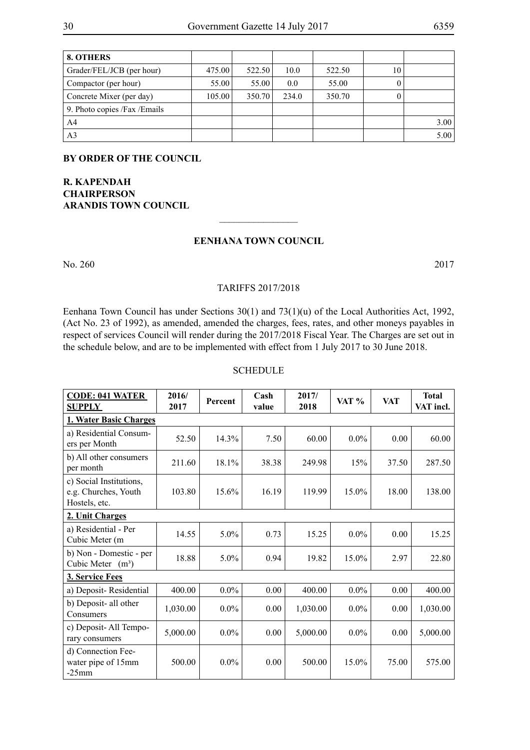| 8. OTHERS | | | | | | |
|---|---|---|---|---|---|---|
| Grader/FEL/JCB (per hour) | 475.00 | 522.50 | 10.0 | 522.50 | 10 | |
| Compactor (per hour) | 55.00 | 55.00 | 0.0 | 55.00 | 0 | |
| Concrete Mixer (per day) | 105.00 | 350.70 | 234.0 | 350.70 | 0 | |
| 9. Photo copies /Fax /Emails | | | | | | |
| A4 | | | | | | 3.00 |
| A3 | | | | | | 5.00 |

**BY ORDER OF THE COUNCIL**

**R. KAPENDAH**
**CHAIRPERSON**
**ARANDIS TOWN COUNCIL**

---

## EENHANA TOWN COUNCIL

No. 260 2017

TARIFFS 2017/2018

Eenhana Town Council has under Sections 30(1) and 73(1)(u) of the Local Authorities Act, 1992, (Act No. 23 of 1992), as amended, amended the charges, fees, rates, and other moneys payables in respect of services Council will render during the 2017/2018 Fiscal Year. The Charges are set out in the schedule below, and are to be implemented with effect from 1 July 2017 to 30 June 2018.

SCHEDULE

| **CODE: 041 WATER SUPPLY** | 2016/2017 | Percent | Cash value | 2017/2018 | VAT % | VAT | Total VAT incl. |
|---|---|---|---|---|---|---|---|
| **1. Water Basic Charges** | | | | | | | |
| a) Residential Consumers per Month | 52.50 | 14.3% | 7.50 | 60.00 | 0.0% | 0.00 | 60.00 |
| b) All other consumers per month | 211.60 | 18.1% | 38.38 | 249.98 | 15% | 37.50 | 287.50 |
| c) Social Institutions, e.g. Churches, Youth Hostels, etc. | 103.80 | 15.6% | 16.19 | 119.99 | 15.0% | 18.00 | 138.00 |
| **2. Unit Charges** | | | | | | | |
| a) Residential - Per Cubic Meter (m | 14.55 | 5.0% | 0.73 | 15.25 | 0.0% | 0.00 | 15.25 |
| b) Non - Domestic - per Cubic Meter ($m^3$) | 18.88 | 5.0% | 0.94 | 19.82 | 15.0% | 2.97 | 22.80 |
| **3. Service Fees** | | | | | | | |
| a) Deposit- Residential | 400.00 | 0.0% | 0.00 | 400.00 | 0.0% | 0.00 | 400.00 |
| b) Deposit- all other Consumers | 1,030.00 | 0.0% | 0.00 | 1,030.00 | 0.0% | 0.00 | 1,030.00 |
| c) Deposit- All Temporary consumers | 5,000.00 | 0.0% | 0.00 | 5,000.00 | 0.0% | 0.00 | 5,000.00 |
| d) Connection Fee- water pipe of 15mm -25mm | 500.00 | 0.0% | 0.00 | 500.00 | 15.0% | 75.00 | 575.00 |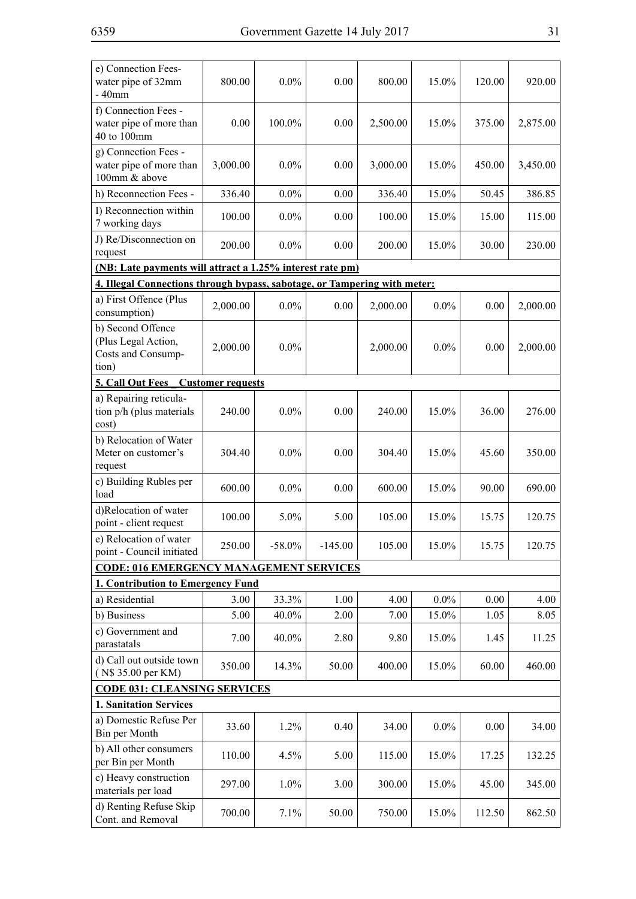| | | | | | | | |
|---|---|---|---|---|---|---|---|
| e) Connection Fees- water pipe of 32mm - 40mm | 800.00 | 0.0% | 0.00 | 800.00 | 15.0% | 120.00 | 920.00 |
| f) Connection Fees - water pipe of more than 40 to 100mm | 0.00 | 100.0% | 0.00 | 2,500.00 | 15.0% | 375.00 | 2,875.00 |
| g) Connection Fees - water pipe of more than 100mm & above | 3,000.00 | 0.0% | 0.00 | 3,000.00 | 15.0% | 450.00 | 3,450.00 |
| h) Reconnection Fees - | 336.40 | 0.0% | 0.00 | 336.40 | 15.0% | 50.45 | 386.85 |
| I) Reconnection within 7 working days | 100.00 | 0.0% | 0.00 | 100.00 | 15.0% | 15.00 | 115.00 |
| J) Re/Disconnection on request | 200.00 | 0.0% | 0.00 | 200.00 | 15.0% | 30.00 | 230.00 |
| **(NB: Late payments will attract a 1.25% interest rate pm)** | | | | | | | |
| **4. Illegal Connections through bypass, sabotage, or Tampering with meter:** | | | | | | | |
| a) First Offence (Plus consumption) | 2,000.00 | 0.0% | 0.00 | 2,000.00 | 0.0% | 0.00 | 2,000.00 |
| b) Second Offence (Plus Legal Action, Costs and Consumption) | 2,000.00 | 0.0% | | 2,000.00 | 0.0% | 0.00 | 2,000.00 |
| **5. Call Out Fees _ Customer requests** | | | | | | | |
| a) Repairing reticulation p/h (plus materials cost) | 240.00 | 0.0% | 0.00 | 240.00 | 15.0% | 36.00 | 276.00 |
| b) Relocation of Water Meter on customer's request | 304.40 | 0.0% | 0.00 | 304.40 | 15.0% | 45.60 | 350.00 |
| c) Building Rubles per load | 600.00 | 0.0% | 0.00 | 600.00 | 15.0% | 90.00 | 690.00 |
| d)Relocation of water point - client request | 100.00 | 5.0% | 5.00 | 105.00 | 15.0% | 15.75 | 120.75 |
| e) Relocation of water point - Council initiated | 250.00 | -58.0% | -145.00 | 105.00 | 15.0% | 15.75 | 120.75 |
| **CODE: 016 EMERGENCY MANAGEMENT SERVICES** | | | | | | | |
| **1. Contribution to Emergency Fund** | | | | | | | |
| a) Residential | 3.00 | 33.3% | 1.00 | 4.00 | 0.0% | 0.00 | 4.00 |
| b) Business | 5.00 | 40.0% | 2.00 | 7.00 | 15.0% | 1.05 | 8.05 |
| c) Government and parastatals | 7.00 | 40.0% | 2.80 | 9.80 | 15.0% | 1.45 | 11.25 |
| d) Call out outside town ( N$ 35.00 per KM) | 350.00 | 14.3% | 50.00 | 400.00 | 15.0% | 60.00 | 460.00 |
| **CODE 031: CLEANSING SERVICES** | | | | | | | |
| **1. Sanitation Services** | | | | | | | |
| a) Domestic Refuse Per Bin per Month | 33.60 | 1.2% | 0.40 | 34.00 | 0.0% | 0.00 | 34.00 |
| b) All other consumers per Bin per Month | 110.00 | 4.5% | 5.00 | 115.00 | 15.0% | 17.25 | 132.25 |
| c) Heavy construction materials per load | 297.00 | 1.0% | 3.00 | 300.00 | 15.0% | 45.00 | 345.00 |
| d) Renting Refuse Skip Cont. and Removal | 700.00 | 7.1% | 50.00 | 750.00 | 15.0% | 112.50 | 862.50 |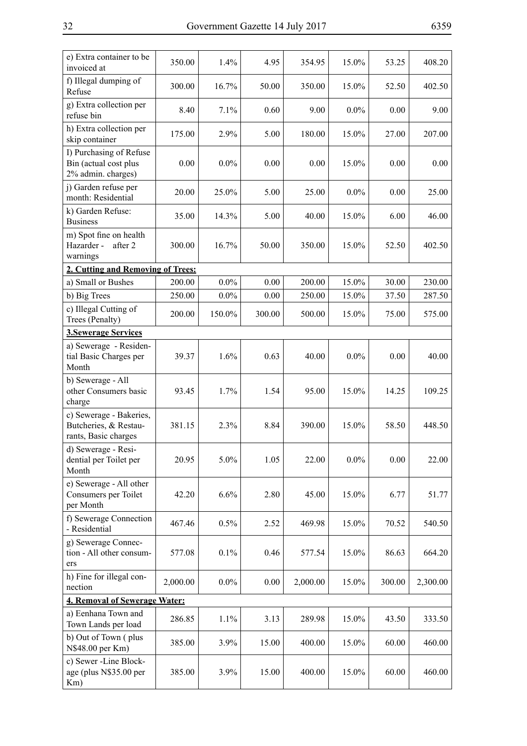| | | | | | | | |
|---|---|---|---|---|---|---|---|
| e) Extra container to be invoiced at | 350.00 | 1.4% | 4.95 | 354.95 | 15.0% | 53.25 | 408.20 |
| f) Illegal dumping of Refuse | 300.00 | 16.7% | 50.00 | 350.00 | 15.0% | 52.50 | 402.50 |
| g) Extra collection per refuse bin | 8.40 | 7.1% | 0.60 | 9.00 | 0.0% | 0.00 | 9.00 |
| h) Extra collection per skip container | 175.00 | 2.9% | 5.00 | 180.00 | 15.0% | 27.00 | 207.00 |
| I) Purchasing of Refuse Bin (actual cost plus 2% admin. charges) | 0.00 | 0.0% | 0.00 | 0.00 | 15.0% | 0.00 | 0.00 |
| j) Garden refuse per month: Residential | 20.00 | 25.0% | 5.00 | 25.00 | 0.0% | 0.00 | 25.00 |
| k) Garden Refuse: Business | 35.00 | 14.3% | 5.00 | 40.00 | 15.0% | 6.00 | 46.00 |
| m) Spot fine on health Hazarder - after 2 warnings | 300.00 | 16.7% | 50.00 | 350.00 | 15.0% | 52.50 | 402.50 |
| **2. Cutting and Removing of Trees:** | | | | | | | |
| a) Small or Bushes | 200.00 | 0.0% | 0.00 | 200.00 | 15.0% | 30.00 | 230.00 |
| b) Big Trees | 250.00 | 0.0% | 0.00 | 250.00 | 15.0% | 37.50 | 287.50 |
| c) Illegal Cutting of Trees (Penalty) | 200.00 | 150.0% | 300.00 | 500.00 | 15.0% | 75.00 | 575.00 |
| **3.Sewerage Services** | | | | | | | |
| a) Sewerage - Residential Basic Charges per Month | 39.37 | 1.6% | 0.63 | 40.00 | 0.0% | 0.00 | 40.00 |
| b) Sewerage - All other Consumers basic charge | 93.45 | 1.7% | 1.54 | 95.00 | 15.0% | 14.25 | 109.25 |
| c) Sewerage - Bakeries, Butcheries, & Restaurants, Basic charges | 381.15 | 2.3% | 8.84 | 390.00 | 15.0% | 58.50 | 448.50 |
| d) Sewerage - Residential per Toilet per Month | 20.95 | 5.0% | 1.05 | 22.00 | 0.0% | 0.00 | 22.00 |
| e) Sewerage - All other Consumers per Toilet per Month | 42.20 | 6.6% | 2.80 | 45.00 | 15.0% | 6.77 | 51.77 |
| f) Sewerage Connection - Residential | 467.46 | 0.5% | 2.52 | 469.98 | 15.0% | 70.52 | 540.50 |
| g) Sewerage Connection - All other consumers | 577.08 | 0.1% | 0.46 | 577.54 | 15.0% | 86.63 | 664.20 |
| h) Fine for illegal connection | 2,000.00 | 0.0% | 0.00 | 2,000.00 | 15.0% | 300.00 | 2,300.00 |
| **4. Removal of Sewerage Water:** | | | | | | | |
| a) Eenhana Town and Town Lands per load | 286.85 | 1.1% | 3.13 | 289.98 | 15.0% | 43.50 | 333.50 |
| b) Out of Town ( plus N$48.00 per Km) | 385.00 | 3.9% | 15.00 | 400.00 | 15.0% | 60.00 | 460.00 |
| c) Sewer -Line Blockage (plus N$35.00 per Km) | 385.00 | 3.9% | 15.00 | 400.00 | 15.0% | 60.00 | 460.00 |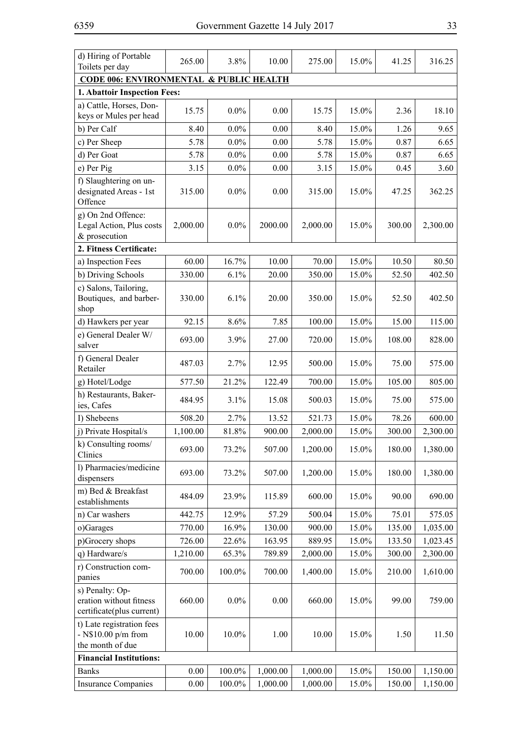| | | | | | | | |
|---|---|---|---|---|---|---|---|
| d) Hiring of Portable Toilets per day | 265.00 | 3.8% | 10.00 | 275.00 | 15.0% | 41.25 | 316.25 |
| **CODE 006: ENVIRONMENTAL & PUBLIC HEALTH** | | | | | | | |
| **1. Abattoir Inspection Fees:** | | | | | | | |
| a) Cattle, Horses, Donkeys or Mules per head | 15.75 | 0.0% | 0.00 | 15.75 | 15.0% | 2.36 | 18.10 |
| b) Per Calf | 8.40 | 0.0% | 0.00 | 8.40 | 15.0% | 1.26 | 9.65 |
| c) Per Sheep | 5.78 | 0.0% | 0.00 | 5.78 | 15.0% | 0.87 | 6.65 |
| d) Per Goat | 5.78 | 0.0% | 0.00 | 5.78 | 15.0% | 0.87 | 6.65 |
| e) Per Pig | 3.15 | 0.0% | 0.00 | 3.15 | 15.0% | 0.45 | 3.60 |
| f) Slaughtering on undesignated Areas - 1st Offence | 315.00 | 0.0% | 0.00 | 315.00 | 15.0% | 47.25 | 362.25 |
| g) On 2nd Offence: Legal Action, Plus costs & prosecution | 2,000.00 | 0.0% | 2000.00 | 2,000.00 | 15.0% | 300.00 | 2,300.00 |
| **2. Fitness Certificate:** | | | | | | | |
| a) Inspection Fees | 60.00 | 16.7% | 10.00 | 70.00 | 15.0% | 10.50 | 80.50 |
| b) Driving Schools | 330.00 | 6.1% | 20.00 | 350.00 | 15.0% | 52.50 | 402.50 |
| c) Salons, Tailoring, Boutiques, and barbershop | 330.00 | 6.1% | 20.00 | 350.00 | 15.0% | 52.50 | 402.50 |
| d) Hawkers per year | 92.15 | 8.6% | 7.85 | 100.00 | 15.0% | 15.00 | 115.00 |
| e) General Dealer W/salver | 693.00 | 3.9% | 27.00 | 720.00 | 15.0% | 108.00 | 828.00 |
| f) General Dealer Retailer | 487.03 | 2.7% | 12.95 | 500.00 | 15.0% | 75.00 | 575.00 |
| g) Hotel/Lodge | 577.50 | 21.2% | 122.49 | 700.00 | 15.0% | 105.00 | 805.00 |
| h) Restaurants, Bakeries, Cafes | 484.95 | 3.1% | 15.08 | 500.03 | 15.0% | 75.00 | 575.00 |
| I) Shebeens | 508.20 | 2.7% | 13.52 | 521.73 | 15.0% | 78.26 | 600.00 |
| j) Private Hospital/s | 1,100.00 | 81.8% | 900.00 | 2,000.00 | 15.0% | 300.00 | 2,300.00 |
| k) Consulting rooms/Clinics | 693.00 | 73.2% | 507.00 | 1,200.00 | 15.0% | 180.00 | 1,380.00 |
| l) Pharmacies/medicine dispensers | 693.00 | 73.2% | 507.00 | 1,200.00 | 15.0% | 180.00 | 1,380.00 |
| m) Bed & Breakfast establishments | 484.09 | 23.9% | 115.89 | 600.00 | 15.0% | 90.00 | 690.00 |
| n) Car washers | 442.75 | 12.9% | 57.29 | 500.04 | 15.0% | 75.01 | 575.05 |
| o)Garages | 770.00 | 16.9% | 130.00 | 900.00 | 15.0% | 135.00 | 1,035.00 |
| p)Grocery shops | 726.00 | 22.6% | 163.95 | 889.95 | 15.0% | 133.50 | 1,023.45 |
| q) Hardware/s | 1,210.00 | 65.3% | 789.89 | 2,000.00 | 15.0% | 300.00 | 2,300.00 |
| r) Construction companies | 700.00 | 100.0% | 700.00 | 1,400.00 | 15.0% | 210.00 | 1,610.00 |
| s) Penalty: Operation without fitness certificate(plus current) | 660.00 | 0.0% | 0.00 | 660.00 | 15.0% | 99.00 | 759.00 |
| t) Late registration fees - N$10.00 p/m from the month of due | 10.00 | 10.0% | 1.00 | 10.00 | 15.0% | 1.50 | 11.50 |
| **Financial Institutions:** | | | | | | | |
| Banks | 0.00 | 100.0% | 1,000.00 | 1,000.00 | 15.0% | 150.00 | 1,150.00 |
| Insurance Companies | 0.00 | 100.0% | 1,000.00 | 1,000.00 | 15.0% | 150.00 | 1,150.00 |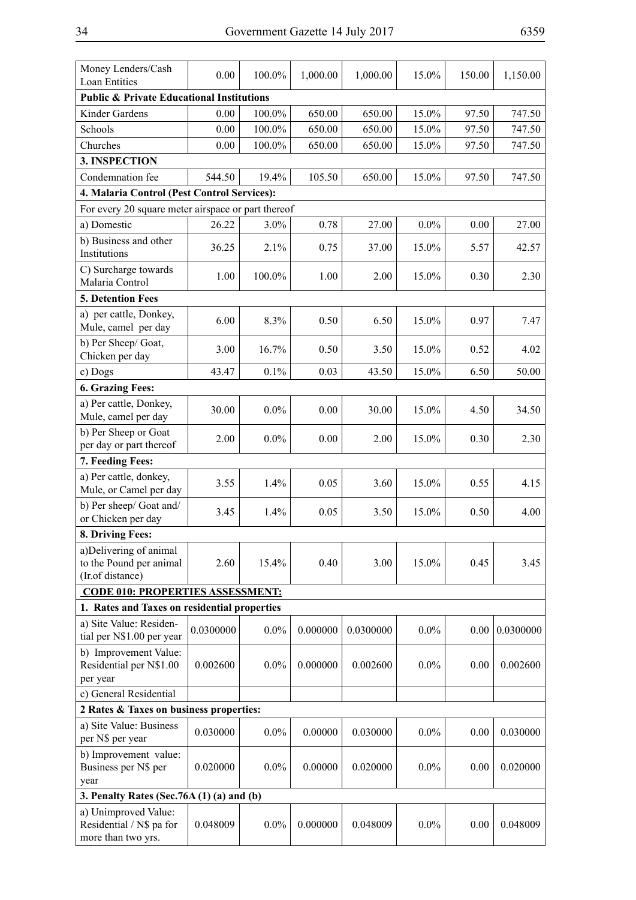| | | | | | | | |
|---|---|---|---|---|---|---|---|
| Money Lenders/Cash Loan Entities | 0.00 | 100.0% | 1,000.00 | 1,000.00 | 15.0% | 150.00 | 1,150.00 |
| **Public & Private Educational Institutions** | | | | | | | |
| Kinder Gardens | 0.00 | 100.0% | 650.00 | 650.00 | 15.0% | 97.50 | 747.50 |
| Schools | 0.00 | 100.0% | 650.00 | 650.00 | 15.0% | 97.50 | 747.50 |
| Churches | 0.00 | 100.0% | 650.00 | 650.00 | 15.0% | 97.50 | 747.50 |
| **3. INSPECTION** | | | | | | | |
| Condemnation fee | 544.50 | 19.4% | 105.50 | 650.00 | 15.0% | 97.50 | 747.50 |
| **4. Malaria Control (Pest Control Services):** | | | | | | | |
| For every 20 square meter airspace or part thereof | | | | | | | |
| a) Domestic | 26.22 | 3.0% | 0.78 | 27.00 | 0.0% | 0.00 | 27.00 |
| b) Business and other Institutions | 36.25 | 2.1% | 0.75 | 37.00 | 15.0% | 5.57 | 42.57 |
| C) Surcharge towards Malaria Control | 1.00 | 100.0% | 1.00 | 2.00 | 15.0% | 0.30 | 2.30 |
| **5. Detention Fees** | | | | | | | |
| a) per cattle, Donkey, Mule, camel per day | 6.00 | 8.3% | 0.50 | 6.50 | 15.0% | 0.97 | 7.47 |
| b) Per Sheep/ Goat, Chicken per day | 3.00 | 16.7% | 0.50 | 3.50 | 15.0% | 0.52 | 4.02 |
| c) Dogs | 43.47 | 0.1% | 0.03 | 43.50 | 15.0% | 6.50 | 50.00 |
| **6. Grazing Fees:** | | | | | | | |
| a) Per cattle, Donkey, Mule, camel per day | 30.00 | 0.0% | 0.00 | 30.00 | 15.0% | 4.50 | 34.50 |
| b) Per Sheep or Goat per day or part thereof | 2.00 | 0.0% | 0.00 | 2.00 | 15.0% | 0.30 | 2.30 |
| **7. Feeding Fees:** | | | | | | | |
| a) Per cattle, donkey, Mule, or Camel per day | 3.55 | 1.4% | 0.05 | 3.60 | 15.0% | 0.55 | 4.15 |
| b) Per sheep/ Goat and/ or Chicken per day | 3.45 | 1.4% | 0.05 | 3.50 | 15.0% | 0.50 | 4.00 |
| **8. Driving Fees:** | | | | | | | |
| a)Delivering of animal to the Pound per animal (Ir.of distance) | 2.60 | 15.4% | 0.40 | 3.00 | 15.0% | 0.45 | 3.45 |
| **CODE 010: PROPERTIES ASSESSMENT:** | | | | | | | |
| **1. Rates and Taxes on residential properties** | | | | | | | |
| a) Site Value: Residential per N$1.00 per year | 0.0300000 | 0.0% | 0.000000 | 0.0300000 | 0.0% | 0.00 | 0.0300000 |
| b) Improvement Value: Residential per N$1.00 per year | 0.002600 | 0.0% | 0.000000 | 0.002600 | 0.0% | 0.00 | 0.002600 |
| c) General Residential | | | | | | | |
| **2 Rates & Taxes on business properties:** | | | | | | | |
| a) Site Value: Business per N$ per year | 0.030000 | 0.0% | 0.00000 | 0.030000 | 0.0% | 0.00 | 0.030000 |
| b) Improvement value: Business per N$ per year | 0.020000 | 0.0% | 0.00000 | 0.020000 | 0.0% | 0.00 | 0.020000 |
| **3. Penalty Rates (Sec.76A (1) (a) and (b)** | | | | | | | |
| a) Unimproved Value: Residential / N$ pa for more than two yrs. | 0.048009 | 0.0% | 0.000000 | 0.048009 | 0.0% | 0.00 | 0.048009 |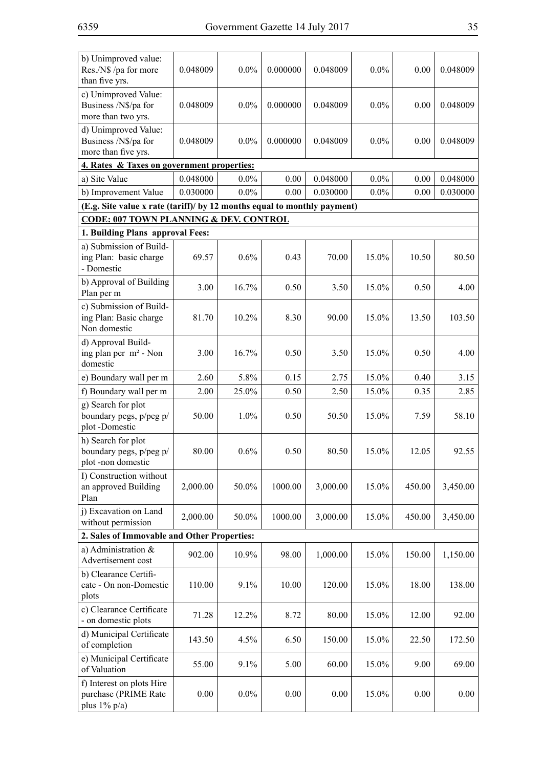| | | | | | | | |
|---|---|---|---|---|---|---|---|
| b) Unimproved value: Res./N$ /pa for more than five yrs. | 0.048009 | 0.0% | 0.000000 | 0.048009 | 0.0% | 0.00 | 0.048009 |
| c) Unimproved Value: Business /N$/pa for more than two yrs. | 0.048009 | 0.0% | 0.000000 | 0.048009 | 0.0% | 0.00 | 0.048009 |
| d) Unimproved Value: Business /N$/pa for more than five yrs. | 0.048009 | 0.0% | 0.000000 | 0.048009 | 0.0% | 0.00 | 0.048009 |
| **4. Rates & Taxes on government properties:** | | | | | | | |
| a) Site Value | 0.048000 | 0.0% | 0.00 | 0.048000 | 0.0% | 0.00 | 0.048000 |
| b) Improvement Value | 0.030000 | 0.0% | 0.00 | 0.030000 | 0.0% | 0.00 | 0.030000 |
| **(E.g. Site value x rate (tariff)/ by 12 months equal to monthly payment)** | | | | | | | |
| **CODE: 007 TOWN PLANNING & DEV. CONTROL** | | | | | | | |
| **1. Building Plans approval Fees:** | | | | | | | |
| a) Submission of Building Plan: basic charge - Domestic | 69.57 | 0.6% | 0.43 | 70.00 | 15.0% | 10.50 | 80.50 |
| b) Approval of Building Plan per m | 3.00 | 16.7% | 0.50 | 3.50 | 15.0% | 0.50 | 4.00 |
| c) Submission of Building Plan: Basic charge Non domestic | 81.70 | 10.2% | 8.30 | 90.00 | 15.0% | 13.50 | 103.50 |
| d) Approval Building plan per m² - Non domestic | 3.00 | 16.7% | 0.50 | 3.50 | 15.0% | 0.50 | 4.00 |
| e) Boundary wall per m | 2.60 | 5.8% | 0.15 | 2.75 | 15.0% | 0.40 | 3.15 |
| f) Boundary wall per m | 2.00 | 25.0% | 0.50 | 2.50 | 15.0% | 0.35 | 2.85 |
| g) Search for plot boundary pegs, p/peg p/plot -Domestic | 50.00 | 1.0% | 0.50 | 50.50 | 15.0% | 7.59 | 58.10 |
| h) Search for plot boundary pegs, p/peg p/plot -non domestic | 80.00 | 0.6% | 0.50 | 80.50 | 15.0% | 12.05 | 92.55 |
| I) Construction without an approved Building Plan | 2,000.00 | 50.0% | 1000.00 | 3,000.00 | 15.0% | 450.00 | 3,450.00 |
| j) Excavation on Land without permission | 2,000.00 | 50.0% | 1000.00 | 3,000.00 | 15.0% | 450.00 | 3,450.00 |
| **2. Sales of Immovable and Other Properties:** | | | | | | | |
| a) Administration & Advertisement cost | 902.00 | 10.9% | 98.00 | 1,000.00 | 15.0% | 150.00 | 1,150.00 |
| b) Clearance Certificate - On non-Domestic plots | 110.00 | 9.1% | 10.00 | 120.00 | 15.0% | 18.00 | 138.00 |
| c) Clearance Certificate - on domestic plots | 71.28 | 12.2% | 8.72 | 80.00 | 15.0% | 12.00 | 92.00 |
| d) Municipal Certificate of completion | 143.50 | 4.5% | 6.50 | 150.00 | 15.0% | 22.50 | 172.50 |
| e) Municipal Certificate of Valuation | 55.00 | 9.1% | 5.00 | 60.00 | 15.0% | 9.00 | 69.00 |
| f) Interest on plots Hire purchase (PRIME Rate plus 1% p/a) | 0.00 | 0.0% | 0.00 | 0.00 | 15.0% | 0.00 | 0.00 |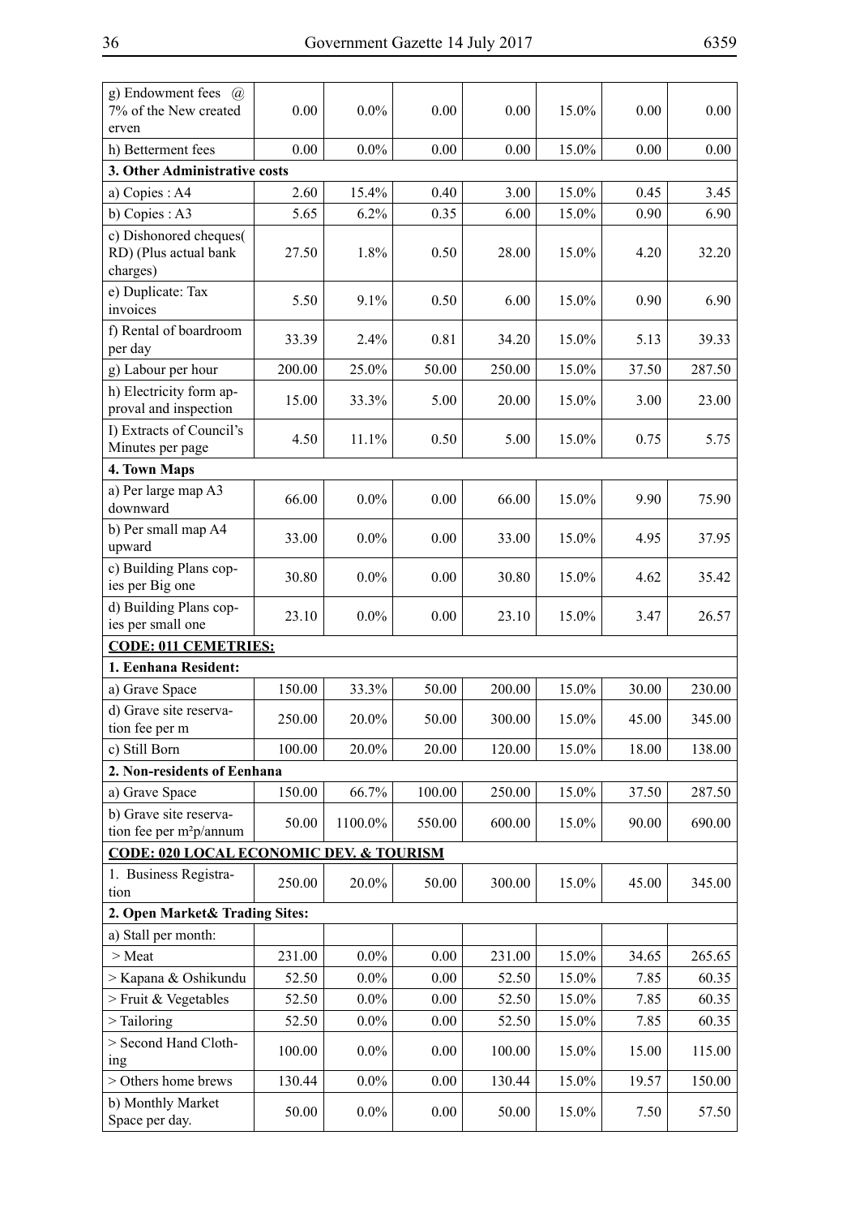| | | | | | | | |
|---|---|---|---|---|---|---|---|
| g) Endowment fees @ 7% of the New created erven | 0.00 | 0.0% | 0.00 | 0.00 | 15.0% | 0.00 | 0.00 |
| h) Betterment fees | 0.00 | 0.0% | 0.00 | 0.00 | 15.0% | 0.00 | 0.00 |
| **3. Other Administrative costs** | | | | | | | |
| a) Copies : A4 | 2.60 | 15.4% | 0.40 | 3.00 | 15.0% | 0.45 | 3.45 |
| b) Copies : A3 | 5.65 | 6.2% | 0.35 | 6.00 | 15.0% | 0.90 | 6.90 |
| c) Dishonored cheques( RD) (Plus actual bank charges) | 27.50 | 1.8% | 0.50 | 28.00 | 15.0% | 4.20 | 32.20 |
| e) Duplicate: Tax invoices | 5.50 | 9.1% | 0.50 | 6.00 | 15.0% | 0.90 | 6.90 |
| f) Rental of boardroom per day | 33.39 | 2.4% | 0.81 | 34.20 | 15.0% | 5.13 | 39.33 |
| g) Labour per hour | 200.00 | 25.0% | 50.00 | 250.00 | 15.0% | 37.50 | 287.50 |
| h) Electricity form approval and inspection | 15.00 | 33.3% | 5.00 | 20.00 | 15.0% | 3.00 | 23.00 |
| I) Extracts of Council's Minutes per page | 4.50 | 11.1% | 0.50 | 5.00 | 15.0% | 0.75 | 5.75 |
| **4. Town Maps** | | | | | | | |
| a) Per large map A3 downward | 66.00 | 0.0% | 0.00 | 66.00 | 15.0% | 9.90 | 75.90 |
| b) Per small map A4 upward | 33.00 | 0.0% | 0.00 | 33.00 | 15.0% | 4.95 | 37.95 |
| c) Building Plans copies per Big one | 30.80 | 0.0% | 0.00 | 30.80 | 15.0% | 4.62 | 35.42 |
| d) Building Plans copies per small one | 23.10 | 0.0% | 0.00 | 23.10 | 15.0% | 3.47 | 26.57 |
| **CODE: 011 CEMETRIES:** | | | | | | | |
| **1. Eenhana Resident:** | | | | | | | |
| a) Grave Space | 150.00 | 33.3% | 50.00 | 200.00 | 15.0% | 30.00 | 230.00 |
| d) Grave site reservation fee per m | 250.00 | 20.0% | 50.00 | 300.00 | 15.0% | 45.00 | 345.00 |
| c) Still Born | 100.00 | 20.0% | 20.00 | 120.00 | 15.0% | 18.00 | 138.00 |
| **2. Non-residents of Eenhana** | | | | | | | |
| a) Grave Space | 150.00 | 66.7% | 100.00 | 250.00 | 15.0% | 37.50 | 287.50 |
| b) Grave site reservation fee per m²p/annum | 50.00 | 1100.0% | 550.00 | 600.00 | 15.0% | 90.00 | 690.00 |
| **CODE: 020 LOCAL ECONOMIC DEV. & TOURISM** | | | | | | | |
| 1. Business Registration | 250.00 | 20.0% | 50.00 | 300.00 | 15.0% | 45.00 | 345.00 |
| **2. Open Market& Trading Sites:** | | | | | | | |
| a) Stall per month: | | | | | | | |
| > Meat | 231.00 | 0.0% | 0.00 | 231.00 | 15.0% | 34.65 | 265.65 |
| > Kapana & Oshikundu | 52.50 | 0.0% | 0.00 | 52.50 | 15.0% | 7.85 | 60.35 |
| > Fruit & Vegetables | 52.50 | 0.0% | 0.00 | 52.50 | 15.0% | 7.85 | 60.35 |
| > Tailoring | 52.50 | 0.0% | 0.00 | 52.50 | 15.0% | 7.85 | 60.35 |
| > Second Hand Clothing | 100.00 | 0.0% | 0.00 | 100.00 | 15.0% | 15.00 | 115.00 |
| > Others home brews | 130.44 | 0.0% | 0.00 | 130.44 | 15.0% | 19.57 | 150.00 |
| b) Monthly Market Space per day. | 50.00 | 0.0% | 0.00 | 50.00 | 15.0% | 7.50 | 57.50 |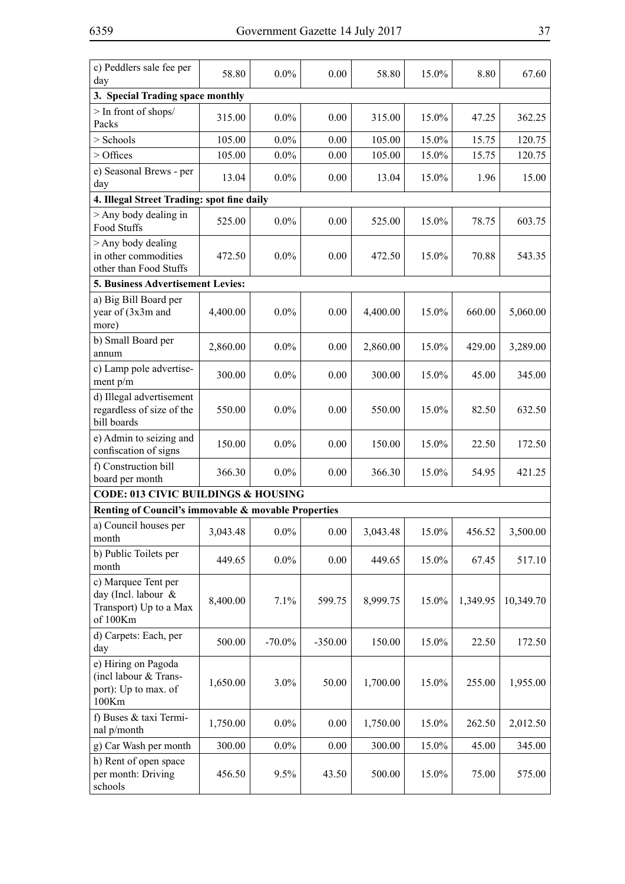| c) Peddlers sale fee per day | 58.80 | 0.0% | 0.00 | 58.80 | 15.0% | 8.80 | 67.60 |
|---|---|---|---|---|---|---|---|
| **3. Special Trading space monthly** | | | | | | | |
| > In front of shops/ Packs | 315.00 | 0.0% | 0.00 | 315.00 | 15.0% | 47.25 | 362.25 |
| > Schools | 105.00 | 0.0% | 0.00 | 105.00 | 15.0% | 15.75 | 120.75 |
| > Offices | 105.00 | 0.0% | 0.00 | 105.00 | 15.0% | 15.75 | 120.75 |
| e) Seasonal Brews - per day | 13.04 | 0.0% | 0.00 | 13.04 | 15.0% | 1.96 | 15.00 |
| **4. Illegal Street Trading: spot fine daily** | | | | | | | |
| > Any body dealing in Food Stuffs | 525.00 | 0.0% | 0.00 | 525.00 | 15.0% | 78.75 | 603.75 |
| > Any body dealing in other commodities other than Food Stuffs | 472.50 | 0.0% | 0.00 | 472.50 | 15.0% | 70.88 | 543.35 |
| **5. Business Advertisement Levies:** | | | | | | | |
| a) Big Bill Board per year of (3x3m and more) | 4,400.00 | 0.0% | 0.00 | 4,400.00 | 15.0% | 660.00 | 5,060.00 |
| b) Small Board per annum | 2,860.00 | 0.0% | 0.00 | 2,860.00 | 15.0% | 429.00 | 3,289.00 |
| c) Lamp pole advertisement p/m | 300.00 | 0.0% | 0.00 | 300.00 | 15.0% | 45.00 | 345.00 |
| d) Illegal advertisement regardless of size of the bill boards | 550.00 | 0.0% | 0.00 | 550.00 | 15.0% | 82.50 | 632.50 |
| e) Admin to seizing and confiscation of signs | 150.00 | 0.0% | 0.00 | 150.00 | 15.0% | 22.50 | 172.50 |
| f) Construction bill board per month | 366.30 | 0.0% | 0.00 | 366.30 | 15.0% | 54.95 | 421.25 |
| **CODE: 013 CIVIC BUILDINGS & HOUSING** | | | | | | | |
| **Renting of Council's immovable & movable Properties** | | | | | | | |
| a) Council houses per month | 3,043.48 | 0.0% | 0.00 | 3,043.48 | 15.0% | 456.52 | 3,500.00 |
| b) Public Toilets per month | 449.65 | 0.0% | 0.00 | 449.65 | 15.0% | 67.45 | 517.10 |
| c) Marquee Tent per day (Incl. labour & Transport) Up to a Max of 100Km | 8,400.00 | 7.1% | 599.75 | 8,999.75 | 15.0% | 1,349.95 | 10,349.70 |
| d) Carpets: Each, per day | 500.00 | -70.0% | -350.00 | 150.00 | 15.0% | 22.50 | 172.50 |
| e) Hiring on Pagoda (incl labour & Transport): Up to max. of 100Km | 1,650.00 | 3.0% | 50.00 | 1,700.00 | 15.0% | 255.00 | 1,955.00 |
| f) Buses & taxi Terminal p/month | 1,750.00 | 0.0% | 0.00 | 1,750.00 | 15.0% | 262.50 | 2,012.50 |
| g) Car Wash per month | 300.00 | 0.0% | 0.00 | 300.00 | 15.0% | 45.00 | 345.00 |
| h) Rent of open space per month: Driving schools | 456.50 | 9.5% | 43.50 | 500.00 | 15.0% | 75.00 | 575.00 |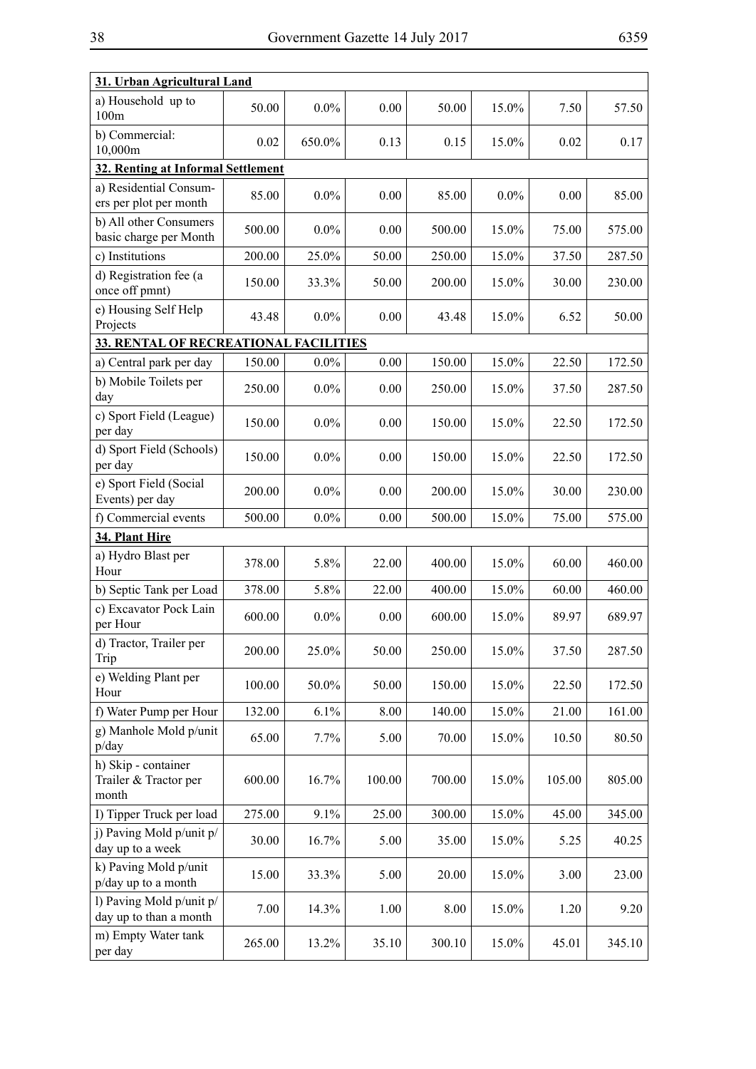| | | | | | | | |
|---|---|---|---|---|---|---|---|
| **31. Urban Agricultural Land** | | | | | | | |
| a) Household up to 100m | 50.00 | 0.0% | 0.00 | 50.00 | 15.0% | 7.50 | 57.50 |
| b) Commercial: 10,000m | 0.02 | 650.0% | 0.13 | 0.15 | 15.0% | 0.02 | 0.17 |
| **32. Renting at Informal Settlement** | | | | | | | |
| a) Residential Consumers per plot per month | 85.00 | 0.0% | 0.00 | 85.00 | 0.0% | 0.00 | 85.00 |
| b) All other Consumers basic charge per Month | 500.00 | 0.0% | 0.00 | 500.00 | 15.0% | 75.00 | 575.00 |
| c) Institutions | 200.00 | 25.0% | 50.00 | 250.00 | 15.0% | 37.50 | 287.50 |
| d) Registration fee (a once off pmnt) | 150.00 | 33.3% | 50.00 | 200.00 | 15.0% | 30.00 | 230.00 |
| e) Housing Self Help Projects | 43.48 | 0.0% | 0.00 | 43.48 | 15.0% | 6.52 | 50.00 |
| **33. RENTAL OF RECREATIONAL FACILITIES** | | | | | | | |
| a) Central park per day | 150.00 | 0.0% | 0.00 | 150.00 | 15.0% | 22.50 | 172.50 |
| b) Mobile Toilets per day | 250.00 | 0.0% | 0.00 | 250.00 | 15.0% | 37.50 | 287.50 |
| c) Sport Field (League) per day | 150.00 | 0.0% | 0.00 | 150.00 | 15.0% | 22.50 | 172.50 |
| d) Sport Field (Schools) per day | 150.00 | 0.0% | 0.00 | 150.00 | 15.0% | 22.50 | 172.50 |
| e) Sport Field (Social Events) per day | 200.00 | 0.0% | 0.00 | 200.00 | 15.0% | 30.00 | 230.00 |
| f) Commercial events | 500.00 | 0.0% | 0.00 | 500.00 | 15.0% | 75.00 | 575.00 |
| **34. Plant Hire** | | | | | | | |
| a) Hydro Blast per Hour | 378.00 | 5.8% | 22.00 | 400.00 | 15.0% | 60.00 | 460.00 |
| b) Septic Tank per Load | 378.00 | 5.8% | 22.00 | 400.00 | 15.0% | 60.00 | 460.00 |
| c) Excavator Pock Lain per Hour | 600.00 | 0.0% | 0.00 | 600.00 | 15.0% | 89.97 | 689.97 |
| d) Tractor, Trailer per Trip | 200.00 | 25.0% | 50.00 | 250.00 | 15.0% | 37.50 | 287.50 |
| e) Welding Plant per Hour | 100.00 | 50.0% | 50.00 | 150.00 | 15.0% | 22.50 | 172.50 |
| f) Water Pump per Hour | 132.00 | 6.1% | 8.00 | 140.00 | 15.0% | 21.00 | 161.00 |
| g) Manhole Mold p/unit p/day | 65.00 | 7.7% | 5.00 | 70.00 | 15.0% | 10.50 | 80.50 |
| h) Skip - container Trailer & Tractor per month | 600.00 | 16.7% | 100.00 | 700.00 | 15.0% | 105.00 | 805.00 |
| I) Tipper Truck per load | 275.00 | 9.1% | 25.00 | 300.00 | 15.0% | 45.00 | 345.00 |
| j) Paving Mold p/unit p/day up to a week | 30.00 | 16.7% | 5.00 | 35.00 | 15.0% | 5.25 | 40.25 |
| k) Paving Mold p/unit p/day up to a month | 15.00 | 33.3% | 5.00 | 20.00 | 15.0% | 3.00 | 23.00 |
| l) Paving Mold p/unit p/day up to than a month | 7.00 | 14.3% | 1.00 | 8.00 | 15.0% | 1.20 | 9.20 |
| m) Empty Water tank per day | 265.00 | 13.2% | 35.10 | 300.10 | 15.0% | 45.01 | 345.10 |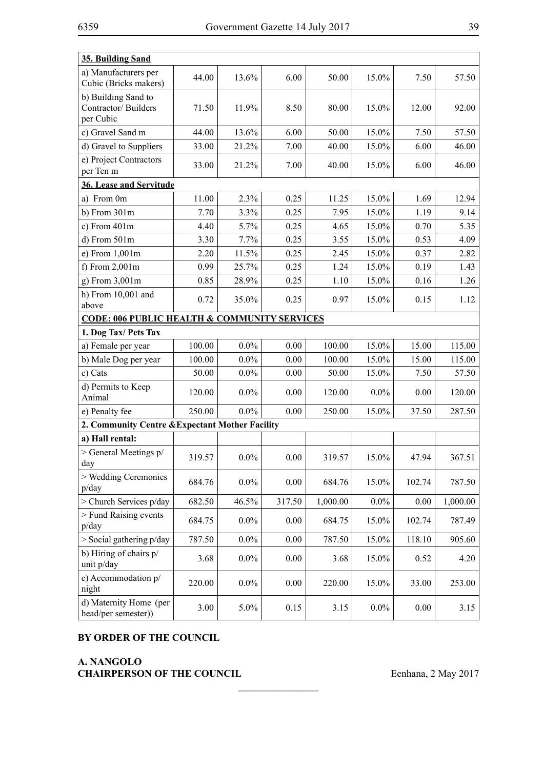| **35. Building Sand** | | | | | | | |
|---|---|---|---|---|---|---|---|
| a) Manufacturers per Cubic (Bricks makers) | 44.00 | 13.6% | 6.00 | 50.00 | 15.0% | 7.50 | 57.50 |
| b) Building Sand to Contractor/ Builders per Cubic | 71.50 | 11.9% | 8.50 | 80.00 | 15.0% | 12.00 | 92.00 |
| c) Gravel Sand m | 44.00 | 13.6% | 6.00 | 50.00 | 15.0% | 7.50 | 57.50 |
| d) Gravel to Suppliers | 33.00 | 21.2% | 7.00 | 40.00 | 15.0% | 6.00 | 46.00 |
| e) Project Contractors per Ten m | 33.00 | 21.2% | 7.00 | 40.00 | 15.0% | 6.00 | 46.00 |
| **36. Lease and Servitude** | | | | | | | |
| a) From 0m | 11.00 | 2.3% | 0.25 | 11.25 | 15.0% | 1.69 | 12.94 |
| b) From 301m | 7.70 | 3.3% | 0.25 | 7.95 | 15.0% | 1.19 | 9.14 |
| c) From 401m | 4.40 | 5.7% | 0.25 | 4.65 | 15.0% | 0.70 | 5.35 |
| d) From 501m | 3.30 | 7.7% | 0.25 | 3.55 | 15.0% | 0.53 | 4.09 |
| e) From 1,001m | 2.20 | 11.5% | 0.25 | 2.45 | 15.0% | 0.37 | 2.82 |
| f) From 2,001m | 0.99 | 25.7% | 0.25 | 1.24 | 15.0% | 0.19 | 1.43 |
| g) From 3,001m | 0.85 | 28.9% | 0.25 | 1.10 | 15.0% | 0.16 | 1.26 |
| h) From 10,001 and above | 0.72 | 35.0% | 0.25 | 0.97 | 15.0% | 0.15 | 1.12 |
| **CODE: 006 PUBLIC HEALTH & COMMUNITY SERVICES** | | | | | | | |
| **1. Dog Tax/ Pets Tax** | | | | | | | |
| a) Female per year | 100.00 | 0.0% | 0.00 | 100.00 | 15.0% | 15.00 | 115.00 |
| b) Male Dog per year | 100.00 | 0.0% | 0.00 | 100.00 | 15.0% | 15.00 | 115.00 |
| c) Cats | 50.00 | 0.0% | 0.00 | 50.00 | 15.0% | 7.50 | 57.50 |
| d) Permits to Keep Animal | 120.00 | 0.0% | 0.00 | 120.00 | 0.0% | 0.00 | 120.00 |
| e) Penalty fee | 250.00 | 0.0% | 0.00 | 250.00 | 15.0% | 37.50 | 287.50 |
| **2. Community Centre &Expectant Mother Facility** | | | | | | | |
| **a) Hall rental:** | | | | | | | |
| > General Meetings p/ day | 319.57 | 0.0% | 0.00 | 319.57 | 15.0% | 47.94 | 367.51 |
| > Wedding Ceremonies p/day | 684.76 | 0.0% | 0.00 | 684.76 | 15.0% | 102.74 | 787.50 |
| > Church Services p/day | 682.50 | 46.5% | 317.50 | 1,000.00 | 0.0% | 0.00 | 1,000.00 |
| > Fund Raising events p/day | 684.75 | 0.0% | 0.00 | 684.75 | 15.0% | 102.74 | 787.49 |
| > Social gathering p/day | 787.50 | 0.0% | 0.00 | 787.50 | 15.0% | 118.10 | 905.60 |
| b) Hiring of chairs p/ unit p/day | 3.68 | 0.0% | 0.00 | 3.68 | 15.0% | 0.52 | 4.20 |
| c) Accommodation p/ night | 220.00 | 0.0% | 0.00 | 220.00 | 15.0% | 33.00 | 253.00 |
| d) Maternity Home (per head/per semester)) | 3.00 | 5.0% | 0.15 | 3.15 | 0.0% | 0.00 | 3.15 |

**BY ORDER OF THE COUNCIL**

**A. NANGOLO**
**CHAIRPERSON OF THE COUNCIL**

Eenhana, 2 May 2017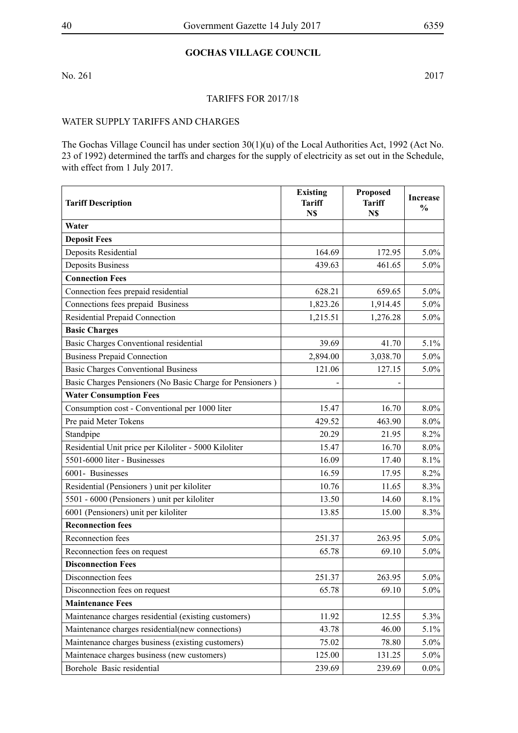## GOCHAS VILLAGE COUNCIL

No. 261 2017

TARIFFS FOR 2017/18

WATER SUPPLY TARIFFS AND CHARGES

The Gochas Village Council has under section 30(1)(u) of the Local Authorities Act, 1992 (Act No. 23 of 1992) determined the tarffs and charges for the supply of electricity as set out in the Schedule, with effect from 1 July 2017.

| Tariff Description | Existing Tariff N$ | Proposed Tariff N$ | Increase % |
|---|---|---|---|
| **Water** | | | |
| **Deposit Fees** | | | |
| Deposits Residential | 164.69 | 172.95 | 5.0% |
| Deposits Business | 439.63 | 461.65 | 5.0% |
| **Connection Fees** | | | |
| Connection fees prepaid residential | 628.21 | 659.65 | 5.0% |
| Connections fees prepaid Business | 1,823.26 | 1,914.45 | 5.0% |
| Residential Prepaid Connection | 1,215.51 | 1,276.28 | 5.0% |
| **Basic Charges** | | | |
| Basic Charges Conventional residential | 39.69 | 41.70 | 5.1% |
| Business Prepaid Connection | 2,894.00 | 3,038.70 | 5.0% |
| Basic Charges Conventional Business | 121.06 | 127.15 | 5.0% |
| Basic Charges Pensioners (No Basic Charge for Pensioners ) | - | - | |
| **Water Consumption Fees** | | | |
| Consumption cost - Conventional per 1000 liter | 15.47 | 16.70 | 8.0% |
| Pre paid Meter Tokens | 429.52 | 463.90 | 8.0% |
| Standpipe | 20.29 | 21.95 | 8.2% |
| Residential Unit price per Kiloliter - 5000 Kiloliter | 15.47 | 16.70 | 8.0% |
| 5501-6000 liter - Businesses | 16.09 | 17.40 | 8.1% |
| 6001- Businesses | 16.59 | 17.95 | 8.2% |
| Residential (Pensioners ) unit per kiloliter | 10.76 | 11.65 | 8.3% |
| 5501 - 6000 (Pensioners ) unit per kiloliter | 13.50 | 14.60 | 8.1% |
| 6001 (Pensioners) unit per kiloliter | 13.85 | 15.00 | 8.3% |
| **Reconnection fees** | | | |
| Reconnection fees | 251.37 | 263.95 | 5.0% |
| Reconnection fees on request | 65.78 | 69.10 | 5.0% |
| **Disconnection Fees** | | | |
| Disconnection fees | 251.37 | 263.95 | 5.0% |
| Disconnection fees on request | 65.78 | 69.10 | 5.0% |
| **Maintenance Fees** | | | |
| Maintenance charges residential (existing customers) | 11.92 | 12.55 | 5.3% |
| Maintenance charges residential(new connections) | 43.78 | 46.00 | 5.1% |
| Maintenance charges business (existing customers) | 75.02 | 78.80 | 5.0% |
| Maintenace charges business (new customers) | 125.00 | 131.25 | 5.0% |
| Borehole Basic residential | 239.69 | 239.69 | 0.0% |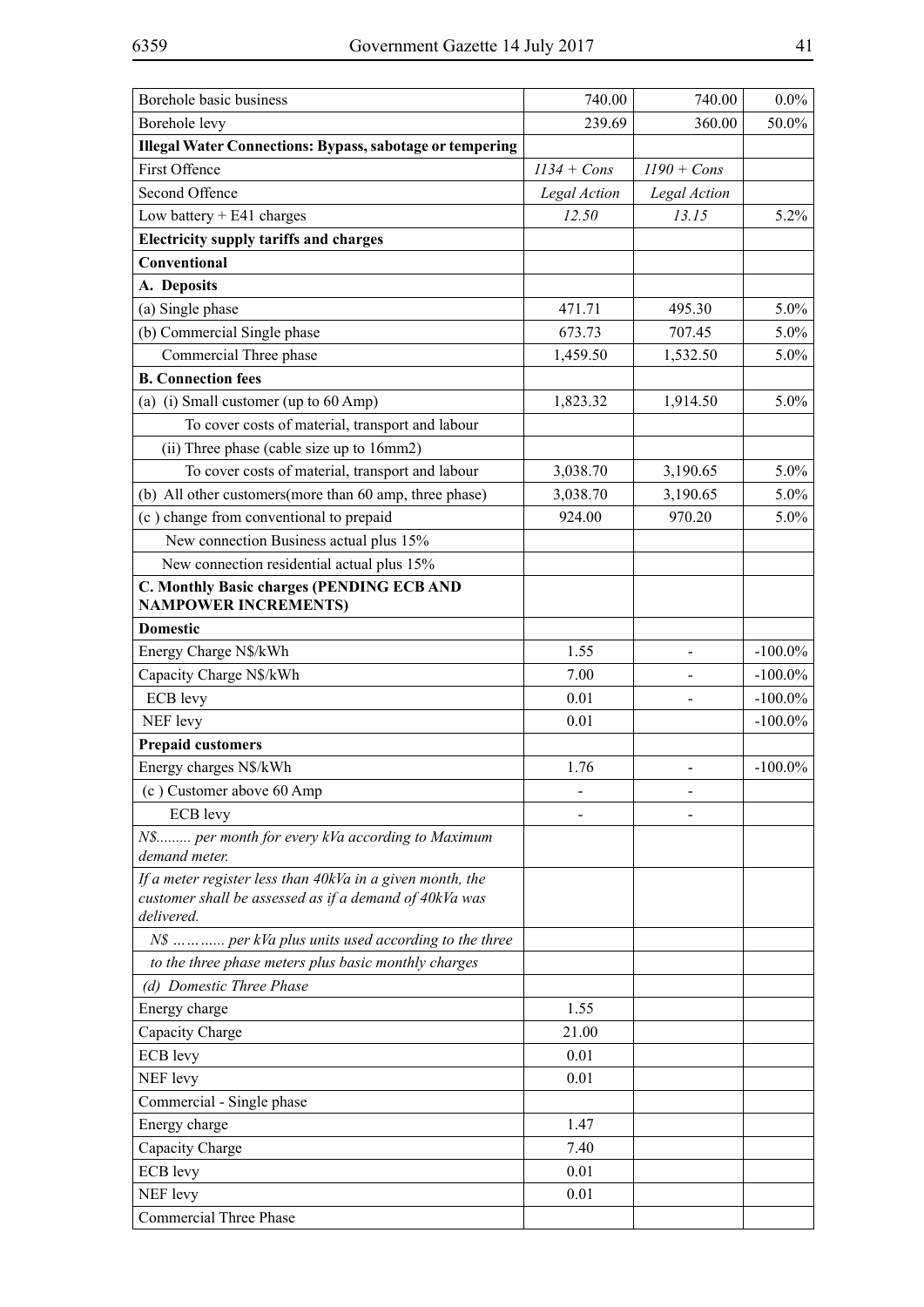| | | | |
|---|---|---|---|
| Borehole basic business | 740.00 | 740.00 | 0.0% |
| Borehole levy | 239.69 | 360.00 | 50.0% |
| **Illegal Water Connections: Bypass, sabotage or tempering** | | | |
| First Offence | *1134 + Cons* | *1190 + Cons* | |
| Second Offence | *Legal Action* | *Legal Action* | |
| Low battery + E41 charges | *12.50* | *13.15* | 5.2% |
| **Electricity supply tariffs and charges** | | | |
| **Conventional** | | | |
| **A. Deposits** | | | |
| (a) Single phase | 471.71 | 495.30 | 5.0% |
| (b) Commercial Single phase | 673.73 | 707.45 | 5.0% |
| Commercial Three phase | 1,459.50 | 1,532.50 | 5.0% |
| **B. Connection fees** | | | |
| (a) (i) Small customer (up to 60 Amp) | 1,823.32 | 1,914.50 | 5.0% |
| To cover costs of material, transport and labour | | | |
| (ii) Three phase (cable size up to 16mm2) | | | |
| To cover costs of material, transport and labour | 3,038.70 | 3,190.65 | 5.0% |
| (b) All other customers(more than 60 amp, three phase) | 3,038.70 | 3,190.65 | 5.0% |
| (c ) change from conventional to prepaid | 924.00 | 970.20 | 5.0% |
| New connection Business actual plus 15% | | | |
| New connection residential actual plus 15% | | | |
| **C. Monthly Basic charges (PENDING ECB AND NAMPOWER INCREMENTS)** | | | |
| **Domestic** | | | |
| Energy Charge N$/kWh | 1.55 | - | -100.0% |
| Capacity Charge N$/kWh | 7.00 | - | -100.0% |
| ECB levy | 0.01 | - | -100.0% |
| NEF levy | 0.01 | | -100.0% |
| **Prepaid customers** | | | |
| Energy charges N$/kWh | 1.76 | - | -100.0% |
| (c ) Customer above 60 Amp | - | - | |
| ECB levy | - | - | |
| *N$......... per month for every kVa according to Maximum demand meter.* | | | |
| *If a meter register less than 40kVa in a given month, the customer shall be assessed as if a demand of 40kVa was delivered.* | | | |
| *N$ ………..... per kVa plus units used according to the three* | | | |
| *to the three phase meters plus basic monthly charges* | | | |
| *(d) Domestic Three Phase* | | | |
| Energy charge | 1.55 | | |
| Capacity Charge | 21.00 | | |
| ECB levy | 0.01 | | |
| NEF levy | 0.01 | | |
| Commercial - Single phase | | | |
| Energy charge | 1.47 | | |
| Capacity Charge | 7.40 | | |
| ECB levy | 0.01 | | |
| NEF levy | 0.01 | | |
| Commercial Three Phase | | | |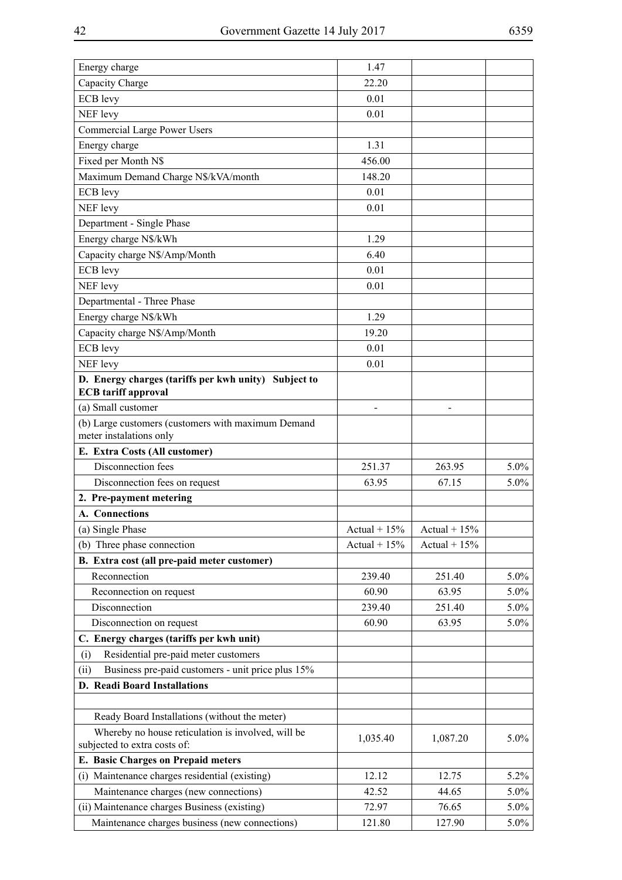| | | | |
|---|---|---|---|
| Energy charge | 1.47 | | |
| Capacity Charge | 22.20 | | |
| ECB levy | 0.01 | | |
| NEF levy | 0.01 | | |
| Commercial Large Power Users | | | |
| Energy charge | 1.31 | | |
| Fixed per Month N$ | 456.00 | | |
| Maximum Demand Charge N$/kVA/month | 148.20 | | |
| ECB levy | 0.01 | | |
| NEF levy | 0.01 | | |
| Department - Single Phase | | | |
| Energy charge N$/kWh | 1.29 | | |
| Capacity charge N$/Amp/Month | 6.40 | | |
| ECB levy | 0.01 | | |
| NEF levy | 0.01 | | |
| Departmental - Three Phase | | | |
| Energy charge N$/kWh | 1.29 | | |
| Capacity charge N$/Amp/Month | 19.20 | | |
| ECB levy | 0.01 | | |
| NEF levy | 0.01 | | |
| **D. Energy charges (tariffs per kwh unity) Subject to ECB tariff approval** | | | |
| (a) Small customer | - | - | |
| (b) Large customers (customers with maximum Demand meter instalations only | | | |
| **E. Extra Costs (All customer)** | | | |
| Disconnection fees | 251.37 | 263.95 | 5.0% |
| Disconnection fees on request | 63.95 | 67.15 | 5.0% |
| **2. Pre-payment metering** | | | |
| **A. Connections** | | | |
| (a) Single Phase | Actual + 15% | Actual + 15% | |
| (b) Three phase connection | Actual + 15% | Actual + 15% | |
| **B. Extra cost (all pre-paid meter customer)** | | | |
| Reconnection | 239.40 | 251.40 | 5.0% |
| Reconnection on request | 60.90 | 63.95 | 5.0% |
| Disconnection | 239.40 | 251.40 | 5.0% |
| Disconnection on request | 60.90 | 63.95 | 5.0% |
| **C. Energy charges (tariffs per kwh unit)** | | | |
| (i) Residential pre-paid meter customers | | | |
| (ii) Business pre-paid customers - unit price plus 15% | | | |
| **D. Readi Board Installations** | | | |
| | | | |
| Ready Board Installations (without the meter) | | | |
| Whereby no house reticulation is involved, will be subjected to extra costs of: | 1,035.40 | 1,087.20 | 5.0% |
| **E. Basic Charges on Prepaid meters** | | | |
| (i) Maintenance charges residential (existing) | 12.12 | 12.75 | 5.2% |
| Maintenance charges (new connections) | 42.52 | 44.65 | 5.0% |
| (ii) Maintenance charges Business (existing) | 72.97 | 76.65 | 5.0% |
| Maintenance charges business (new connections) | 121.80 | 127.90 | 5.0% |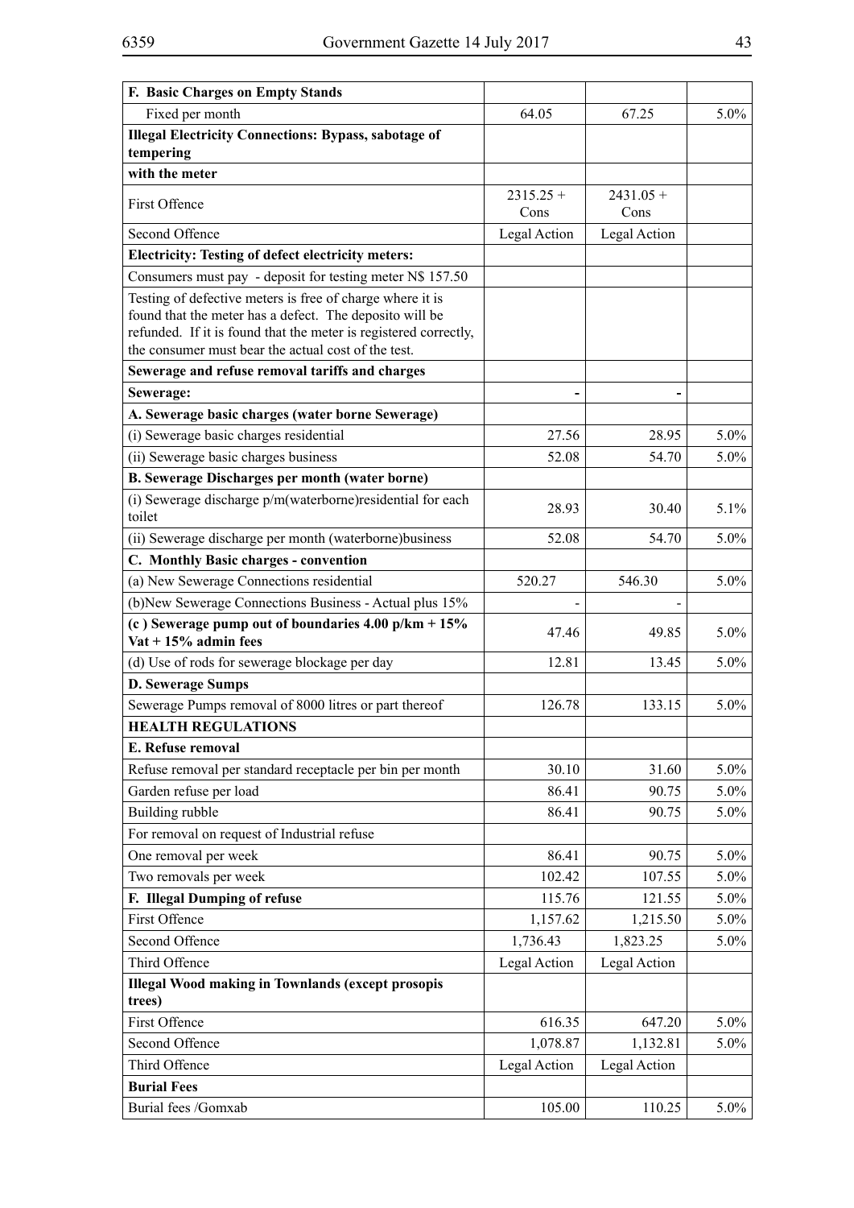| **F. Basic Charges on Empty Stands** | | | |
|---|---|---|---|
| Fixed per month | 64.05 | 67.25 | 5.0% |
| **Illegal Electricity Connections: Bypass, sabotage of tempering** | | | |
| **with the meter** | | | |
| First Offence | 2315.25 + Cons | 2431.05 + Cons | |
| Second Offence | Legal Action | Legal Action | |
| **Electricity: Testing of defect electricity meters:** | | | |
| Consumers must pay - deposit for testing meter N$ 157.50 | | | |
| Testing of defective meters is free of charge where it is found that the meter has a defect. The deposito will be refunded. If it is found that the meter is registered correctly, the consumer must bear the actual cost of the test. | | | |
| **Sewerage and refuse removal tariffs and charges** | | | |
| **Sewerage:** | - | - | |
| **A. Sewerage basic charges (water borne Sewerage)** | | | |
| (i) Sewerage basic charges residential | 27.56 | 28.95 | 5.0% |
| (ii) Sewerage basic charges business | 52.08 | 54.70 | 5.0% |
| **B. Sewerage Discharges per month (water borne)** | | | |
| (i) Sewerage discharge p/m(waterborne)residential for each toilet | 28.93 | 30.40 | 5.1% |
| (ii) Sewerage discharge per month (waterborne)business | 52.08 | 54.70 | 5.0% |
| **C. Monthly Basic charges - convention** | | | |
| (a) New Sewerage Connections residential | 520.27 | 546.30 | 5.0% |
| (b)New Sewerage Connections Business - Actual plus 15% | - | - | |
| **(c ) Sewerage pump out of boundaries 4.00 p/km + 15% Vat + 15% admin fees** | 47.46 | 49.85 | 5.0% |
| (d) Use of rods for sewerage blockage per day | 12.81 | 13.45 | 5.0% |
| **D. Sewerage Sumps** | | | |
| Sewerage Pumps removal of 8000 litres or part thereof | 126.78 | 133.15 | 5.0% |
| **HEALTH REGULATIONS** | | | |
| **E. Refuse removal** | | | |
| Refuse removal per standard receptacle per bin per month | 30.10 | 31.60 | 5.0% |
| Garden refuse per load | 86.41 | 90.75 | 5.0% |
| Building rubble | 86.41 | 90.75 | 5.0% |
| For removal on request of Industrial refuse | | | |
| One removal per week | 86.41 | 90.75 | 5.0% |
| Two removals per week | 102.42 | 107.55 | 5.0% |
| **F. Illegal Dumping of refuse** | 115.76 | 121.55 | 5.0% |
| First Offence | 1,157.62 | 1,215.50 | 5.0% |
| Second Offence | 1,736.43 | 1,823.25 | 5.0% |
| Third Offence | Legal Action | Legal Action | |
| **Illegal Wood making in Townlands (except prosopis trees)** | | | |
| First Offence | 616.35 | 647.20 | 5.0% |
| Second Offence | 1,078.87 | 1,132.81 | 5.0% |
| Third Offence | Legal Action | Legal Action | |
| **Burial Fees** | | | |
| Burial fees /Gomxab | 105.00 | 110.25 | 5.0% |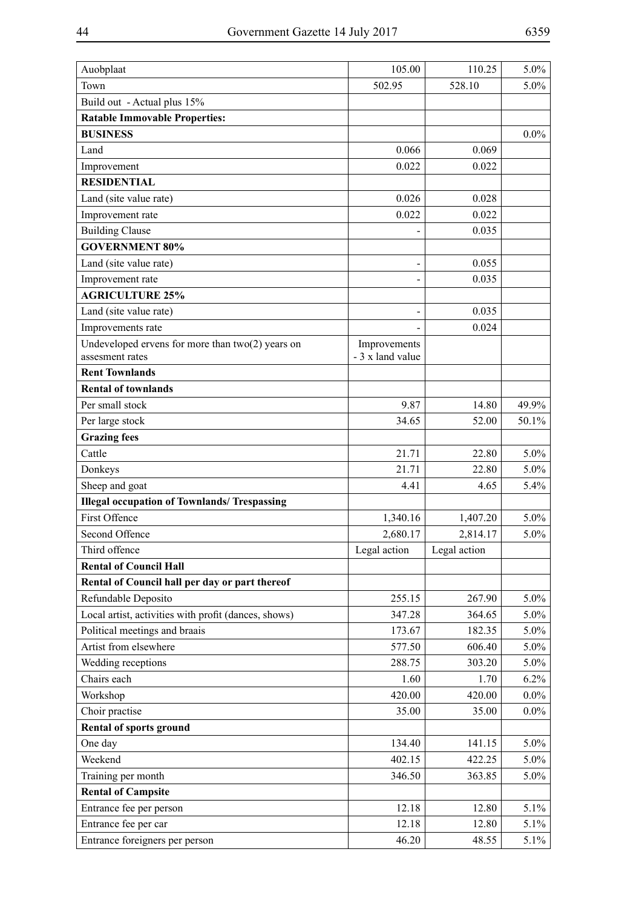| | | | |
|---|---|---|---|
| Auobplaat | 105.00 | 110.25 | 5.0% |
| Town | 502.95 | 528.10 | 5.0% |
| Build out - Actual plus 15% | | | |
| **Ratable Immovable Properties:** | | | |
| **BUSINESS** | | | 0.0% |
| Land | 0.066 | 0.069 | |
| Improvement | 0.022 | 0.022 | |
| **RESIDENTIAL** | | | |
| Land (site value rate) | 0.026 | 0.028 | |
| Improvement rate | 0.022 | 0.022 | |
| Building Clause | - | 0.035 | |
| **GOVERNMENT 80%** | | | |
| Land (site value rate) | - | 0.055 | |
| Improvement rate | - | 0.035 | |
| **AGRICULTURE 25%** | | | |
| Land (site value rate) | - | 0.035 | |
| Improvements rate | - | 0.024 | |
| Undeveloped ervens for more than two(2) years on assesment rates | Improvements - 3 x land value | | |
| **Rent Townlands** | | | |
| **Rental of townlands** | | | |
| Per small stock | 9.87 | 14.80 | 49.9% |
| Per large stock | 34.65 | 52.00 | 50.1% |
| **Grazing fees** | | | |
| Cattle | 21.71 | 22.80 | 5.0% |
| Donkeys | 21.71 | 22.80 | 5.0% |
| Sheep and goat | 4.41 | 4.65 | 5.4% |
| **Illegal occupation of Townlands/ Trespassing** | | | |
| First Offence | 1,340.16 | 1,407.20 | 5.0% |
| Second Offence | 2,680.17 | 2,814.17 | 5.0% |
| Third offence | Legal action | Legal action | |
| **Rental of Council Hall** | | | |
| **Rental of Council hall per day or part thereof** | | | |
| Refundable Deposito | 255.15 | 267.90 | 5.0% |
| Local artist, activities with profit (dances, shows) | 347.28 | 364.65 | 5.0% |
| Political meetings and braais | 173.67 | 182.35 | 5.0% |
| Artist from elsewhere | 577.50 | 606.40 | 5.0% |
| Wedding receptions | 288.75 | 303.20 | 5.0% |
| Chairs each | 1.60 | 1.70 | 6.2% |
| Workshop | 420.00 | 420.00 | 0.0% |
| Choir practise | 35.00 | 35.00 | 0.0% |
| **Rental of sports ground** | | | |
| One day | 134.40 | 141.15 | 5.0% |
| Weekend | 402.15 | 422.25 | 5.0% |
| Training per month | 346.50 | 363.85 | 5.0% |
| **Rental of Campsite** | | | |
| Entrance fee per person | 12.18 | 12.80 | 5.1% |
| Entrance fee per car | 12.18 | 12.80 | 5.1% |
| Entrance foreigners per person | 46.20 | 48.55 | 5.1% |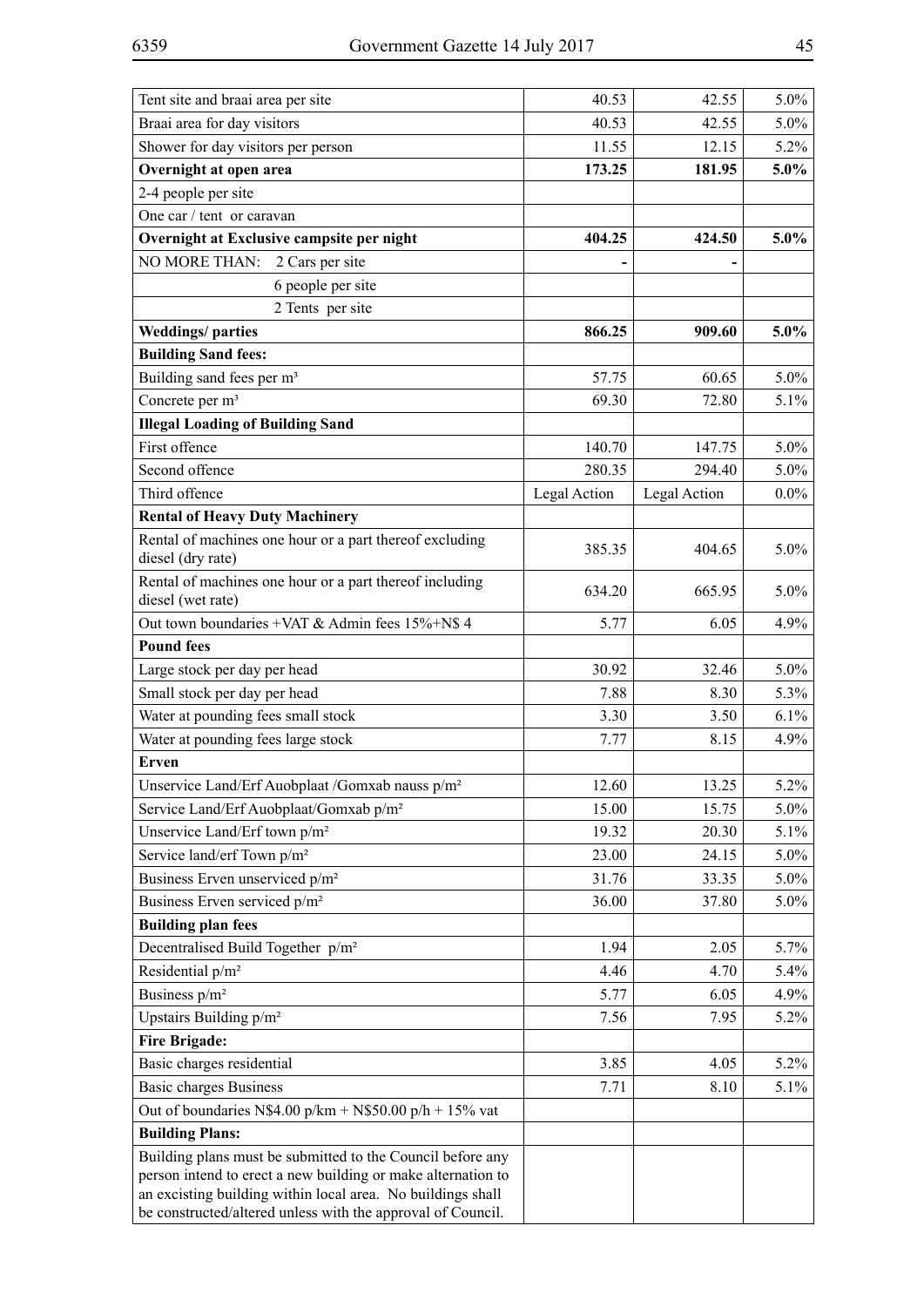| | | | |
|---|---|---|---|
| Tent site and braai area per site | 40.53 | 42.55 | 5.0% |
| Braai area for day visitors | 40.53 | 42.55 | 5.0% |
| Shower for day visitors per person | 11.55 | 12.15 | 5.2% |
| **Overnight at open area** | **173.25** | **181.95** | **5.0%** |
| 2-4 people per site | | | |
| One car / tent or caravan | | | |
| **Overnight at Exclusive campsite per night** | **404.25** | **424.50** | **5.0%** |
| NO MORE THAN: 2 Cars per site | - | - | |
| 6 people per site | | | |
| 2 Tents per site | | | |
| **Weddings/ parties** | **866.25** | **909.60** | **5.0%** |
| **Building Sand fees:** | | | |
| Building sand fees per m³ | 57.75 | 60.65 | 5.0% |
| Concrete per m³ | 69.30 | 72.80 | 5.1% |
| **Illegal Loading of Building Sand** | | | |
| First offence | 140.70 | 147.75 | 5.0% |
| Second offence | 280.35 | 294.40 | 5.0% |
| Third offence | Legal Action | Legal Action | 0.0% |
| **Rental of Heavy Duty Machinery** | | | |
| Rental of machines one hour or a part thereof excluding diesel (dry rate) | 385.35 | 404.65 | 5.0% |
| Rental of machines one hour or a part thereof including diesel (wet rate) | 634.20 | 665.95 | 5.0% |
| Out town boundaries +VAT & Admin fees 15%+N$ 4 | 5.77 | 6.05 | 4.9% |
| **Pound fees** | | | |
| Large stock per day per head | 30.92 | 32.46 | 5.0% |
| Small stock per day per head | 7.88 | 8.30 | 5.3% |
| Water at pounding fees small stock | 3.30 | 3.50 | 6.1% |
| Water at pounding fees large stock | 7.77 | 8.15 | 4.9% |
| **Erven** | | | |
| Unservice Land/Erf Auobplaat /Gomxab nauss p/m² | 12.60 | 13.25 | 5.2% |
| Service Land/Erf Auobplaat/Gomxab p/m² | 15.00 | 15.75 | 5.0% |
| Unservice Land/Erf town p/m² | 19.32 | 20.30 | 5.1% |
| Service land/erf Town p/m² | 23.00 | 24.15 | 5.0% |
| Business Erven unserviced p/m² | 31.76 | 33.35 | 5.0% |
| Business Erven serviced p/m² | 36.00 | 37.80 | 5.0% |
| **Building plan fees** | | | |
| Decentralised Build Together p/m² | 1.94 | 2.05 | 5.7% |
| Residential p/m² | 4.46 | 4.70 | 5.4% |
| Business p/m² | 5.77 | 6.05 | 4.9% |
| Upstairs Building p/m² | 7.56 | 7.95 | 5.2% |
| **Fire Brigade:** | | | |
| Basic charges residential | 3.85 | 4.05 | 5.2% |
| Basic charges Business | 7.71 | 8.10 | 5.1% |
| Out of boundaries N$4.00 p/km + N$50.00 p/h + 15% vat | | | |
| **Building Plans:** | | | |
| Building plans must be submitted to the Council before any person intend to erect a new building or make alternation to an excisting building within local area. No buildings shall be constructed/altered unless with the approval of Council. | | | |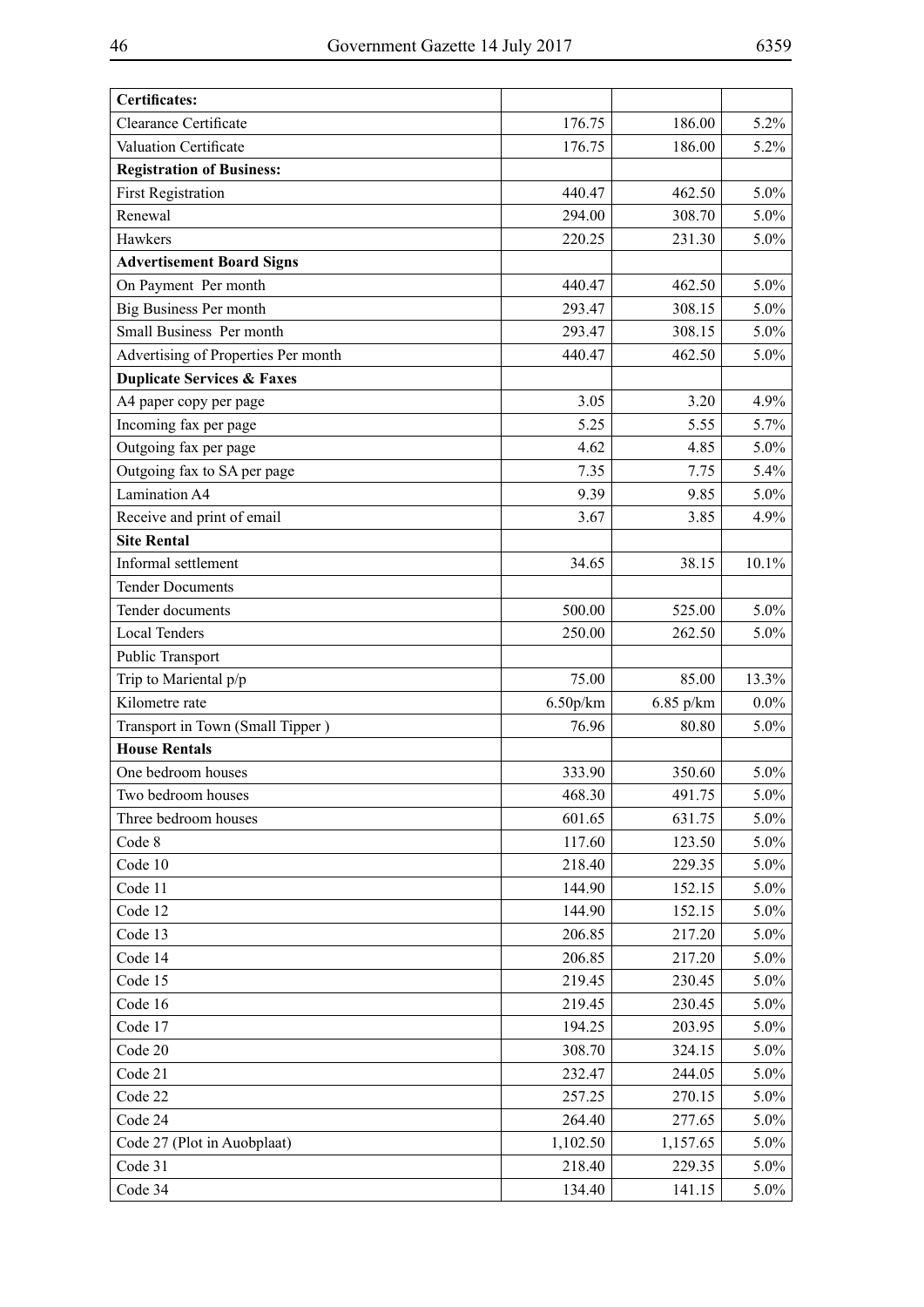| **Certificates:** | | | |
|---|---|---|---|
| Clearance Certificate | 176.75 | 186.00 | 5.2% |
| Valuation Certificate | 176.75 | 186.00 | 5.2% |
| **Registration of Business:** | | | |
| First Registration | 440.47 | 462.50 | 5.0% |
| Renewal | 294.00 | 308.70 | 5.0% |
| Hawkers | 220.25 | 231.30 | 5.0% |
| **Advertisement Board Signs** | | | |
| On Payment Per month | 440.47 | 462.50 | 5.0% |
| Big Business Per month | 293.47 | 308.15 | 5.0% |
| Small Business Per month | 293.47 | 308.15 | 5.0% |
| Advertising of Properties Per month | 440.47 | 462.50 | 5.0% |
| **Duplicate Services & Faxes** | | | |
| A4 paper copy per page | 3.05 | 3.20 | 4.9% |
| Incoming fax per page | 5.25 | 5.55 | 5.7% |
| Outgoing fax per page | 4.62 | 4.85 | 5.0% |
| Outgoing fax to SA per page | 7.35 | 7.75 | 5.4% |
| Lamination A4 | 9.39 | 9.85 | 5.0% |
| Receive and print of email | 3.67 | 3.85 | 4.9% |
| **Site Rental** | | | |
| Informal settlement | 34.65 | 38.15 | 10.1% |
| Tender Documents | | | |
| Tender documents | 500.00 | 525.00 | 5.0% |
| Local Tenders | 250.00 | 262.50 | 5.0% |
| Public Transport | | | |
| Trip to Mariental p/p | 75.00 | 85.00 | 13.3% |
| Kilometre rate | 6.50p/km | 6.85 p/km | 0.0% |
| Transport in Town (Small Tipper ) | 76.96 | 80.80 | 5.0% |
| **House Rentals** | | | |
| One bedroom houses | 333.90 | 350.60 | 5.0% |
| Two bedroom houses | 468.30 | 491.75 | 5.0% |
| Three bedroom houses | 601.65 | 631.75 | 5.0% |
| Code 8 | 117.60 | 123.50 | 5.0% |
| Code 10 | 218.40 | 229.35 | 5.0% |
| Code 11 | 144.90 | 152.15 | 5.0% |
| Code 12 | 144.90 | 152.15 | 5.0% |
| Code 13 | 206.85 | 217.20 | 5.0% |
| Code 14 | 206.85 | 217.20 | 5.0% |
| Code 15 | 219.45 | 230.45 | 5.0% |
| Code 16 | 219.45 | 230.45 | 5.0% |
| Code 17 | 194.25 | 203.95 | 5.0% |
| Code 20 | 308.70 | 324.15 | 5.0% |
| Code 21 | 232.47 | 244.05 | 5.0% |
| Code 22 | 257.25 | 270.15 | 5.0% |
| Code 24 | 264.40 | 277.65 | 5.0% |
| Code 27 (Plot in Auobplaat) | 1,102.50 | 1,157.65 | 5.0% |
| Code 31 | 218.40 | 229.35 | 5.0% |
| Code 34 | 134.40 | 141.15 | 5.0% |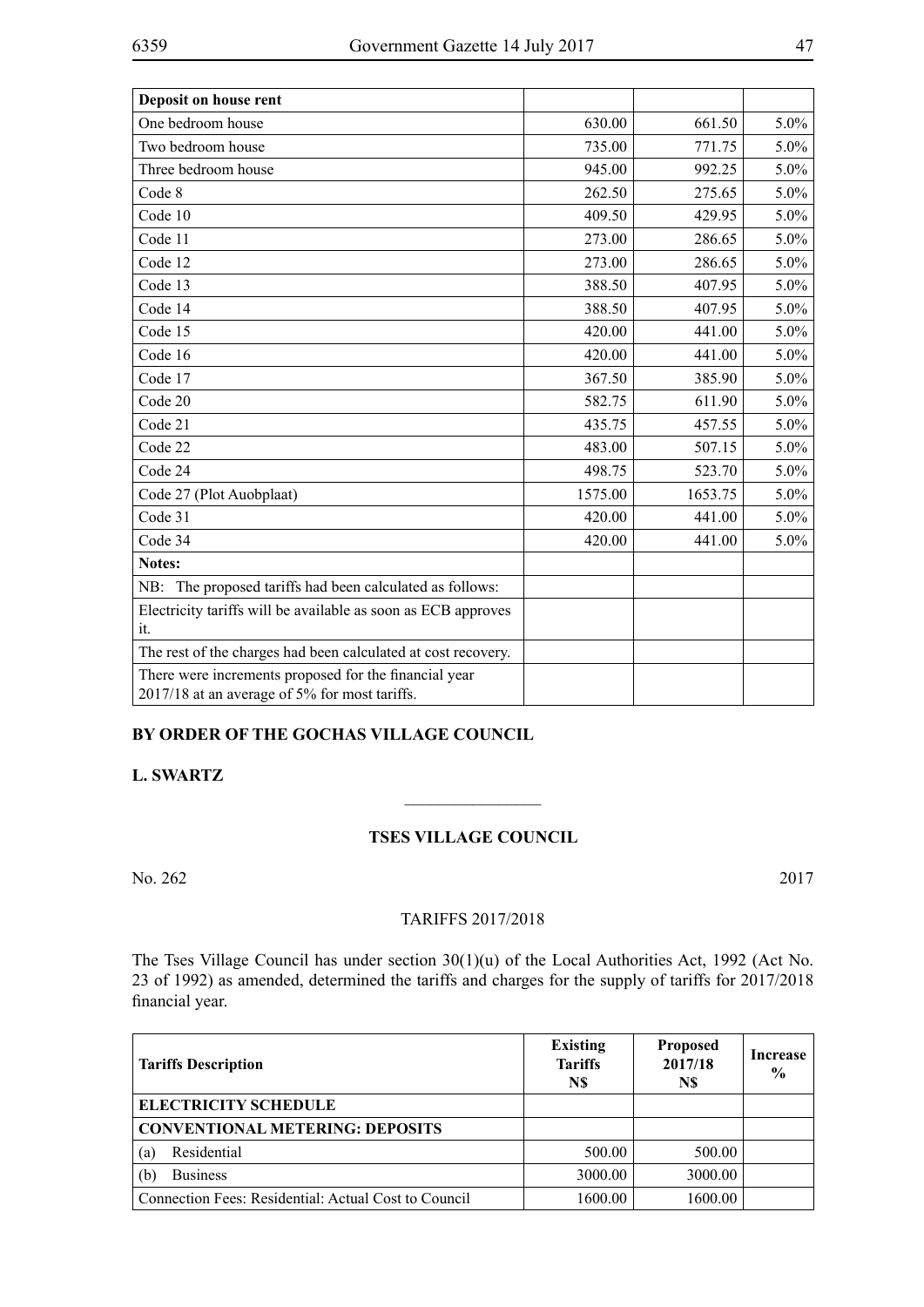| Deposit on house rent | | | |
|---|---|---|---|
| One bedroom house | 630.00 | 661.50 | 5.0% |
| Two bedroom house | 735.00 | 771.75 | 5.0% |
| Three bedroom house | 945.00 | 992.25 | 5.0% |
| Code 8 | 262.50 | 275.65 | 5.0% |
| Code 10 | 409.50 | 429.95 | 5.0% |
| Code 11 | 273.00 | 286.65 | 5.0% |
| Code 12 | 273.00 | 286.65 | 5.0% |
| Code 13 | 388.50 | 407.95 | 5.0% |
| Code 14 | 388.50 | 407.95 | 5.0% |
| Code 15 | 420.00 | 441.00 | 5.0% |
| Code 16 | 420.00 | 441.00 | 5.0% |
| Code 17 | 367.50 | 385.90 | 5.0% |
| Code 20 | 582.75 | 611.90 | 5.0% |
| Code 21 | 435.75 | 457.55 | 5.0% |
| Code 22 | 483.00 | 507.15 | 5.0% |
| Code 24 | 498.75 | 523.70 | 5.0% |
| Code 27 (Plot Auobplaat) | 1575.00 | 1653.75 | 5.0% |
| Code 31 | 420.00 | 441.00 | 5.0% |
| Code 34 | 420.00 | 441.00 | 5.0% |
| **Notes:** | | | |
| NB: The proposed tariffs had been calculated as follows: | | | |
| Electricity tariffs will be available as soon as ECB approves it. | | | |
| The rest of the charges had been calculated at cost recovery. | | | |
| There were increments proposed for the financial year 2017/18 at an average of 5% for most tariffs. | | | |

**BY ORDER OF THE GOCHAS VILLAGE COUNCIL**

**L. SWARTZ**

---

**TSES VILLAGE COUNCIL**

No. 262 2017

TARIFFS 2017/2018

The Tses Village Council has under section 30(1)(u) of the Local Authorities Act, 1992 (Act No. 23 of 1992) as amended, determined the tariffs and charges for the supply of tariffs for 2017/2018 financial year.

| Tariffs Description | Existing Tariffs N$ | Proposed 2017/18 N$ | Increase % |
|---|---|---|---|
| **ELECTRICITY SCHEDULE** | | | |
| **CONVENTIONAL METERING: DEPOSITS** | | | |
| (a) Residential | 500.00 | 500.00 | |
| (b) Business | 3000.00 | 3000.00 | |
| Connection Fees: Residential: Actual Cost to Council | 1600.00 | 1600.00 | |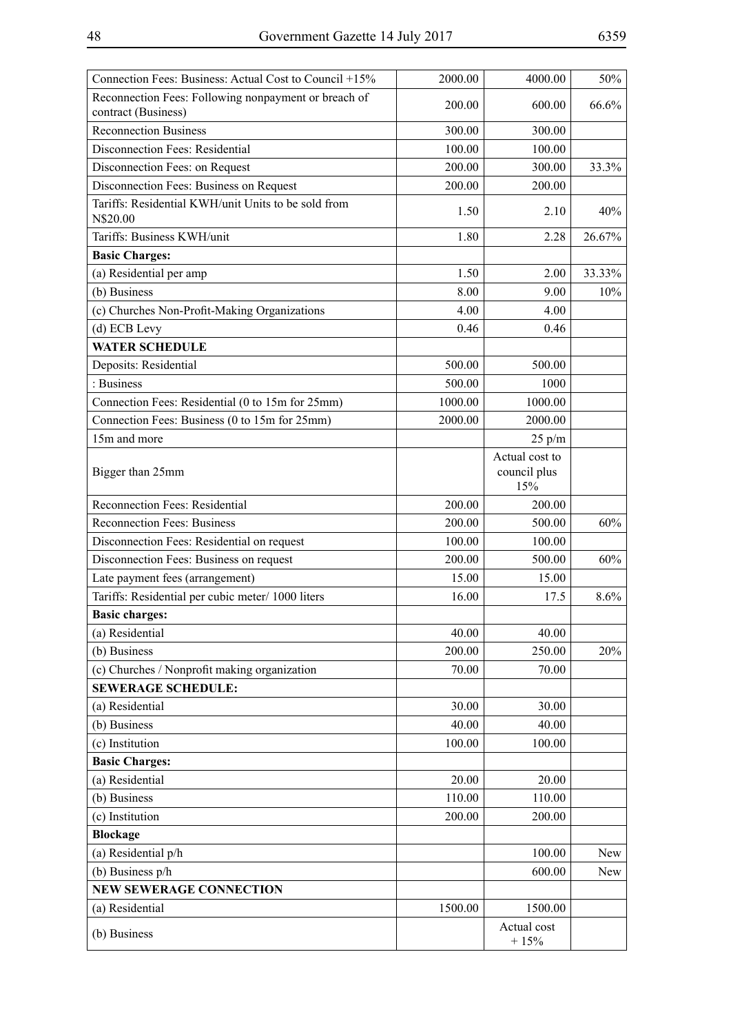| | | | |
|---|---|---|---|
| Connection Fees: Business: Actual Cost to Council +15% | 2000.00 | 4000.00 | 50% |
| Reconnection Fees: Following nonpayment or breach of contract (Business) | 200.00 | 600.00 | 66.6% |
| Reconnection Business | 300.00 | 300.00 | |
| Disconnection Fees: Residential | 100.00 | 100.00 | |
| Disconnection Fees: on Request | 200.00 | 300.00 | 33.3% |
| Disconnection Fees: Business on Request | 200.00 | 200.00 | |
| Tariffs: Residential KWH/unit Units to be sold from N$20.00 | 1.50 | 2.10 | 40% |
| Tariffs: Business KWH/unit | 1.80 | 2.28 | 26.67% |
| **Basic Charges:** | | | |
| (a) Residential per amp | 1.50 | 2.00 | 33.33% |
| (b) Business | 8.00 | 9.00 | 10% |
| (c) Churches Non-Profit-Making Organizations | 4.00 | 4.00 | |
| (d) ECB Levy | 0.46 | 0.46 | |
| **WATER SCHEDULE** | | | |
| Deposits: Residential | 500.00 | 500.00 | |
| : Business | 500.00 | 1000 | |
| Connection Fees: Residential (0 to 15m for 25mm) | 1000.00 | 1000.00 | |
| Connection Fees: Business (0 to 15m for 25mm) | 2000.00 | 2000.00 | |
| 15m and more | | 25 p/m | |
| Bigger than 25mm | | Actual cost to council plus 15% | |
| Reconnection Fees: Residential | 200.00 | 200.00 | |
| Reconnection Fees: Business | 200.00 | 500.00 | 60% |
| Disconnection Fees: Residential on request | 100.00 | 100.00 | |
| Disconnection Fees: Business on request | 200.00 | 500.00 | 60% |
| Late payment fees (arrangement) | 15.00 | 15.00 | |
| Tariffs: Residential per cubic meter/ 1000 liters | 16.00 | 17.5 | 8.6% |
| **Basic charges:** | | | |
| (a) Residential | 40.00 | 40.00 | |
| (b) Business | 200.00 | 250.00 | 20% |
| (c) Churches / Nonprofit making organization | 70.00 | 70.00 | |
| **SEWERAGE SCHEDULE:** | | | |
| (a) Residential | 30.00 | 30.00 | |
| (b) Business | 40.00 | 40.00 | |
| (c) Institution | 100.00 | 100.00 | |
| **Basic Charges:** | | | |
| (a) Residential | 20.00 | 20.00 | |
| (b) Business | 110.00 | 110.00 | |
| (c) Institution | 200.00 | 200.00 | |
| **Blockage** | | | |
| (a) Residential p/h | | 100.00 | New |
| (b) Business p/h | | 600.00 | New |
| **NEW SEWERAGE CONNECTION** | | | |
| (a) Residential | 1500.00 | 1500.00 | |
| (b) Business | | Actual cost + 15% | |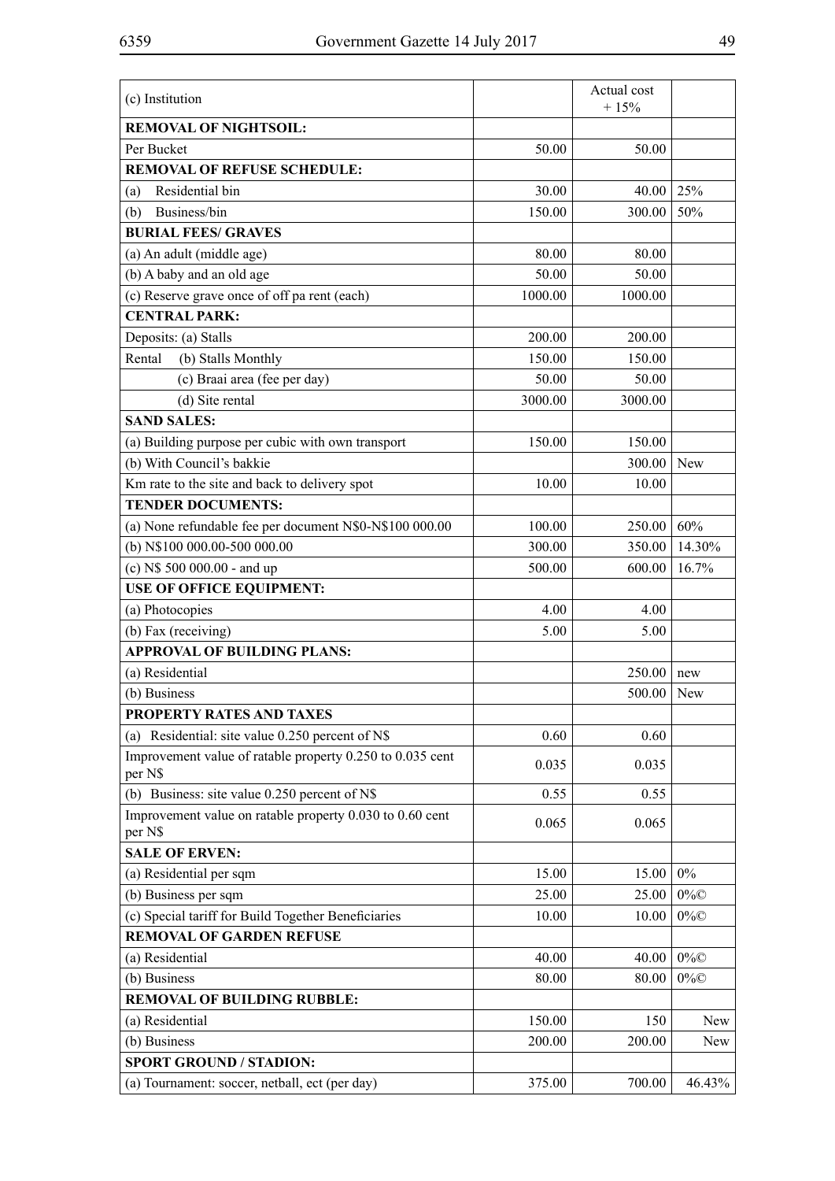| (c) Institution | | Actual cost + 15% | |
|---|---|---|---|
| **REMOVAL OF NIGHTSOIL:** | | | |
| Per Bucket | 50.00 | 50.00 | |
| **REMOVAL OF REFUSE SCHEDULE:** | | | |
| (a) Residential bin | 30.00 | 40.00 | 25% |
| (b) Business/bin | 150.00 | 300.00 | 50% |
| **BURIAL FEES/ GRAVES** | | | |
| (a) An adult (middle age) | 80.00 | 80.00 | |
| (b) A baby and an old age | 50.00 | 50.00 | |
| (c) Reserve grave once of off pa rent (each) | 1000.00 | 1000.00 | |
| **CENTRAL PARK:** | | | |
| Deposits: (a) Stalls | 200.00 | 200.00 | |
| Rental (b) Stalls Monthly | 150.00 | 150.00 | |
| (c) Braai area (fee per day) | 50.00 | 50.00 | |
| (d) Site rental | 3000.00 | 3000.00 | |
| **SAND SALES:** | | | |
| (a) Building purpose per cubic with own transport | 150.00 | 150.00 | |
| (b) With Council's bakkie | | 300.00 | New |
| Km rate to the site and back to delivery spot | 10.00 | 10.00 | |
| **TENDER DOCUMENTS:** | | | |
| (a) None refundable fee per document N$0-N$100 000.00 | 100.00 | 250.00 | 60% |
| (b) N$100 000.00-500 000.00 | 300.00 | 350.00 | 14.30% |
| (c) N$ 500 000.00 - and up | 500.00 | 600.00 | 16.7% |
| **USE OF OFFICE EQUIPMENT:** | | | |
| (a) Photocopies | 4.00 | 4.00 | |
| (b) Fax (receiving) | 5.00 | 5.00 | |
| **APPROVAL OF BUILDING PLANS:** | | | |
| (a) Residential | | 250.00 | new |
| (b) Business | | 500.00 | New |
| **PROPERTY RATES AND TAXES** | | | |
| (a) Residential: site value 0.250 percent of N$ | 0.60 | 0.60 | |
| Improvement value of ratable property 0.250 to 0.035 cent per N$ | 0.035 | 0.035 | |
| (b) Business: site value 0.250 percent of N$ | 0.55 | 0.55 | |
| Improvement value on ratable property 0.030 to 0.60 cent per N$ | 0.065 | 0.065 | |
| **SALE OF ERVEN:** | | | |
| (a) Residential per sqm | 15.00 | 15.00 | 0% |
| (b) Business per sqm | 25.00 | 25.00 | 0%© |
| (c) Special tariff for Build Together Beneficiaries | 10.00 | 10.00 | 0%© |
| **REMOVAL OF GARDEN REFUSE** | | | |
| (a) Residential | 40.00 | 40.00 | 0%© |
| (b) Business | 80.00 | 80.00 | 0%© |
| **REMOVAL OF BUILDING RUBBLE:** | | | |
| (a) Residential | 150.00 | 150 | New |
| (b) Business | 200.00 | 200.00 | New |
| **SPORT GROUND / STADION:** | | | |
| (a) Tournament: soccer, netball, ect (per day) | 375.00 | 700.00 | 46.43% |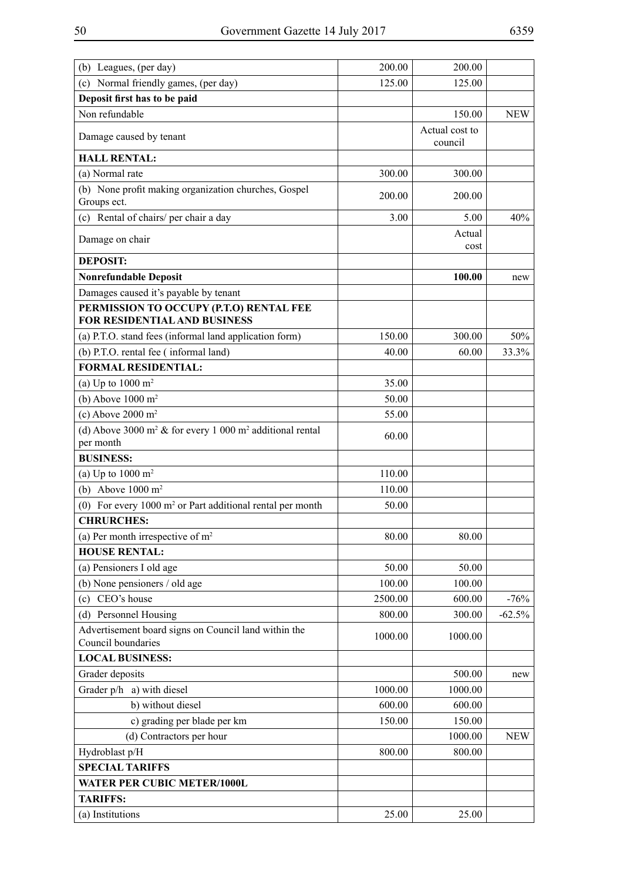| | | | |
|---|---|---|---|
| (b) Leagues, (per day) | 200.00 | 200.00 | |
| (c) Normal friendly games, (per day) | 125.00 | 125.00 | |
| **Deposit first has to be paid** | | | |
| Non refundable | | 150.00 | NEW |
| Damage caused by tenant | | Actual cost to council | |
| **HALL RENTAL:** | | | |
| (a) Normal rate | 300.00 | 300.00 | |
| (b) None profit making organization churches, Gospel Groups ect. | 200.00 | 200.00 | |
| (c) Rental of chairs/ per chair a day | 3.00 | 5.00 | 40% |
| Damage on chair | | Actual cost | |
| **DEPOSIT:** | | | |
| **Nonrefundable Deposit** | | **100.00** | new |
| Damages caused it's payable by tenant | | | |
| **PERMISSION TO OCCUPY (P.T.O) RENTAL FEE FOR RESIDENTIAL AND BUSINESS** | | | |
| (a) P.T.O. stand fees (informal land application form) | 150.00 | 300.00 | 50% |
| (b) P.T.O. rental fee ( informal land) | 40.00 | 60.00 | 33.3% |
| **FORMAL RESIDENTIAL:** | | | |
| (a) Up to 1000 $m^2$ | 35.00 | | |
| (b) Above 1000 $m^2$ | 50.00 | | |
| (c) Above 2000 $m^2$ | 55.00 | | |
| (d) Above 3000 $m^2$ & for every 1 000 $m^2$ additional rental per month | 60.00 | | |
| **BUSINESS:** | | | |
| (a) Up to 1000 $m^2$ | 110.00 | | |
| (b) Above 1000 $m^2$ | 110.00 | | |
| (0) For every 1000 $m^2$ or Part additional rental per month | 50.00 | | |
| **CHRURCHES:** | | | |
| (a) Per month irrespective of $m^2$ | 80.00 | 80.00 | |
| **HOUSE RENTAL:** | | | |
| (a) Pensioners I old age | 50.00 | 50.00 | |
| (b) None pensioners / old age | 100.00 | 100.00 | |
| (c) CEO's house | 2500.00 | 600.00 | -76% |
| (d) Personnel Housing | 800.00 | 300.00 | -62.5% |
| Advertisement board signs on Council land within the Council boundaries | 1000.00 | 1000.00 | |
| **LOCAL BUSINESS:** | | | |
| Grader deposits | | 500.00 | new |
| Grader p/h a) with diesel | 1000.00 | 1000.00 | |
| b) without diesel | 600.00 | 600.00 | |
| c) grading per blade per km | 150.00 | 150.00 | |
| (d) Contractors per hour | | 1000.00 | NEW |
| Hydroblast p/H | 800.00 | 800.00 | |
| **SPECIAL TARIFFS** | | | |
| **WATER PER CUBIC METER/1000L** | | | |
| **TARIFFS:** | | | |
| (a) Institutions | 25.00 | 25.00 | |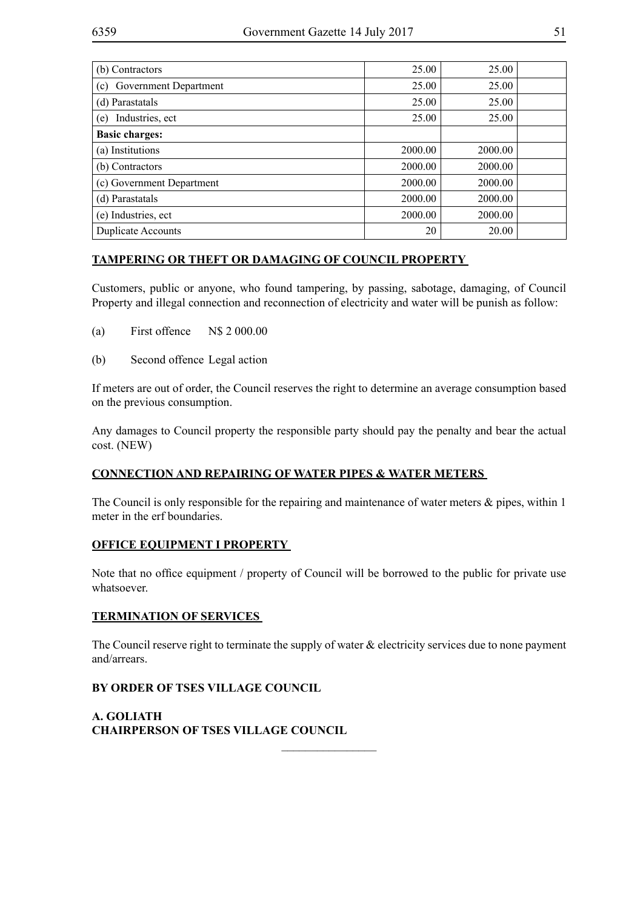| | | | |
|---|---|---|---|
| (b) Contractors | 25.00 | 25.00 | |
| (c) Government Department | 25.00 | 25.00 | |
| (d) Parastatals | 25.00 | 25.00 | |
| (e) Industries, ect | 25.00 | 25.00 | |
| **Basic charges:** | | | |
| (a) Institutions | 2000.00 | 2000.00 | |
| (b) Contractors | 2000.00 | 2000.00 | |
| (c) Government Department | 2000.00 | 2000.00 | |
| (d) Parastatals | 2000.00 | 2000.00 | |
| (e) Industries, ect | 2000.00 | 2000.00 | |
| Duplicate Accounts | 20 | 20.00 | |

**TAMPERING OR THEFT OR DAMAGING OF COUNCIL PROPERTY**

Customers, public or anyone, who found tampering, by passing, sabotage, damaging, of Council Property and illegal connection and reconnection of electricity and water will be punish as follow:

(a) First offence N$ 2 000.00

(b) Second offence Legal action

If meters are out of order, the Council reserves the right to determine an average consumption based on the previous consumption.

Any damages to Council property the responsible party should pay the penalty and bear the actual cost. (NEW)

**CONNECTION AND REPAIRING OF WATER PIPES & WATER METERS**

The Council is only responsible for the repairing and maintenance of water meters & pipes, within 1 meter in the erf boundaries.

**OFFICE EQUIPMENT I PROPERTY**

Note that no office equipment / property of Council will be borrowed to the public for private use whatsoever.

**TERMINATION OF SERVICES**

The Council reserve right to terminate the supply of water & electricity services due to none payment and/arrears.

**BY ORDER OF TSES VILLAGE COUNCIL**

**A. GOLIATH**
**CHAIRPERSON OF TSES VILLAGE COUNCIL**

________________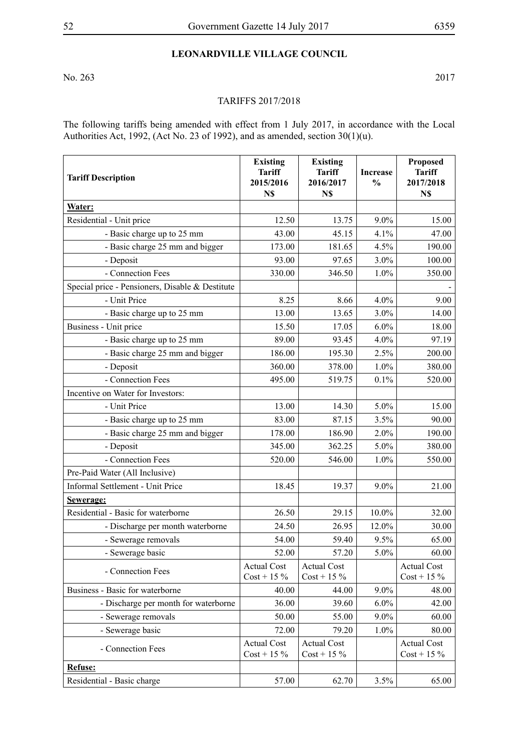## LEONARDVILLE VILLAGE COUNCIL

No. 263 2017

TARIFFS 2017/2018

The following tariffs being amended with effect from 1 July 2017, in accordance with the Local Authorities Act, 1992, (Act No. 23 of 1992), and as amended, section 30(1)(u).

| Tariff Description | Existing Tariff 2015/2016 N$ | Existing Tariff 2016/2017 N$ | Increase % | Proposed Tariff 2017/2018 N$ |
|---|---|---|---|---|
| **Water:** | | | | |
| Residential - Unit price | 12.50 | 13.75 | 9.0% | 15.00 |
| - Basic charge up to 25 mm | 43.00 | 45.15 | 4.1% | 47.00 |
| - Basic charge 25 mm and bigger | 173.00 | 181.65 | 4.5% | 190.00 |
| - Deposit | 93.00 | 97.65 | 3.0% | 100.00 |
| - Connection Fees | 330.00 | 346.50 | 1.0% | 350.00 |
| Special price - Pensioners, Disable & Destitute | | | | - |
| - Unit Price | 8.25 | 8.66 | 4.0% | 9.00 |
| - Basic charge up to 25 mm | 13.00 | 13.65 | 3.0% | 14.00 |
| Business - Unit price | 15.50 | 17.05 | 6.0% | 18.00 |
| - Basic charge up to 25 mm | 89.00 | 93.45 | 4.0% | 97.19 |
| - Basic charge 25 mm and bigger | 186.00 | 195.30 | 2.5% | 200.00 |
| - Deposit | 360.00 | 378.00 | 1.0% | 380.00 |
| - Connection Fees | 495.00 | 519.75 | 0.1% | 520.00 |
| Incentive on Water for Investors: | | | | |
| - Unit Price | 13.00 | 14.30 | 5.0% | 15.00 |
| - Basic charge up to 25 mm | 83.00 | 87.15 | 3.5% | 90.00 |
| - Basic charge 25 mm and bigger | 178.00 | 186.90 | 2.0% | 190.00 |
| - Deposit | 345.00 | 362.25 | 5.0% | 380.00 |
| - Connection Fees | 520.00 | 546.00 | 1.0% | 550.00 |
| Pre-Paid Water (All Inclusive) | | | | |
| Informal Settlement - Unit Price | 18.45 | 19.37 | 9.0% | 21.00 |
| **Sewerage:** | | | | |
| Residential - Basic for waterborne | 26.50 | 29.15 | 10.0% | 32.00 |
| - Discharge per month waterborne | 24.50 | 26.95 | 12.0% | 30.00 |
| - Sewerage removals | 54.00 | 59.40 | 9.5% | 65.00 |
| - Sewerage basic | 52.00 | 57.20 | 5.0% | 60.00 |
| - Connection Fees | Actual Cost Cost + 15 % | Actual Cost Cost + 15 % | | Actual Cost Cost + 15 % |
| Business - Basic for waterborne | 40.00 | 44.00 | 9.0% | 48.00 |
| - Discharge per month for waterborne | 36.00 | 39.60 | 6.0% | 42.00 |
| - Sewerage removals | 50.00 | 55.00 | 9.0% | 60.00 |
| - Sewerage basic | 72.00 | 79.20 | 1.0% | 80.00 |
| - Connection Fees | Actual Cost Cost + 15 % | Actual Cost Cost + 15 % | | Actual Cost Cost + 15 % |
| **Refuse:** | | | | |
| Residential - Basic charge | 57.00 | 62.70 | 3.5% | 65.00 |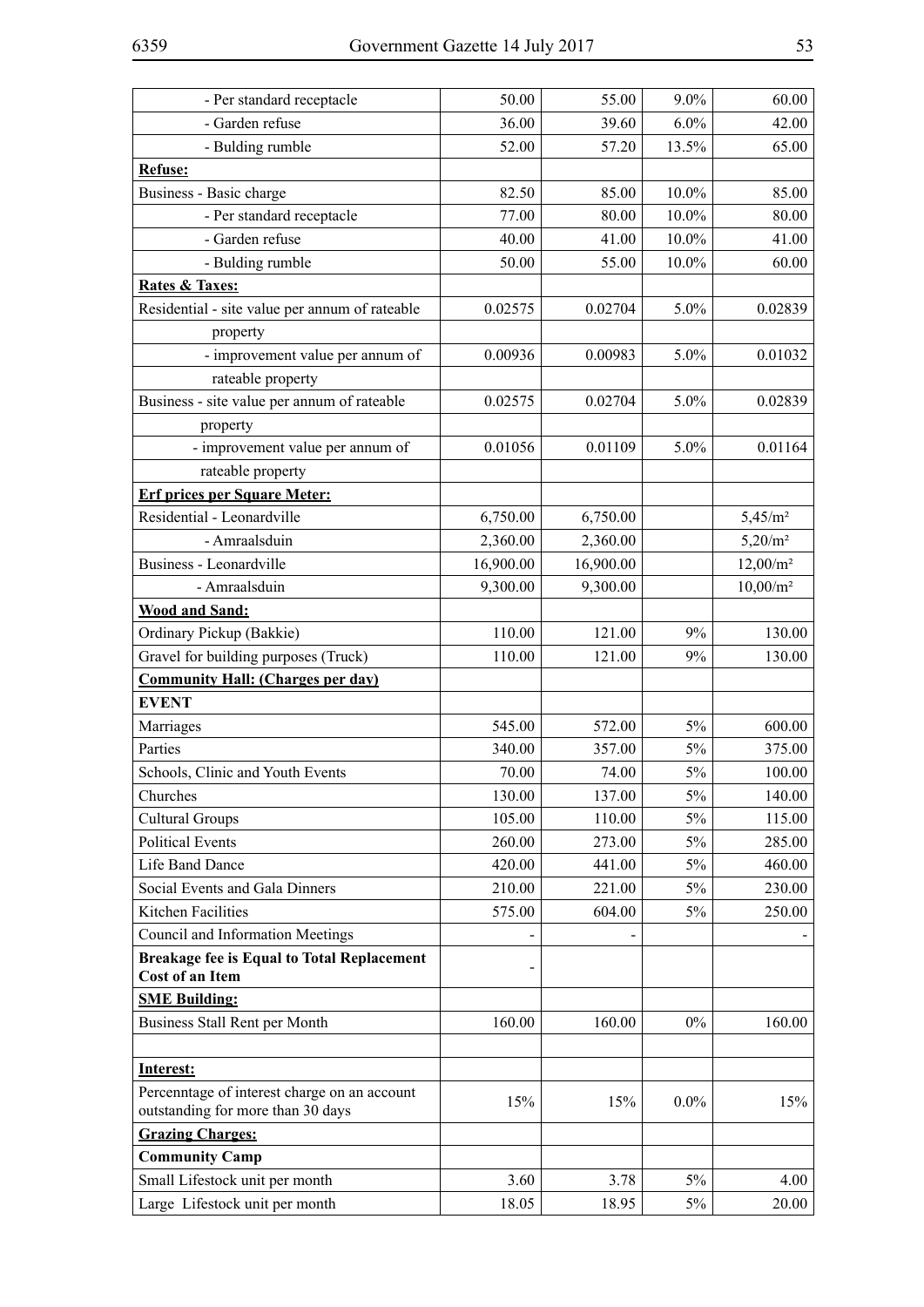| | | | | |
|---|---|---|---|---|
| - Per standard receptacle | 50.00 | 55.00 | 9.0% | 60.00 |
| - Garden refuse | 36.00 | 39.60 | 6.0% | 42.00 |
| - Bulding rumble | 52.00 | 57.20 | 13.5% | 65.00 |
| **Refuse:** | | | | |
| Business - Basic charge | 82.50 | 85.00 | 10.0% | 85.00 |
| - Per standard receptacle | 77.00 | 80.00 | 10.0% | 80.00 |
| - Garden refuse | 40.00 | 41.00 | 10.0% | 41.00 |
| - Bulding rumble | 50.00 | 55.00 | 10.0% | 60.00 |
| **Rates & Taxes:** | | | | |
| Residential - site value per annum of rateable property | 0.02575 | 0.02704 | 5.0% | 0.02839 |
| - improvement value per annum of rateable property | 0.00936 | 0.00983 | 5.0% | 0.01032 |
| Business - site value per annum of rateable property | 0.02575 | 0.02704 | 5.0% | 0.02839 |
| - improvement value per annum of rateable property | 0.01056 | 0.01109 | 5.0% | 0.01164 |
| **Erf prices per Square Meter:** | | | | |
| Residential - Leonardville | 6,750.00 | 6,750.00 | | 5,45/m² |
| - Amraalsduin | 2,360.00 | 2,360.00 | | 5,20/m² |
| Business - Leonardville | 16,900.00 | 16,900.00 | | 12,00/m² |
| - Amraalsduin | 9,300.00 | 9,300.00 | | 10,00/m² |
| **Wood and Sand:** | | | | |
| Ordinary Pickup (Bakkie) | 110.00 | 121.00 | 9% | 130.00 |
| Gravel for building purposes (Truck) | 110.00 | 121.00 | 9% | 130.00 |
| **Community Hall: (Charges per day)** | | | | |
| **EVENT** | | | | |
| Marriages | 545.00 | 572.00 | 5% | 600.00 |
| Parties | 340.00 | 357.00 | 5% | 375.00 |
| Schools, Clinic and Youth Events | 70.00 | 74.00 | 5% | 100.00 |
| Churches | 130.00 | 137.00 | 5% | 140.00 |
| Cultural Groups | 105.00 | 110.00 | 5% | 115.00 |
| Political Events | 260.00 | 273.00 | 5% | 285.00 |
| Life Band Dance | 420.00 | 441.00 | 5% | 460.00 |
| Social Events and Gala Dinners | 210.00 | 221.00 | 5% | 230.00 |
| Kitchen Facilities | 575.00 | 604.00 | 5% | 250.00 |
| Council and Information Meetings | - | - | | - |
| **Breakage fee is Equal to Total Replacement Cost of an Item** | - | | | |
| **SME Building:** | | | | |
| Business Stall Rent per Month | 160.00 | 160.00 | 0% | 160.00 |
| | | | | |
| **Interest:** | | | | |
| Percenntage of interest charge on an account outstanding for more than 30 days | 15% | 15% | 0.0% | 15% |
| **Grazing Charges:** | | | | |
| **Community Camp** | | | | |
| Small Lifestock unit per month | 3.60 | 3.78 | 5% | 4.00 |
| Large Lifestock unit per month | 18.05 | 18.95 | 5% | 20.00 |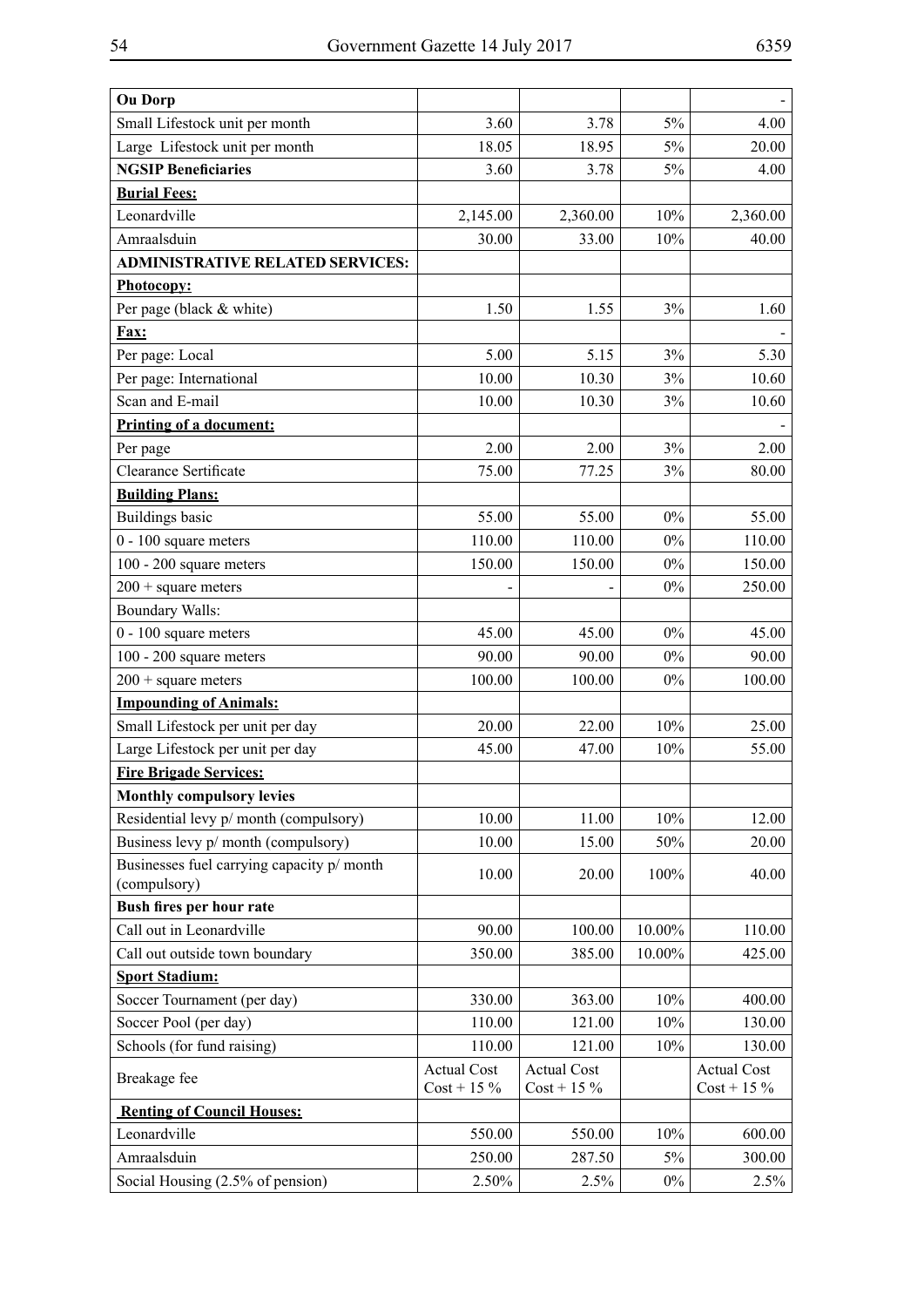| Ou Dorp | | | | - |
|---|---|---|---|---|
| Small Lifestock unit per month | 3.60 | 3.78 | 5% | 4.00 |
| Large Lifestock unit per month | 18.05 | 18.95 | 5% | 20.00 |
| **NGSIP Beneficiaries** | 3.60 | 3.78 | 5% | 4.00 |
| **Burial Fees:** | | | | |
| Leonardville | 2,145.00 | 2,360.00 | 10% | 2,360.00 |
| Amraalsduin | 30.00 | 33.00 | 10% | 40.00 |
| **ADMINISTRATIVE RELATED SERVICES:** | | | | |
| **Photocopy:** | | | | |
| Per page (black & white) | 1.50 | 1.55 | 3% | 1.60 |
| **Fax:** | | | | - |
| Per page: Local | 5.00 | 5.15 | 3% | 5.30 |
| Per page: International | 10.00 | 10.30 | 3% | 10.60 |
| Scan and E-mail | 10.00 | 10.30 | 3% | 10.60 |
| **Printing of a document:** | | | | - |
| Per page | 2.00 | 2.00 | 3% | 2.00 |
| Clearance Sertificate | 75.00 | 77.25 | 3% | 80.00 |
| **Building Plans:** | | | | |
| Buildings basic | 55.00 | 55.00 | 0% | 55.00 |
| 0 - 100 square meters | 110.00 | 110.00 | 0% | 110.00 |
| 100 - 200 square meters | 150.00 | 150.00 | 0% | 150.00 |
| 200 + square meters | - | - | 0% | 250.00 |
| Boundary Walls: | | | | |
| 0 - 100 square meters | 45.00 | 45.00 | 0% | 45.00 |
| 100 - 200 square meters | 90.00 | 90.00 | 0% | 90.00 |
| 200 + square meters | 100.00 | 100.00 | 0% | 100.00 |
| **Impounding of Animals:** | | | | |
| Small Lifestock per unit per day | 20.00 | 22.00 | 10% | 25.00 |
| Large Lifestock per unit per day | 45.00 | 47.00 | 10% | 55.00 |
| **Fire Brigade Services:** | | | | |
| **Monthly compulsory levies** | | | | |
| Residential levy p/ month (compulsory) | 10.00 | 11.00 | 10% | 12.00 |
| Business levy p/ month (compulsory) | 10.00 | 15.00 | 50% | 20.00 |
| Businesses fuel carrying capacity p/ month (compulsory) | 10.00 | 20.00 | 100% | 40.00 |
| **Bush fires per hour rate** | | | | |
| Call out in Leonardville | 90.00 | 100.00 | 10.00% | 110.00 |
| Call out outside town boundary | 350.00 | 385.00 | 10.00% | 425.00 |
| **Sport Stadium:** | | | | |
| Soccer Tournament (per day) | 330.00 | 363.00 | 10% | 400.00 |
| Soccer Pool (per day) | 110.00 | 121.00 | 10% | 130.00 |
| Schools (for fund raising) | 110.00 | 121.00 | 10% | 130.00 |
| Breakage fee | Actual Cost Cost + 15 % | Actual Cost Cost + 15 % | | Actual Cost Cost + 15 % |
| **Renting of Council Houses:** | | | | |
| Leonardville | 550.00 | 550.00 | 10% | 600.00 |
| Amraalsduin | 250.00 | 287.50 | 5% | 300.00 |
| Social Housing (2.5% of pension) | 2.50% | 2.5% | 0% | 2.5% |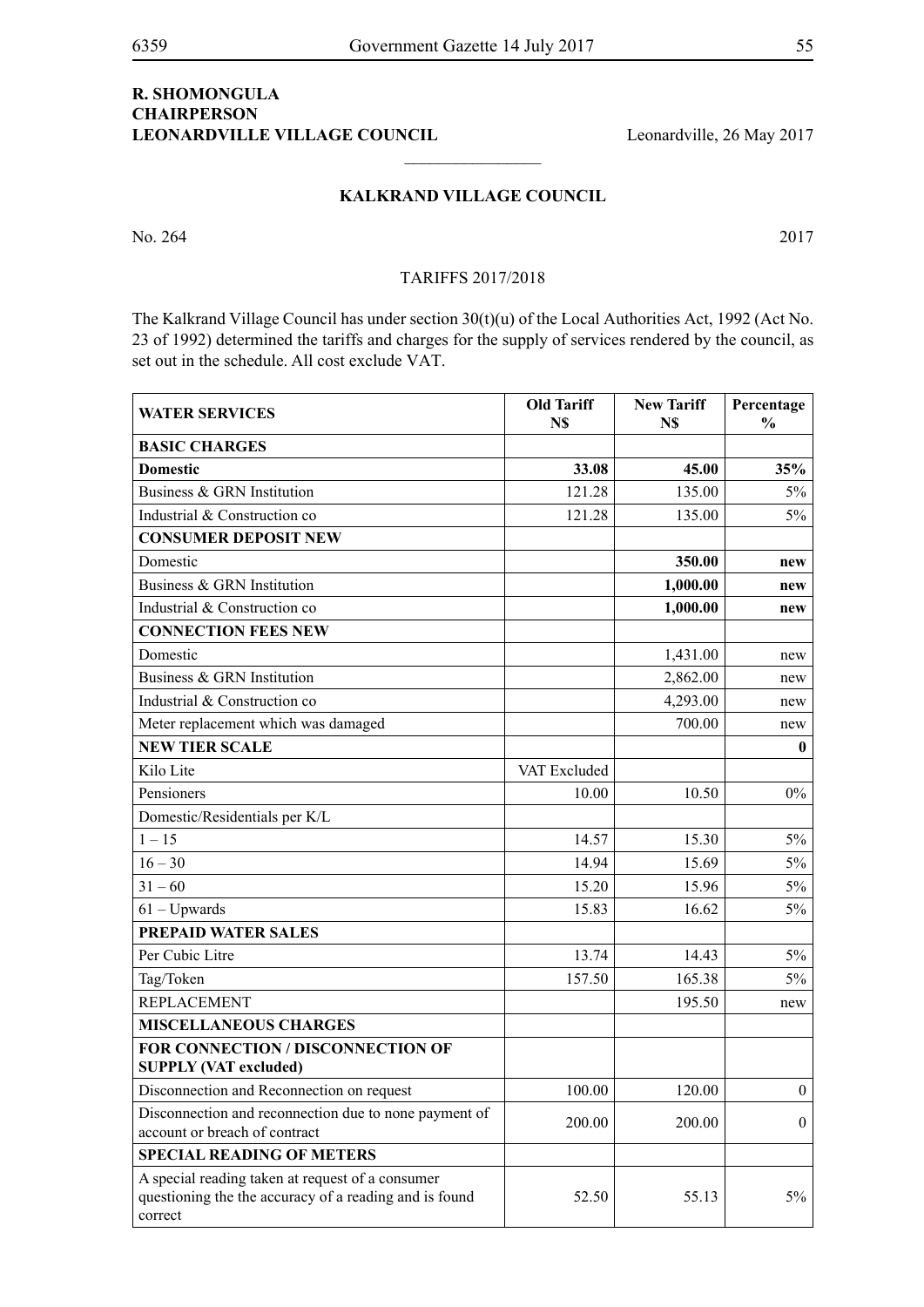**R. SHOMONGULA**
**CHAIRPERSON**
**LEONARDVILLE VILLAGE COUNCIL** Leonardville, 26 May 2017

---

## KALKRAND VILLAGE COUNCIL

No. 264 2017

TARIFFS 2017/2018

The Kalkrand Village Council has under section 30(t)(u) of the Local Authorities Act, 1992 (Act No. 23 of 1992) determined the tariffs and charges for the supply of services rendered by the council, as set out in the schedule. All cost exclude VAT.

| WATER SERVICES | Old Tariff N$ | New Tariff N$ | Percentage % |
|---|---|---|---|
| **BASIC CHARGES** | | | |
| **Domestic** | **33.08** | **45.00** | **35%** |
| Business & GRN Institution | 121.28 | 135.00 | 5% |
| Industrial & Construction co | 121.28 | 135.00 | 5% |
| **CONSUMER DEPOSIT NEW** | | | |
| Domestic | | **350.00** | **new** |
| Business & GRN Institution | | **1,000.00** | **new** |
| Industrial & Construction co | | **1,000.00** | **new** |
| **CONNECTION FEES NEW** | | | |
| Domestic | | 1,431.00 | new |
| Business & GRN Institution | | 2,862.00 | new |
| Industrial & Construction co | | 4,293.00 | new |
| Meter replacement which was damaged | | 700.00 | new |
| **NEW TIER SCALE** | | | **0** |
| Kilo Lite | VAT Excluded | | |
| Pensioners | 10.00 | 10.50 | 0% |
| Domestic/Residentials per K/L | | | |
| 1 – 15 | 14.57 | 15.30 | 5% |
| 16 – 30 | 14.94 | 15.69 | 5% |
| 31 – 60 | 15.20 | 15.96 | 5% |
| 61 – Upwards | 15.83 | 16.62 | 5% |
| **PREPAID WATER SALES** | | | |
| Per Cubic Litre | 13.74 | 14.43 | 5% |
| Tag/Token | 157.50 | 165.38 | 5% |
| REPLACEMENT | | 195.50 | new |
| **MISCELLANEOUS CHARGES** | | | |
| **FOR CONNECTION / DISCONNECTION OF SUPPLY (VAT excluded)** | | | |
| Disconnection and Reconnection on request | 100.00 | 120.00 | 0 |
| Disconnection and reconnection due to none payment of account or breach of contract | 200.00 | 200.00 | 0 |
| **SPECIAL READING OF METERS** | | | |
| A special reading taken at request of a consumer questioning the the accuracy of a reading and is found correct | 52.50 | 55.13 | 5% |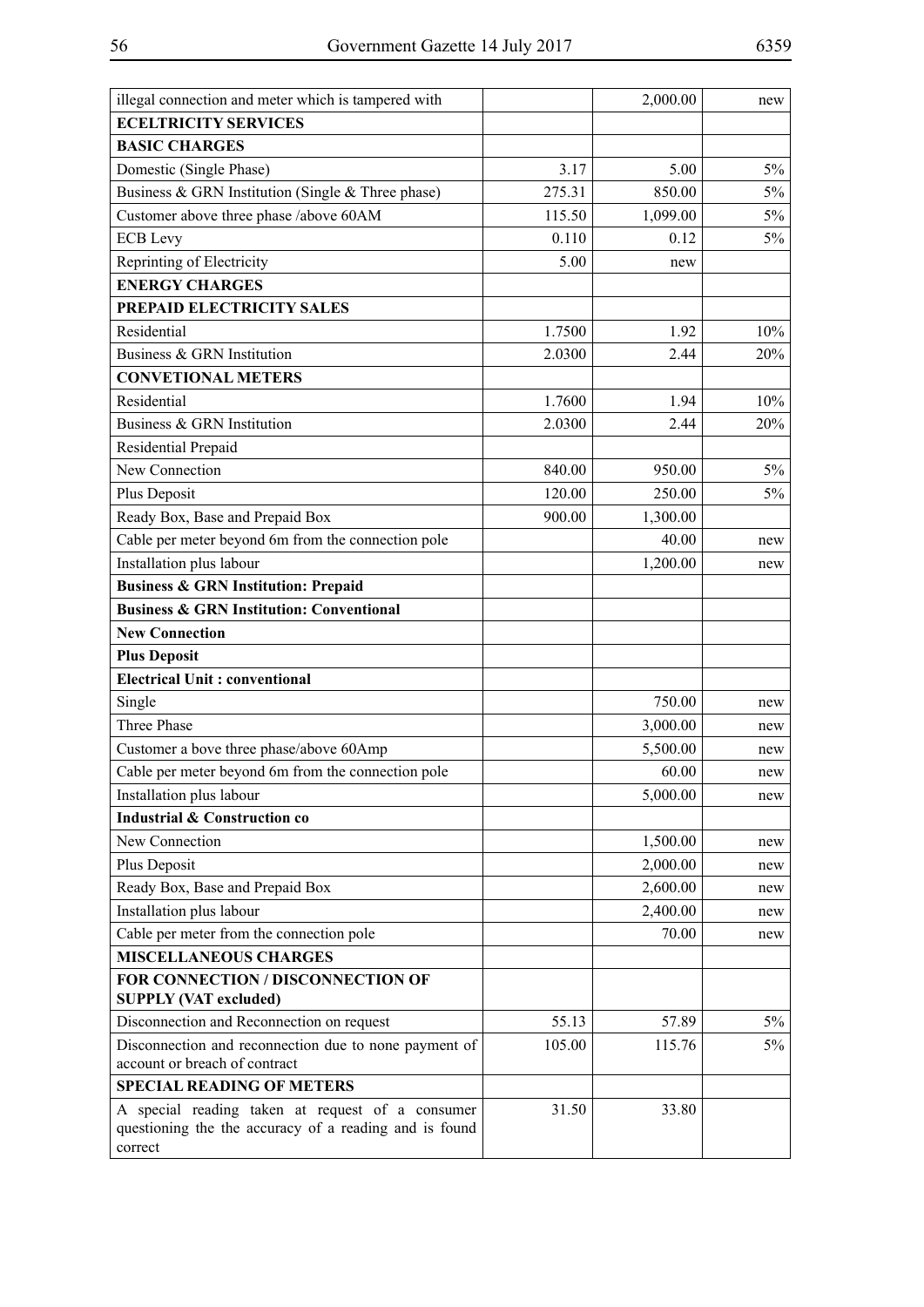| | | | |
|---|---|---|---|
| illegal connection and meter which is tampered with | | 2,000.00 | new |
| **ECELTRICITY SERVICES** | | | |
| **BASIC CHARGES** | | | |
| Domestic (Single Phase) | 3.17 | 5.00 | 5% |
| Business & GRN Institution (Single & Three phase) | 275.31 | 850.00 | 5% |
| Customer above three phase /above 60AM | 115.50 | 1,099.00 | 5% |
| ECB Levy | 0.110 | 0.12 | 5% |
| Reprinting of Electricity | 5.00 | new | |
| **ENERGY CHARGES** | | | |
| **PREPAID ELECTRICITY SALES** | | | |
| Residential | 1.7500 | 1.92 | 10% |
| Business & GRN Institution | 2.0300 | 2.44 | 20% |
| **CONVETIONAL METERS** | | | |
| Residential | 1.7600 | 1.94 | 10% |
| Business & GRN Institution | 2.0300 | 2.44 | 20% |
| Residential Prepaid | | | |
| New Connection | 840.00 | 950.00 | 5% |
| Plus Deposit | 120.00 | 250.00 | 5% |
| Ready Box, Base and Prepaid Box | 900.00 | 1,300.00 | |
| Cable per meter beyond 6m from the connection pole | | 40.00 | new |
| Installation plus labour | | 1,200.00 | new |
| **Business & GRN Institution: Prepaid** | | | |
| **Business & GRN Institution: Conventional** | | | |
| **New Connection** | | | |
| **Plus Deposit** | | | |
| **Electrical Unit : conventional** | | | |
| Single | | 750.00 | new |
| Three Phase | | 3,000.00 | new |
| Customer a bove three phase/above 60Amp | | 5,500.00 | new |
| Cable per meter beyond 6m from the connection pole | | 60.00 | new |
| Installation plus labour | | 5,000.00 | new |
| **Industrial & Construction co** | | | |
| New Connection | | 1,500.00 | new |
| Plus Deposit | | 2,000.00 | new |
| Ready Box, Base and Prepaid Box | | 2,600.00 | new |
| Installation plus labour | | 2,400.00 | new |
| Cable per meter from the connection pole | | 70.00 | new |
| **MISCELLANEOUS CHARGES** | | | |
| **FOR CONNECTION / DISCONNECTION OF SUPPLY (VAT excluded)** | | | |
| Disconnection and Reconnection on request | 55.13 | 57.89 | 5% |
| Disconnection and reconnection due to none payment of account or breach of contract | 105.00 | 115.76 | 5% |
| **SPECIAL READING OF METERS** | | | |
| A special reading taken at request of a consumer questioning the the accuracy of a reading and is found correct | 31.50 | 33.80 | |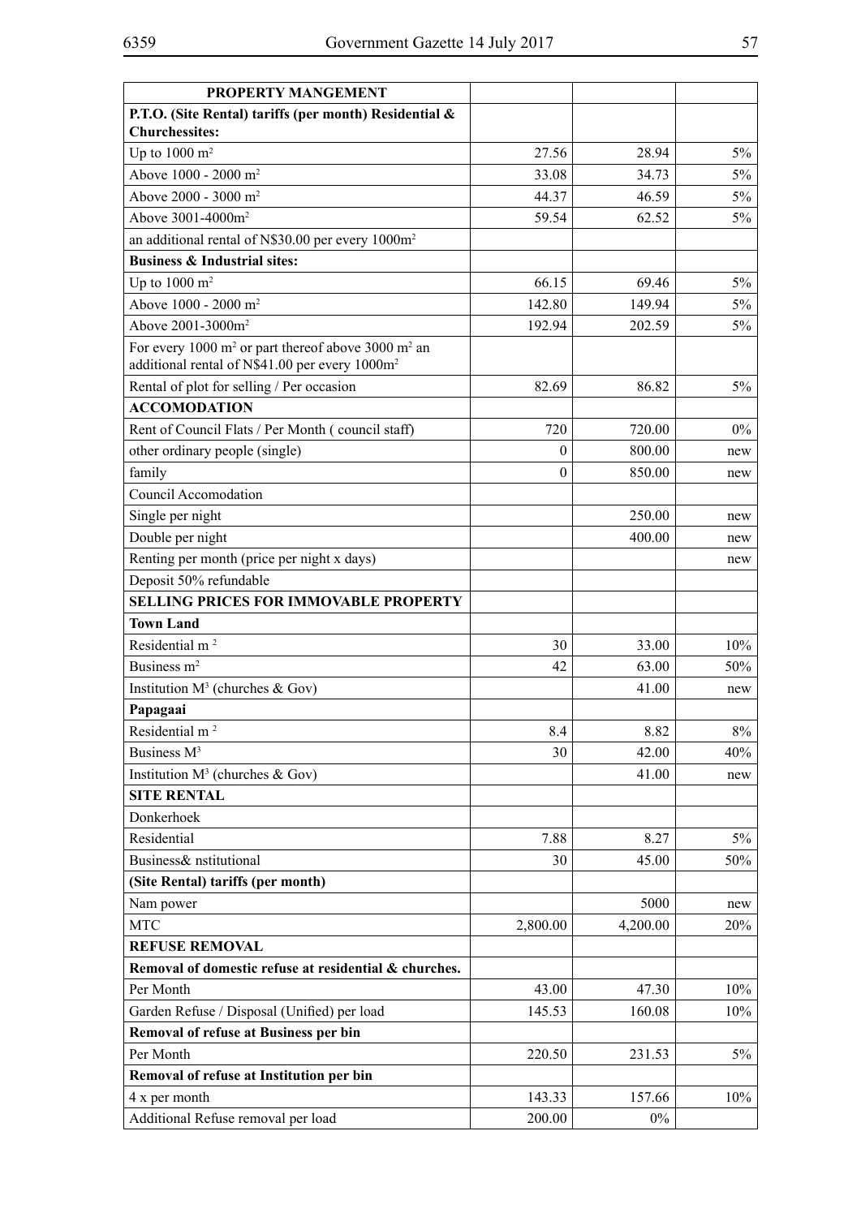| PROPERTY MANGEMENT | | | |
|---|---|---|---|
| **P.T.O. (Site Rental) tariffs (per month) Residential & Churchessites:** | | | |
| Up to 1000 $m^2$ | 27.56 | 28.94 | 5% |
| Above 1000 - 2000 $m^2$ | 33.08 | 34.73 | 5% |
| Above 2000 - 3000 $m^2$ | 44.37 | 46.59 | 5% |
| Above 3001-4000$m^2$ | 59.54 | 62.52 | 5% |
| an additional rental of N$30.00 per every 1000$m^2$ | | | |
| **Business & Industrial sites:** | | | |
| Up to 1000 $m^2$ | 66.15 | 69.46 | 5% |
| Above 1000 - 2000 $m^2$ | 142.80 | 149.94 | 5% |
| Above 2001-3000$m^2$ | 192.94 | 202.59 | 5% |
| For every 1000 $m^2$ or part thereof above 3000 $m^2$ an additional rental of N$41.00 per every 1000$m^2$ | | | |
| Rental of plot for selling / Per occasion | 82.69 | 86.82 | 5% |
| **ACCOMODATION** | | | |
| Rent of Council Flats / Per Month ( council staff) | 720 | 720.00 | 0% |
| other ordinary people (single) | 0 | 800.00 | new |
| family | 0 | 850.00 | new |
| Council Accomodation | | | |
| Single per night | | 250.00 | new |
| Double per night | | 400.00 | new |
| Renting per month (price per night x days) | | | new |
| Deposit 50% refundable | | | |
| **SELLING PRICES FOR IMMOVABLE PROPERTY** | | | |
| **Town Land** | | | |
| Residential $m^2$ | 30 | 33.00 | 10% |
| Business $m^2$ | 42 | 63.00 | 50% |
| Institution $M^3$ (churches & Gov) | | 41.00 | new |
| **Papagaai** | | | |
| Residential $m^2$ | 8.4 | 8.82 | 8% |
| Business $M^3$ | 30 | 42.00 | 40% |
| Institution $M^3$ (churches & Gov) | | 41.00 | new |
| **SITE RENTAL** | | | |
| Donkerhoek | | | |
| Residential | 7.88 | 8.27 | 5% |
| Business& nstitutional | 30 | 45.00 | 50% |
| **(Site Rental) tariffs (per month)** | | | |
| Nam power | | 5000 | new |
| MTC | 2,800.00 | 4,200.00 | 20% |
| **REFUSE REMOVAL** | | | |
| **Removal of domestic refuse at residential & churches.** | | | |
| Per Month | 43.00 | 47.30 | 10% |
| Garden Refuse / Disposal (Unified) per load | 145.53 | 160.08 | 10% |
| **Removal of refuse at Business per bin** | | | |
| Per Month | 220.50 | 231.53 | 5% |
| **Removal of refuse at Institution per bin** | | | |
| 4 x per month | 143.33 | 157.66 | 10% |
| Additional Refuse removal per load | 200.00 | 0% | |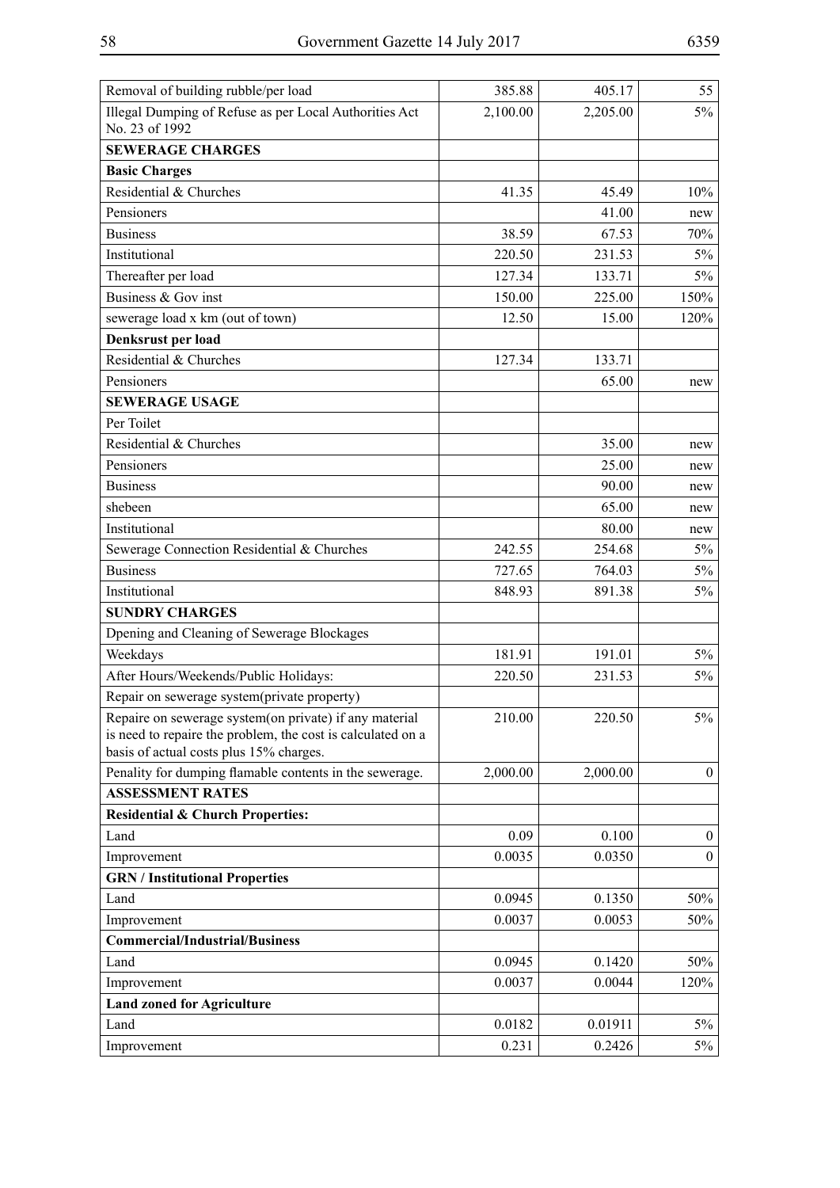| | | | |
|---|---|---|---|
| Removal of building rubble/per load | 385.88 | 405.17 | 55 |
| Illegal Dumping of Refuse as per Local Authorities Act No. 23 of 1992 | 2,100.00 | 2,205.00 | 5% |
| **SEWERAGE CHARGES** | | | |
| **Basic Charges** | | | |
| Residential & Churches | 41.35 | 45.49 | 10% |
| Pensioners | | 41.00 | new |
| Business | 38.59 | 67.53 | 70% |
| Institutional | 220.50 | 231.53 | 5% |
| Thereafter per load | 127.34 | 133.71 | 5% |
| Business & Gov inst | 150.00 | 225.00 | 150% |
| sewerage load x km (out of town) | 12.50 | 15.00 | 120% |
| **Denksrust per load** | | | |
| Residential & Churches | 127.34 | 133.71 | |
| Pensioners | | 65.00 | new |
| **SEWERAGE USAGE** | | | |
| Per Toilet | | | |
| Residential & Churches | | 35.00 | new |
| Pensioners | | 25.00 | new |
| Business | | 90.00 | new |
| shebeen | | 65.00 | new |
| Institutional | | 80.00 | new |
| Sewerage Connection Residential & Churches | 242.55 | 254.68 | 5% |
| Business | 727.65 | 764.03 | 5% |
| Institutional | 848.93 | 891.38 | 5% |
| **SUNDRY CHARGES** | | | |
| Dpening and Cleaning of Sewerage Blockages | | | |
| Weekdays | 181.91 | 191.01 | 5% |
| After Hours/Weekends/Public Holidays: | 220.50 | 231.53 | 5% |
| Repair on sewerage system(private property) | | | |
| Repaire on sewerage system(on private) if any material is need to repaire the problem, the cost is calculated on a basis of actual costs plus 15% charges. | 210.00 | 220.50 | 5% |
| Penality for dumping flamable contents in the sewerage. | 2,000.00 | 2,000.00 | 0 |
| **ASSESSMENT RATES** | | | |
| **Residential & Church Properties:** | | | |
| Land | 0.09 | 0.100 | 0 |
| Improvement | 0.0035 | 0.0350 | 0 |
| **GRN / Institutional Properties** | | | |
| Land | 0.0945 | 0.1350 | 50% |
| Improvement | 0.0037 | 0.0053 | 50% |
| **Commercial/Industrial/Business** | | | |
| Land | 0.0945 | 0.1420 | 50% |
| Improvement | 0.0037 | 0.0044 | 120% |
| **Land zoned for Agriculture** | | | |
| Land | 0.0182 | 0.01911 | 5% |
| Improvement | 0.231 | 0.2426 | 5% |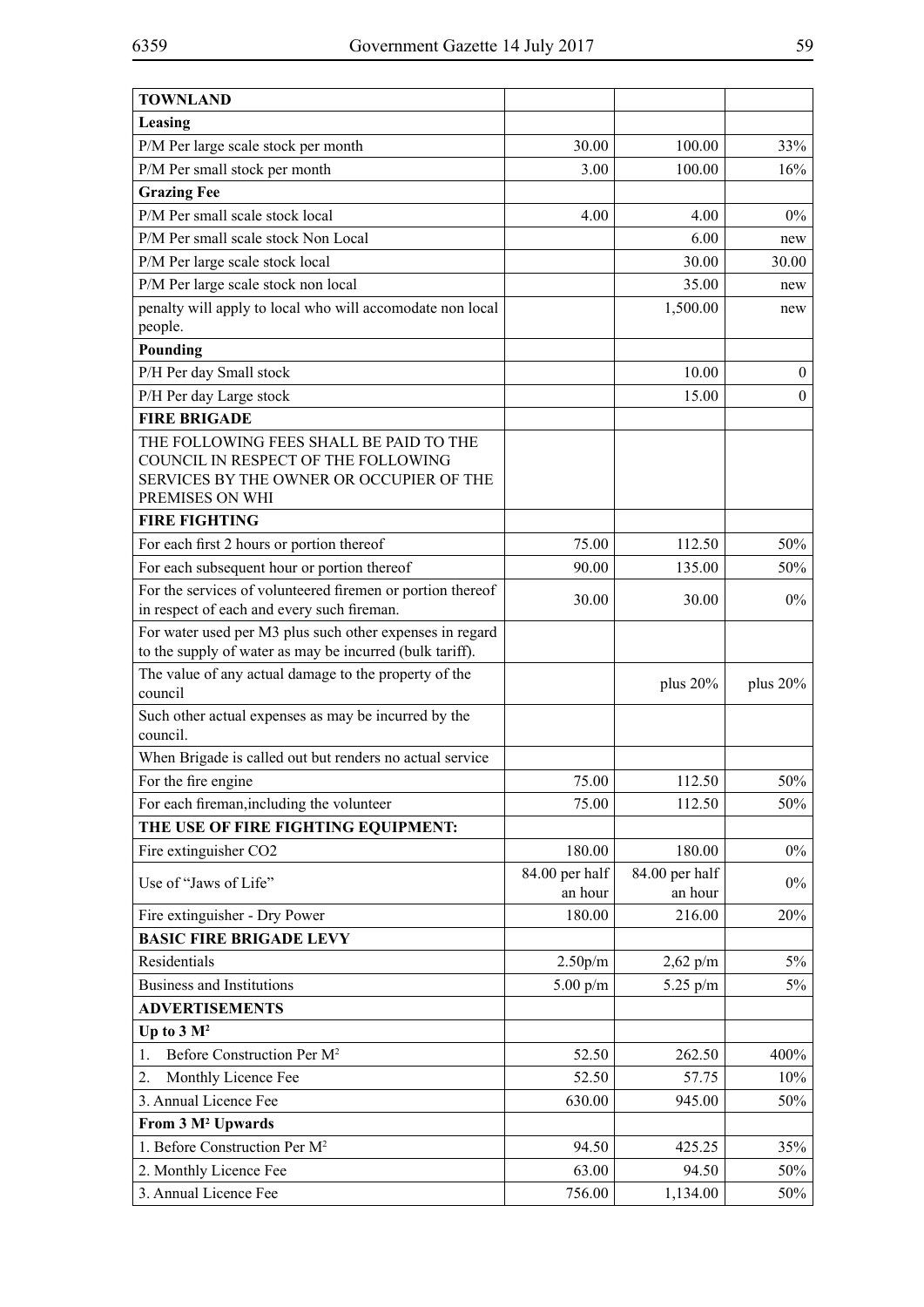| TOWNLAND | | | |
|---|---|---|---|
| **Leasing** | | | |
| P/M Per large scale stock per month | 30.00 | 100.00 | 33% |
| P/M Per small stock per month | 3.00 | 100.00 | 16% |
| **Grazing Fee** | | | |
| P/M Per small scale stock local | 4.00 | 4.00 | 0% |
| P/M Per small scale stock Non Local | | 6.00 | new |
| P/M Per large scale stock local | | 30.00 | 30.00 |
| P/M Per large scale stock non local | | 35.00 | new |
| penalty will apply to local who will accomodate non local people. | | 1,500.00 | new |
| **Pounding** | | | |
| P/H Per day Small stock | | 10.00 | 0 |
| P/H Per day Large stock | | 15.00 | 0 |
| **FIRE BRIGADE** | | | |
| THE FOLLOWING FEES SHALL BE PAID TO THE COUNCIL IN RESPECT OF THE FOLLOWING SERVICES BY THE OWNER OR OCCUPIER OF THE PREMISES ON WHI | | | |
| **FIRE FIGHTING** | | | |
| For each first 2 hours or portion thereof | 75.00 | 112.50 | 50% |
| For each subsequent hour or portion thereof | 90.00 | 135.00 | 50% |
| For the services of volunteered firemen or portion thereof in respect of each and every such fireman. | 30.00 | 30.00 | 0% |
| For water used per M3 plus such other expenses in regard to the supply of water as may be incurred (bulk tariff). | | | |
| The value of any actual damage to the property of the council | | plus 20% | plus 20% |
| Such other actual expenses as may be incurred by the council. | | | |
| When Brigade is called out but renders no actual service | | | |
| For the fire engine | 75.00 | 112.50 | 50% |
| For each fireman,including the volunteer | 75.00 | 112.50 | 50% |
| **THE USE OF FIRE FIGHTING EQUIPMENT:** | | | |
| Fire extinguisher CO2 | 180.00 | 180.00 | 0% |
| Use of "Jaws of Life" | 84.00 per half an hour | 84.00 per half an hour | 0% |
| Fire extinguisher - Dry Power | 180.00 | 216.00 | 20% |
| **BASIC FIRE BRIGADE LEVY** | | | |
| Residentials | 2.50p/m | 2,62 p/m | 5% |
| Business and Institutions | 5.00 p/m | 5.25 p/m | 5% |
| **ADVERTISEMENTS** | | | |
| **Up to 3 M²** | | | |
| 1. Before Construction Per M² | 52.50 | 262.50 | 400% |
| 2. Monthly Licence Fee | 52.50 | 57.75 | 10% |
| 3. Annual Licence Fee | 630.00 | 945.00 | 50% |
| **From 3 M² Upwards** | | | |
| 1. Before Construction Per M² | 94.50 | 425.25 | 35% |
| 2. Monthly Licence Fee | 63.00 | 94.50 | 50% |
| 3. Annual Licence Fee | 756.00 | 1,134.00 | 50% |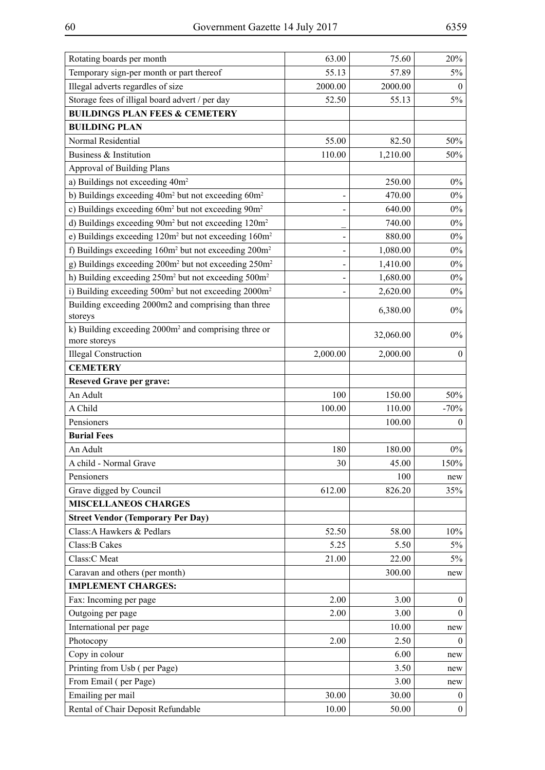| | | | |
|---|---|---|---|
| Rotating boards per month | 63.00 | 75.60 | 20% |
| Temporary sign-per month or part thereof | 55.13 | 57.89 | 5% |
| Illegal adverts regardles of size | 2000.00 | 2000.00 | 0 |
| Storage fees of illigal board advert / per day | 52.50 | 55.13 | 5% |
| **BUILDINGS PLAN FEES & CEMETERY** | | | |
| **BUILDING PLAN** | | | |
| Normal Residential | 55.00 | 82.50 | 50% |
| Business & Institution | 110.00 | 1,210.00 | 50% |
| Approval of Building Plans | | | |
| a) Buildings not exceeding $40m^2$ | | 250.00 | 0% |
| b) Buildings exceeding $40m^2$ but not exceeding $60m^2$ | - | 470.00 | 0% |
| c) Buildings exceeding $60m^2$ but not exceeding $90m^2$ | - | 640.00 | 0% |
| d) Buildings exceeding $90m^2$ but not exceeding $120m^2$ | _ | 740.00 | 0% |
| e) Buildings exceeding $120m^2$ but not exceeding $160m^2$ | - | 880.00 | 0% |
| f) Buildings exceeding $160m^2$ but not exceeding $200m^2$ | - | 1,080.00 | 0% |
| g) Buildings exceeding $200m^2$ but not exceeding $250m^2$ | - | 1,410.00 | 0% |
| h) Building exceeding $250m^2$ but not exceeding $500m^2$ | - | 1,680.00 | 0% |
| i) Building exceeding $500m^2$ but not exceeding $2000m^2$ | - | 2,620.00 | 0% |
| Building exceeding 2000m2 and comprising than three storeys | | 6,380.00 | 0% |
| k) Building exceeding $2000m^2$ and comprising three or more storeys | | 32,060.00 | 0% |
| Illegal Construction | 2,000.00 | 2,000.00 | 0 |
| **CEMETERY** | | | |
| **Reseved Grave per grave:** | | | |
| An Adult | 100 | 150.00 | 50% |
| A Child | 100.00 | 110.00 | -70% |
| Pensioners | | 100.00 | 0 |
| **Burial Fees** | | | |
| An Adult | 180 | 180.00 | 0% |
| A child - Normal Grave | 30 | 45.00 | 150% |
| Pensioners | | 100 | new |
| Grave digged by Council | 612.00 | 826.20 | 35% |
| **MISCELLANEOS CHARGES** | | | |
| **Street Vendor (Temporary Per Day)** | | | |
| Class:A Hawkers & Pedlars | 52.50 | 58.00 | 10% |
| Class:B Cakes | 5.25 | 5.50 | 5% |
| Class:C Meat | 21.00 | 22.00 | 5% |
| Caravan and others (per month) | | 300.00 | new |
| **IMPLEMENT CHARGES:** | | | |
| Fax: Incoming per page | 2.00 | 3.00 | 0 |
| Outgoing per page | 2.00 | 3.00 | 0 |
| International per page | | 10.00 | new |
| Photocopy | 2.00 | 2.50 | 0 |
| Copy in colour | | 6.00 | new |
| Printing from Usb ( per Page) | | 3.50 | new |
| From Email ( per Page) | | 3.00 | new |
| Emailing per mail | 30.00 | 30.00 | 0 |
| Rental of Chair Deposit Refundable | 10.00 | 50.00 | 0 |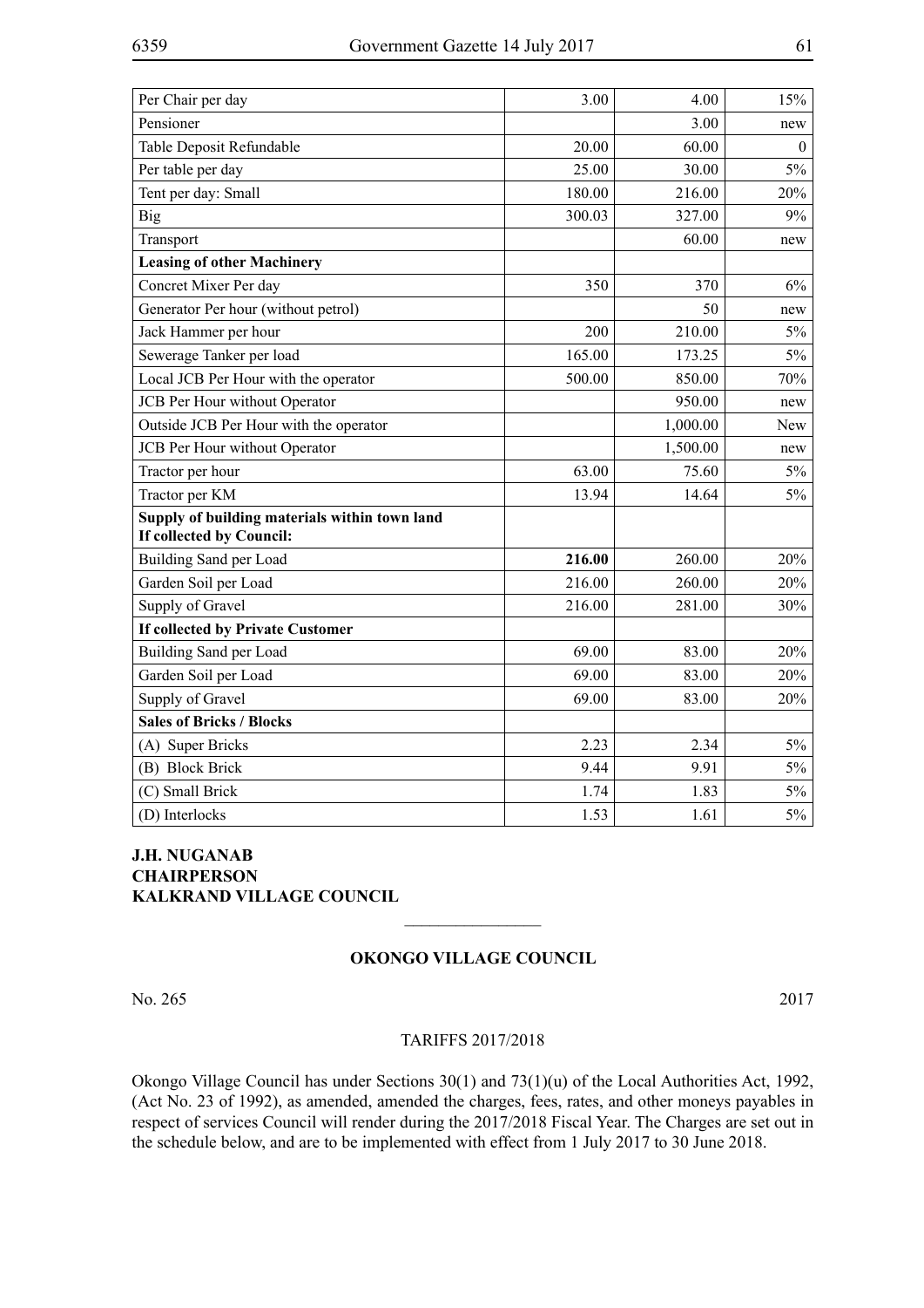| | | | |
|---|---|---|---|
| Per Chair per day | 3.00 | 4.00 | 15% |
| Pensioner | | 3.00 | new |
| Table Deposit Refundable | 20.00 | 60.00 | 0 |
| Per table per day | 25.00 | 30.00 | 5% |
| Tent per day: Small | 180.00 | 216.00 | 20% |
| Big | 300.03 | 327.00 | 9% |
| Transport | | 60.00 | new |
| **Leasing of other Machinery** | | | |
| Concret Mixer Per day | 350 | 370 | 6% |
| Generator Per hour (without petrol) | | 50 | new |
| Jack Hammer per hour | 200 | 210.00 | 5% |
| Sewerage Tanker per load | 165.00 | 173.25 | 5% |
| Local JCB Per Hour with the operator | 500.00 | 850.00 | 70% |
| JCB Per Hour without Operator | | 950.00 | new |
| Outside JCB Per Hour with the operator | | 1,000.00 | New |
| JCB Per Hour without Operator | | 1,500.00 | new |
| Tractor per hour | 63.00 | 75.60 | 5% |
| Tractor per KM | 13.94 | 14.64 | 5% |
| **Supply of building materials within town land If collected by Council:** | | | |
| Building Sand per Load | **216.00** | 260.00 | 20% |
| Garden Soil per Load | 216.00 | 260.00 | 20% |
| Supply of Gravel | 216.00 | 281.00 | 30% |
| **If collected by Private Customer** | | | |
| Building Sand per Load | 69.00 | 83.00 | 20% |
| Garden Soil per Load | 69.00 | 83.00 | 20% |
| Supply of Gravel | 69.00 | 83.00 | 20% |
| **Sales of Bricks / Blocks** | | | |
| (A) Super Bricks | 2.23 | 2.34 | 5% |
| (B) Block Brick | 9.44 | 9.91 | 5% |
| (C) Small Brick | 1.74 | 1.83 | 5% |
| (D) Interlocks | 1.53 | 1.61 | 5% |

**J.H. NUGANAB**
**CHAIRPERSON**
**KALKRAND VILLAGE COUNCIL**

---

## OKONGO VILLAGE COUNCIL

No. 265 2017

TARIFFS 2017/2018

Okongo Village Council has under Sections 30(1) and 73(1)(u) of the Local Authorities Act, 1992, (Act No. 23 of 1992), as amended, amended the charges, fees, rates, and other moneys payables in respect of services Council will render during the 2017/2018 Fiscal Year. The Charges are set out in the schedule below, and are to be implemented with effect from 1 July 2017 to 30 June 2018.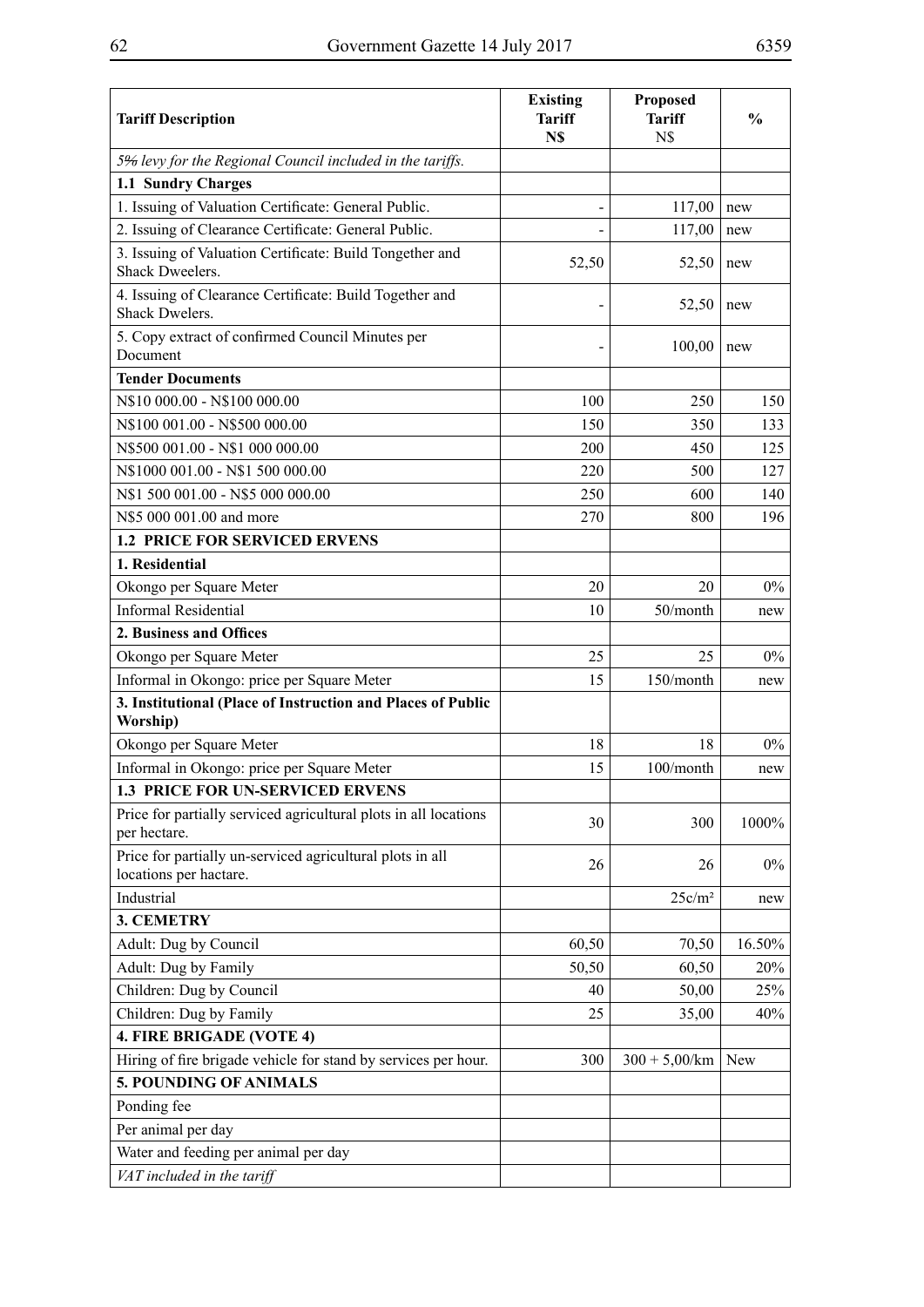| Tariff Description | Existing Tariff N$ | Proposed Tariff N$ | % |
|---|---|---|---|
| *5% levy for the Regional Council included in the tariffs.* | | | |
| **1.1 Sundry Charges** | | | |
| 1. Issuing of Valuation Certificate: General Public. | - | 117,00 | new |
| 2. Issuing of Clearance Certificate: General Public. | - | 117,00 | new |
| 3. Issuing of Valuation Certificate: Build Tongether and Shack Dweelers. | 52,50 | 52,50 | new |
| 4. Issuing of Clearance Certificate: Build Together and Shack Dwelers. | - | 52,50 | new |
| 5. Copy extract of confirmed Council Minutes per Document | - | 100,00 | new |
| **Tender Documents** | | | |
| N$10 000.00 - N$100 000.00 | 100 | 250 | 150 |
| N$100 001.00 - N$500 000.00 | 150 | 350 | 133 |
| N$500 001.00 - N$1 000 000.00 | 200 | 450 | 125 |
| N$1000 001.00 - N$1 500 000.00 | 220 | 500 | 127 |
| N$1 500 001.00 - N$5 000 000.00 | 250 | 600 | 140 |
| N$5 000 001.00 and more | 270 | 800 | 196 |
| **1.2 PRICE FOR SERVICED ERVENS** | | | |
| **1. Residential** | | | |
| Okongo per Square Meter | 20 | 20 | 0% |
| Informal Residential | 10 | 50/month | new |
| **2. Business and Offices** | | | |
| Okongo per Square Meter | 25 | 25 | 0% |
| Informal in Okongo: price per Square Meter | 15 | 150/month | new |
| **3. Institutional (Place of Instruction and Places of Public Worship)** | | | |
| Okongo per Square Meter | 18 | 18 | 0% |
| Informal in Okongo: price per Square Meter | 15 | 100/month | new |
| **1.3 PRICE FOR UN-SERVICED ERVENS** | | | |
| Price for partially serviced agricultural plots in all locations per hectare. | 30 | 300 | 1000% |
| Price for partially un-serviced agricultural plots in all locations per hactare. | 26 | 26 | 0% |
| Industrial | | 25c/m² | new |
| **3. CEMETRY** | | | |
| Adult: Dug by Council | 60,50 | 70,50 | 16.50% |
| Adult: Dug by Family | 50,50 | 60,50 | 20% |
| Children: Dug by Council | 40 | 50,00 | 25% |
| Children: Dug by Family | 25 | 35,00 | 40% |
| **4. FIRE BRIGADE (VOTE 4)** | | | |
| Hiring of fire brigade vehicle for stand by services per hour. | 300 | 300 + 5,00/km | New |
| **5. POUNDING OF ANIMALS** | | | |
| Ponding fee | | | |
| Per animal per day | | | |
| Water and feeding per animal per day | | | |
| *VAT included in the tariff* | | | |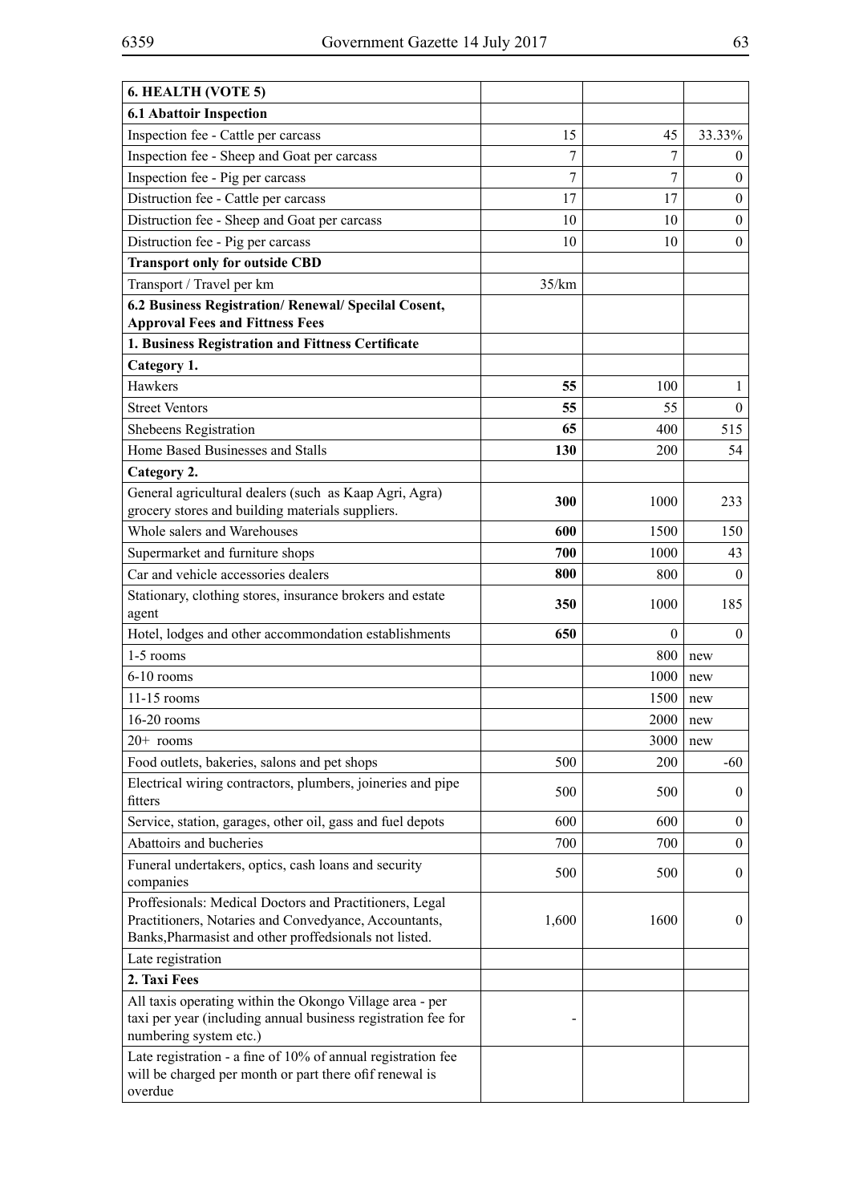| 6. HEALTH (VOTE 5) | | | |
|---|---|---|---|
| **6.1 Abattoir Inspection** | | | |
| Inspection fee - Cattle per carcass | 15 | 45 | 33.33% |
| Inspection fee - Sheep and Goat per carcass | 7 | 7 | 0 |
| Inspection fee - Pig per carcass | 7 | 7 | 0 |
| Distruction fee - Cattle per carcass | 17 | 17 | 0 |
| Distruction fee - Sheep and Goat per carcass | 10 | 10 | 0 |
| Distruction fee - Pig per carcass | 10 | 10 | 0 |
| **Transport only for outside CBD** | | | |
| Transport / Travel per km | 35/km | | |
| **6.2 Business Registration/ Renewal/ Specilal Cosent, Approval Fees and Fittness Fees** | | | |
| **1. Business Registration and Fittness Certificate** | | | |
| **Category 1.** | | | |
| Hawkers | **55** | 100 | 1 |
| Street Ventors | **55** | 55 | 0 |
| Shebeens Registration | **65** | 400 | 515 |
| Home Based Businesses and Stalls | **130** | 200 | 54 |
| **Category 2.** | | | |
| General agricultural dealers (such as Kaap Agri, Agra) grocery stores and building materials suppliers. | **300** | 1000 | 233 |
| Whole salers and Warehouses | **600** | 1500 | 150 |
| Supermarket and furniture shops | **700** | 1000 | 43 |
| Car and vehicle accessories dealers | **800** | 800 | 0 |
| Stationary, clothing stores, insurance brokers and estate agent | **350** | 1000 | 185 |
| Hotel, lodges and other accommodation establishments | **650** | 0 | 0 |
| 1-5 rooms | | 800 | new |
| 6-10 rooms | | 1000 | new |
| 11-15 rooms | | 1500 | new |
| 16-20 rooms | | 2000 | new |
| 20+ rooms | | 3000 | new |
| Food outlets, bakeries, salons and pet shops | 500 | 200 | -60 |
| Electrical wiring contractors, plumbers, joineries and pipe fitters | 500 | 500 | 0 |
| Service, station, garages, other oil, gass and fuel depots | 600 | 600 | 0 |
| Abattoirs and bucheries | 700 | 700 | 0 |
| Funeral undertakers, optics, cash loans and security companies | 500 | 500 | 0 |
| Proffesionals: Medical Doctors and Practitioners, Legal Practitioners, Notaries and Convedyance, Accountants, Banks,Pharmasist and other proffedsionals not listed. | 1,600 | 1600 | 0 |
| Late registration | | | |
| **2. Taxi Fees** | | | |
| All taxis operating within the Okongo Village area - per taxi per year (including annual business registration fee for numbering system etc.) | - | | |
| Late registration - a fine of 10% of annual registration fee will be charged per month or part there ofif renewal is overdue | | | |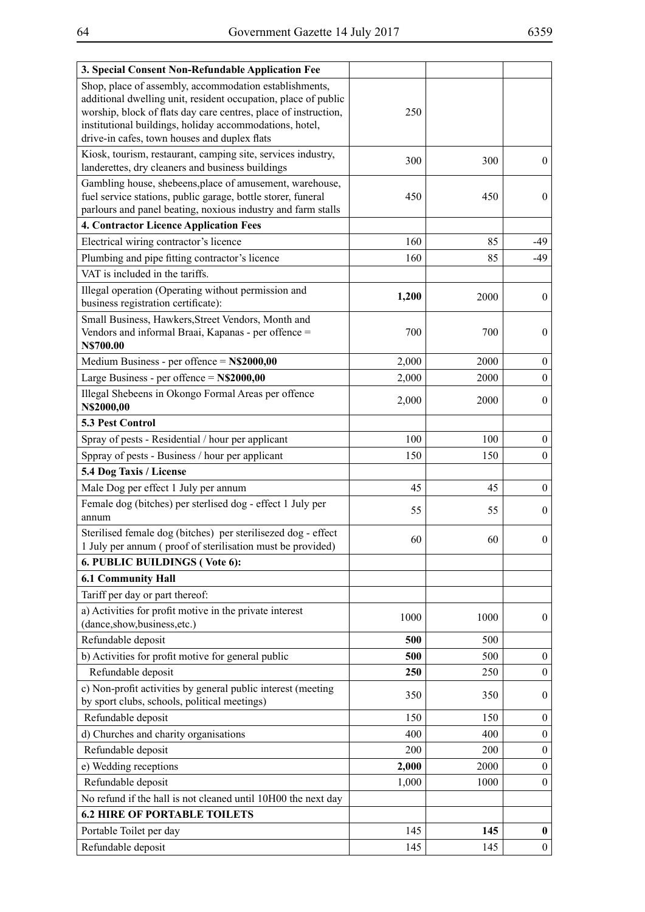| 3. Special Consent Non-Refundable Application Fee | | | |
|---|---|---|---|
| Shop, place of assembly, accommodation establishments, additional dwelling unit, resident occupation, place of public worship, block of flats day care centres, place of instruction, institutional buildings, holiday accommodations, hotel, drive-in cafes, town houses and duplex flats | 250 | | |
| Kiosk, tourism, restaurant, camping site, services industry, landerettes, dry cleaners and business buildings | 300 | 300 | 0 |
| Gambling house, shebeens,place of amusement, warehouse, fuel service stations, public garage, bottle storer, funeral parlours and panel beating, noxious industry and farm stalls | 450 | 450 | 0 |
| **4. Contractor Licence Application Fees** | | | |
| Electrical wiring contractor's licence | 160 | 85 | -49 |
| Plumbing and pipe fitting contractor's licence | 160 | 85 | -49 |
| VAT is included in the tariffs. | | | |
| Illegal operation (Operating without permission and business registration certificate): | **1,200** | 2000 | 0 |
| Small Business, Hawkers,Street Vendors, Month and Vendors and informal Braai, Kapanas - per offence = **N$700.00** | 700 | 700 | 0 |
| Medium Business - per offence = **N$2000,00** | 2,000 | 2000 | 0 |
| Large Business - per offence = **N$2000,00** | 2,000 | 2000 | 0 |
| Illegal Shebeens in Okongo Formal Areas per offence **N$2000,00** | 2,000 | 2000 | 0 |
| **5.3 Pest Control** | | | |
| Spray of pests - Residential / hour per applicant | 100 | 100 | 0 |
| Sppray of pests - Business / hour per applicant | 150 | 150 | 0 |
| **5.4 Dog Taxis / License** | | | |
| Male Dog per effect 1 July per annum | 45 | 45 | 0 |
| Female dog (bitches) per sterlised dog - effect 1 July per annum | 55 | 55 | 0 |
| Sterilised female dog (bitches) per sterilisezed dog - effect 1 July per annum ( proof of sterilisation must be provided) | 60 | 60 | 0 |
| **6. PUBLIC BUILDINGS ( Vote 6):** | | | |
| **6.1 Community Hall** | | | |
| Tariff per day or part thereof: | | | |
| a) Activities for profit motive in the private interest (dance,show,business,etc.) | 1000 | 1000 | 0 |
| Refundable deposit | **500** | 500 | |
| b) Activities for profit motive for general public | **500** | 500 | 0 |
| Refundable deposit | **250** | 250 | 0 |
| c) Non-profit activities by general public interest (meeting by sport clubs, schools, political meetings) | 350 | 350 | 0 |
| Refundable deposit | 150 | 150 | 0 |
| d) Churches and charity organisations | 400 | 400 | 0 |
| Refundable deposit | 200 | 200 | 0 |
| e) Wedding receptions | **2,000** | 2000 | 0 |
| Refundable deposit | 1,000 | 1000 | 0 |
| No refund if the hall is not cleaned until 10H00 the next day | | | |
| **6.2 HIRE OF PORTABLE TOILETS** | | | |
| Portable Toilet per day | 145 | **145** | **0** |
| Refundable deposit | 145 | 145 | 0 |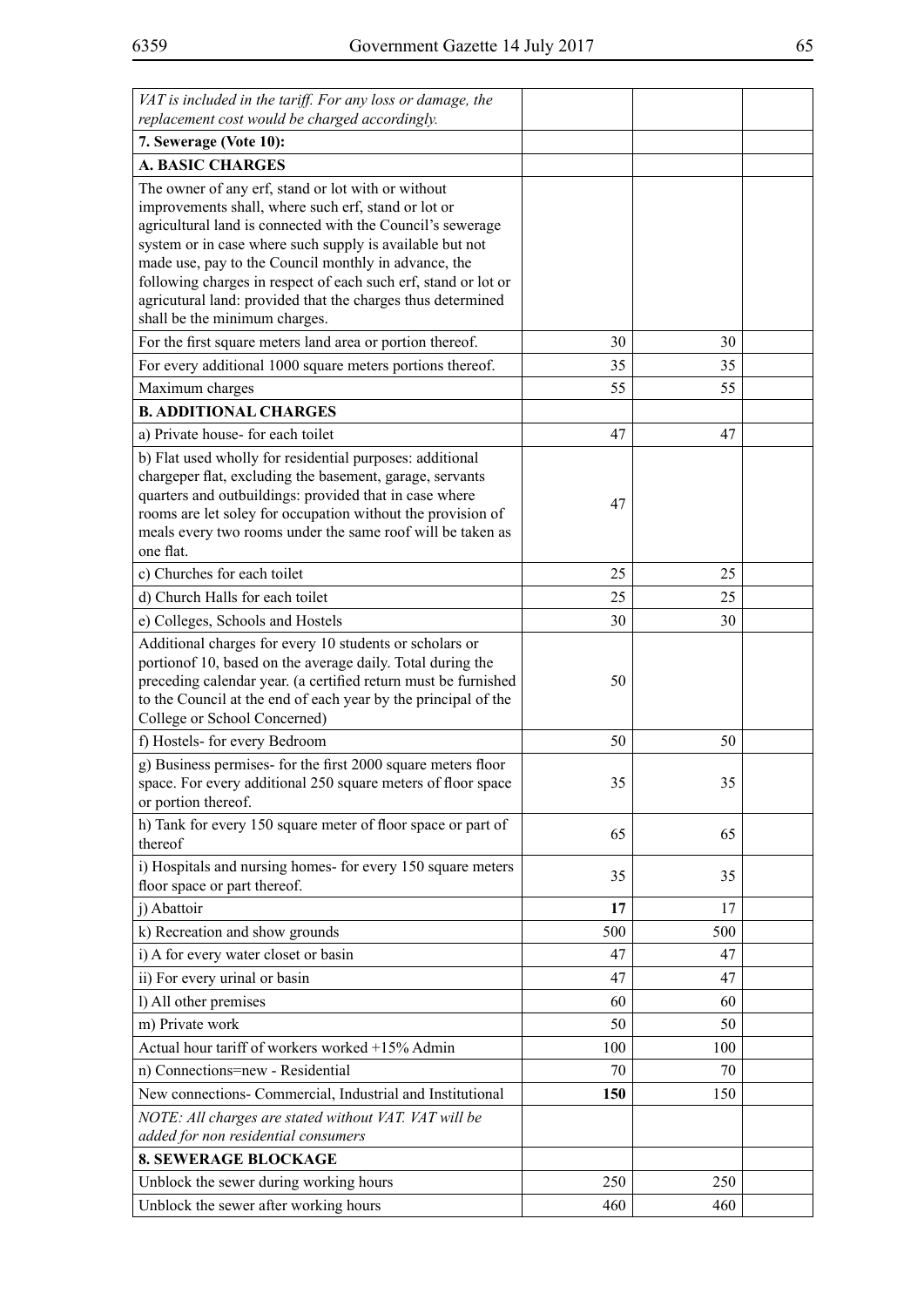| | | | |
|---|---|---|---|
| *VAT is included in the tariff. For any loss or damage, the replacement cost would be charged accordingly.* | | | |
| **7. Sewerage (Vote 10):** | | | |
| **A. BASIC CHARGES** | | | |
| The owner of any erf, stand or lot with or without improvements shall, where such erf, stand or lot or agricultural land is connected with the Council's sewerage system or in case where such supply is available but not made use, pay to the Council monthly in advance, the following charges in respect of each such erf, stand or lot or agricutural land: provided that the charges thus determined shall be the minimum charges. | | | |
| For the first square meters land area or portion thereof. | 30 | 30 | |
| For every additional 1000 square meters portions thereof. | 35 | 35 | |
| Maximum charges | 55 | 55 | |
| **B. ADDITIONAL CHARGES** | | | |
| a) Private house- for each toilet | 47 | 47 | |
| b) Flat used wholly for residential purposes: additional chargeper flat, excluding the basement, garage, servants quarters and outbuildings: provided that in case where rooms are let soley for occupation without the provision of meals every two rooms under the same roof will be taken as one flat. | 47 | | |
| c) Churches for each toilet | 25 | 25 | |
| d) Church Halls for each toilet | 25 | 25 | |
| e) Colleges, Schools and Hostels | 30 | 30 | |
| Additional charges for every 10 students or scholars or portionof 10, based on the average daily. Total during the preceding calendar year. (a certified return must be furnished to the Council at the end of each year by the principal of the College or School Concerned) | 50 | | |
| f) Hostels- for every Bedroom | 50 | 50 | |
| g) Business permises- for the first 2000 square meters floor space. For every additional 250 square meters of floor space or portion thereof. | 35 | 35 | |
| h) Tank for every 150 square meter of floor space or part of thereof | 65 | 65 | |
| i) Hospitals and nursing homes- for every 150 square meters floor space or part thereof. | 35 | 35 | |
| j) Abattoir | **17** | 17 | |
| k) Recreation and show grounds | 500 | 500 | |
| i) A for every water closet or basin | 47 | 47 | |
| ii) For every urinal or basin | 47 | 47 | |
| l) All other premises | 60 | 60 | |
| m) Private work | 50 | 50 | |
| Actual hour tariff of workers worked +15% Admin | 100 | 100 | |
| n) Connections=new - Residential | 70 | 70 | |
| New connections- Commercial, Industrial and Institutional | **150** | 150 | |
| *NOTE: All charges are stated without VAT. VAT will be added for non residential consumers* | | | |
| **8. SEWERAGE BLOCKAGE** | | | |
| Unblock the sewer during working hours | 250 | 250 | |
| Unblock the sewer after working hours | 460 | 460 | |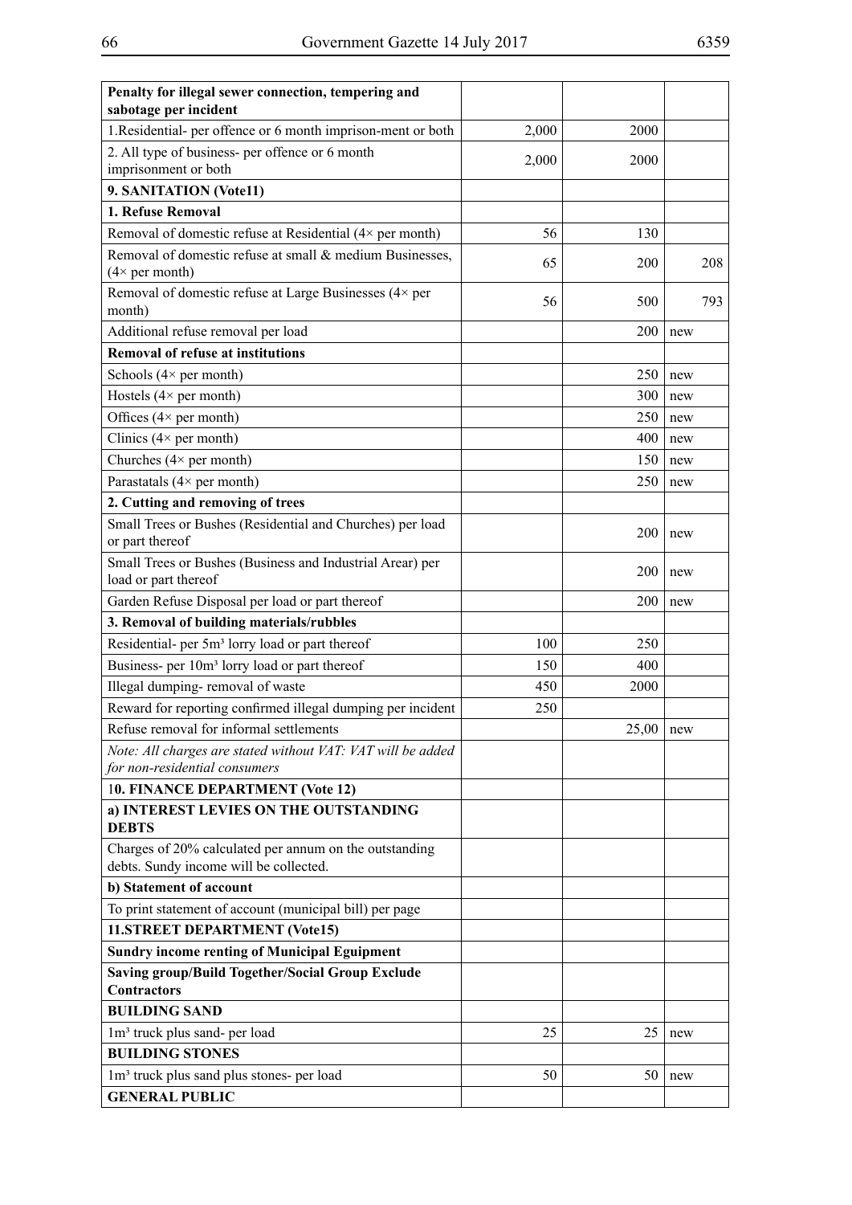| Penalty for illegal sewer connection, tempering and sabotage per incident | | | |
|---|---|---|---|
| 1.Residential- per offence or 6 month imprison-ment or both | 2,000 | 2000 | |
| 2. All type of business- per offence or 6 month imprisonment or both | 2,000 | 2000 | |
| **9. SANITATION (Vote11)** | | | |
| **1. Refuse Removal** | | | |
| Removal of domestic refuse at Residential (4× per month) | 56 | 130 | |
| Removal of domestic refuse at small & medium Businesses, (4× per month) | 65 | 200 | 208 |
| Removal of domestic refuse at Large Businesses (4× per month) | 56 | 500 | 793 |
| Additional refuse removal per load | | 200 | new |
| **Removal of refuse at institutions** | | | |
| Schools (4× per month) | | 250 | new |
| Hostels (4× per month) | | 300 | new |
| Offices (4× per month) | | 250 | new |
| Clinics (4× per month) | | 400 | new |
| Churches (4× per month) | | 150 | new |
| Parastatals (4× per month) | | 250 | new |
| **2. Cutting and removing of trees** | | | |
| Small Trees or Bushes (Residential and Churches) per load or part thereof | | 200 | new |
| Small Trees or Bushes (Business and Industrial Arear) per load or part thereof | | 200 | new |
| Garden Refuse Disposal per load or part thereof | | 200 | new |
| **3. Removal of building materials/rubbles** | | | |
| Residential- per 5m³ lorry load or part thereof | 100 | 250 | |
| Business- per 10m³ lorry load or part thereof | 150 | 400 | |
| Illegal dumping- removal of waste | 450 | 2000 | |
| Reward for reporting confirmed illegal dumping per incident | 250 | | |
| Refuse removal for informal settlements | | 25,00 | new |
| *Note: All charges are stated without VAT: VAT will be added for non-residential consumers* | | | |
| **10. FINANCE DEPARTMENT (Vote 12)** | | | |
| **a) INTEREST LEVIES ON THE OUTSTANDING DEBTS** | | | |
| Charges of 20% calculated per annum on the outstanding debts. Sundy income will be collected. | | | |
| **b) Statement of account** | | | |
| To print statement of account (municipal bill) per page | | | |
| **11.STREET DEPARTMENT (Vote15)** | | | |
| **Sundry income renting of Municipal Eguipment** | | | |
| **Saving group/Build Together/Social Group Exclude Contractors** | | | |
| **BUILDING SAND** | | | |
| 1m³ truck plus sand- per load | 25 | 25 | new |
| **BUILDING STONES** | | | |
| 1m³ truck plus sand plus stones- per load | 50 | 50 | new |
| **GENERAL PUBLIC** | | | |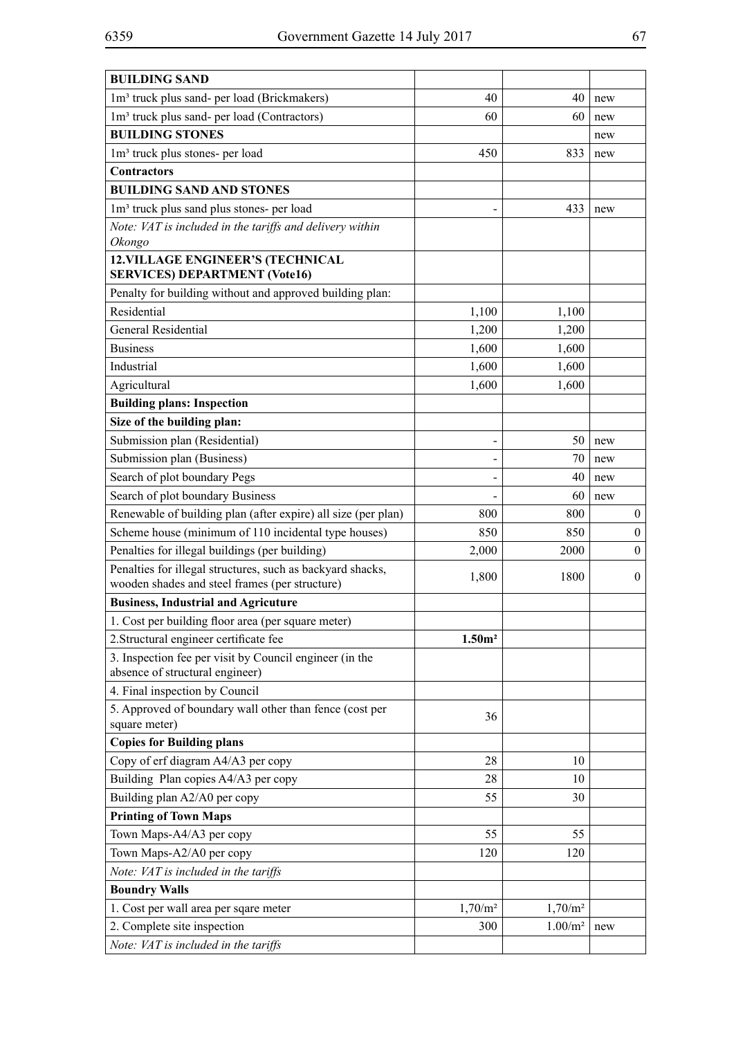| **BUILDING SAND** | | | |
|---|---|---|---|
| 1m³ truck plus sand- per load (Brickmakers) | 40 | 40 | new |
| 1m³ truck plus sand- per load (Contractors) | 60 | 60 | new |
| **BUILDING STONES** | | | new |
| 1m³ truck plus stones- per load | 450 | 833 | new |
| **Contractors** | | | |
| **BUILDING SAND AND STONES** | | | |
| 1m³ truck plus sand plus stones- per load | - | 433 | new |
| *Note: VAT is included in the tariffs and delivery within Okongo* | | | |
| **12.VILLAGE ENGINEER'S (TECHNICAL SERVICES) DEPARTMENT (Vote16)** | | | |
| Penalty for building without and approved building plan: | | | |
| Residential | 1,100 | 1,100 | |
| General Residential | 1,200 | 1,200 | |
| Business | 1,600 | 1,600 | |
| Industrial | 1,600 | 1,600 | |
| Agricultural | 1,600 | 1,600 | |
| **Building plans: Inspection** | | | |
| **Size of the building plan:** | | | |
| Submission plan (Residential) | - | 50 | new |
| Submission plan (Business) | - | 70 | new |
| Search of plot boundary Pegs | - | 40 | new |
| Search of plot boundary Business | - | 60 | new |
| Renewable of building plan (after expire) all size (per plan) | 800 | 800 | 0 |
| Scheme house (minimum of 110 incidental type houses) | 850 | 850 | 0 |
| Penalties for illegal buildings (per building) | 2,000 | 2000 | 0 |
| Penalties for illegal structures, such as backyard shacks, wooden shades and steel frames (per structure) | 1,800 | 1800 | 0 |
| **Business, Industrial and Agricuture** | | | |
| 1. Cost per building floor area (per square meter) | | | |
| 2.Structural engineer certificate fee | **1.50m²** | | |
| 3. Inspection fee per visit by Council engineer (in the absence of structural engineer) | | | |
| 4. Final inspection by Council | | | |
| 5. Approved of boundary wall other than fence (cost per square meter) | 36 | | |
| **Copies for Building plans** | | | |
| Copy of erf diagram A4/A3 per copy | 28 | 10 | |
| Building Plan copies A4/A3 per copy | 28 | 10 | |
| Building plan A2/A0 per copy | 55 | 30 | |
| **Printing of Town Maps** | | | |
| Town Maps-A4/A3 per copy | 55 | 55 | |
| Town Maps-A2/A0 per copy | 120 | 120 | |
| *Note: VAT is included in the tariffs* | | | |
| **Boundry Walls** | | | |
| 1. Cost per wall area per sqare meter | 1,70/m² | 1,70/m² | |
| 2. Complete site inspection | 300 | 1.00/m² | new |
| *Note: VAT is included in the tariffs* | | | |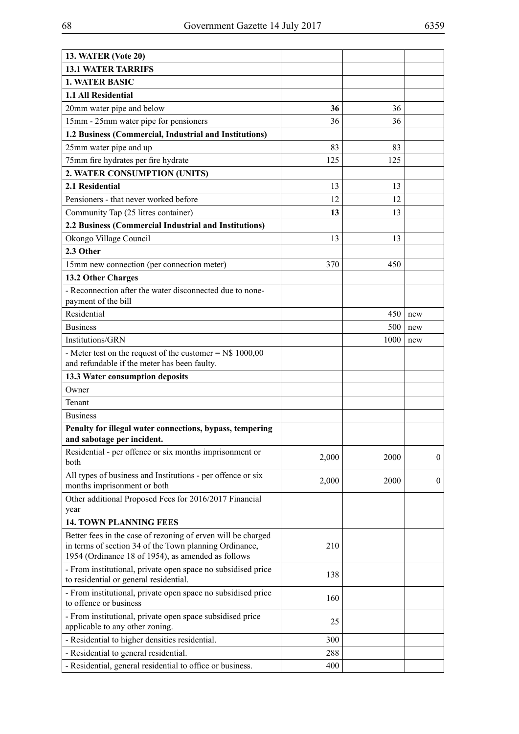| **13. WATER (Vote 20)** | | | |
|---|---|---|---|
| **13.1 WATER TARRIFS** | | | |
| **1. WATER BASIC** | | | |
| **1.1 All Residential** | | | |
| 20mm water pipe and below | **36** | 36 | |
| 15mm - 25mm water pipe for pensioners | 36 | 36 | |
| **1.2 Business (Commercial, Industrial and Institutions)** | | | |
| 25mm water pipe and up | 83 | 83 | |
| 75mm fire hydrates per fire hydrate | 125 | 125 | |
| **2. WATER CONSUMPTION (UNITS)** | | | |
| **2.1 Residential** | 13 | 13 | |
| Pensioners - that never worked before | 12 | 12 | |
| Community Tap (25 litres container) | **13** | 13 | |
| **2.2 Business (Commercial Industrial and Institutions)** | | | |
| Okongo Village Council | 13 | 13 | |
| **2.3 Other** | | | |
| 15mm new connection (per connection meter) | 370 | 450 | |
| **13.2 Other Charges** | | | |
| - Reconnection after the water disconnected due to none-payment of the bill | | | |
| Residential | | 450 | new |
| Business | | 500 | new |
| Institutions/GRN | | 1000 | new |
| - Meter test on the request of the customer = N$ 1000,00 and refundable if the meter has been faulty. | | | |
| **13.3 Water consumption deposits** | | | |
| Owner | | | |
| Tenant | | | |
| Business | | | |
| **Penalty for illegal water connections, bypass, tempering and sabotage per incident.** | | | |
| Residential - per offence or six months imprisonment or both | 2,000 | 2000 | 0 |
| All types of business and Institutions - per offence or six months imprisonment or both | 2,000 | 2000 | 0 |
| Other additional Proposed Fees for 2016/2017 Financial year | | | |
| **14. TOWN PLANNING FEES** | | | |
| Better fees in the case of rezoning of erven will be charged in terms of section 34 of the Town planning Ordinance, 1954 (Ordinance 18 of 1954), as amended as follows | 210 | | |
| - From institutional, private open space no subsidised price to residential or general residential. | 138 | | |
| - From institutional, private open space no subsidised price to offence or business | 160 | | |
| - From institutional, private open space subsidised price applicable to any other zoning. | 25 | | |
| - Residential to higher densities residential. | 300 | | |
| - Residential to general residential. | 288 | | |
| - Residential, general residential to office or business. | 400 | | |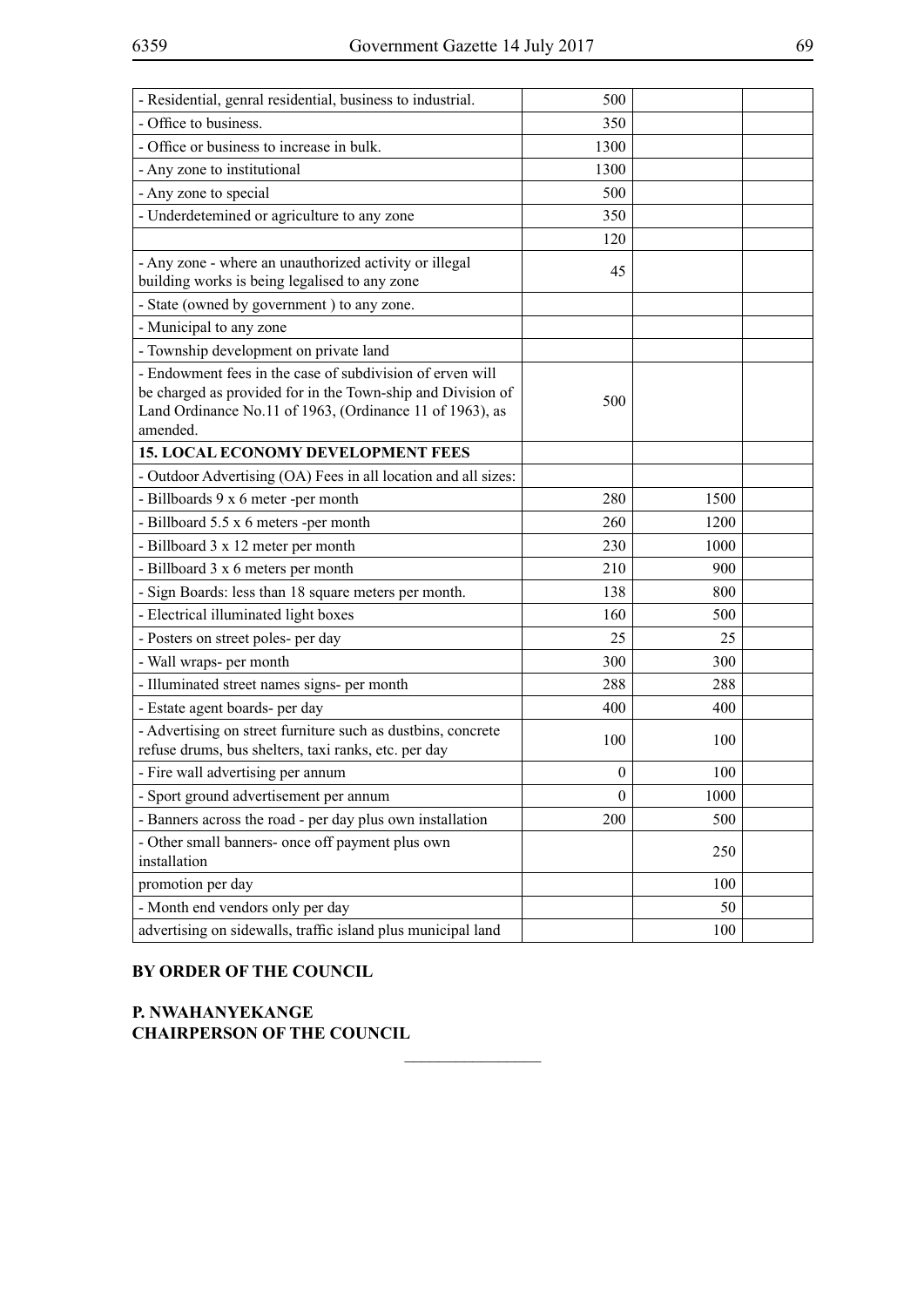| | | | |
|---|---|---|---|
| - Residential, genral residential, business to industrial. | 500 | | |
| - Office to business. | 350 | | |
| - Office or business to increase in bulk. | 1300 | | |
| - Any zone to institutional | 1300 | | |
| - Any zone to special | 500 | | |
| - Underdetemined or agriculture to any zone | 350 | | |
| | 120 | | |
| - Any zone - where an unauthorized activity or illegal building works is being legalised to any zone | 45 | | |
| - State (owned by government ) to any zone. | | | |
| - Municipal to any zone | | | |
| - Township development on private land | | | |
| - Endowment fees in the case of subdivision of erven will be charged as provided for in the Town-ship and Division of Land Ordinance No.11 of 1963, (Ordinance 11 of 1963), as amended. | 500 | | |
| **15. LOCAL ECONOMY DEVELOPMENT FEES** | | | |
| - Outdoor Advertising (OA) Fees in all location and all sizes: | | | |
| - Billboards 9 x 6 meter -per month | 280 | 1500 | |
| - Billboard 5.5 x 6 meters -per month | 260 | 1200 | |
| - Billboard 3 x 12 meter per month | 230 | 1000 | |
| - Billboard 3 x 6 meters per month | 210 | 900 | |
| - Sign Boards: less than 18 square meters per month. | 138 | 800 | |
| - Electrical illuminated light boxes | 160 | 500 | |
| - Posters on street poles- per day | 25 | 25 | |
| - Wall wraps- per month | 300 | 300 | |
| - Illuminated street names signs- per month | 288 | 288 | |
| - Estate agent boards- per day | 400 | 400 | |
| - Advertising on street furniture such as dustbins, concrete refuse drums, bus shelters, taxi ranks, etc. per day | 100 | 100 | |
| - Fire wall advertising per annum | 0 | 100 | |
| - Sport ground advertisement per annum | 0 | 1000 | |
| - Banners across the road - per day plus own installation | 200 | 500 | |
| - Other small banners- once off payment plus own installation | | 250 | |
| promotion per day | | 100 | |
| - Month end vendors only per day | | 50 | |
| advertising on sidewalls, traffic island plus municipal land | | 100 | |

**BY ORDER OF THE COUNCIL**

**P. NWAHANYEKANGE**
**CHAIRPERSON OF THE COUNCIL**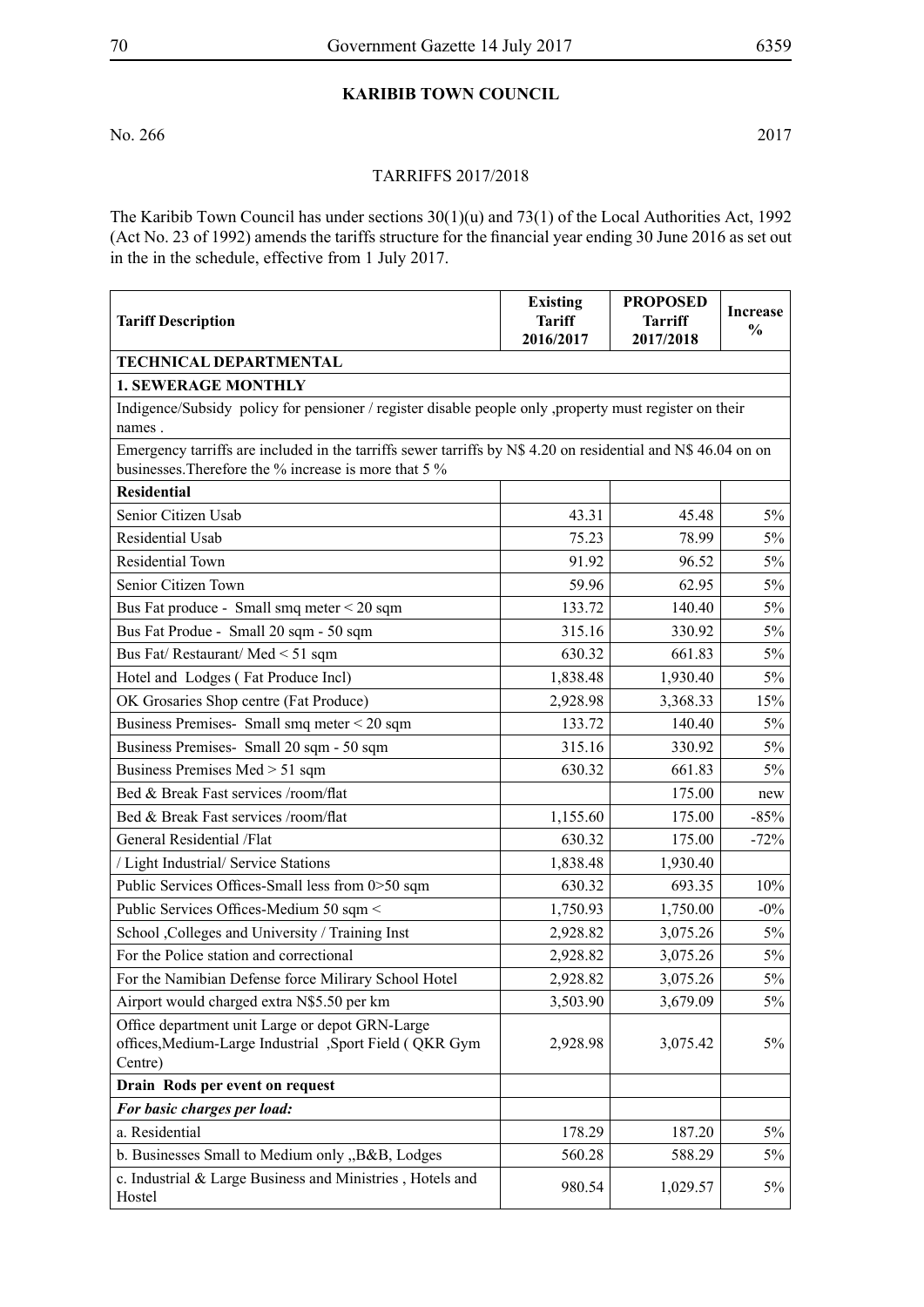## KARIBIB TOWN COUNCIL

No. 266 2017

TARRIFFS 2017/2018

The Karibib Town Council has under sections 30(1)(u) and 73(1) of the Local Authorities Act, 1992 (Act No. 23 of 1992) amends the tariffs structure for the financial year ending 30 June 2016 as set out in the in the schedule, effective from 1 July 2017.

| Tariff Description | Existing Tariff 2016/2017 | PROPOSED Tarriff 2017/2018 | Increase % |
|---|---|---|---|
| **TECHNICAL DEPARTMENTAL** | | | |
| **1. SEWERAGE MONTHLY** | | | |
| Indigence/Subsidy policy for pensioner / register disable people only ,property must register on their names . | | | |
| Emergency tarriffs are included in the tarriffs sewer tarriffs by N$ 4.20 on residential and N$ 46.04 on on businesses.Therefore the % increase is more that 5 % | | | |
| **Residential** | | | |
| Senior Citizen Usab | 43.31 | 45.48 | 5% |
| Residential Usab | 75.23 | 78.99 | 5% |
| Residential Town | 91.92 | 96.52 | 5% |
| Senior Citizen Town | 59.96 | 62.95 | 5% |
| Bus Fat produce - Small smq meter < 20 sqm | 133.72 | 140.40 | 5% |
| Bus Fat Produe - Small 20 sqm - 50 sqm | 315.16 | 330.92 | 5% |
| Bus Fat/ Restaurant/ Med < 51 sqm | 630.32 | 661.83 | 5% |
| Hotel and Lodges ( Fat Produce Incl) | 1,838.48 | 1,930.40 | 5% |
| OK Grosaries Shop centre (Fat Produce) | 2,928.98 | 3,368.33 | 15% |
| Business Premises- Small smq meter < 20 sqm | 133.72 | 140.40 | 5% |
| Business Premises- Small 20 sqm - 50 sqm | 315.16 | 330.92 | 5% |
| Business Premises Med > 51 sqm | 630.32 | 661.83 | 5% |
| Bed & Break Fast services /room/flat | | 175.00 | new |
| Bed & Break Fast services /room/flat | 1,155.60 | 175.00 | -85% |
| General Residential /Flat | 630.32 | 175.00 | -72% |
| / Light Industrial/ Service Stations | 1,838.48 | 1,930.40 | |
| Public Services Offices-Small less from 0>50 sqm | 630.32 | 693.35 | 10% |
| Public Services Offices-Medium 50 sqm < | 1,750.93 | 1,750.00 | -0% |
| School ,Colleges and University / Training Inst | 2,928.82 | 3,075.26 | 5% |
| For the Police station and correctional | 2,928.82 | 3,075.26 | 5% |
| For the Namibian Defense force Milirary School Hotel | 2,928.82 | 3,075.26 | 5% |
| Airport would charged extra N$5.50 per km | 3,503.90 | 3,679.09 | 5% |
| Office department unit Large or depot GRN-Large offices,Medium-Large Industrial ,Sport Field ( QKR Gym Centre) | 2,928.98 | 3,075.42 | 5% |
| **Drain Rods per event on request** | | | |
| ***For basic charges per load:*** | | | |
| a. Residential | 178.29 | 187.20 | 5% |
| b. Businesses Small to Medium only ,,B&B, Lodges | 560.28 | 588.29 | 5% |
| c. Industrial & Large Business and Ministries , Hotels and Hostel | 980.54 | 1,029.57 | 5% |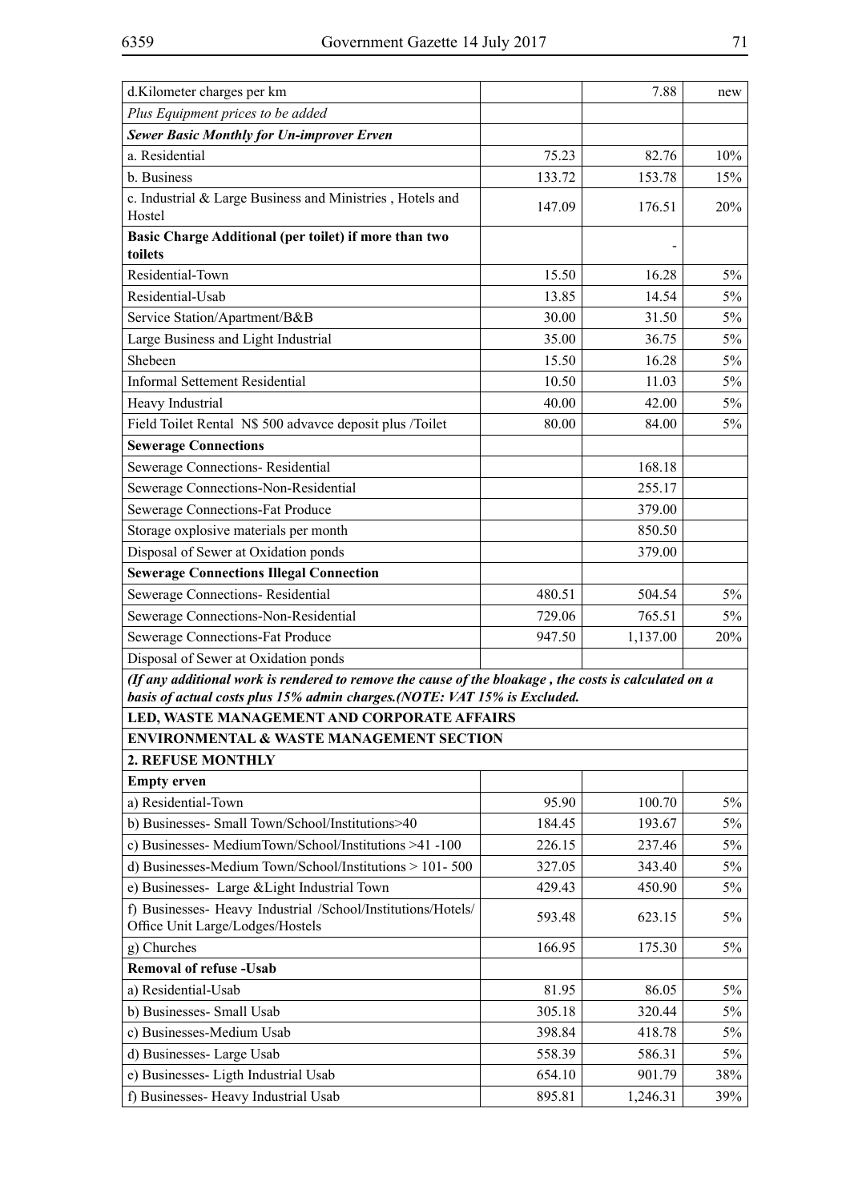| | | | |
|---|---|---|---|
| d.Kilometer charges per km | | 7.88 | new |
| *Plus Equipment prices to be added* | | | |
| ***Sewer Basic Monthly for Un-improver Erven*** | | | |
| a. Residential | 75.23 | 82.76 | 10% |
| b. Business | 133.72 | 153.78 | 15% |
| c. Industrial & Large Business and Ministries , Hotels and Hostel | 147.09 | 176.51 | 20% |
| **Basic Charge Additional (per toilet) if more than two toilets** | | - | |
| Residential-Town | 15.50 | 16.28 | 5% |
| Residential-Usab | 13.85 | 14.54 | 5% |
| Service Station/Apartment/B&B | 30.00 | 31.50 | 5% |
| Large Business and Light Industrial | 35.00 | 36.75 | 5% |
| Shebeen | 15.50 | 16.28 | 5% |
| Informal Settement Residential | 10.50 | 11.03 | 5% |
| Heavy Industrial | 40.00 | 42.00 | 5% |
| Field Toilet Rental N$ 500 advavce deposit plus /Toilet | 80.00 | 84.00 | 5% |
| **Sewerage Connections** | | | |
| Sewerage Connections- Residential | | 168.18 | |
| Sewerage Connections-Non-Residential | | 255.17 | |
| Sewerage Connections-Fat Produce | | 379.00 | |
| Storage oxplosive materials per month | | 850.50 | |
| Disposal of Sewer at Oxidation ponds | | 379.00 | |
| **Sewerage Connections Illegal Connection** | | | |
| Sewerage Connections- Residential | 480.51 | 504.54 | 5% |
| Sewerage Connections-Non-Residential | 729.06 | 765.51 | 5% |
| Sewerage Connections-Fat Produce | 947.50 | 1,137.00 | 20% |
| Disposal of Sewer at Oxidation ponds | | | |
| ***(If any additional work is rendered to remove the cause of the bloakage , the costs is calculated on a basis of actual costs plus 15% admin charges.(NOTE: VAT 15% is Excluded.*** | | | |
| **LED, WASTE MANAGEMENT AND CORPORATE AFFAIRS** | | | |
| **ENVIRONMENTAL & WASTE MANAGEMENT SECTION** | | | |
| **2. REFUSE MONTHLY** | | | |
| **Empty erven** | | | |
| a) Residential-Town | 95.90 | 100.70 | 5% |
| b) Businesses- Small Town/School/Institutions>40 | 184.45 | 193.67 | 5% |
| c) Businesses- MediumTown/School/Institutions >41 -100 | 226.15 | 237.46 | 5% |
| d) Businesses-Medium Town/School/Institutions > 101- 500 | 327.05 | 343.40 | 5% |
| e) Businesses- Large &Light Industrial Town | 429.43 | 450.90 | 5% |
| f) Businesses- Heavy Industrial /School/Institutions/Hotels/ Office Unit Large/Lodges/Hostels | 593.48 | 623.15 | 5% |
| g) Churches | 166.95 | 175.30 | 5% |
| **Removal of refuse -Usab** | | | |
| a) Residential-Usab | 81.95 | 86.05 | 5% |
| b) Businesses- Small Usab | 305.18 | 320.44 | 5% |
| c) Businesses-Medium Usab | 398.84 | 418.78 | 5% |
| d) Businesses- Large Usab | 558.39 | 586.31 | 5% |
| e) Businesses- Ligth Industrial Usab | 654.10 | 901.79 | 38% |
| f) Businesses- Heavy Industrial Usab | 895.81 | 1,246.31 | 39% |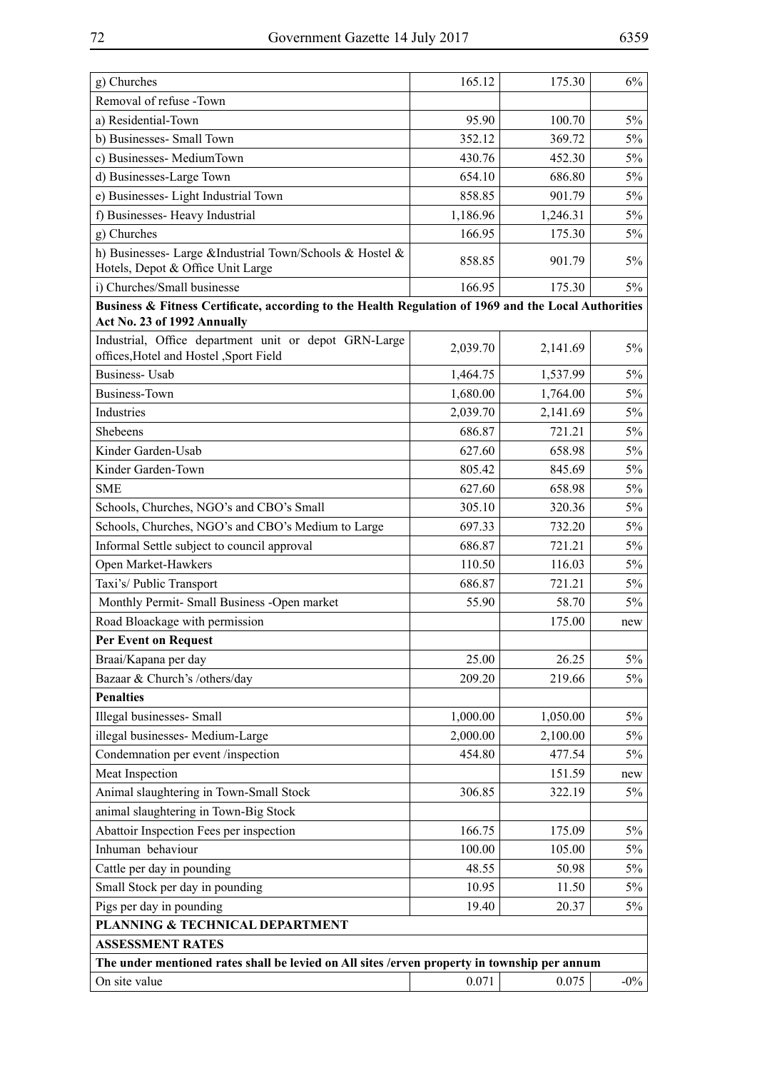| g) Churches | 165.12 | 175.30 | 6% |
|---|---|---|---|
| Removal of refuse -Town | | | |
| a) Residential-Town | 95.90 | 100.70 | 5% |
| b) Businesses- Small Town | 352.12 | 369.72 | 5% |
| c) Businesses- MediumTown | 430.76 | 452.30 | 5% |
| d) Businesses-Large Town | 654.10 | 686.80 | 5% |
| e) Businesses- Light Industrial Town | 858.85 | 901.79 | 5% |
| f) Businesses- Heavy Industrial | 1,186.96 | 1,246.31 | 5% |
| g) Churches | 166.95 | 175.30 | 5% |
| h) Businesses- Large &Industrial Town/Schools & Hostel & Hotels, Depot & Office Unit Large | 858.85 | 901.79 | 5% |
| i) Churches/Small businesse | 166.95 | 175.30 | 5% |
| **Business & Fitness Certificate, according to the Health Regulation of 1969 and the Local Authorities Act No. 23 of 1992 Annually** | | | |
| Industrial, Office department unit or depot GRN-Large offices,Hotel and Hostel ,Sport Field | 2,039.70 | 2,141.69 | 5% |
| Business- Usab | 1,464.75 | 1,537.99 | 5% |
| Business-Town | 1,680.00 | 1,764.00 | 5% |
| Industries | 2,039.70 | 2,141.69 | 5% |
| Shebeens | 686.87 | 721.21 | 5% |
| Kinder Garden-Usab | 627.60 | 658.98 | 5% |
| Kinder Garden-Town | 805.42 | 845.69 | 5% |
| SME | 627.60 | 658.98 | 5% |
| Schools, Churches, NGO's and CBO's Small | 305.10 | 320.36 | 5% |
| Schools, Churches, NGO's and CBO's Medium to Large | 697.33 | 732.20 | 5% |
| Informal Settle subject to council approval | 686.87 | 721.21 | 5% |
| Open Market-Hawkers | 110.50 | 116.03 | 5% |
| Taxi's/ Public Transport | 686.87 | 721.21 | 5% |
| Monthly Permit- Small Business -Open market | 55.90 | 58.70 | 5% |
| Road Bloackage with permission | | 175.00 | new |
| **Per Event on Request** | | | |
| Braai/Kapana per day | 25.00 | 26.25 | 5% |
| Bazaar & Church's /others/day | 209.20 | 219.66 | 5% |
| **Penalties** | | | |
| Illegal businesses- Small | 1,000.00 | 1,050.00 | 5% |
| illegal businesses- Medium-Large | 2,000.00 | 2,100.00 | 5% |
| Condemnation per event /inspection | 454.80 | 477.54 | 5% |
| Meat Inspection | | 151.59 | new |
| Animal slaughtering in Town-Small Stock | 306.85 | 322.19 | 5% |
| animal slaughtering in Town-Big Stock | | | |
| Abattoir Inspection Fees per inspection | 166.75 | 175.09 | 5% |
| Inhuman behaviour | 100.00 | 105.00 | 5% |
| Cattle per day in pounding | 48.55 | 50.98 | 5% |
| Small Stock per day in pounding | 10.95 | 11.50 | 5% |
| Pigs per day in pounding | 19.40 | 20.37 | 5% |
| **PLANNING & TECHNICAL DEPARTMENT** | | | |
| **ASSESSMENT RATES** | | | |
| **The under mentioned rates shall be levied on All sites /erven property in township per annum** | | | |
| On site value | 0.071 | 0.075 | -0% |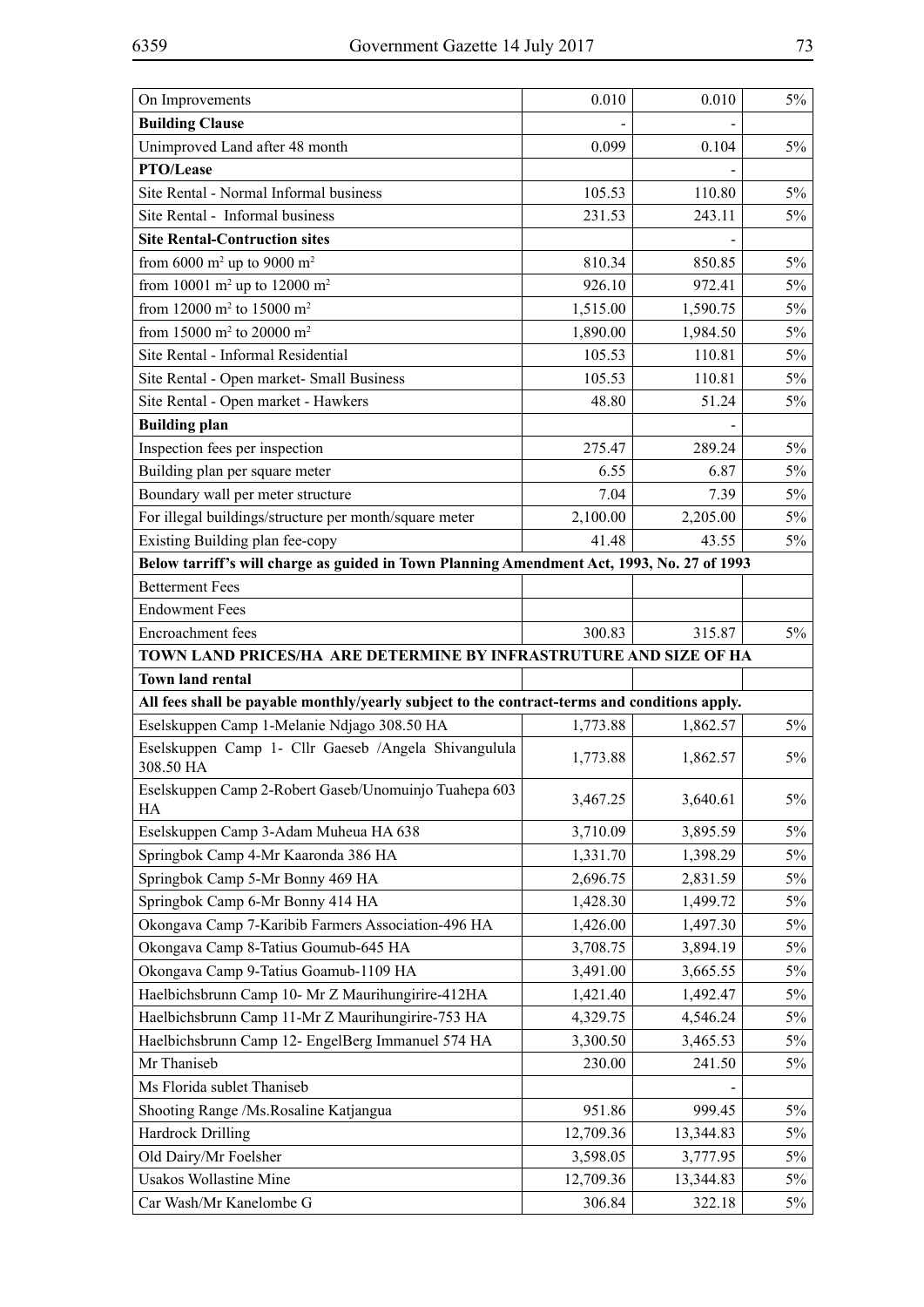| On Improvements | 0.010 | 0.010 | 5% |
|---|---|---|---|
| **Building Clause** | - | - | |
| Unimproved Land after 48 month | 0.099 | 0.104 | 5% |
| **PTO/Lease** | | - | |
| Site Rental - Normal Informal business | 105.53 | 110.80 | 5% |
| Site Rental - Informal business | 231.53 | 243.11 | 5% |
| **Site Rental-Contruction sites** | | - | |
| from 6000 $m^2$ up to 9000 $m^2$ | 810.34 | 850.85 | 5% |
| from 10001 $m^2$ up to 12000 $m^2$ | 926.10 | 972.41 | 5% |
| from 12000 $m^2$ to 15000 $m^2$ | 1,515.00 | 1,590.75 | 5% |
| from 15000 $m^2$ to 20000 $m^2$ | 1,890.00 | 1,984.50 | 5% |
| Site Rental - Informal Residential | 105.53 | 110.81 | 5% |
| Site Rental - Open market- Small Business | 105.53 | 110.81 | 5% |
| Site Rental - Open market - Hawkers | 48.80 | 51.24 | 5% |
| **Building plan** | | - | |
| Inspection fees per inspection | 275.47 | 289.24 | 5% |
| Building plan per square meter | 6.55 | 6.87 | 5% |
| Boundary wall per meter structure | 7.04 | 7.39 | 5% |
| For illegal buildings/structure per month/square meter | 2,100.00 | 2,205.00 | 5% |
| Existing Building plan fee-copy | 41.48 | 43.55 | 5% |
| **Below tarriff's will charge as guided in Town Planning Amendment Act, 1993, No. 27 of 1993** | | | |
| Betterment Fees | | | |
| Endowment Fees | | | |
| Encroachment fees | 300.83 | 315.87 | 5% |
| **TOWN LAND PRICES/HA ARE DETERMINE BY INFRASTRUTURE AND SIZE OF HA** | | | |
| **Town land rental** | | | |
| **All fees shall be payable monthly/yearly subject to the contract-terms and conditions apply.** | | | |
| Eselskuppen Camp 1-Melanie Ndjago 308.50 HA | 1,773.88 | 1,862.57 | 5% |
| Eselskuppen Camp 1- Cllr Gaeseb /Angela Shivangulula 308.50 HA | 1,773.88 | 1,862.57 | 5% |
| Eselskuppen Camp 2-Robert Gaseb/Unomuinjo Tuahepa 603 HA | 3,467.25 | 3,640.61 | 5% |
| Eselskuppen Camp 3-Adam Muheua HA 638 | 3,710.09 | 3,895.59 | 5% |
| Springbok Camp 4-Mr Kaaronda 386 HA | 1,331.70 | 1,398.29 | 5% |
| Springbok Camp 5-Mr Bonny 469 HA | 2,696.75 | 2,831.59 | 5% |
| Springbok Camp 6-Mr Bonny 414 HA | 1,428.30 | 1,499.72 | 5% |
| Okongava Camp 7-Karibib Farmers Association-496 HA | 1,426.00 | 1,497.30 | 5% |
| Okongava Camp 8-Tatius Goumub-645 HA | 3,708.75 | 3,894.19 | 5% |
| Okongava Camp 9-Tatius Goamub-1109 HA | 3,491.00 | 3,665.55 | 5% |
| Haelbichsbrunn Camp 10- Mr Z Maurihungirire-412HA | 1,421.40 | 1,492.47 | 5% |
| Haelbichsbrunn Camp 11-Mr Z Maurihungirire-753 HA | 4,329.75 | 4,546.24 | 5% |
| Haelbichsbrunn Camp 12- EngelBerg Immanuel 574 HA | 3,300.50 | 3,465.53 | 5% |
| Mr Thaniseb | 230.00 | 241.50 | 5% |
| Ms Florida sublet Thaniseb | | - | |
| Shooting Range /Ms.Rosaline Katjangua | 951.86 | 999.45 | 5% |
| Hardrock Drilling | 12,709.36 | 13,344.83 | 5% |
| Old Dairy/Mr Foelsher | 3,598.05 | 3,777.95 | 5% |
| Usakos Wollastine Mine | 12,709.36 | 13,344.83 | 5% |
| Car Wash/Mr Kanelombe G | 306.84 | 322.18 | 5% |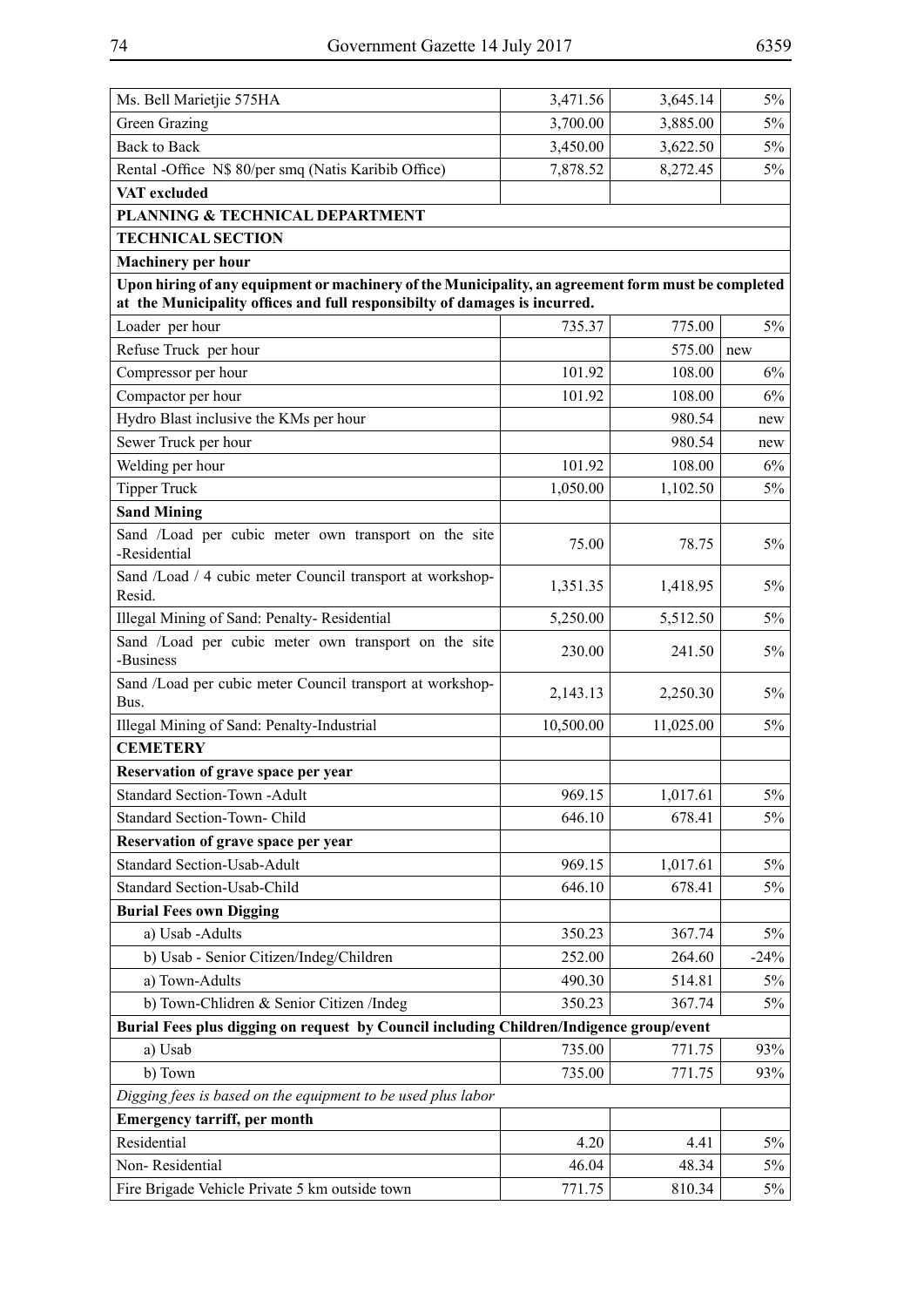| | | | |
|---|---|---|---|
| Ms. Bell Marietjie 575HA | 3,471.56 | 3,645.14 | 5% |
| Green Grazing | 3,700.00 | 3,885.00 | 5% |
| Back to Back | 3,450.00 | 3,622.50 | 5% |
| Rental -Office N$ 80/per smq (Natis Karibib Office) | 7,878.52 | 8,272.45 | 5% |
| **VAT excluded** | | | |
| **PLANNING & TECHNICAL DEPARTMENT** | | | |
| **TECHNICAL SECTION** | | | |
| **Machinery per hour** | | | |
| **Upon hiring of any equipment or machinery of the Municipality, an agreement form must be completed at the Municipality offices and full responsibilty of damages is incurred.** | | | |
| Loader per hour | 735.37 | 775.00 | 5% |
| Refuse Truck per hour | | 575.00 | new |
| Compressor per hour | 101.92 | 108.00 | 6% |
| Compactor per hour | 101.92 | 108.00 | 6% |
| Hydro Blast inclusive the KMs per hour | | 980.54 | new |
| Sewer Truck per hour | | 980.54 | new |
| Welding per hour | 101.92 | 108.00 | 6% |
| Tipper Truck | 1,050.00 | 1,102.50 | 5% |
| **Sand Mining** | | | |
| Sand /Load per cubic meter own transport on the site -Residential | 75.00 | 78.75 | 5% |
| Sand /Load / 4 cubic meter Council transport at workshop-Resid. | 1,351.35 | 1,418.95 | 5% |
| Illegal Mining of Sand: Penalty- Residential | 5,250.00 | 5,512.50 | 5% |
| Sand /Load per cubic meter own transport on the site -Business | 230.00 | 241.50 | 5% |
| Sand /Load per cubic meter Council transport at workshop-Bus. | 2,143.13 | 2,250.30 | 5% |
| Illegal Mining of Sand: Penalty-Industrial | 10,500.00 | 11,025.00 | 5% |
| **CEMETERY** | | | |
| **Reservation of grave space per year** | | | |
| Standard Section-Town -Adult | 969.15 | 1,017.61 | 5% |
| Standard Section-Town- Child | 646.10 | 678.41 | 5% |
| **Reservation of grave space per year** | | | |
| Standard Section-Usab-Adult | 969.15 | 1,017.61 | 5% |
| Standard Section-Usab-Child | 646.10 | 678.41 | 5% |
| **Burial Fees own Digging** | | | |
| a) Usab -Adults | 350.23 | 367.74 | 5% |
| b) Usab - Senior Citizen/Indeg/Children | 252.00 | 264.60 | -24% |
| a) Town-Adults | 490.30 | 514.81 | 5% |
| b) Town-Chlidren & Senior Citizen /Indeg | 350.23 | 367.74 | 5% |
| **Burial Fees plus digging on request by Council including Children/Indigence group/event** | | | |
| a) Usab | 735.00 | 771.75 | 93% |
| b) Town | 735.00 | 771.75 | 93% |
| *Digging fees is based on the equipment to be used plus labor* | | | |
| **Emergency tarriff, per month** | | | |
| Residential | 4.20 | 4.41 | 5% |
| Non- Residential | 46.04 | 48.34 | 5% |
| Fire Brigade Vehicle Private 5 km outside town | 771.75 | 810.34 | 5% |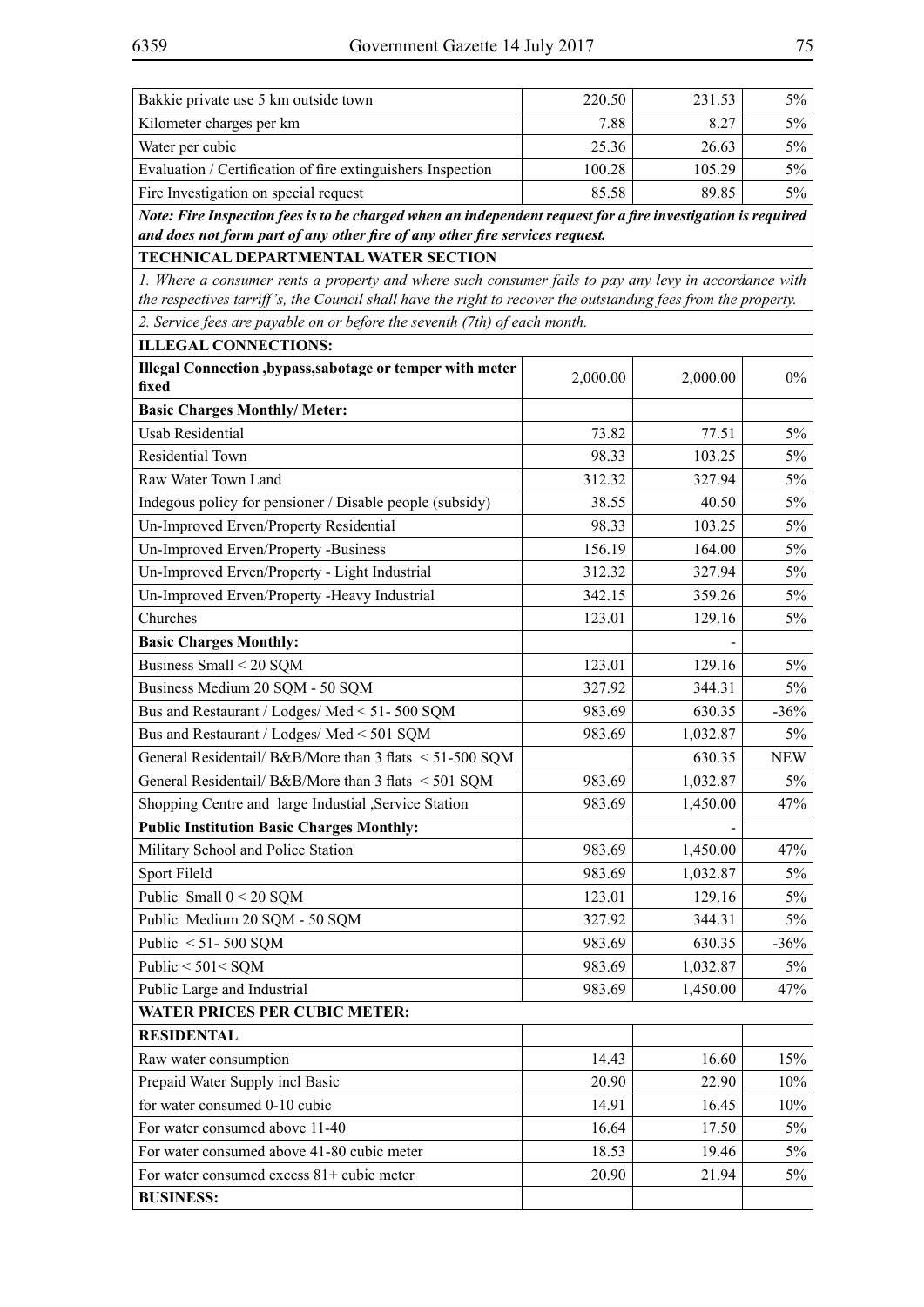| | | | |
|---|---|---|---|
| Bakkie private use 5 km outside town | 220.50 | 231.53 | 5% |
| Kilometer charges per km | 7.88 | 8.27 | 5% |
| Water per cubic | 25.36 | 26.63 | 5% |
| Evaluation / Certification of fire extinguishers Inspection | 100.28 | 105.29 | 5% |
| Fire Investigation on special request | 85.58 | 89.85 | 5% |
| ***Note: Fire Inspection fees is to be charged when an independent request for a fire investigation is required and does not form part of any other fire of any other fire services request.*** | | | |
| **TECHNICAL DEPARTMENTAL WATER SECTION** | | | |
| *1. Where a consumer rents a property and where such consumer fails to pay any levy in accordance with the respectives tarriff's, the Council shall have the right to recover the outstanding fees from the property.* | | | |
| *2. Service fees are payable on or before the seventh (7th) of each month.* | | | |
| **ILLEGAL CONNECTIONS:** | | | |
| **Illegal Connection ,bypass,sabotage or temper with meter fixed** | 2,000.00 | 2,000.00 | 0% |
| **Basic Charges Monthly/ Meter:** | | | |
| Usab Residential | 73.82 | 77.51 | 5% |
| Residential Town | 98.33 | 103.25 | 5% |
| Raw Water Town Land | 312.32 | 327.94 | 5% |
| Indegous policy for pensioner / Disable people (subsidy) | 38.55 | 40.50 | 5% |
| Un-Improved Erven/Property Residential | 98.33 | 103.25 | 5% |
| Un-Improved Erven/Property -Business | 156.19 | 164.00 | 5% |
| Un-Improved Erven/Property - Light Industrial | 312.32 | 327.94 | 5% |
| Un-Improved Erven/Property -Heavy Industrial | 342.15 | 359.26 | 5% |
| Churches | 123.01 | 129.16 | 5% |
| **Basic Charges Monthly:** | | - | |
| Business Small < 20 SQM | 123.01 | 129.16 | 5% |
| Business Medium 20 SQM - 50 SQM | 327.92 | 344.31 | 5% |
| Bus and Restaurant / Lodges/ Med < 51- 500 SQM | 983.69 | 630.35 | -36% |
| Bus and Restaurant / Lodges/ Med < 501 SQM | 983.69 | 1,032.87 | 5% |
| General Residentail/ B&B/More than 3 flats < 51-500 SQM | | 630.35 | NEW |
| General Residentail/ B&B/More than 3 flats < 501 SQM | 983.69 | 1,032.87 | 5% |
| Shopping Centre and large Industial ,Service Station | 983.69 | 1,450.00 | 47% |
| **Public Institution Basic Charges Monthly:** | | - | |
| Military School and Police Station | 983.69 | 1,450.00 | 47% |
| Sport Fileld | 983.69 | 1,032.87 | 5% |
| Public Small 0 < 20 SQM | 123.01 | 129.16 | 5% |
| Public Medium 20 SQM - 50 SQM | 327.92 | 344.31 | 5% |
| Public < 51- 500 SQM | 983.69 | 630.35 | -36% |
| Public < 501< SQM | 983.69 | 1,032.87 | 5% |
| Public Large and Industrial | 983.69 | 1,450.00 | 47% |
| **WATER PRICES PER CUBIC METER:** | | | |
| **RESIDENTAL** | | | |
| Raw water consumption | 14.43 | 16.60 | 15% |
| Prepaid Water Supply incl Basic | 20.90 | 22.90 | 10% |
| for water consumed 0-10 cubic | 14.91 | 16.45 | 10% |
| For water consumed above 11-40 | 16.64 | 17.50 | 5% |
| For water consumed above 41-80 cubic meter | 18.53 | 19.46 | 5% |
| For water consumed excess 81+ cubic meter | 20.90 | 21.94 | 5% |
| **BUSINESS:** | | | |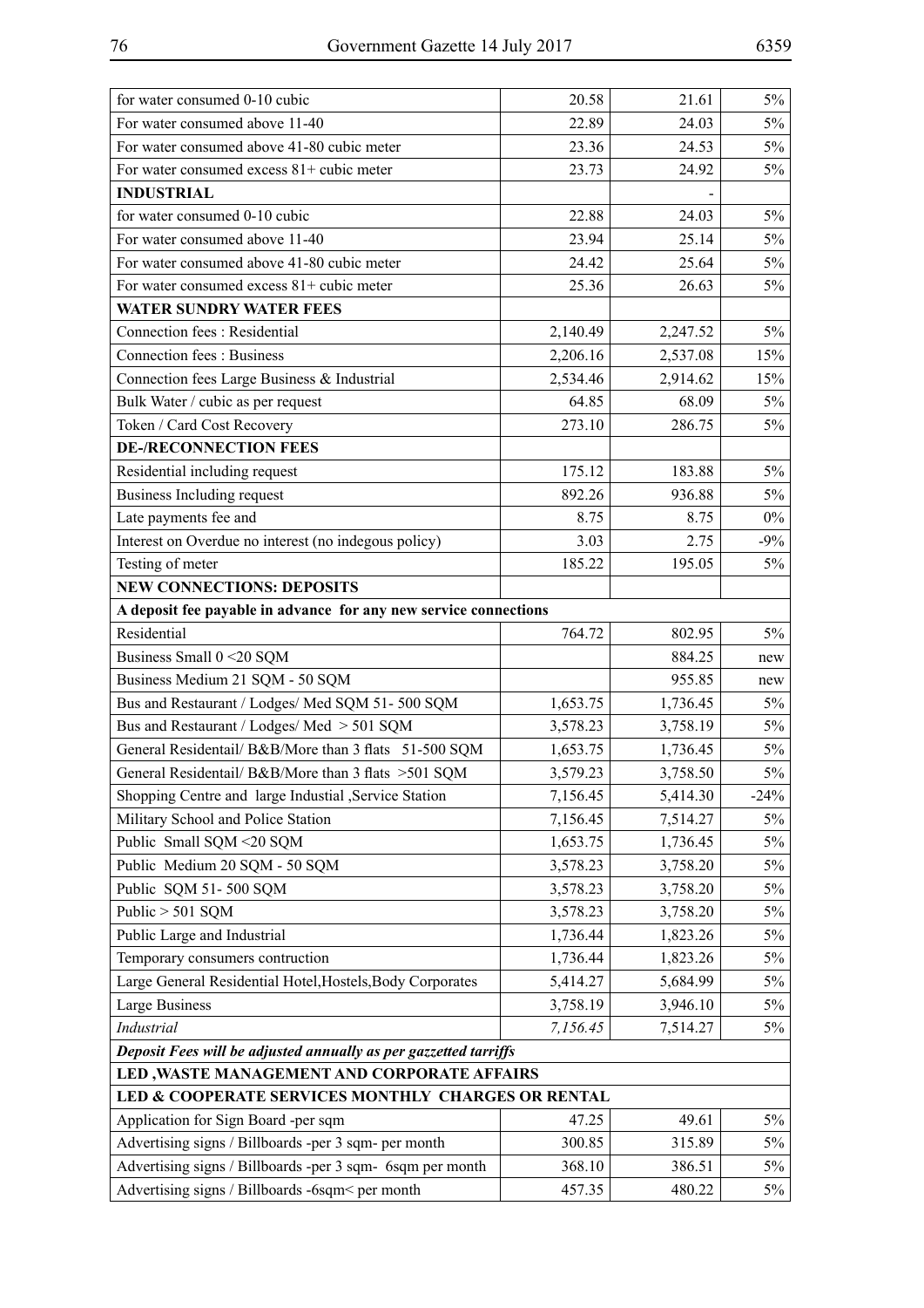| | | | |
|---|---|---|---|
| for water consumed 0-10 cubic | 20.58 | 21.61 | 5% |
| For water consumed above 11-40 | 22.89 | 24.03 | 5% |
| For water consumed above 41-80 cubic meter | 23.36 | 24.53 | 5% |
| For water consumed excess 81+ cubic meter | 23.73 | 24.92 | 5% |
| **INDUSTRIAL** | | - | |
| for water consumed 0-10 cubic | 22.88 | 24.03 | 5% |
| For water consumed above 11-40 | 23.94 | 25.14 | 5% |
| For water consumed above 41-80 cubic meter | 24.42 | 25.64 | 5% |
| For water consumed excess 81+ cubic meter | 25.36 | 26.63 | 5% |
| **WATER SUNDRY WATER FEES** | | | |
| Connection fees : Residential | 2,140.49 | 2,247.52 | 5% |
| Connection fees : Business | 2,206.16 | 2,537.08 | 15% |
| Connection fees Large Business & Industrial | 2,534.46 | 2,914.62 | 15% |
| Bulk Water / cubic as per request | 64.85 | 68.09 | 5% |
| Token / Card Cost Recovery | 273.10 | 286.75 | 5% |
| **DE-/RECONNECTION FEES** | | | |
| Residential including request | 175.12 | 183.88 | 5% |
| Business Including request | 892.26 | 936.88 | 5% |
| Late payments fee and | 8.75 | 8.75 | 0% |
| Interest on Overdue no interest (no indegous policy) | 3.03 | 2.75 | -9% |
| Testing of meter | 185.22 | 195.05 | 5% |
| **NEW CONNECTIONS: DEPOSITS** | | | |
| **A deposit fee payable in advance for any new service connections** | | | |
| Residential | 764.72 | 802.95 | 5% |
| Business Small 0 <20 SQM | | 884.25 | new |
| Business Medium 21 SQM - 50 SQM | | 955.85 | new |
| Bus and Restaurant / Lodges/ Med SQM 51- 500 SQM | 1,653.75 | 1,736.45 | 5% |
| Bus and Restaurant / Lodges/ Med > 501 SQM | 3,578.23 | 3,758.19 | 5% |
| General Residentail/ B&B/More than 3 flats 51-500 SQM | 1,653.75 | 1,736.45 | 5% |
| General Residentail/ B&B/More than 3 flats >501 SQM | 3,579.23 | 3,758.50 | 5% |
| Shopping Centre and large Industial ,Service Station | 7,156.45 | 5,414.30 | -24% |
| Military School and Police Station | 7,156.45 | 7,514.27 | 5% |
| Public Small SQM <20 SQM | 1,653.75 | 1,736.45 | 5% |
| Public Medium 20 SQM - 50 SQM | 3,578.23 | 3,758.20 | 5% |
| Public SQM 51- 500 SQM | 3,578.23 | 3,758.20 | 5% |
| Public > 501 SQM | 3,578.23 | 3,758.20 | 5% |
| Public Large and Industrial | 1,736.44 | 1,823.26 | 5% |
| Temporary consumers contruction | 1,736.44 | 1,823.26 | 5% |
| Large General Residential Hotel,Hostels,Body Corporates | 5,414.27 | 5,684.99 | 5% |
| Large Business | 3,758.19 | 3,946.10 | 5% |
| *Industrial* | *7,156.45* | 7,514.27 | 5% |
| ***Deposit Fees will be adjusted annually as per gazzetted tarriffs*** | | | |
| **LED ,WASTE MANAGEMENT AND CORPORATE AFFAIRS** | | | |
| **LED & COOPERATE SERVICES MONTHLY CHARGES OR RENTAL** | | | |
| Application for Sign Board -per sqm | 47.25 | 49.61 | 5% |
| Advertising signs / Billboards -per 3 sqm- per month | 300.85 | 315.89 | 5% |
| Advertising signs / Billboards -per 3 sqm- 6sqm per month | 368.10 | 386.51 | 5% |
| Advertising signs / Billboards -6sqm< per month | 457.35 | 480.22 | 5% |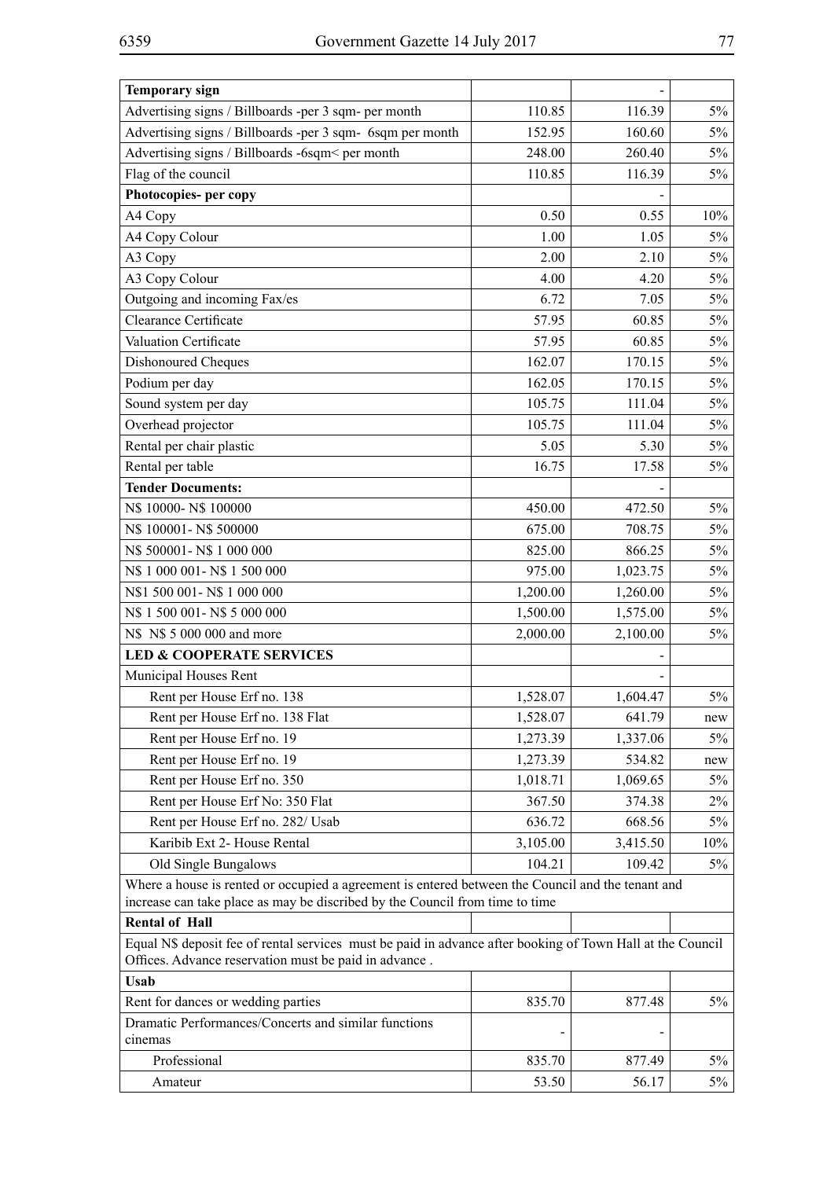| **Temporary sign** | | - | |
|---|---|---|---|
| Advertising signs / Billboards -per 3 sqm- per month | 110.85 | 116.39 | 5% |
| Advertising signs / Billboards -per 3 sqm- 6sqm per month | 152.95 | 160.60 | 5% |
| Advertising signs / Billboards -6sqm< per month | 248.00 | 260.40 | 5% |
| Flag of the council | 110.85 | 116.39 | 5% |
| **Photocopies- per copy** | | - | |
| A4 Copy | 0.50 | 0.55 | 10% |
| A4 Copy Colour | 1.00 | 1.05 | 5% |
| A3 Copy | 2.00 | 2.10 | 5% |
| A3 Copy Colour | 4.00 | 4.20 | 5% |
| Outgoing and incoming Fax/es | 6.72 | 7.05 | 5% |
| Clearance Certificate | 57.95 | 60.85 | 5% |
| Valuation Certificate | 57.95 | 60.85 | 5% |
| Dishonoured Cheques | 162.07 | 170.15 | 5% |
| Podium per day | 162.05 | 170.15 | 5% |
| Sound system per day | 105.75 | 111.04 | 5% |
| Overhead projector | 105.75 | 111.04 | 5% |
| Rental per chair plastic | 5.05 | 5.30 | 5% |
| Rental per table | 16.75 | 17.58 | 5% |
| **Tender Documents:** | | - | |
| N$ 10000- N$ 100000 | 450.00 | 472.50 | 5% |
| N$ 100001- N$ 500000 | 675.00 | 708.75 | 5% |
| N$ 500001- N$ 1 000 000 | 825.00 | 866.25 | 5% |
| N$ 1 000 001- N$ 1 500 000 | 975.00 | 1,023.75 | 5% |
| N$1 500 001- N$ 1 000 000 | 1,200.00 | 1,260.00 | 5% |
| N$ 1 500 001- N$ 5 000 000 | 1,500.00 | 1,575.00 | 5% |
| N$ N$ 5 000 000 and more | 2,000.00 | 2,100.00 | 5% |
| **LED & COOPERATE SERVICES** | | - | |
| Municipal Houses Rent | | - | |
| Rent per House Erf no. 138 | 1,528.07 | 1,604.47 | 5% |
| Rent per House Erf no. 138 Flat | 1,528.07 | 641.79 | new |
| Rent per House Erf no. 19 | 1,273.39 | 1,337.06 | 5% |
| Rent per House Erf no. 19 | 1,273.39 | 534.82 | new |
| Rent per House Erf no. 350 | 1,018.71 | 1,069.65 | 5% |
| Rent per House Erf No: 350 Flat | 367.50 | 374.38 | 2% |
| Rent per House Erf no. 282/ Usab | 636.72 | 668.56 | 5% |
| Karibib Ext 2- House Rental | 3,105.00 | 3,415.50 | 10% |
| Old Single Bungalows | 104.21 | 109.42 | 5% |
| Where a house is rented or occupied a agreement is entered between the Council and the tenant and increase can take place as may be discribed by the Council from time to time | | | |
| **Rental of Hall** | | | |
| Equal N$ deposit fee of rental services must be paid in advance after booking of Town Hall at the Council Offices. Advance reservation must be paid in advance . | | | |
| **Usab** | | | |
| Rent for dances or wedding parties | 835.70 | 877.48 | 5% |
| Dramatic Performances/Concerts and similar functions cinemas | - | - | |
| Professional | 835.70 | 877.49 | 5% |
| Amateur | 53.50 | 56.17 | 5% |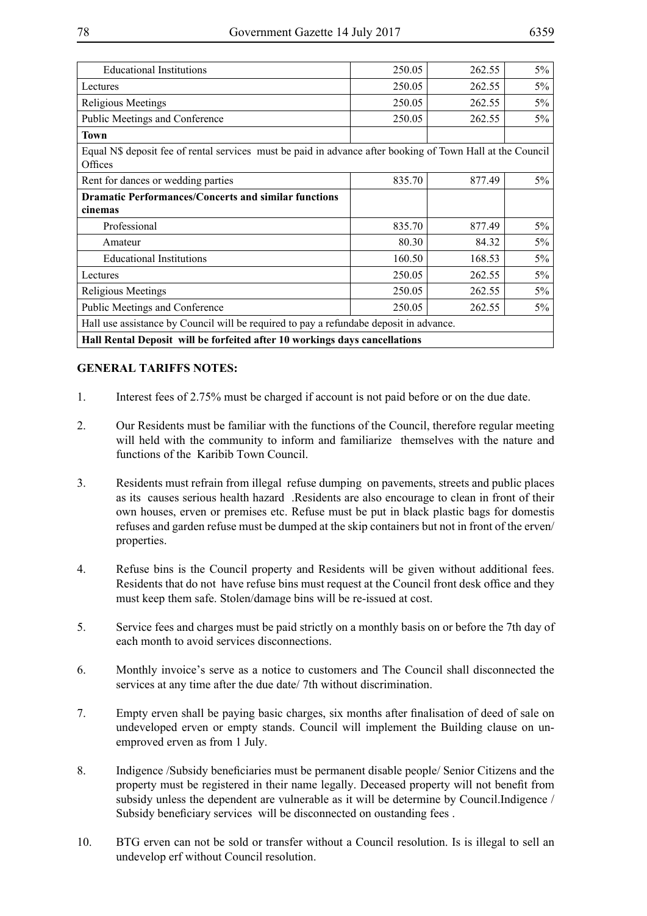| | | | |
|---|---|---|---|
| Educational Institutions | 250.05 | 262.55 | 5% |
| Lectures | 250.05 | 262.55 | 5% |
| Religious Meetings | 250.05 | 262.55 | 5% |
| Public Meetings and Conference | 250.05 | 262.55 | 5% |
| **Town** | | | |
| Equal N$ deposit fee of rental services must be paid in advance after booking of Town Hall at the Council Offices | | | |
| Rent for dances or wedding parties | 835.70 | 877.49 | 5% |
| **Dramatic Performances/Concerts and similar functions cinemas** | | | |
| Professional | 835.70 | 877.49 | 5% |
| Amateur | 80.30 | 84.32 | 5% |
| Educational Institutions | 160.50 | 168.53 | 5% |
| Lectures | 250.05 | 262.55 | 5% |
| Religious Meetings | 250.05 | 262.55 | 5% |
| Public Meetings and Conference | 250.05 | 262.55 | 5% |
| Hall use assistance by Council will be required to pay a refundabe deposit in advance. | | | |
| **Hall Rental Deposit will be forfeited after 10 workings days cancellations** | | | |

**GENERAL TARIFFS NOTES:**

1. Interest fees of 2.75% must be charged if account is not paid before or on the due date.

2. Our Residents must be familiar with the functions of the Council, therefore regular meeting will held with the community to inform and familiarize themselves with the nature and functions of the Karibib Town Council.

3. Residents must refrain from illegal refuse dumping on pavements, streets and public places as its causes serious health hazard .Residents are also encourage to clean in front of their own houses, erven or premises etc. Refuse must be put in black plastic bags for domestis refuses and garden refuse must be dumped at the skip containers but not in front of the erven/ properties.

4. Refuse bins is the Council property and Residents will be given without additional fees. Residents that do not have refuse bins must request at the Council front desk office and they must keep them safe. Stolen/damage bins will be re-issued at cost.

5. Service fees and charges must be paid strictly on a monthly basis on or before the 7th day of each month to avoid services disconnections.

6. Monthly invoice's serve as a notice to customers and The Council shall disconnected the services at any time after the due date/ 7th without discrimination.

7. Empty erven shall be paying basic charges, six months after finalisation of deed of sale on undeveloped erven or empty stands. Council will implement the Building clause on un-emproved erven as from 1 July.

8. Indigence /Subsidy beneficiaries must be permanent disable people/ Senior Citizens and the property must be registered in their name legally. Deceased property will not benefit from subsidy unless the dependent are vulnerable as it will be determine by Council.Indigence / Subsidy beneficiary services will be disconnected on oustanding fees .

10. BTG erven can not be sold or transfer without a Council resolution. Is is illegal to sell an undevelop erf without Council resolution.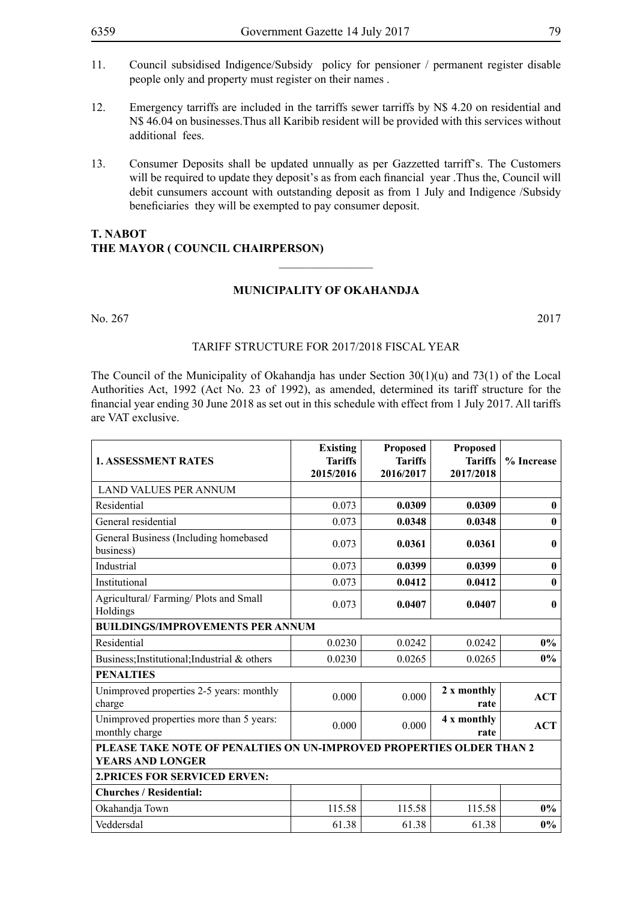11. Council subsidised Indigence/Subsidy policy for pensioner / permanent register disable people only and property must register on their names .

12. Emergency tarriffs are included in the tarriffs sewer tarriffs by N$ 4.20 on residential and N$ 46.04 on businesses.Thus all Karibib resident will be provided with this services without additional fees.

13. Consumer Deposits shall be updated unnually as per Gazzetted tarriff's. The Customers will be required to update they deposit's as from each financial year .Thus the, Council will debit cunsumers account with outstanding deposit as from 1 July and Indigence /Subsidy beneficiaries they will be exempted to pay consumer deposit.

**T. NABOT**
**THE MAYOR ( COUNCIL CHAIRPERSON)**

---

**MUNICIPALITY OF OKAHANDJA**

No. 267 2017

TARIFF STRUCTURE FOR 2017/2018 FISCAL YEAR

The Council of the Municipality of Okahandja has under Section 30(1)(u) and 73(1) of the Local Authorities Act, 1992 (Act No. 23 of 1992), as amended, determined its tariff structure for the financial year ending 30 June 2018 as set out in this schedule with effect from 1 July 2017. All tariffs are VAT exclusive.

| **1. ASSESSMENT RATES** | **Existing Tariffs 2015/2016** | **Proposed Tariffs 2016/2017** | **Proposed Tariffs 2017/2018** | **% Increase** |
|---|---|---|---|---|
| LAND VALUES PER ANNUM | | | | |
| Residential | 0.073 | **0.0309** | **0.0309** | **0** |
| General residential | 0.073 | **0.0348** | **0.0348** | **0** |
| General Business (Including homebased business) | 0.073 | **0.0361** | **0.0361** | **0** |
| Industrial | 0.073 | **0.0399** | **0.0399** | **0** |
| Institutional | 0.073 | **0.0412** | **0.0412** | **0** |
| Agricultural/ Farming/ Plots and Small Holdings | 0.073 | **0.0407** | **0.0407** | **0** |
| **BUILDINGS/IMPROVEMENTS PER ANNUM** | | | | |
| Residential | 0.0230 | 0.0242 | 0.0242 | **0%** |
| Business;Institutional;Industrial & others | 0.0230 | 0.0265 | 0.0265 | **0%** |
| **PENALTIES** | | | | |
| Unimproved properties 2-5 years: monthly charge | 0.000 | 0.000 | **2 x monthly rate** | **ACT** |
| Unimproved properties more than 5 years: monthly charge | 0.000 | 0.000 | **4 x monthly rate** | **ACT** |
| **PLEASE TAKE NOTE OF PENALTIES ON UN-IMPROVED PROPERTIES OLDER THAN 2 YEARS AND LONGER** | | | | |
| **2.PRICES FOR SERVICED ERVEN:** | | | | |
| **Churches / Residential:** | | | | |
| Okahandja Town | 115.58 | 115.58 | 115.58 | **0%** |
| Veddersdal | 61.38 | 61.38 | 61.38 | **0%** |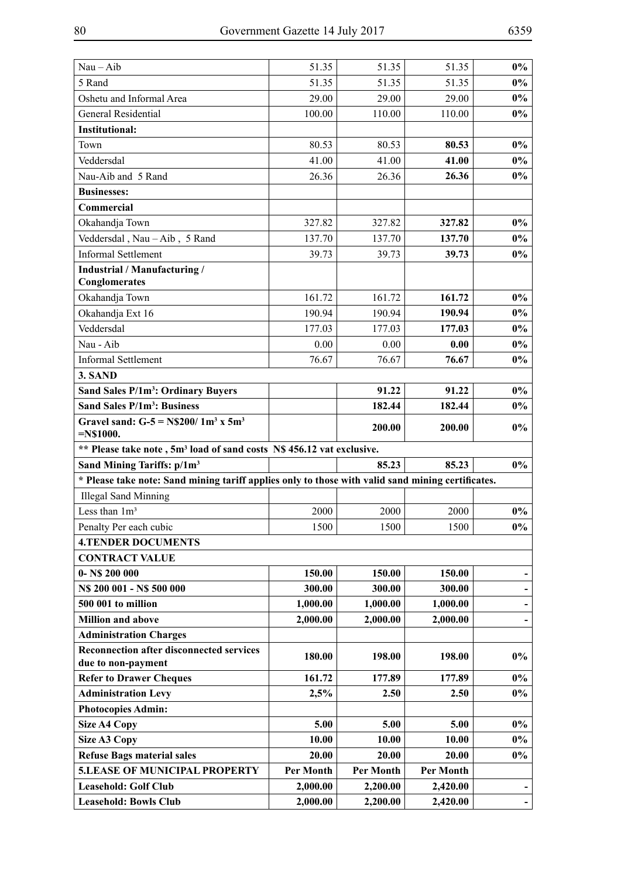| | | | | |
|---|---|---|---|---|
| Nau – Aib | 51.35 | 51.35 | 51.35 | **0%** |
| 5 Rand | 51.35 | 51.35 | 51.35 | **0%** |
| Oshetu and Informal Area | 29.00 | 29.00 | 29.00 | **0%** |
| General Residential | 100.00 | 110.00 | 110.00 | **0%** |
| **Institutional:** | | | | |
| Town | 80.53 | 80.53 | **80.53** | **0%** |
| Veddersdal | 41.00 | 41.00 | **41.00** | **0%** |
| Nau-Aib and 5 Rand | 26.36 | 26.36 | **26.36** | **0%** |
| **Businesses:** | | | | |
| **Commercial** | | | | |
| Okahandja Town | 327.82 | 327.82 | **327.82** | **0%** |
| Veddersdal , Nau – Aib , 5 Rand | 137.70 | 137.70 | **137.70** | **0%** |
| Informal Settlement | 39.73 | 39.73 | **39.73** | **0%** |
| **Industrial / Manufacturing / Conglomerates** | | | | |
| Okahandja Town | 161.72 | 161.72 | **161.72** | **0%** |
| Okahandja Ext 16 | 190.94 | 190.94 | **190.94** | **0%** |
| Veddersdal | 177.03 | 177.03 | **177.03** | **0%** |
| Nau - Aib | 0.00 | 0.00 | **0.00** | **0%** |
| Informal Settlement | 76.67 | 76.67 | **76.67** | **0%** |
| **3. SAND** | | | | |
| **Sand Sales P/1m³: Ordinary Buyers** | | **91.22** | **91.22** | **0%** |
| **Sand Sales P/1m³: Business** | | **182.44** | **182.44** | **0%** |
| **Gravel sand: G-5 = N$200/ 1m³ x 5m³ =N$1000.** | | **200.00** | **200.00** | **0%** |
| **\*\* Please take note , 5m³ load of sand costs N$ 456.12 vat exclusive.** | | | | |
| **Sand Mining Tariffs: p/1m³** | | **85.23** | **85.23** | **0%** |
| **\* Please take note: Sand mining tariff applies only to those with valid sand mining certificates.** | | | | |
| Illegal Sand Minning | | | | |
| Less than 1m³ | 2000 | 2000 | 2000 | **0%** |
| Penalty Per each cubic | 1500 | 1500 | 1500 | **0%** |
| **4.TENDER DOCUMENTS** | | | | |
| **CONTRACT VALUE** | | | | |
| **0- N$ 200 000** | **150.00** | **150.00** | **150.00** | **-** |
| **N$ 200 001 - N$ 500 000** | **300.00** | **300.00** | **300.00** | **-** |
| **500 001 to million** | **1,000.00** | **1,000.00** | **1,000.00** | **-** |
| **Million and above** | **2,000.00** | **2,000.00** | **2,000.00** | **-** |
| **Administration Charges** | | | | |
| **Reconnection after disconnected services due to non-payment** | **180.00** | **198.00** | **198.00** | **0%** |
| **Refer to Drawer Cheques** | **161.72** | **177.89** | **177.89** | **0%** |
| **Administration Levy** | **2,5%** | **2.50** | **2.50** | **0%** |
| **Photocopies Admin:** | | | | |
| **Size A4 Copy** | **5.00** | **5.00** | **5.00** | **0%** |
| **Size A3 Copy** | **10.00** | **10.00** | **10.00** | **0%** |
| **Refuse Bags material sales** | **20.00** | **20.00** | **20.00** | **0%** |
| **5.LEASE OF MUNICIPAL PROPERTY** | **Per Month** | **Per Month** | **Per Month** | |
| **Leasehold: Golf Club** | **2,000.00** | **2,200.00** | **2,420.00** | **-** |
| **Leasehold: Bowls Club** | **2,000.00** | **2,200.00** | **2,420.00** | **-** |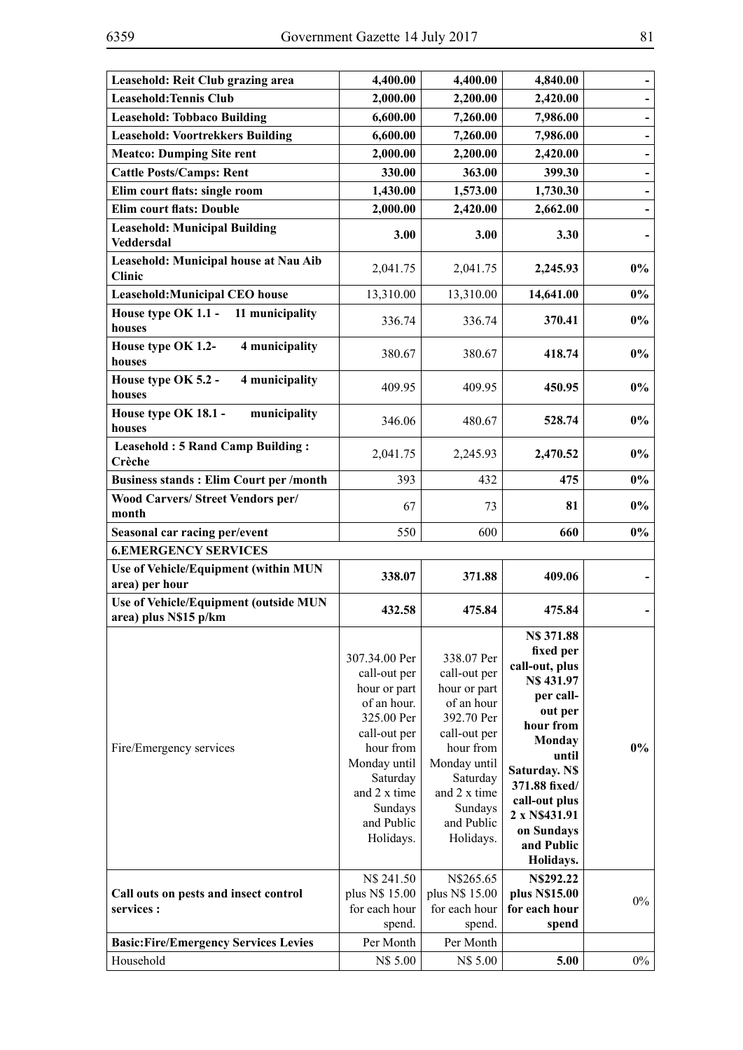| Leasehold: Reit Club grazing area | 4,400.00 | 4,400.00 | 4,840.00 | - |
|---|---|---|---|---|
| Leasehold:Tennis Club | 2,000.00 | 2,200.00 | 2,420.00 | - |
| Leasehold: Tobbaco Building | 6,600.00 | 7,260.00 | 7,986.00 | - |
| Leasehold: Voortrekkers Building | 6,600.00 | 7,260.00 | 7,986.00 | - |
| Meatco: Dumping Site rent | 2,000.00 | 2,200.00 | 2,420.00 | - |
| Cattle Posts/Camps: Rent | 330.00 | 363.00 | 399.30 | - |
| Elim court flats: single room | 1,430.00 | 1,573.00 | 1,730.30 | - |
| Elim court flats: Double | 2,000.00 | 2,420.00 | 2,662.00 | - |
| Leasehold: Municipal Building Veddersdal | 3.00 | 3.00 | 3.30 | - |
| Leasehold: Municipal house at Nau Aib Clinic | 2,041.75 | 2,041.75 | 2,245.93 | 0% |
| Leasehold:Municipal CEO house | 13,310.00 | 13,310.00 | 14,641.00 | 0% |
| House type OK 1.1 - 11 municipality houses | 336.74 | 336.74 | 370.41 | 0% |
| House type OK 1.2- 4 municipality houses | 380.67 | 380.67 | 418.74 | 0% |
| House type OK 5.2 - 4 municipality houses | 409.95 | 409.95 | 450.95 | 0% |
| House type OK 18.1 - municipality houses | 346.06 | 480.67 | 528.74 | 0% |
| Leasehold : 5 Rand Camp Building : Crèche | 2,041.75 | 2,245.93 | 2,470.52 | 0% |
| Business stands : Elim Court per /month | 393 | 432 | 475 | 0% |
| Wood Carvers/ Street Vendors per/ month | 67 | 73 | 81 | 0% |
| Seasonal car racing per/event | 550 | 600 | 660 | 0% |
| **6.EMERGENCY SERVICES** | | | | |
| Use of Vehicle/Equipment (within MUN area) per hour | 338.07 | 371.88 | 409.06 | - |
| Use of Vehicle/Equipment (outside MUN area) plus N$15 p/km | 432.58 | 475.84 | 475.84 | - |
| Fire/Emergency services | 307.34.00 Per call-out per hour or part of an hour. 325.00 Per call-out per hour from Monday until Saturday and 2 x time Sundays and Public Holidays. | 338.07 Per call-out per hour or part of an hour 392.70 Per call-out per hour from Monday until Saturday and 2 x time Sundays and Public Holidays. | N$ 371.88 fixed per call-out, plus N$ 431.97 per call-out per hour from Monday until Saturday. N$ 371.88 fixed/ call-out plus 2 x N$431.91 on Sundays and Public Holidays. | 0% |
| Call outs on pests and insect control services : | N$ 241.50 plus N$ 15.00 for each hour spend. | N$265.65 plus N$ 15.00 for each hour spend. | N$292.22 plus N$15.00 for each hour spend | 0% |
| **Basic:Fire/Emergency Services Levies** | Per Month | Per Month | | |
| Household | N$ 5.00 | N$ 5.00 | 5.00 | 0% |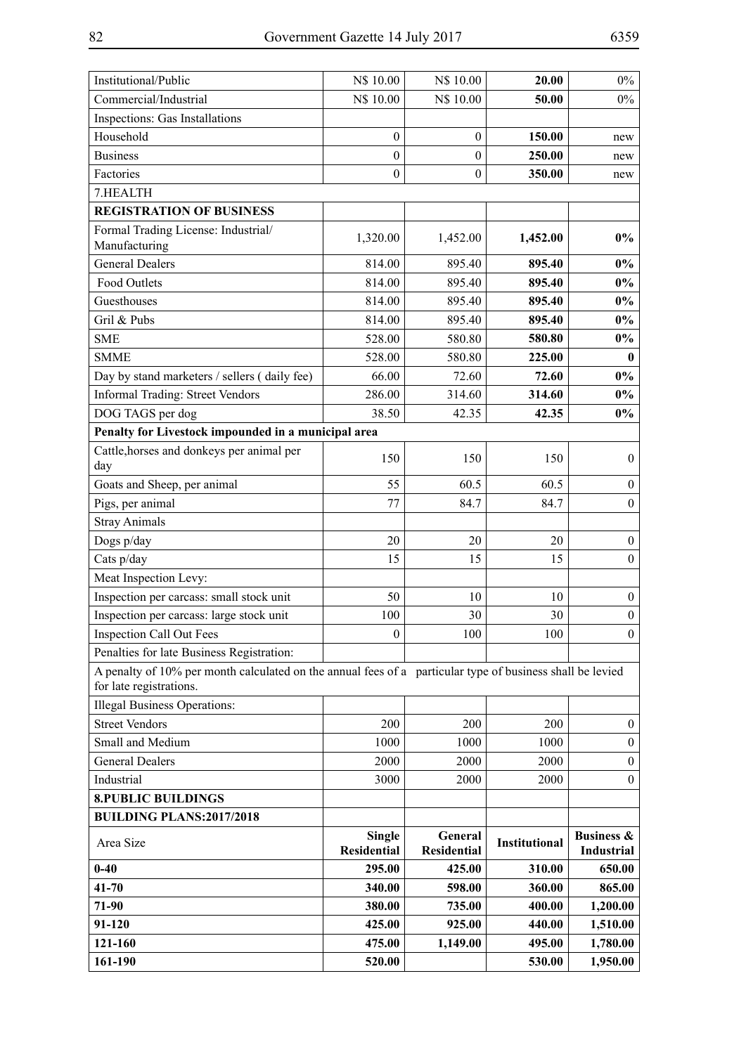| Institutional/Public | N$ 10.00 | N$ 10.00 | **20.00** | 0% |
|---|---|---|---|---|
| Commercial/Industrial | N$ 10.00 | N$ 10.00 | **50.00** | 0% |
| Inspections: Gas Installations | | | | |
| Household | 0 | 0 | **150.00** | new |
| Business | 0 | 0 | **250.00** | new |
| Factories | 0 | 0 | **350.00** | new |
| 7.HEALTH | | | | |
| **REGISTRATION OF BUSINESS** | | | | |
| Formal Trading License: Industrial/ Manufacturing | 1,320.00 | 1,452.00 | **1,452.00** | **0%** |
| General Dealers | 814.00 | 895.40 | **895.40** | **0%** |
| Food Outlets | 814.00 | 895.40 | **895.40** | **0%** |
| Guesthouses | 814.00 | 895.40 | **895.40** | **0%** |
| Gril & Pubs | 814.00 | 895.40 | **895.40** | **0%** |
| SME | 528.00 | 580.80 | **580.80** | **0%** |
| SMME | 528.00 | 580.80 | **225.00** | **0** |
| Day by stand marketers / sellers ( daily fee) | 66.00 | 72.60 | **72.60** | **0%** |
| Informal Trading: Street Vendors | 286.00 | 314.60 | **314.60** | **0%** |
| DOG TAGS per dog | 38.50 | 42.35 | **42.35** | **0%** |
| **Penalty for Livestock impounded in a municipal area** | | | | |
| Cattle,horses and donkeys per animal per day | 150 | 150 | 150 | 0 |
| Goats and Sheep, per animal | 55 | 60.5 | 60.5 | 0 |
| Pigs, per animal | 77 | 84.7 | 84.7 | 0 |
| Stray Animals | | | | |
| Dogs p/day | 20 | 20 | 20 | 0 |
| Cats p/day | 15 | 15 | 15 | 0 |
| Meat Inspection Levy: | | | | |
| Inspection per carcass: small stock unit | 50 | 10 | 10 | 0 |
| Inspection per carcass: large stock unit | 100 | 30 | 30 | 0 |
| Inspection Call Out Fees | 0 | 100 | 100 | 0 |
| Penalties for late Business Registration: | | | | |
| A penalty of 10% per month calculated on the annual fees of a particular type of business shall be levied for late registrations. | | | | |
| Illegal Business Operations: | | | | |
| Street Vendors | 200 | 200 | 200 | 0 |
| Small and Medium | 1000 | 1000 | 1000 | 0 |
| General Dealers | 2000 | 2000 | 2000 | 0 |
| Industrial | 3000 | 2000 | 2000 | 0 |
| **8.PUBLIC BUILDINGS** | | | | |
| **BUILDING PLANS:2017/2018** | | | | |
| Area Size | **Single Residential** | **General Residential** | **Institutional** | **Business & Industrial** |
| **0-40** | **295.00** | **425.00** | **310.00** | **650.00** |
| **41-70** | **340.00** | **598.00** | **360.00** | **865.00** |
| **71-90** | **380.00** | **735.00** | **400.00** | **1,200.00** |
| **91-120** | **425.00** | **925.00** | **440.00** | **1,510.00** |
| **121-160** | **475.00** | **1,149.00** | **495.00** | **1,780.00** |
| **161-190** | **520.00** | | **530.00** | **1,950.00** |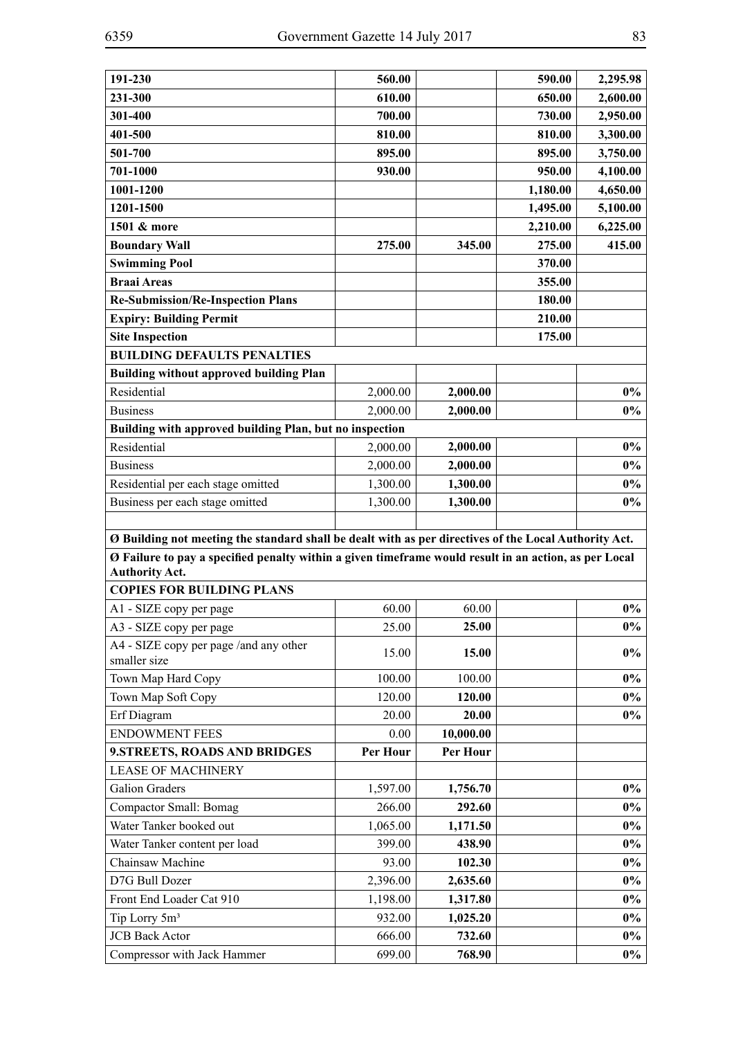| 191-230 | **560.00** | | **590.00** | **2,295.98** |
|---|---|---|---|---|
| **231-300** | **610.00** | | **650.00** | **2,600.00** |
| **301-400** | **700.00** | | **730.00** | **2,950.00** |
| **401-500** | **810.00** | | **810.00** | **3,300.00** |
| **501-700** | **895.00** | | **895.00** | **3,750.00** |
| **701-1000** | **930.00** | | **950.00** | **4,100.00** |
| **1001-1200** | | | **1,180.00** | **4,650.00** |
| **1201-1500** | | | **1,495.00** | **5,100.00** |
| **1501 & more** | | | **2,210.00** | **6,225.00** |
| **Boundary Wall** | **275.00** | **345.00** | **275.00** | **415.00** |
| **Swimming Pool** | | | **370.00** | |
| **Braai Areas** | | | **355.00** | |
| **Re-Submission/Re-Inspection Plans** | | | **180.00** | |
| **Expiry: Building Permit** | | | **210.00** | |
| **Site Inspection** | | | **175.00** | |
| **BUILDING DEFAULTS PENALTIES** | | | | |
| **Building without approved building Plan** | | | | |
| Residential | 2,000.00 | **2,000.00** | | **0%** |
| Business | 2,000.00 | **2,000.00** | | **0%** |
| **Building with approved building Plan, but no inspection** | | | | |
| Residential | 2,000.00 | **2,000.00** | | **0%** |
| Business | 2,000.00 | **2,000.00** | | **0%** |
| Residential per each stage omitted | 1,300.00 | **1,300.00** | | **0%** |
| Business per each stage omitted | 1,300.00 | **1,300.00** | | **0%** |
| | | | | |
| **Ø Building not meeting the standard shall be dealt with as per directives of the Local Authority Act.** | | | | |
| **Ø Failure to pay a specified penalty within a given timeframe would result in an action, as per Local Authority Act.** | | | | |
| **COPIES FOR BUILDING PLANS** | | | | |
| A1 - SIZE copy per page | 60.00 | 60.00 | | **0%** |
| A3 - SIZE copy per page | 25.00 | **25.00** | | **0%** |
| A4 - SIZE copy per page /and any other smaller size | 15.00 | **15.00** | | **0%** |
| Town Map Hard Copy | 100.00 | 100.00 | | **0%** |
| Town Map Soft Copy | 120.00 | **120.00** | | **0%** |
| Erf Diagram | 20.00 | **20.00** | | **0%** |
| ENDOWMENT FEES | 0.00 | **10,000.00** | | |
| **9.STREETS, ROADS AND BRIDGES** | **Per Hour** | **Per Hour** | | |
| LEASE OF MACHINERY | | | | |
| Galion Graders | 1,597.00 | **1,756.70** | | **0%** |
| Compactor Small: Bomag | 266.00 | **292.60** | | **0%** |
| Water Tanker booked out | 1,065.00 | **1,171.50** | | **0%** |
| Water Tanker content per load | 399.00 | **438.90** | | **0%** |
| Chainsaw Machine | 93.00 | **102.30** | | **0%** |
| D7G Bull Dozer | 2,396.00 | **2,635.60** | | **0%** |
| Front End Loader Cat 910 | 1,198.00 | **1,317.80** | | **0%** |
| Tip Lorry $5m^3$ | 932.00 | **1,025.20** | | **0%** |
| JCB Back Actor | 666.00 | **732.60** | | **0%** |
| Compressor with Jack Hammer | 699.00 | **768.90** | | **0%** |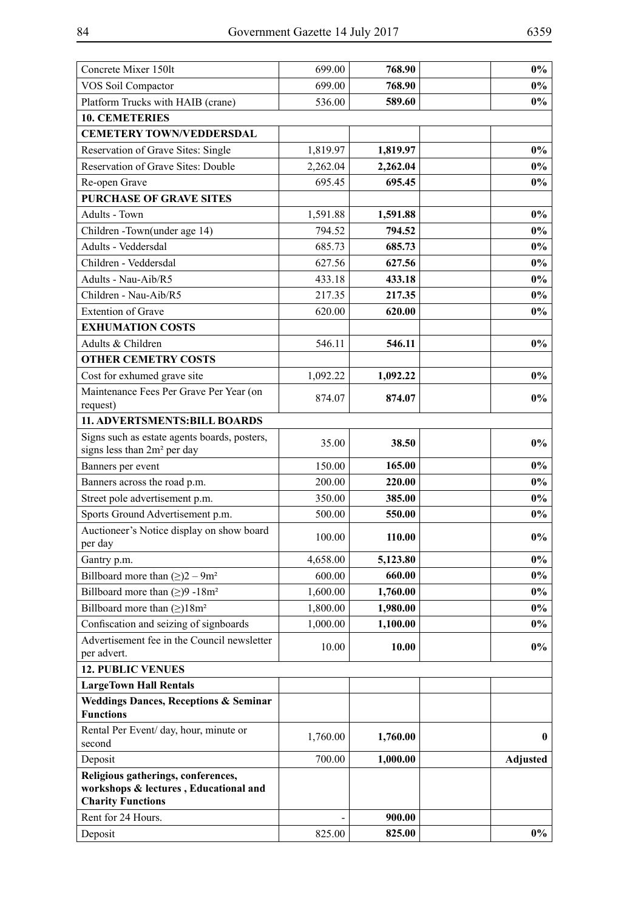| | | | | |
|---|---|---|---|---|
| Concrete Mixer 150lt | 699.00 | **768.90** | | **0%** |
| VOS Soil Compactor | 699.00 | **768.90** | | **0%** |
| Platform Trucks with HAIB (crane) | 536.00 | **589.60** | | **0%** |
| **10. CEMETERIES** | | | | |
| **CEMETERY TOWN/VEDDERSDAL** | | | | |
| Reservation of Grave Sites: Single | 1,819.97 | **1,819.97** | | **0%** |
| Reservation of Grave Sites: Double | 2,262.04 | **2,262.04** | | **0%** |
| Re-open Grave | 695.45 | **695.45** | | **0%** |
| **PURCHASE OF GRAVE SITES** | | | | |
| Adults - Town | 1,591.88 | **1,591.88** | | **0%** |
| Children -Town(under age 14) | 794.52 | **794.52** | | **0%** |
| Adults - Veddersdal | 685.73 | **685.73** | | **0%** |
| Children - Veddersdal | 627.56 | **627.56** | | **0%** |
| Adults - Nau-Aib/R5 | 433.18 | **433.18** | | **0%** |
| Children - Nau-Aib/R5 | 217.35 | **217.35** | | **0%** |
| Extention of Grave | 620.00 | **620.00** | | **0%** |
| **EXHUMATION COSTS** | | | | |
| Adults & Children | 546.11 | **546.11** | | **0%** |
| **OTHER CEMETRY COSTS** | | | | |
| Cost for exhumed grave site | 1,092.22 | **1,092.22** | | **0%** |
| Maintenance Fees Per Grave Per Year (on request) | 874.07 | **874.07** | | **0%** |
| **11. ADVERTSMENTS:BILL BOARDS** | | | | |
| Signs such as estate agents boards, posters, signs less than 2m² per day | 35.00 | **38.50** | | **0%** |
| Banners per event | 150.00 | **165.00** | | **0%** |
| Banners across the road p.m. | 200.00 | **220.00** | | **0%** |
| Street pole advertisement p.m. | 350.00 | **385.00** | | **0%** |
| Sports Ground Advertisement p.m. | 500.00 | **550.00** | | **0%** |
| Auctioneer's Notice display on show board per day | 100.00 | **110.00** | | **0%** |
| Gantry p.m. | 4,658.00 | **5,123.80** | | **0%** |
| Billboard more than (≥)2 – 9m² | 600.00 | **660.00** | | **0%** |
| Billboard more than (≥)9 -18m² | 1,600.00 | **1,760.00** | | **0%** |
| Billboard more than (≥)18m² | 1,800.00 | **1,980.00** | | **0%** |
| Confiscation and seizing of signboards | 1,000.00 | **1,100.00** | | **0%** |
| Advertisement fee in the Council newsletter per advert. | 10.00 | **10.00** | | **0%** |
| **12. PUBLIC VENUES** | | | | |
| **LargeTown Hall Rentals** | | | | |
| **Weddings Dances, Receptions & Seminar Functions** | | | | |
| Rental Per Event/ day, hour, minute or second | 1,760.00 | **1,760.00** | | **0** |
| Deposit | 700.00 | **1,000.00** | | **Adjusted** |
| **Religious gatherings, conferences, workshops & lectures , Educational and Charity Functions** | | | | |
| Rent for 24 Hours. | - | **900.00** | | |
| Deposit | 825.00 | **825.00** | | **0%** |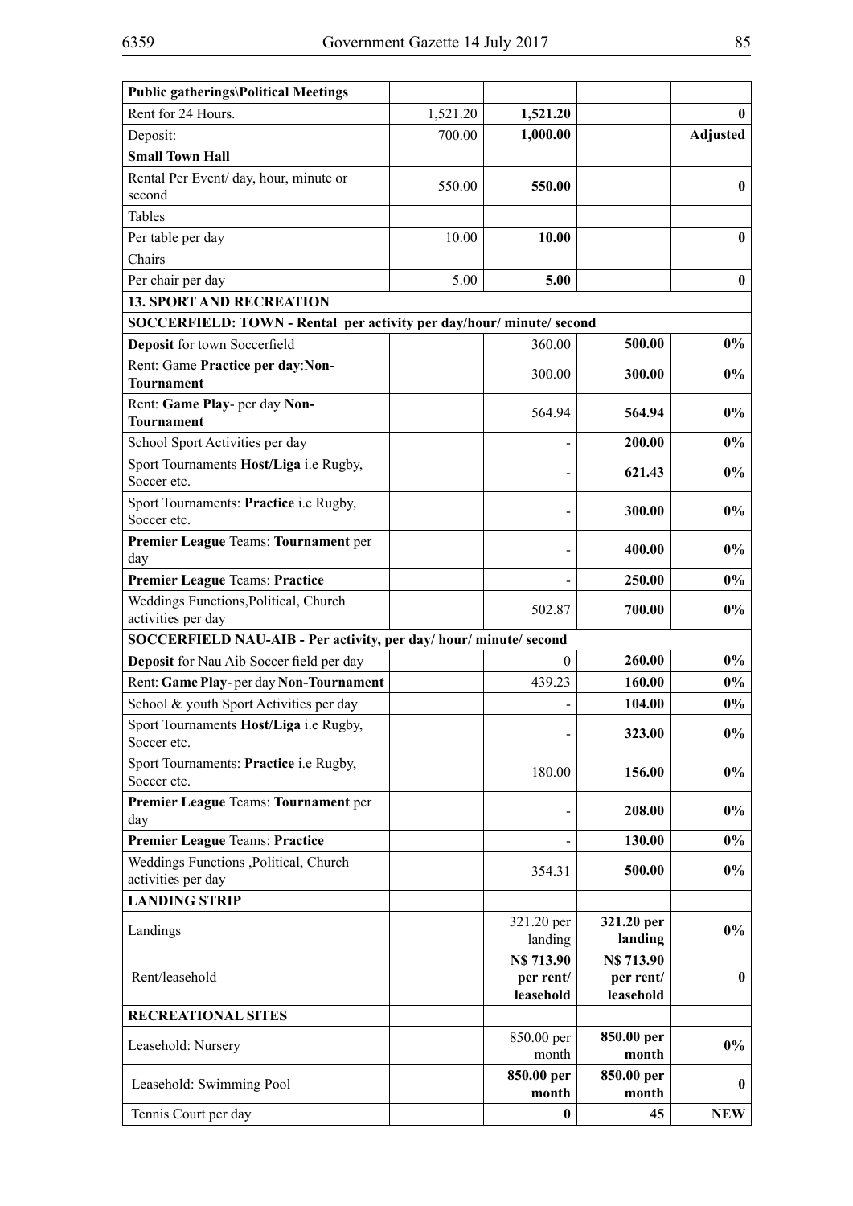| Public gatherings\Political Meetings | | | | |
|---|---|---|---|---|
| Rent for 24 Hours. | 1,521.20 | **1,521.20** | | **0** |
| Deposit: | 700.00 | **1,000.00** | | **Adjusted** |
| **Small Town Hall** | | | | |
| Rental Per Event/ day, hour, minute or second | 550.00 | **550.00** | | **0** |
| Tables | | | | |
| Per table per day | 10.00 | **10.00** | | **0** |
| Chairs | | | | |
| Per chair per day | 5.00 | **5.00** | | **0** |
| **13. SPORT AND RECREATION** | | | | |
| **SOCCERFIELD: TOWN - Rental per activity per day/hour/ minute/ second** | | | | |
| **Deposit** for town Soccerfield | | 360.00 | **500.00** | **0%** |
| Rent: Game **Practice per day**:**Non-Tournament** | | 300.00 | **300.00** | **0%** |
| Rent: **Game Play**- per day **Non-Tournament** | | 564.94 | **564.94** | **0%** |
| School Sport Activities per day | | - | **200.00** | **0%** |
| Sport Tournaments **Host/Liga** i.e Rugby, Soccer etc. | | - | **621.43** | **0%** |
| Sport Tournaments: **Practice** i.e Rugby, Soccer etc. | | - | **300.00** | **0%** |
| **Premier League** Teams: **Tournament** per day | | - | **400.00** | **0%** |
| **Premier League** Teams: **Practice** | | - | **250.00** | **0%** |
| Weddings Functions,Political, Church activities per day | | 502.87 | **700.00** | **0%** |
| **SOCCERFIELD NAU-AIB - Per activity, per day/ hour/ minute/ second** | | | | |
| **Deposit** for Nau Aib Soccer field per day | | 0 | **260.00** | **0%** |
| Rent: **Game Play**- per day **Non-Tournament** | | 439.23 | **160.00** | **0%** |
| School & youth Sport Activities per day | | - | **104.00** | **0%** |
| Sport Tournaments **Host/Liga** i.e Rugby, Soccer etc. | | - | **323.00** | **0%** |
| Sport Tournaments: **Practice** i.e Rugby, Soccer etc. | | 180.00 | **156.00** | **0%** |
| **Premier League** Teams: **Tournament** per day | | - | **208.00** | **0%** |
| **Premier League** Teams: **Practice** | | - | **130.00** | **0%** |
| Weddings Functions ,Political, Church activities per day | | 354.31 | **500.00** | **0%** |
| **LANDING STRIP** | | | | |
| Landings | | 321.20 per landing | **321.20 per landing** | **0%** |
| Rent/leasehold | | **N$ 713.90 per rent/ leasehold** | **N$ 713.90 per rent/ leasehold** | **0** |
| **RECREATIONAL SITES** | | | | |
| Leasehold: Nursery | | 850.00 per month | **850.00 per month** | **0%** |
| Leasehold: Swimming Pool | | **850.00 per month** | **850.00 per month** | **0** |
| Tennis Court per day | | **0** | **45** | **NEW** |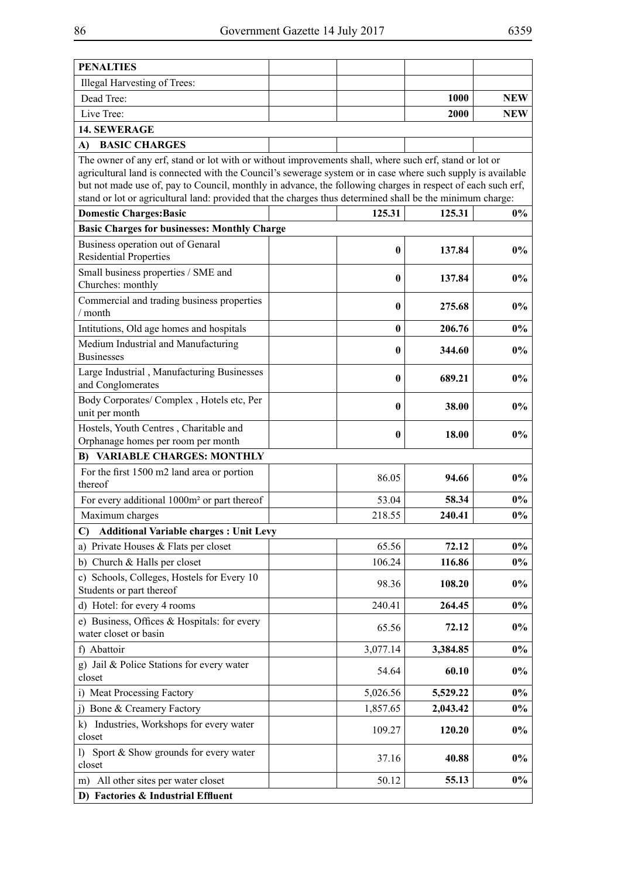| PENALTIES | | | | |
|---|---|---|---|---|
| Illegal Harvesting of Trees: | | | | |
| Dead Tree: | | | **1000** | **NEW** |
| Live Tree: | | | **2000** | **NEW** |
| **14. SEWERAGE** | | | | |
| **A) BASIC CHARGES** | | | | |
| The owner of any erf, stand or lot with or without improvements shall, where such erf, stand or lot or agricultural land is connected with the Council's sewerage system or in case where such supply is available but not made use of, pay to Council, monthly in advance, the following charges in respect of each such erf, stand or lot or agricultural land: provided that the charges thus determined shall be the minimum charge: | | | | |
| **Domestic Charges:Basic** | | **125.31** | **125.31** | **0%** |
| **Basic Charges for businesses: Monthly Charge** | | | | |
| Business operation out of Genaral Residential Properties | | **0** | **137.84** | **0%** |
| Small business properties / SME and Churches: monthly | | **0** | **137.84** | **0%** |
| Commercial and trading business properties / month | | **0** | **275.68** | **0%** |
| Intitutions, Old age homes and hospitals | | **0** | **206.76** | **0%** |
| Medium Industrial and Manufacturing Businesses | | **0** | **344.60** | **0%** |
| Large Industrial , Manufacturing Businesses and Conglomerates | | **0** | **689.21** | **0%** |
| Body Corporates/ Complex , Hotels etc, Per unit per month | | **0** | **38.00** | **0%** |
| Hostels, Youth Centres , Charitable and Orphanage homes per room per month | | **0** | **18.00** | **0%** |
| **B) VARIABLE CHARGES: MONTHLY** | | | | |
| For the first 1500 m2 land area or portion thereof | | 86.05 | **94.66** | **0%** |
| For every additional 1000m² or part thereof | | 53.04 | **58.34** | **0%** |
| Maximum charges | | 218.55 | **240.41** | **0%** |
| **C) Additional Variable charges : Unit Levy** | | | | |
| a) Private Houses & Flats per closet | | 65.56 | **72.12** | **0%** |
| b) Church & Halls per closet | | 106.24 | **116.86** | **0%** |
| c) Schools, Colleges, Hostels for Every 10 Students or part thereof | | 98.36 | **108.20** | **0%** |
| d) Hotel: for every 4 rooms | | 240.41 | **264.45** | **0%** |
| e) Business, Offices & Hospitals: for every water closet or basin | | 65.56 | **72.12** | **0%** |
| f) Abattoir | | 3,077.14 | **3,384.85** | **0%** |
| g) Jail & Police Stations for every water closet | | 54.64 | **60.10** | **0%** |
| i) Meat Processing Factory | | 5,026.56 | **5,529.22** | **0%** |
| j) Bone & Creamery Factory | | 1,857.65 | **2,043.42** | **0%** |
| k) Industries, Workshops for every water closet | | 109.27 | **120.20** | **0%** |
| l) Sport & Show grounds for every water closet | | 37.16 | **40.88** | **0%** |
| m) All other sites per water closet | | 50.12 | **55.13** | **0%** |
| **D) Factories & Industrial Effluent** | | | | |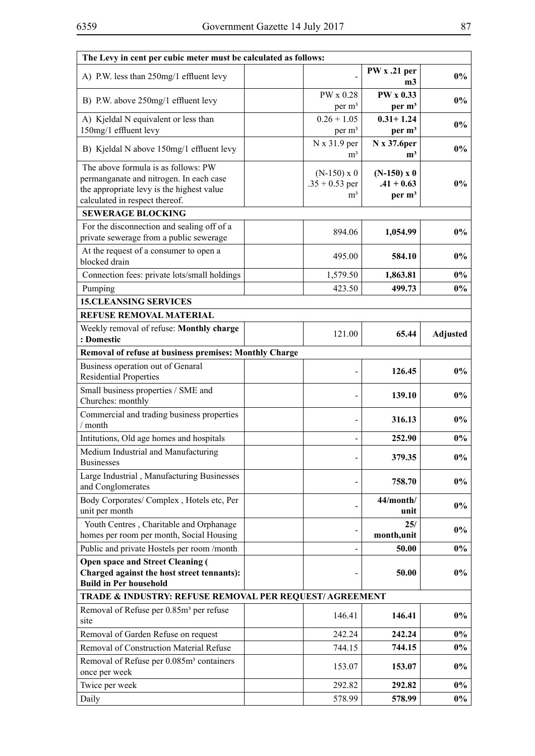| The Levy in cent per cubic meter must be calculated as follows: | | | | |
|---|---|---|---|---|
| A) P.W. less than 250mg/1 effluent levy | | - | **PW x .21 per m3** | **0%** |
| B) P.W. above 250mg/1 effluent levy | | PW x 0.28 per m³ | **PW x 0.33 per m³** | **0%** |
| A) Kjeldal N equivalent or less than 150mg/1 effluent levy | | 0.26 + 1.05 per m³ | **0.31+ 1.24 per m³** | **0%** |
| B) Kjeldal N above 150mg/1 effluent levy | | N x 31.9 per m³ | **N x 37.6per m³** | **0%** |
| The above formula is as follows: PW permanganate and nitrogen. In each case the appropriate levy is the highest value calculated in respect thereof. | | (N-150) x 0 .35 + 0.53 per m³ | **(N-150) x 0 .41 + 0.63 per m³** | **0%** |
| **SEWERAGE BLOCKING** | | | | |
| For the disconnection and sealing off of a private sewerage from a public sewerage | | 894.06 | **1,054.99** | **0%** |
| At the request of a consumer to open a blocked drain | | 495.00 | **584.10** | **0%** |
| Connection fees: private lots/small holdings | | 1,579.50 | **1,863.81** | **0%** |
| Pumping | | 423.50 | **499.73** | **0%** |
| **15.CLEANSING SERVICES** | | | | |
| **REFUSE REMOVAL MATERIAL** | | | | |
| Weekly removal of refuse: **Monthly charge : Domestic** | | 121.00 | **65.44** | **Adjusted** |
| **Removal of refuse at business premises: Monthly Charge** | | | | |
| Business operation out of Genaral Residential Properties | | - | **126.45** | **0%** |
| Small business properties / SME and Churches: monthly | | - | **139.10** | **0%** |
| Commercial and trading business properties / month | | - | **316.13** | **0%** |
| Intitutions, Old age homes and hospitals | | - | **252.90** | **0%** |
| Medium Industrial and Manufacturing Businesses | | - | **379.35** | **0%** |
| Large Industrial , Manufacturing Businesses and Conglomerates | | - | **758.70** | **0%** |
| Body Corporates/ Complex , Hotels etc, Per unit per month | | - | **44/month/ unit** | **0%** |
| Youth Centres , Charitable and Orphanage homes per room per month, Social Housing | | - | **25/ month,unit** | **0%** |
| Public and private Hostels per room /month | | - | **50.00** | **0%** |
| **Open space and Street Cleaning ( Charged against the host street tennants): Build in Per household** | | - | **50.00** | **0%** |
| **TRADE & INDUSTRY: REFUSE REMOVAL PER REQUEST/ AGREEMENT** | | | | |
| Removal of Refuse per 0.85m³ per refuse site | | 146.41 | **146.41** | **0%** |
| Removal of Garden Refuse on request | | 242.24 | **242.24** | **0%** |
| Removal of Construction Material Refuse | | 744.15 | **744.15** | **0%** |
| Removal of Refuse per 0.085m³ containers once per week | | 153.07 | **153.07** | **0%** |
| Twice per week | | 292.82 | **292.82** | **0%** |
| Daily | | 578.99 | **578.99** | **0%** |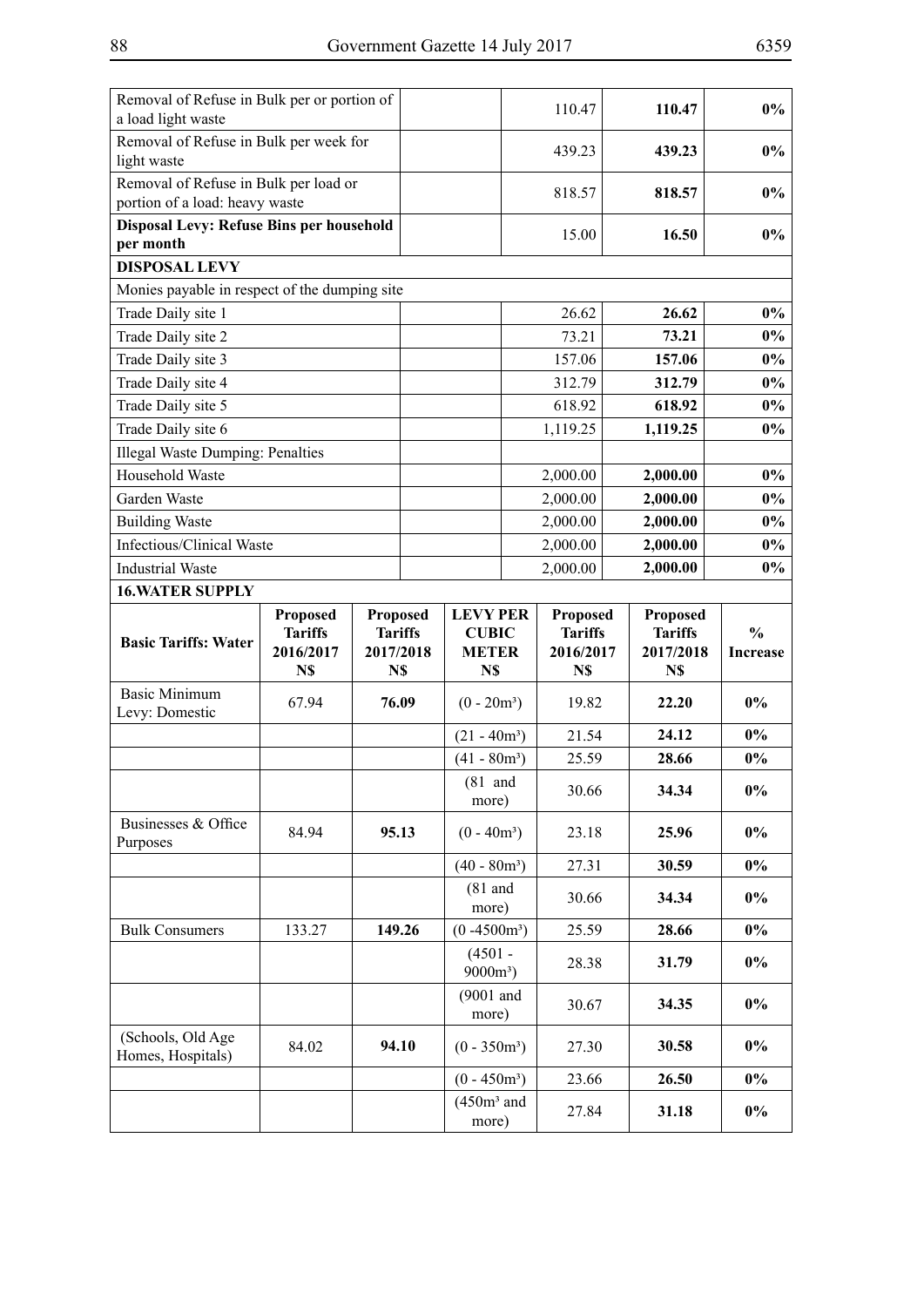| Basic Tariffs: Water | Proposed Tariffs 2016/2017 N$ | Proposed Tariffs 2017/2018 N$ | LEVY PER CUBIC METER N$ | Proposed Tariffs 2016/2017 N$ | Proposed Tariffs 2017/2018 N$ | % Increase |
|---|---|---|---|---|---|---|
| Removal of Refuse in Bulk per or portion of a load light waste | | | | 110.47 | **110.47** | **0%** |
| Removal of Refuse in Bulk per week for light waste | | | | 439.23 | **439.23** | **0%** |
| Removal of Refuse in Bulk per load or portion of a load: heavy waste | | | | 818.57 | **818.57** | **0%** |
| **Disposal Levy: Refuse Bins per household per month** | | | | 15.00 | **16.50** | **0%** |
| **DISPOSAL LEVY** | | | | | | |
| Monies payable in respect of the dumping site | | | | | | |
| Trade Daily site 1 | | | | 26.62 | **26.62** | **0%** |
| Trade Daily site 2 | | | | 73.21 | **73.21** | **0%** |
| Trade Daily site 3 | | | | 157.06 | **157.06** | **0%** |
| Trade Daily site 4 | | | | 312.79 | **312.79** | **0%** |
| Trade Daily site 5 | | | | 618.92 | **618.92** | **0%** |
| Trade Daily site 6 | | | | 1,119.25 | **1,119.25** | **0%** |
| Illegal Waste Dumping: Penalties | | | | | | |
| Household Waste | | | | 2,000.00 | **2,000.00** | **0%** |
| Garden Waste | | | | 2,000.00 | **2,000.00** | **0%** |
| Building Waste | | | | 2,000.00 | **2,000.00** | **0%** |
| Infectious/Clinical Waste | | | | 2,000.00 | **2,000.00** | **0%** |
| Industrial Waste | | | | 2,000.00 | **2,000.00** | **0%** |
| **16.WATER SUPPLY** | | | | | | |
| **Basic Tariffs: Water** | **Proposed Tariffs 2016/2017 N$** | **Proposed Tariffs 2017/2018 N$** | **LEVY PER CUBIC METER N$** | **Proposed Tariffs 2016/2017 N$** | **Proposed Tariffs 2017/2018 N$** | **% Increase** |
| Basic Minimum Levy: Domestic | 67.94 | **76.09** | (0 - 20m³) | 19.82 | **22.20** | **0%** |
| | | | (21 - 40m³) | 21.54 | **24.12** | **0%** |
| | | | (41 - 80m³) | 25.59 | **28.66** | **0%** |
| | | | (81 and more) | 30.66 | **34.34** | **0%** |
| Businesses & Office Purposes | 84.94 | **95.13** | (0 - 40m³) | 23.18 | **25.96** | **0%** |
| | | | (40 - 80m³) | 27.31 | **30.59** | **0%** |
| | | | (81 and more) | 30.66 | **34.34** | **0%** |
| Bulk Consumers | 133.27 | **149.26** | (0 -4500m³) | 25.59 | **28.66** | **0%** |
| | | | (4501 - 9000m³) | 28.38 | **31.79** | **0%** |
| | | | (9001 and more) | 30.67 | **34.35** | **0%** |
| (Schools, Old Age Homes, Hospitals) | 84.02 | **94.10** | (0 - 350m³) | 27.30 | **30.58** | **0%** |
| | | | (0 - 450m³) | 23.66 | **26.50** | **0%** |
| | | | (450m³ and more) | 27.84 | **31.18** | **0%** |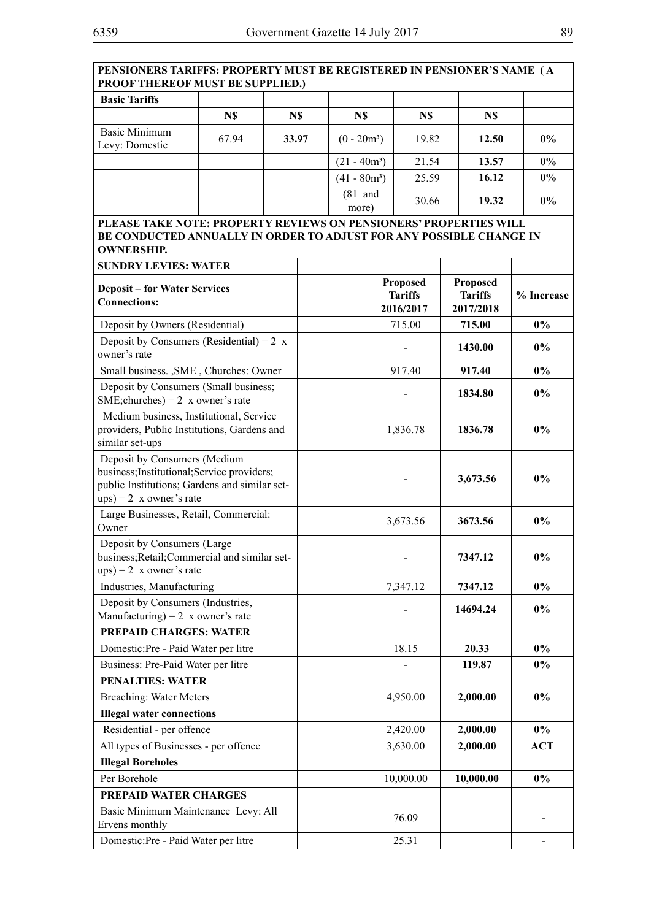| PENSIONERS TARIFFS: PROPERTY MUST BE REGISTERED IN PENSIONER'S NAME (A PROOF THEREOF MUST BE SUPPLIED.) | | | | | | |
|---|---|---|---|---|---|---|
| **Basic Tariffs** | | | | | | |
| | N$ | N$ | N$ | N$ | N$ | |
| Basic Minimum Levy: Domestic | 67.94 | **33.97** | (0 - 20m³) | 19.82 | **12.50** | **0%** |
| | | | (21 - 40m³) | 21.54 | **13.57** | **0%** |
| | | | (41 - 80m³) | 25.59 | **16.12** | **0%** |
| | | | (81 and more) | 30.66 | **19.32** | **0%** |

**PLEASE TAKE NOTE: PROPERTY REVIEWS ON PENSIONERS' PROPERTIES WILL BE CONDUCTED ANNUALLY IN ORDER TO ADJUST FOR ANY POSSIBLE CHANGE IN OWNERSHIP.**

| **SUNDRY LEVIES: WATER** | | | | |
|---|---|---|---|---|
| **Deposit – for Water Services Connections:** | | **Proposed Tariffs 2016/2017** | **Proposed Tariffs 2017/2018** | **% Increase** |
| Deposit by Owners (Residential) | | 715.00 | **715.00** | **0%** |
| Deposit by Consumers (Residential) = 2 x owner's rate | | - | **1430.00** | **0%** |
| Small business. ,SME , Churches: Owner | | 917.40 | **917.40** | **0%** |
| Deposit by Consumers (Small business; SME;churches) = 2 x owner's rate | | - | **1834.80** | **0%** |
| Medium business, Institutional, Service providers, Public Institutions, Gardens and similar set-ups | | 1,836.78 | **1836.78** | **0%** |
| Deposit by Consumers (Medium business;Institutional;Service providers; public Institutions; Gardens and similar set-ups) = 2 x owner's rate | | - | **3,673.56** | **0%** |
| Large Businesses, Retail, Commercial: Owner | | 3,673.56 | **3673.56** | **0%** |
| Deposit by Consumers (Large business;Retail;Commercial and similar set-ups) = 2 x owner's rate | | - | **7347.12** | **0%** |
| Industries, Manufacturing | | 7,347.12 | **7347.12** | **0%** |
| Deposit by Consumers (Industries, Manufacturing) = 2 x owner's rate | | - | **14694.24** | **0%** |
| **PREPAID CHARGES: WATER** | | | | |
| Domestic:Pre - Paid Water per litre | | 18.15 | **20.33** | **0%** |
| Business: Pre-Paid Water per litre | | - | **119.87** | **0%** |
| **PENALTIES: WATER** | | | | |
| Breaching: Water Meters | | 4,950.00 | **2,000.00** | **0%** |
| **Illegal water connections** | | | | |
| Residential - per offence | | 2,420.00 | **2,000.00** | **0%** |
| All types of Businesses - per offence | | 3,630.00 | **2,000.00** | **ACT** |
| **Illegal Boreholes** | | | | |
| Per Borehole | | 10,000.00 | **10,000.00** | **0%** |
| **PREPAID WATER CHARGES** | | | | |
| Basic Minimum Maintenance Levy: All Ervens monthly | | 76.09 | | - |
| Domestic:Pre - Paid Water per litre | | 25.31 | | - |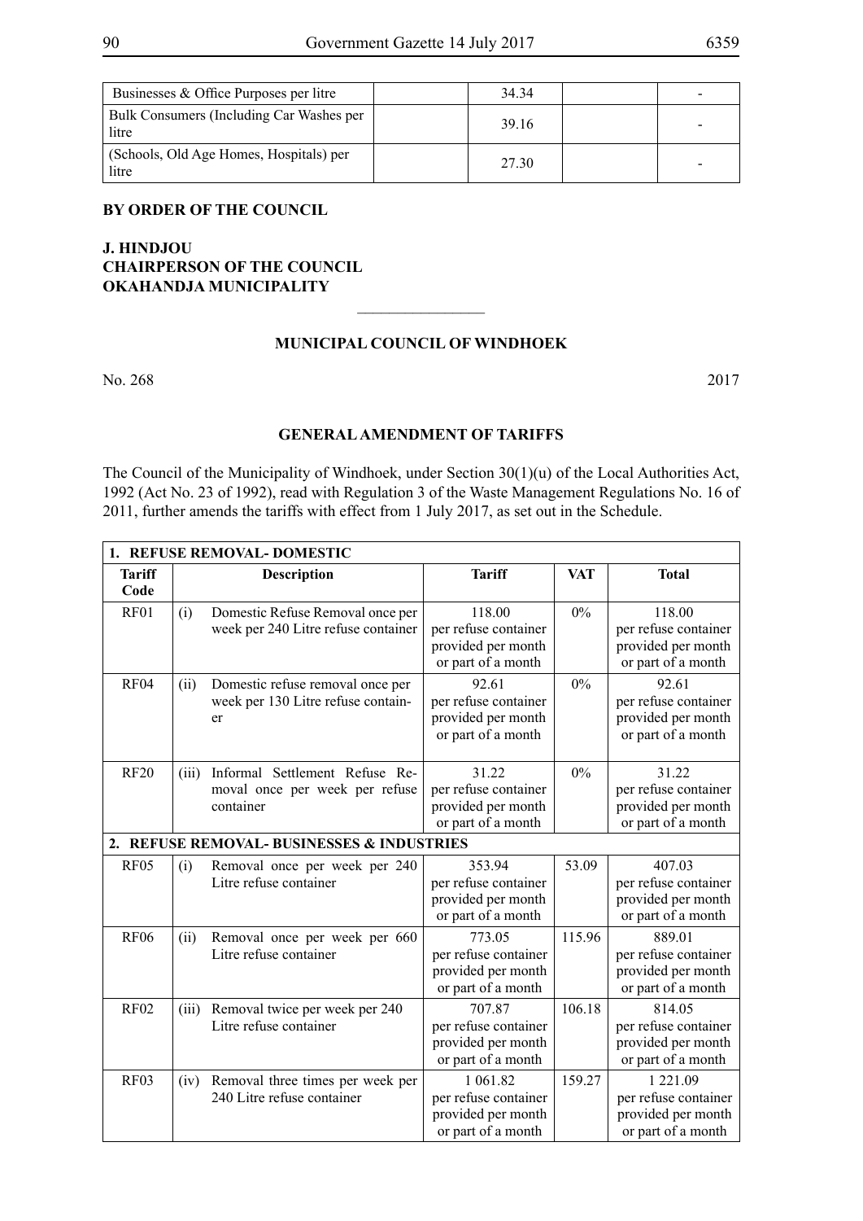| Businesses & Office Purposes per litre | | 34.34 | | - |
|---|---|---|---|---|
| Bulk Consumers (Including Car Washes per litre | | 39.16 | | - |
| (Schools, Old Age Homes, Hospitals) per litre | | 27.30 | | - |

**BY ORDER OF THE COUNCIL**

**J. HINDJOU**
**CHAIRPERSON OF THE COUNCIL**
**OKAHANDJA MUNICIPALITY**

---

**MUNICIPAL COUNCIL OF WINDHOEK**

No. 268 2017

**GENERAL AMENDMENT OF TARIFFS**

The Council of the Municipality of Windhoek, under Section 30(1)(u) of the Local Authorities Act, 1992 (Act No. 23 of 1992), read with Regulation 3 of the Waste Management Regulations No. 16 of 2011, further amends the tariffs with effect from 1 July 2017, as set out in the Schedule.

| **1. REFUSE REMOVAL- DOMESTIC** | | | | | |
|---|---|---|---|---|---|
| **Tariff Code** | | **Description** | **Tariff** | **VAT** | **Total** |
| RF01 | (i) | Domestic Refuse Removal once per week per 240 Litre refuse container | 118.00 per refuse container provided per month or part of a month | 0% | 118.00 per refuse container provided per month or part of a month |
| RF04 | (ii) | Domestic refuse removal once per week per 130 Litre refuse container | 92.61 per refuse container provided per month or part of a month | 0% | 92.61 per refuse container provided per month or part of a month |
| RF20 | (iii) | Informal Settlement Refuse Removal once per week per refuse container | 31.22 per refuse container provided per month or part of a month | 0% | 31.22 per refuse container provided per month or part of a month |
| **2. REFUSE REMOVAL- BUSINESSES & INDUSTRIES** | | | | | |
| RF05 | (i) | Removal once per week per 240 Litre refuse container | 353.94 per refuse container provided per month or part of a month | 53.09 | 407.03 per refuse container provided per month or part of a month |
| RF06 | (ii) | Removal once per week per 660 Litre refuse container | 773.05 per refuse container provided per month or part of a month | 115.96 | 889.01 per refuse container provided per month or part of a month |
| RF02 | (iii) | Removal twice per week per 240 Litre refuse container | 707.87 per refuse container provided per month or part of a month | 106.18 | 814.05 per refuse container provided per month or part of a month |
| RF03 | (iv) | Removal three times per week per 240 Litre refuse container | 1 061.82 per refuse container provided per month or part of a month | 159.27 | 1 221.09 per refuse container provided per month or part of a month |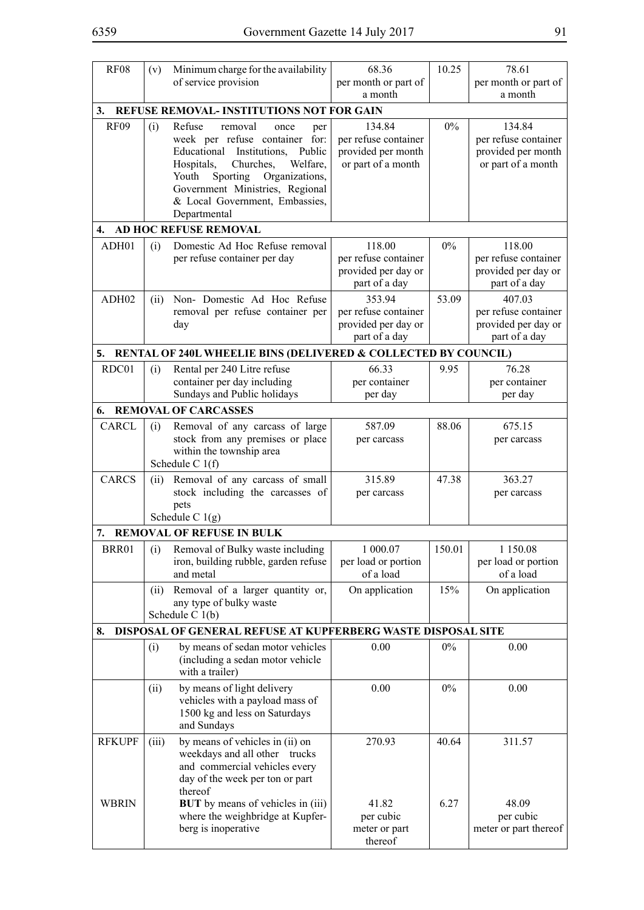| | | | | | |
|---|---|---|---|---|---|
| RF08 | (v) | Minimum charge for the availability of service provision | 68.36 per month or part of a month | 10.25 | 78.61 per month or part of a month |
| **3.** | | **REFUSE REMOVAL- INSTITUTIONS NOT FOR GAIN** | | | |
| RF09 | (i) | Refuse removal once per week per refuse container for: Educational Institutions, Public Hospitals, Churches, Welfare, Youth Sporting Organizations, Government Ministries, Regional & Local Government, Embassies, Departmental | 134.84 per refuse container provided per month or part of a month | 0% | 134.84 per refuse container provided per month or part of a month |
| **4.** | | **AD HOC REFUSE REMOVAL** | | | |
| ADH01 | (i) | Domestic Ad Hoc Refuse removal per refuse container per day | 118.00 per refuse container provided per day or part of a day | 0% | 118.00 per refuse container provided per day or part of a day |
| ADH02 | (ii) | Non- Domestic Ad Hoc Refuse removal per refuse container per day | 353.94 per refuse container provided per day or part of a day | 53.09 | 407.03 per refuse container provided per day or part of a day |
| **5.** | | **RENTAL OF 240L WHEELIE BINS (DELIVERED & COLLECTED BY COUNCIL)** | | | |
| RDC01 | (i) | Rental per 240 Litre refuse container per day including Sundays and Public holidays | 66.33 per container per day | 9.95 | 76.28 per container per day |
| **6.** | | **REMOVAL OF CARCASSES** | | | |
| CARCL | (i) | Removal of any carcass of large stock from any premises or place within the township area Schedule C 1(f) | 587.09 per carcass | 88.06 | 675.15 per carcass |
| CARCS | (ii) | Removal of any carcass of small stock including the carcasses of pets Schedule C 1(g) | 315.89 per carcass | 47.38 | 363.27 per carcass |
| **7.** | | **REMOVAL OF REFUSE IN BULK** | | | |
| BRR01 | (i) | Removal of Bulky waste including iron, building rubble, garden refuse and metal | 1 000.07 per load or portion of a load | 150.01 | 1 150.08 per load or portion of a load |
| | (ii) | Removal of a larger quantity or, any type of bulky waste Schedule C 1(b) | On application | 15% | On application |
| **8.** | | **DISPOSAL OF GENERAL REFUSE AT KUPFERBERG WASTE DISPOSAL SITE** | | | |
| | (i) | by means of sedan motor vehicles (including a sedan motor vehicle with a trailer) | 0.00 | 0% | 0.00 |
| | (ii) | by means of light delivery vehicles with a payload mass of 1500 kg and less on Saturdays and Sundays | 0.00 | 0% | 0.00 |
| RFKUPF | (iii) | by means of vehicles in (ii) on weekdays and all other trucks and commercial vehicles every day of the week per ton or part thereof | 270.93 | 40.64 | 311.57 |
| WBRIN | | **BUT** by means of vehicles in (iii) where the weighbridge at Kupferberg is inoperative | 41.82 per cubic meter or part thereof | 6.27 | 48.09 per cubic meter or part thereof |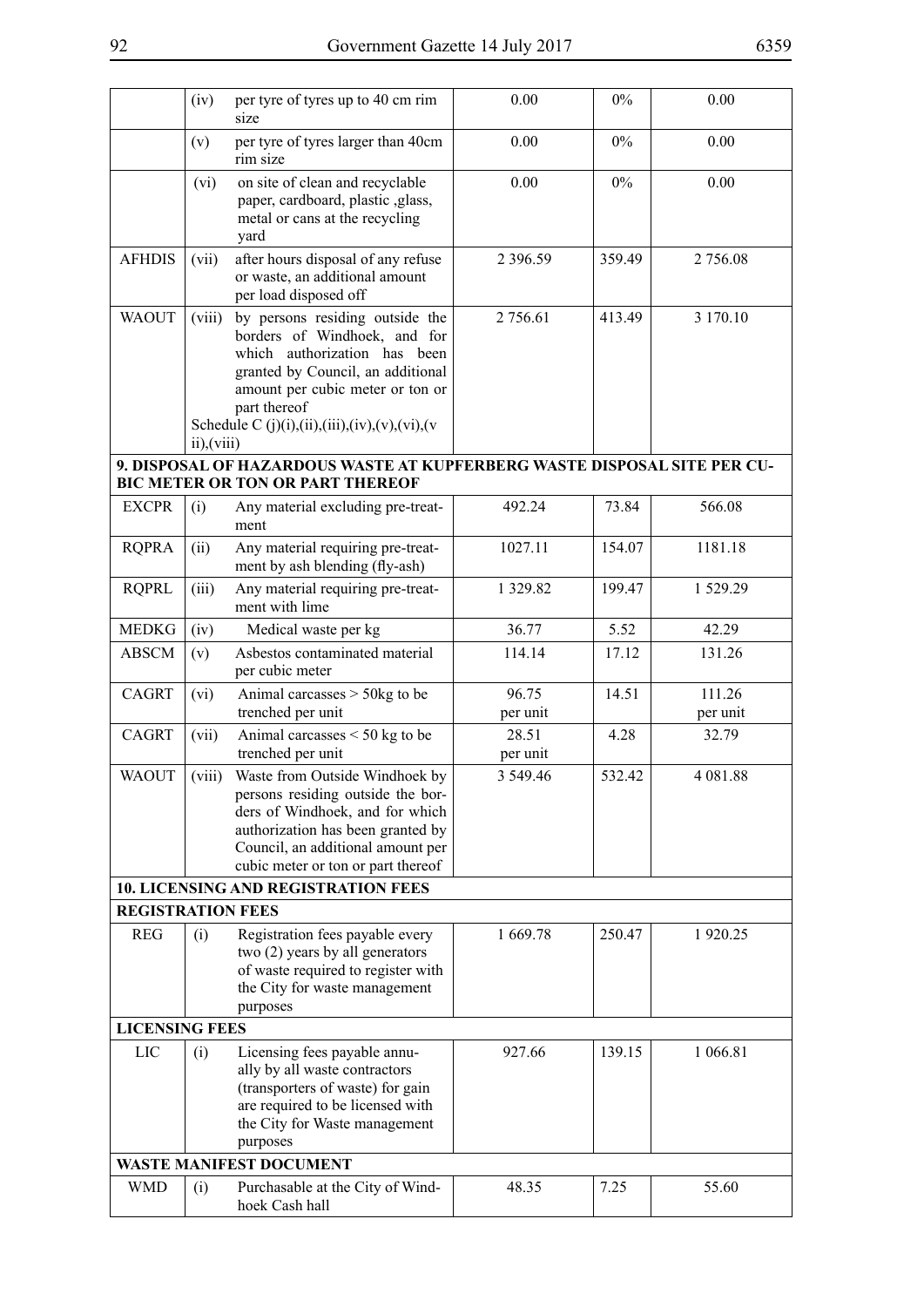| | | | | | |
|---|---|---|---|---|---|
| | (iv) | per tyre of tyres up to 40 cm rim size | 0.00 | 0% | 0.00 |
| | (v) | per tyre of tyres larger than 40cm rim size | 0.00 | 0% | 0.00 |
| | (vi) | on site of clean and recyclable paper, cardboard, plastic ,glass, metal or cans at the recycling yard | 0.00 | 0% | 0.00 |
| AFHDIS | (vii) | after hours disposal of any refuse or waste, an additional amount per load disposed off | 2 396.59 | 359.49 | 2 756.08 |
| WAOUT | (viii) | by persons residing outside the borders of Windhoek, and for which authorization has been granted by Council, an additional amount per cubic meter or ton or part thereof Schedule C (j)(i),(ii),(iii),(iv),(v),(vi),(vii),(viii) | 2 756.61 | 413.49 | 3 170.10 |
| **9. DISPOSAL OF HAZARDOUS WASTE AT KUPFERBERG WASTE DISPOSAL SITE PER CUBIC METER OR TON OR PART THEREOF** | | | | | |
| EXCPR | (i) | Any material excluding pre-treatment | 492.24 | 73.84 | 566.08 |
| RQPRA | (ii) | Any material requiring pre-treatment by ash blending (fly-ash) | 1027.11 | 154.07 | 1181.18 |
| RQPRL | (iii) | Any material requiring pre-treatment with lime | 1 329.82 | 199.47 | 1 529.29 |
| MEDKG | (iv) | Medical waste per kg | 36.77 | 5.52 | 42.29 |
| ABSCM | (v) | Asbestos contaminated material per cubic meter | 114.14 | 17.12 | 131.26 |
| CAGRT | (vi) | Animal carcasses > 50kg to be trenched per unit | 96.75 per unit | 14.51 | 111.26 per unit |
| CAGRT | (vii) | Animal carcasses < 50 kg to be trenched per unit | 28.51 per unit | 4.28 | 32.79 |
| WAOUT | (viii) | Waste from Outside Windhoek by persons residing outside the borders of Windhoek, and for which authorization has been granted by Council, an additional amount per cubic meter or ton or part thereof | 3 549.46 | 532.42 | 4 081.88 |
| **10. LICENSING AND REGISTRATION FEES** | | | | | |
| **REGISTRATION FEES** | | | | | |
| REG | (i) | Registration fees payable every two (2) years by all generators of waste required to register with the City for waste management purposes | 1 669.78 | 250.47 | 1 920.25 |
| **LICENSING FEES** | | | | | |
| LIC | (i) | Licensing fees payable annually by all waste contractors (transporters of waste) for gain are required to be licensed with the City for Waste management purposes | 927.66 | 139.15 | 1 066.81 |
| **WASTE MANIFEST DOCUMENT** | | | | | |
| WMD | (i) | Purchasable at the City of Windhoek Cash hall | 48.35 | 7.25 | 55.60 |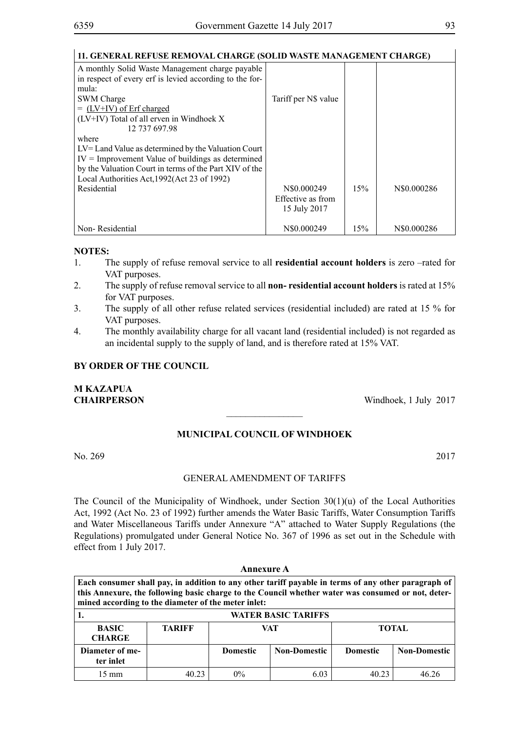| 11. GENERAL REFUSE REMOVAL CHARGE (SOLID WASTE MANAGEMENT CHARGE) | | | |
|---|---|---|---|
| A monthly Solid Waste Management charge payable in respect of every erf is levied according to the formula:<br>SWM Charge<br>= (LV+IV) of Erf charged<br>(LV+IV) Total of all erven in Windhoek X<br>12 737 697.98<br>where<br>LV= Land Value as determined by the Valuation Court<br>IV = Improvement Value of buildings as determined by the Valuation Court in terms of the Part XIV of the Local Authorities Act,1992(Act 23 of 1992) | Tariff per N$ value | | |
| Residential | N$0.000249<br>Effective as from<br>15 July 2017 | 15% | N$0.000286 |
| Non- Residential | N$0.000249 | 15% | N$0.000286 |

**NOTES:**

1. The supply of refuse removal service to all **residential account holders** is zero –rated for VAT purposes.
2. The supply of refuse removal service to all **non- residential account holders** is rated at 15% for VAT purposes.
3. The supply of all other refuse related services (residential included) are rated at 15 % for VAT purposes.
4. The monthly availability charge for all vacant land (residential included) is not regarded as an incidental supply to the supply of land, and is therefore rated at 15% VAT.

**BY ORDER OF THE COUNCIL**

**M KAZAPUA**
**CHAIRPERSON** Windhoek, 1 July 2017

---

## MUNICIPAL COUNCIL OF WINDHOEK

No. 269 2017

GENERAL AMENDMENT OF TARIFFS

The Council of the Municipality of Windhoek, under Section 30(1)(u) of the Local Authorities Act, 1992 (Act No. 23 of 1992) further amends the Water Basic Tariffs, Water Consumption Tariffs and Water Miscellaneous Tariffs under Annexure "A" attached to Water Supply Regulations (the Regulations) promulgated under General Notice No. 367 of 1996 as set out in the Schedule with effect from 1 July 2017.

**Annexure A**

| **Each consumer shall pay, in addition to any other tariff payable in terms of any other paragraph of this Annexure, the following basic charge to the Council whether water was consumed or not, determined according to the diameter of the meter inlet:** | | | | | |
|---|---|---|---|---|---|
| **1.** | **WATER BASIC TARIFFS** | | | | |
| **BASIC CHARGE** | **TARIFF** | **VAT** | | **TOTAL** | |
| **Diameter of meter inlet** | | **Domestic** | **Non-Domestic** | **Domestic** | **Non-Domestic** |
| 15 mm | 40.23 | 0% | 6.03 | 40.23 | 46.26 |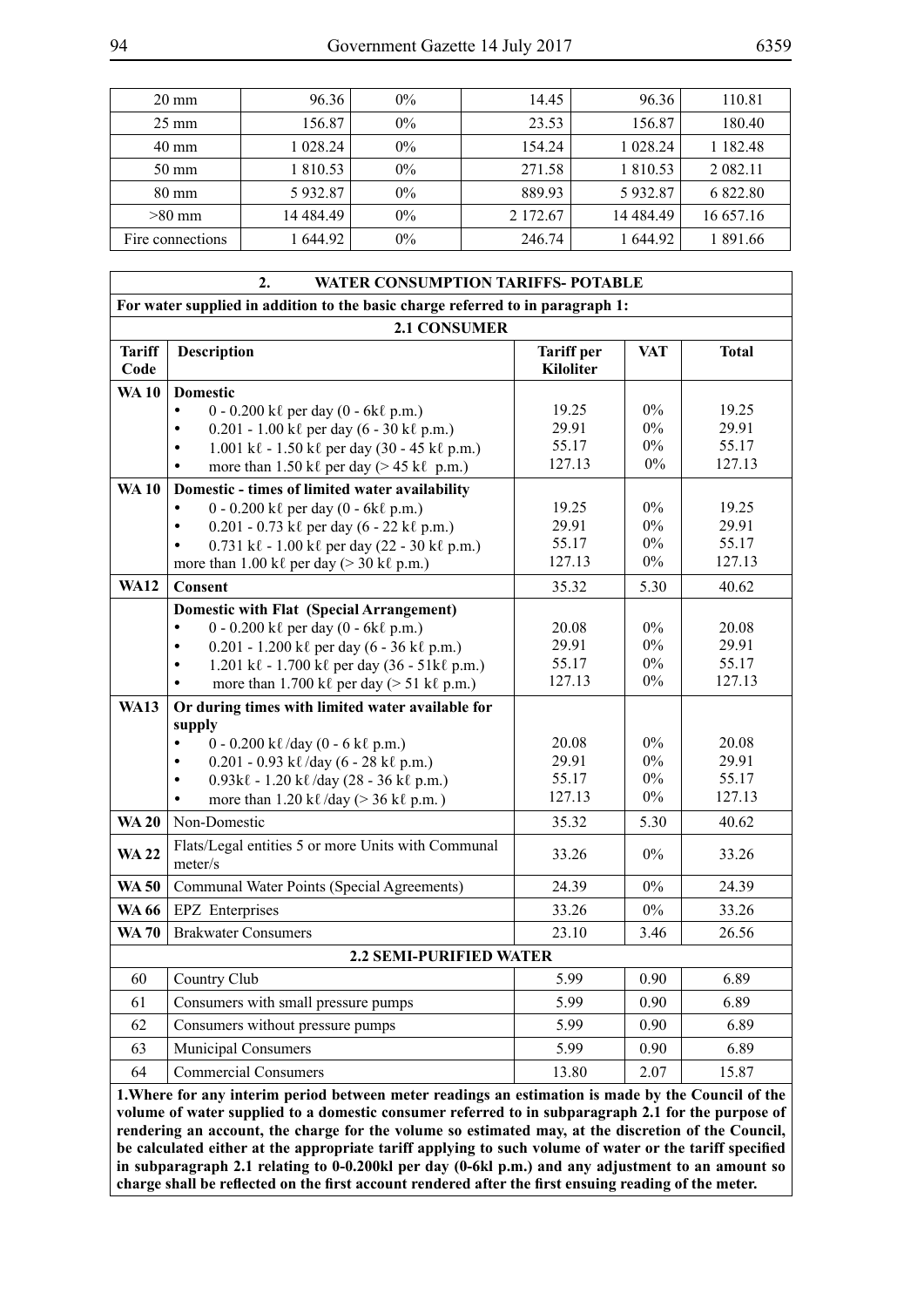| | | | | | |
|---|---|---|---|---|---|
| 20 mm | 96.36 | 0% | 14.45 | 96.36 | 110.81 |
| 25 mm | 156.87 | 0% | 23.53 | 156.87 | 180.40 |
| 40 mm | 1 028.24 | 0% | 154.24 | 1 028.24 | 1 182.48 |
| 50 mm | 1 810.53 | 0% | 271.58 | 1 810.53 | 2 082.11 |
| 80 mm | 5 932.87 | 0% | 889.93 | 5 932.87 | 6 822.80 |
| >80 mm | 14 484.49 | 0% | 2 172.67 | 14 484.49 | 16 657.16 |
| Fire connections | 1 644.92 | 0% | 246.74 | 1 644.92 | 1 891.66 |

| **2. WATER CONSUMPTION TARIFFS- POTABLE** | | | | |
|---|---|---|---|---|
| **For water supplied in addition to the basic charge referred to in paragraph 1:** | | | | |
| **2.1 CONSUMER** | | | | |
| **Tariff Code** | **Description** | **Tariff per Kiloliter** | **VAT** | **Total** |
| **WA 10** | **Domestic**<br>• 0 - 0.200 kℓ per day (0 - 6kℓ p.m.)<br>• 0.201 - 1.00 kℓ per day (6 - 30 kℓ p.m.)<br>• 1.001 kℓ - 1.50 kℓ per day (30 - 45 kℓ p.m.)<br>• more than 1.50 kℓ per day (> 45 kℓ p.m.) | 19.25<br>29.91<br>55.17<br>127.13 | 0%<br>0%<br>0%<br>0% | 19.25<br>29.91<br>55.17<br>127.13 |
| **WA 10** | **Domestic - times of limited water availability**<br>• 0 - 0.200 kℓ per day (0 - 6kℓ p.m.)<br>• 0.201 - 0.73 kℓ per day (6 - 22 kℓ p.m.)<br>• 0.731 kℓ - 1.00 kℓ per day (22 - 30 kℓ p.m.)<br>more than 1.00 kℓ per day (> 30 kℓ p.m.) | 19.25<br>29.91<br>55.17<br>127.13 | 0%<br>0%<br>0%<br>0% | 19.25<br>29.91<br>55.17<br>127.13 |
| **WA12** | **Consent** | 35.32 | 5.30 | 40.62 |
| | **Domestic with Flat (Special Arrangement)**<br>• 0 - 0.200 kℓ per day (0 - 6kℓ p.m.)<br>• 0.201 - 1.200 kℓ per day (6 - 36 kℓ p.m.)<br>• 1.201 kℓ - 1.700 kℓ per day (36 - 51kℓ p.m.)<br>• more than 1.700 kℓ per day (> 51 kℓ p.m.) | 20.08<br>29.91<br>55.17<br>127.13 | 0%<br>0%<br>0%<br>0% | 20.08<br>29.91<br>55.17<br>127.13 |
| **WA13** | **Or during times with limited water available for supply**<br>• 0 - 0.200 kℓ /day (0 - 6 kℓ p.m.)<br>• 0.201 - 0.93 kℓ /day (6 - 28 kℓ p.m.)<br>• 0.93kℓ - 1.20 kℓ /day (28 - 36 kℓ p.m.)<br>• more than 1.20 kℓ /day (> 36 kℓ p.m. ) | 20.08<br>29.91<br>55.17<br>127.13 | 0%<br>0%<br>0%<br>0% | 20.08<br>29.91<br>55.17<br>127.13 |
| **WA 20** | Non-Domestic | 35.32 | 5.30 | 40.62 |
| **WA 22** | Flats/Legal entities 5 or more Units with Communal meter/s | 33.26 | 0% | 33.26 |
| **WA 50** | Communal Water Points (Special Agreements) | 24.39 | 0% | 24.39 |
| **WA 66** | EPZ Enterprises | 33.26 | 0% | 33.26 |
| **WA 70** | Brakwater Consumers | 23.10 | 3.46 | 26.56 |
| **2.2 SEMI-PURIFIED WATER** | | | | |
| 60 | Country Club | 5.99 | 0.90 | 6.89 |
| 61 | Consumers with small pressure pumps | 5.99 | 0.90 | 6.89 |
| 62 | Consumers without pressure pumps | 5.99 | 0.90 | 6.89 |
| 63 | Municipal Consumers | 5.99 | 0.90 | 6.89 |
| 64 | Commercial Consumers | 13.80 | 2.07 | 15.87 |

**1.Where for any interim period between meter readings an estimation is made by the Council of the volume of water supplied to a domestic consumer referred to in subparagraph 2.1 for the purpose of rendering an account, the charge for the volume so estimated may, at the discretion of the Council, be calculated either at the appropriate tariff applying to such volume of water or the tariff specified in subparagraph 2.1 relating to 0-0.200kl per day (0-6kl p.m.) and any adjustment to an amount so charge shall be reflected on the first account rendered after the first ensuing reading of the meter.**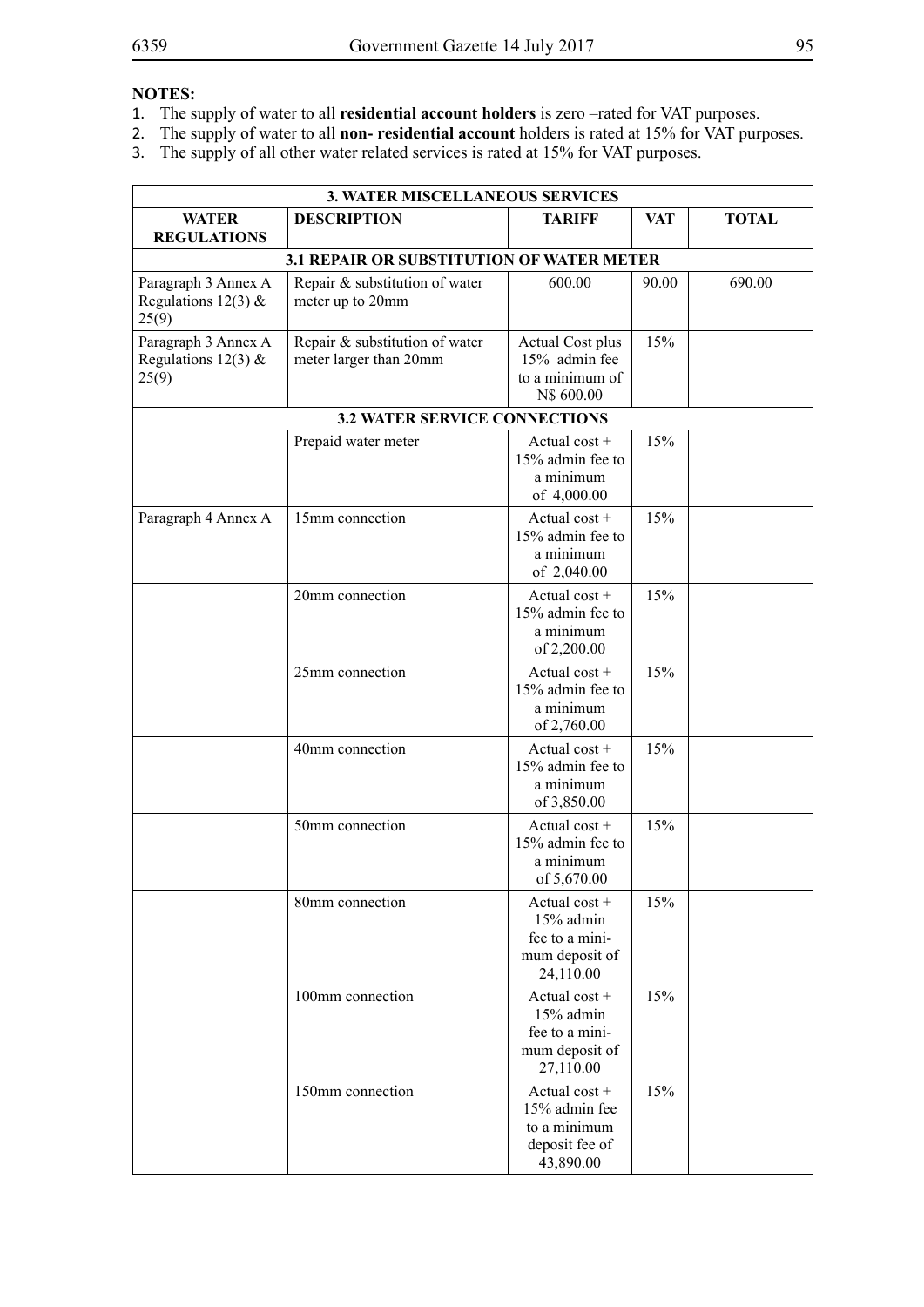**NOTES:**

1. The supply of water to all **residential account holders** is zero –rated for VAT purposes.
2. The supply of water to all **non- residential account** holders is rated at 15% for VAT purposes.
3. The supply of all other water related services is rated at 15% for VAT purposes.

| **3. WATER MISCELLANEOUS SERVICES** | | | | |
|---|---|---|---|---|
| **WATER REGULATIONS** | **DESCRIPTION** | **TARIFF** | **VAT** | **TOTAL** |
| **3.1 REPAIR OR SUBSTITUTION OF WATER METER** | | | | |
| Paragraph 3 Annex A Regulations 12(3) & 25(9) | Repair & substitution of water meter up to 20mm | 600.00 | 90.00 | 690.00 |
| Paragraph 3 Annex A Regulations 12(3) & 25(9) | Repair & substitution of water meter larger than 20mm | Actual Cost plus 15% admin fee to a minimum of N$ 600.00 | 15% | |
| **3.2 WATER SERVICE CONNECTIONS** | | | | |
| | Prepaid water meter | Actual cost + 15% admin fee to a minimum of 4,000.00 | 15% | |
| Paragraph 4 Annex A | 15mm connection | Actual cost + 15% admin fee to a minimum of 2,040.00 | 15% | |
| | 20mm connection | Actual cost + 15% admin fee to a minimum of 2,200.00 | 15% | |
| | 25mm connection | Actual cost + 15% admin fee to a minimum of 2,760.00 | 15% | |
| | 40mm connection | Actual cost + 15% admin fee to a minimum of 3,850.00 | 15% | |
| | 50mm connection | Actual cost + 15% admin fee to a minimum of 5,670.00 | 15% | |
| | 80mm connection | Actual cost + 15% admin fee to a minimum deposit of 24,110.00 | 15% | |
| | 100mm connection | Actual cost + 15% admin fee to a minimum deposit of 27,110.00 | 15% | |
| | 150mm connection | Actual cost + 15% admin fee to a minimum deposit fee of 43,890.00 | 15% | |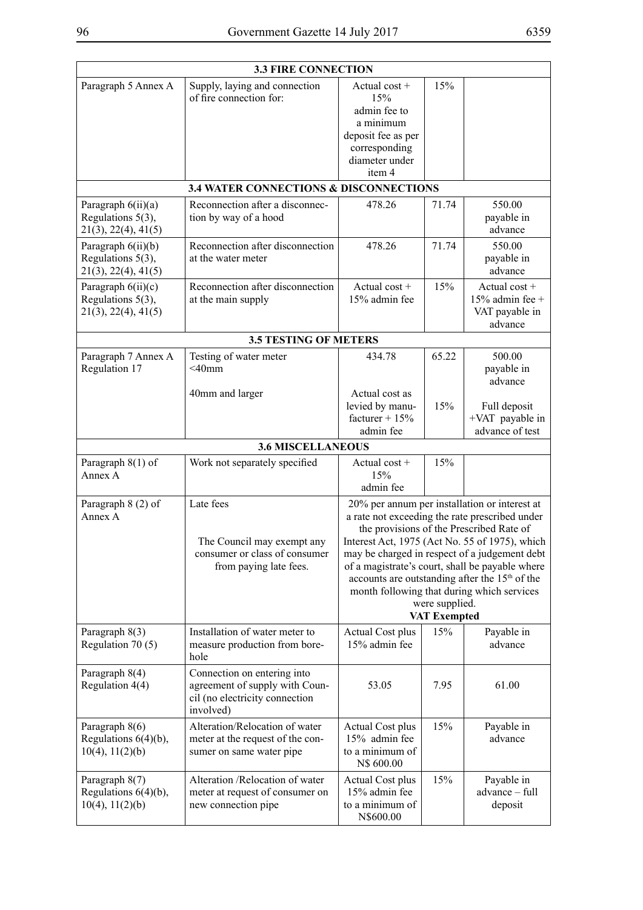| | | | | |
|---|---|---|---|---|
| **3.3 FIRE CONNECTION** | | | | |
| Paragraph 5 Annex A | Supply, laying and connection of fire connection for: | Actual cost + 15% admin fee to a minimum deposit fee as per corresponding diameter under item 4 | 15% | |
| **3.4 WATER CONNECTIONS & DISCONNECTIONS** | | | | |
| Paragraph 6(ii)(a) Regulations 5(3), 21(3), 22(4), 41(5) | Reconnection after a disconnection by way of a hood | 478.26 | 71.74 | 550.00 payable in advance |
| Paragraph 6(ii)(b) Regulations 5(3), 21(3), 22(4), 41(5) | Reconnection after disconnection at the water meter | 478.26 | 71.74 | 550.00 payable in advance |
| Paragraph 6(ii)(c) Regulations 5(3), 21(3), 22(4), 41(5) | Reconnection after disconnection at the main supply | Actual cost + 15% admin fee | 15% | Actual cost + 15% admin fee + VAT payable in advance |
| **3.5 TESTING OF METERS** | | | | |
| Paragraph 7 Annex A Regulation 17 | Testing of water meter <40mm | 434.78 | 65.22 | 500.00 payable in advance |
| | 40mm and larger | Actual cost as levied by manufacturer + 15% admin fee | 15% | Full deposit +VAT payable in advance of test |
| **3.6 MISCELLANEOUS** | | | | |
| Paragraph 8(1) of Annex A | Work not separately specified | Actual cost + 15% admin fee | 15% | |
| Paragraph 8 (2) of Annex A | Late fees<br><br>The Council may exempt any consumer or class of consumer from paying late fees. | 20% per annum per installation or interest at a rate not exceeding the rate prescribed under the provisions of the Prescribed Rate of Interest Act, 1975 (Act No. 55 of 1975), which may be charged in respect of a judgement debt of a magistrate's court, shall be payable where accounts are outstanding after the 15th of the month following that during which services were supplied.<br>**VAT Exempted** | | |
| Paragraph 8(3) Regulation 70 (5) | Installation of water meter to measure production from borehole | Actual Cost plus 15% admin fee | 15% | Payable in advance |
| Paragraph 8(4) Regulation 4(4) | Connection on entering into agreement of supply with Council (no electricity connection involved) | 53.05 | 7.95 | 61.00 |
| Paragraph 8(6) Regulations 6(4)(b), 10(4), 11(2)(b) | Alteration/Relocation of water meter at the request of the consumer on same water pipe | Actual Cost plus 15% admin fee to a minimum of N$ 600.00 | 15% | Payable in advance |
| Paragraph 8(7) Regulations 6(4)(b), 10(4), 11(2)(b) | Alteration /Relocation of water meter at request of consumer on new connection pipe | Actual Cost plus 15% admin fee to a minimum of N$600.00 | 15% | Payable in advance – full deposit |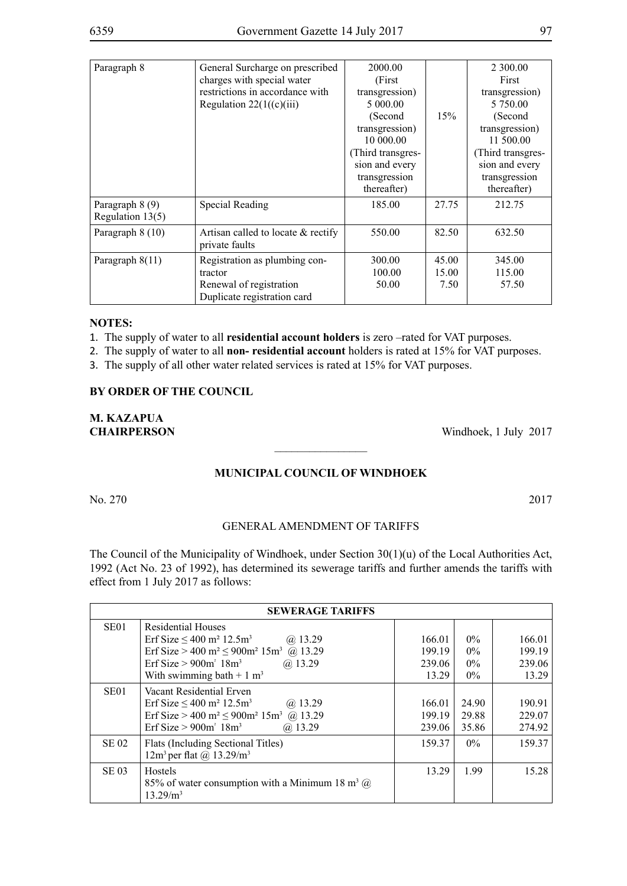| Paragraph 8 | General Surcharge on prescribed charges with special water restrictions in accordance with Regulation 22(1((c)(iii) | 2000.00 (First transgression) 5 000.00 (Second transgression) 10 000.00 (Third transgression and every transgression thereafter) | 15% | 2 300.00 First transgression) 5 750.00 (Second transgression) 11 500.00 (Third transgression and every transgression thereafter) |
|---|---|---|---|---|
| Paragraph 8 (9) Regulation 13(5) | Special Reading | 185.00 | 27.75 | 212.75 |
| Paragraph 8 (10) | Artisan called to locate & rectify private faults | 550.00 | 82.50 | 632.50 |
| Paragraph 8(11) | Registration as plumbing contractor<br>Renewal of registration<br>Duplicate registration card | 300.00<br>100.00<br>50.00 | 45.00<br>15.00<br>7.50 | 345.00<br>115.00<br>57.50 |

**NOTES:**

1. The supply of water to all **residential account holders** is zero –rated for VAT purposes.
2. The supply of water to all **non- residential account** holders is rated at 15% for VAT purposes.
3. The supply of all other water related services is rated at 15% for VAT purposes.

**BY ORDER OF THE COUNCIL**

**M. KAZAPUA**
**CHAIRPERSON** Windhoek, 1 July 2017

---

**MUNICIPAL COUNCIL OF WINDHOEK**

No. 270 2017

GENERAL AMENDMENT OF TARIFFS

The Council of the Municipality of Windhoek, under Section 30(1)(u) of the Local Authorities Act, 1992 (Act No. 23 of 1992), has determined its sewerage tariffs and further amends the tariffs with effect from 1 July 2017 as follows:

| **SEWERAGE TARIFFS** | | | | |
|---|---|---|---|---|
| SE01 | Residential Houses<br>Erf Size ≤ 400 m² 12.5m³ @ 13.29<br>Erf Size > 400 m² ≤ 900m² 15m³ @ 13.29<br>Erf Size > 900m² 18m³ @ 13.29<br>With swimming bath + 1 m³ | <br>166.01<br>199.19<br>239.06<br>13.29 | <br>0%<br>0%<br>0%<br>0% | <br>166.01<br>199.19<br>239.06<br>13.29 |
| SE01 | Vacant Residential Erven<br>Erf Size ≤ 400 m² 12.5m³ @ 13.29<br>Erf Size > 400 m² ≤ 900m² 15m³ @ 13.29<br>Erf Size > 900m² 18m³ @ 13.29 | <br>166.01<br>199.19<br>239.06 | <br>24.90<br>29.88<br>35.86 | <br>190.91<br>229.07<br>274.92 |
| SE 02 | Flats (Including Sectional Titles)<br>12m³ per flat @ 13.29/m³ | 159.37 | 0% | 159.37 |
| SE 03 | Hostels<br>85% of water consumption with a Minimum 18 m³ @ 13.29/m³ | 13.29 | 1.99 | 15.28 |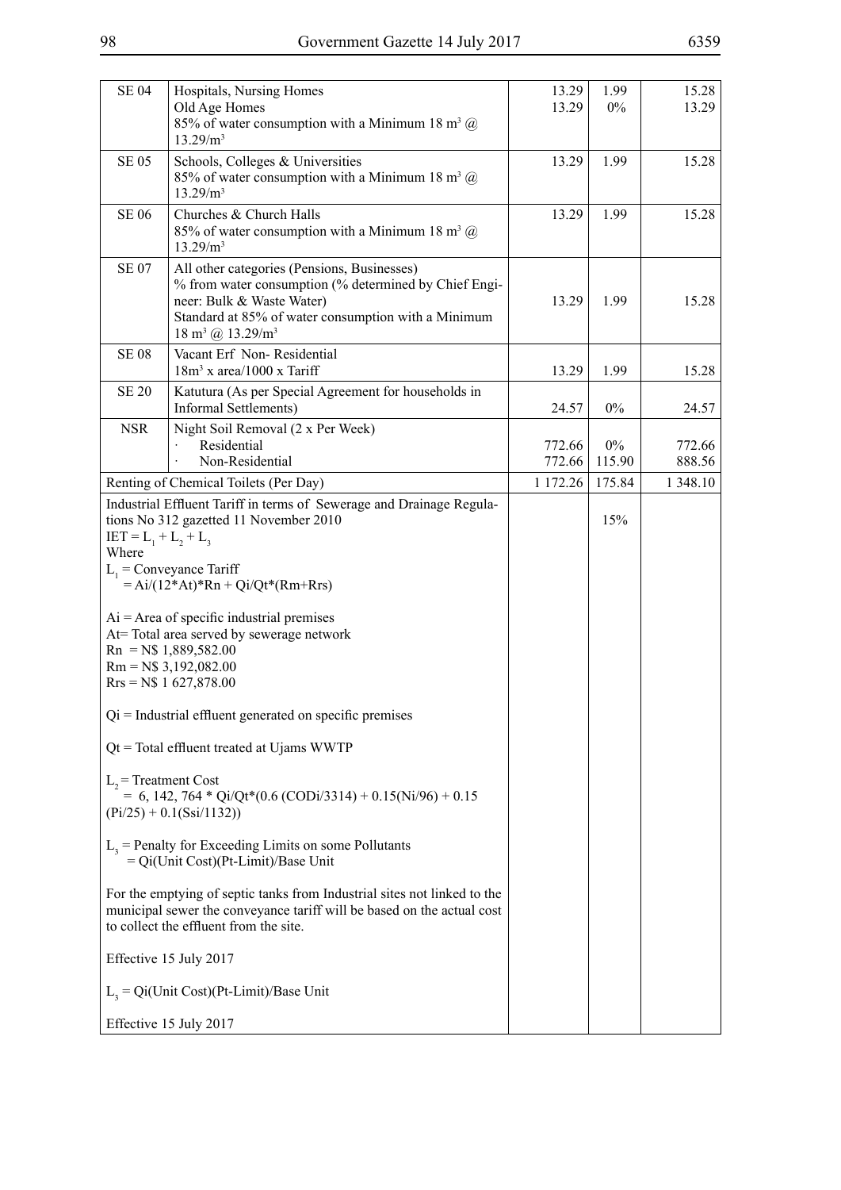| | | | | |
|---|---|---|---|---|
| SE 04 | Hospitals, Nursing Homes<br>Old Age Homes<br>85% of water consumption with a Minimum 18 $m^3$ @ 13.29/$m^3$ | 13.29<br>13.29 | 1.99<br>0% | 15.28<br>13.29 |
| SE 05 | Schools, Colleges & Universities<br>85% of water consumption with a Minimum 18 $m^3$ @ 13.29/$m^3$ | 13.29 | 1.99 | 15.28 |
| SE 06 | Churches & Church Halls<br>85% of water consumption with a Minimum 18 $m^3$ @ 13.29/$m^3$ | 13.29 | 1.99 | 15.28 |
| SE 07 | All other categories (Pensions, Businesses)<br>% from water consumption (% determined by Chief Engineer: Bulk & Waste Water)<br>Standard at 85% of water consumption with a Minimum 18 $m^3$ @ 13.29/$m^3$ | 13.29 | 1.99 | 15.28 |
| SE 08 | Vacant Erf Non- Residential<br>18$m^3$ x area/1000 x Tariff | 13.29 | 1.99 | 15.28 |
| SE 20 | Katutura (As per Special Agreement for households in Informal Settlements) | 24.57 | 0% | 24.57 |
| NSR | Night Soil Removal (2 x Per Week)<br>· Residential<br>· Non-Residential | <br>772.66<br>772.66 | <br>0%<br>115.90 | <br>772.66<br>888.56 |
| Renting of Chemical Toilets (Per Day) | | 1 172.26 | 175.84 | 1 348.10 |
| Industrial Effluent Tariff in terms of Sewerage and Drainage Regulations No 312 gazetted 11 November 2010<br>$IET = L_1 + L_2 + L_3$<br>Where<br>$L_1$ = Conveyance Tariff<br>= Ai/(12*At)*Rn + Qi/Qt*(Rm+Rrs)<br><br>Ai = Area of specific industrial premises<br>At= Total area served by sewerage network<br>Rn = N$ 1,889,582.00<br>Rm = N$ 3,192,082.00<br>Rrs = N$ 1 627,878.00<br><br>Qi = Industrial effluent generated on specific premises<br><br>Qt = Total effluent treated at Ujams WWTP<br><br>$L_2$ = Treatment Cost<br>= 6, 142, 764 * Qi/Qt*(0.6 (CODi/3314) + 0.15(Ni/96) + 0.15 (Pi/25) + 0.1(Ssi/1132))<br><br>$L_3$ = Penalty for Exceeding Limits on some Pollutants<br>= Qi(Unit Cost)(Pt-Limit)/Base Unit<br><br>For the emptying of septic tanks from Industrial sites not linked to the municipal sewer the conveyance tariff will be based on the actual cost to collect the effluent from the site.<br><br>Effective 15 July 2017<br><br>$L_3$ = Qi(Unit Cost)(Pt-Limit)/Base Unit<br><br>Effective 15 July 2017 | | | 15% | |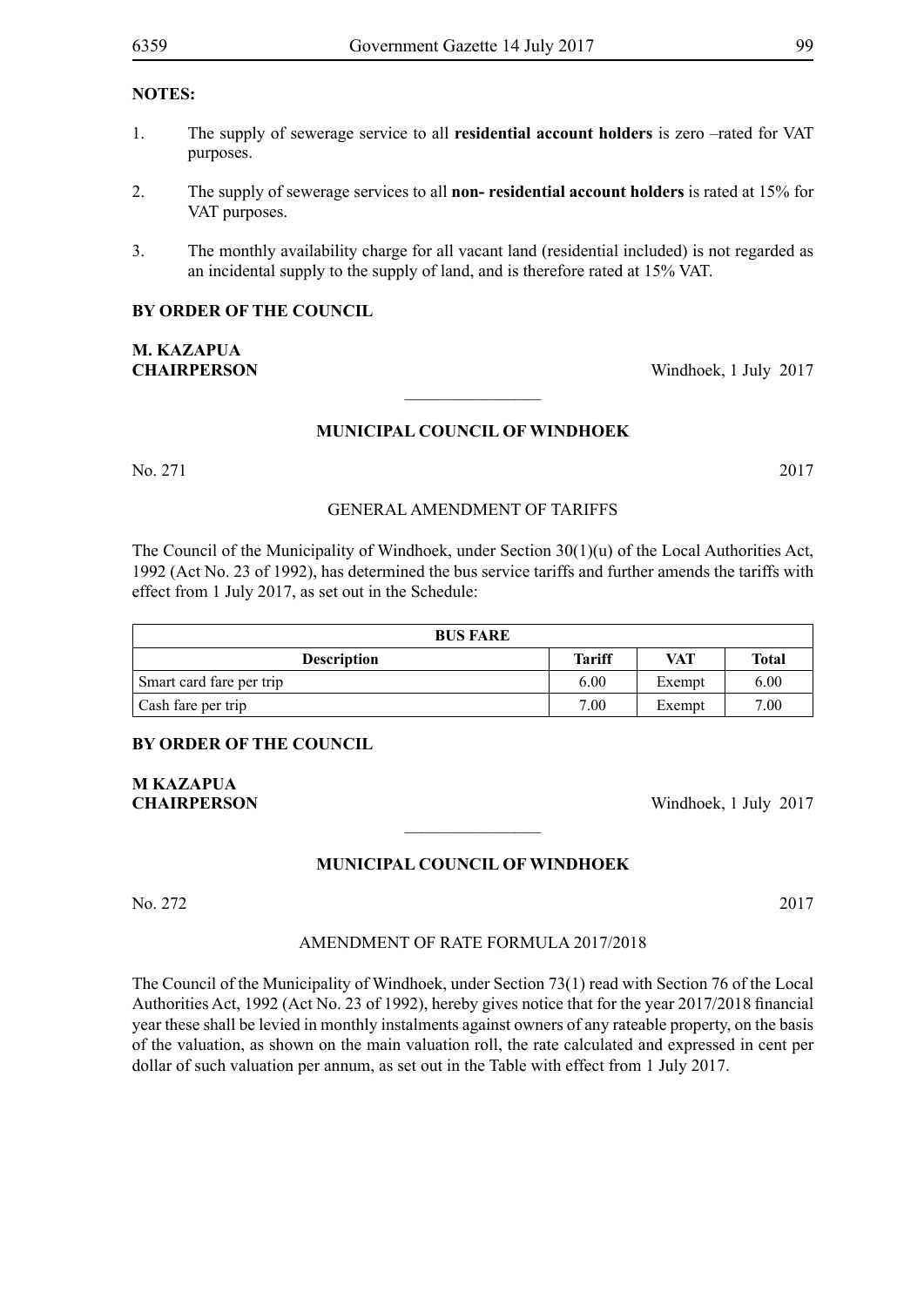**NOTES:**

1. The supply of sewerage service to all **residential account holders** is zero –rated for VAT purposes.

2. The supply of sewerage services to all **non- residential account holders** is rated at 15% for VAT purposes.

3. The monthly availability charge for all vacant land (residential included) is not regarded as an incidental supply to the supply of land, and is therefore rated at 15% VAT.

**BY ORDER OF THE COUNCIL**

**M. KAZAPUA**
**CHAIRPERSON** Windhoek, 1 July 2017

________________

## MUNICIPAL COUNCIL OF WINDHOEK

No. 271 2017

GENERAL AMENDMENT OF TARIFFS

The Council of the Municipality of Windhoek, under Section 30(1)(u) of the Local Authorities Act, 1992 (Act No. 23 of 1992), has determined the bus service tariffs and further amends the tariffs with effect from 1 July 2017, as set out in the Schedule:

| BUS FARE | | | |
|---|---|---|---|
| **Description** | **Tariff** | **VAT** | **Total** |
| Smart card fare per trip | 6.00 | Exempt | 6.00 |
| Cash fare per trip | 7.00 | Exempt | 7.00 |

**BY ORDER OF THE COUNCIL**

**M KAZAPUA**
**CHAIRPERSON** Windhoek, 1 July 2017

________________

## MUNICIPAL COUNCIL OF WINDHOEK

No. 272 2017

AMENDMENT OF RATE FORMULA 2017/2018

The Council of the Municipality of Windhoek, under Section 73(1) read with Section 76 of the Local Authorities Act, 1992 (Act No. 23 of 1992), hereby gives notice that for the year 2017/2018 financial year these shall be levied in monthly instalments against owners of any rateable property, on the basis of the valuation, as shown on the main valuation roll, the rate calculated and expressed in cent per dollar of such valuation per annum, as set out in the Table with effect from 1 July 2017.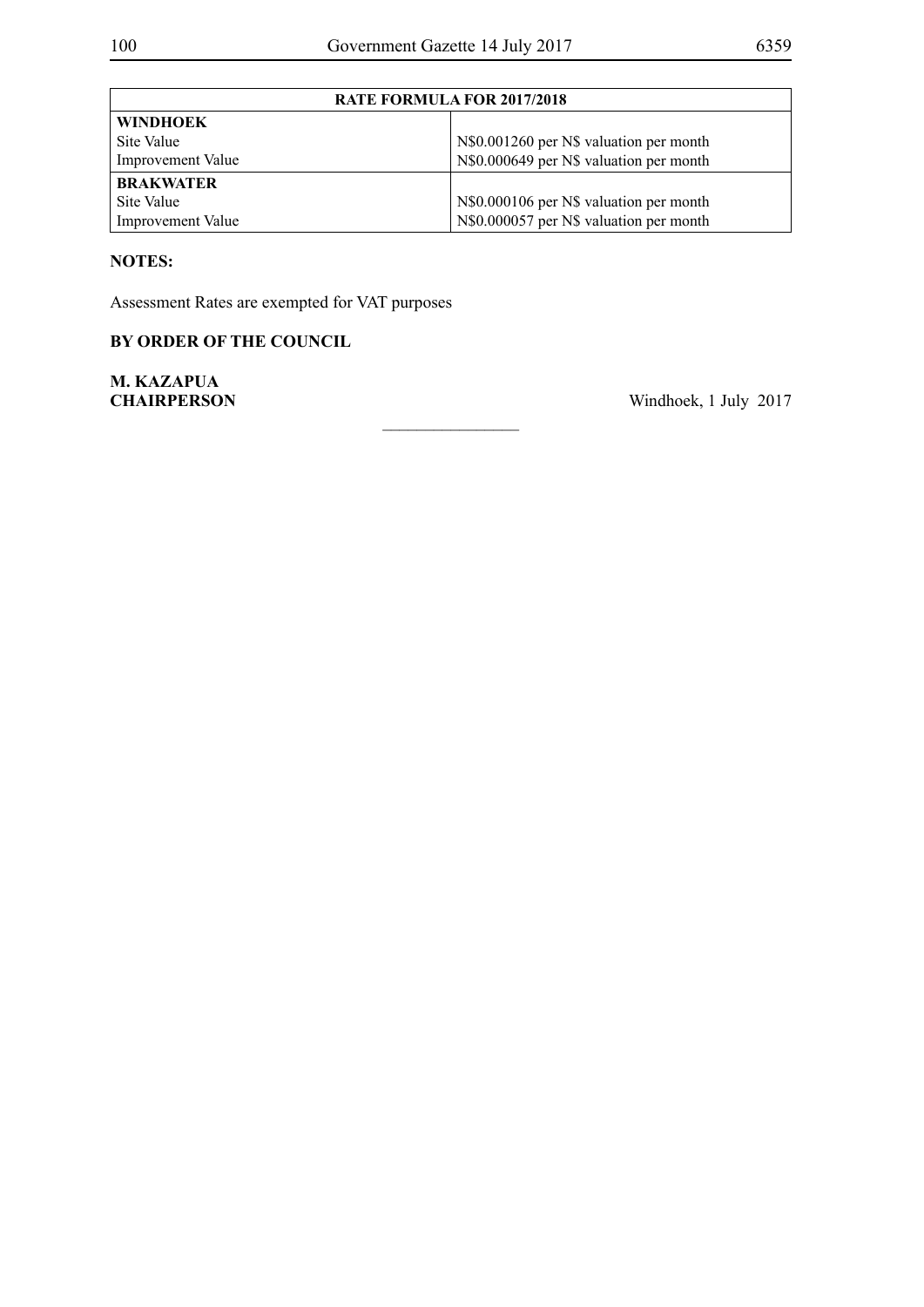| RATE FORMULA FOR 2017/2018 | |
|---|---|
| **WINDHOEK** | |
| Site Value | N$0.001260 per N$ valuation per month |
| Improvement Value | N$0.000649 per N$ valuation per month |
| **BRAKWATER** | |
| Site Value | N$0.000106 per N$ valuation per month |
| Improvement Value | N$0.000057 per N$ valuation per month |

**NOTES:**

Assessment Rates are exempted for VAT purposes

**BY ORDER OF THE COUNCIL**

**M. KAZAPUA**
**CHAIRPERSON**

Windhoek, 1 July 2017